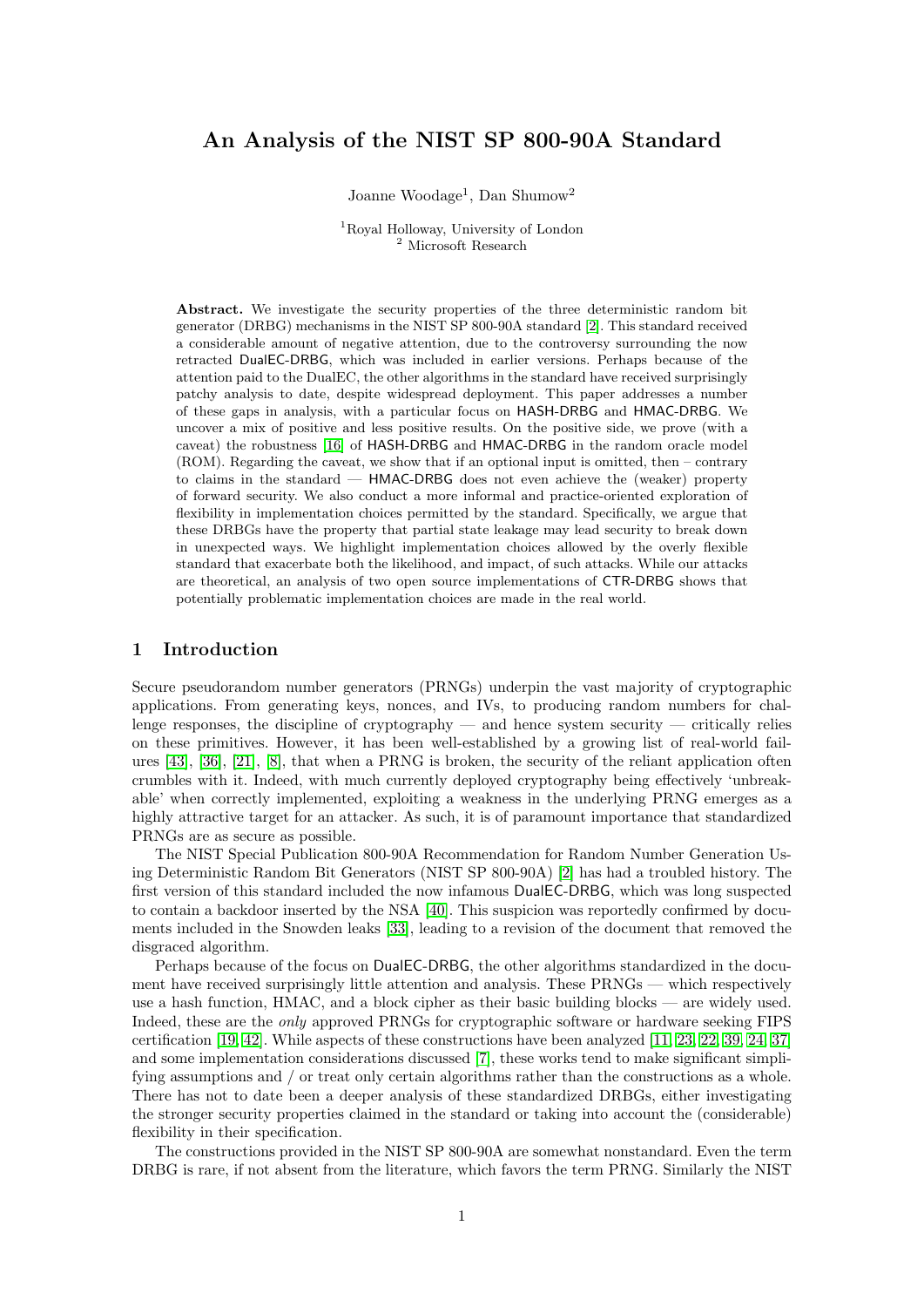# An Analysis of the NIST SP 800-90A Standard

Joanne Woodage[1], Dan Shumow[2]

[1]Royal Holloway, University of London
[2] Microsoft Research

**Abstract.** We investigate the security properties of the three deterministic random bit generator (DRBG) mechanisms in the NIST SP 800-90A standard [2]. This standard received a considerable amount of negative attention, due to the controversy surrounding the now retracted DualEC-DRBG, which was included in earlier versions. Perhaps because of the attention paid to the DualEC, the other algorithms in the standard have received surprisingly patchy analysis to date, despite widespread deployment. This paper addresses a number of these gaps in analysis, with a particular focus on HASH-DRBG and HMAC-DRBG. We uncover a mix of positive and less positive results. On the positive side, we prove (with a caveat) the robustness [16] of HASH-DRBG and HMAC-DRBG in the random oracle model (ROM). Regarding the caveat, we show that if an optional input is omitted, then – contrary to claims in the standard — HMAC-DRBG does not even achieve the (weaker) property of forward security. We also conduct a more informal and practice-oriented exploration of flexibility in implementation choices permitted by the standard. Specifically, we argue that these DRBGs have the property that partial state leakage may lead security to break down in unexpected ways. We highlight implementation choices allowed by the overly flexible standard that exacerbate both the likelihood, and impact, of such attacks. While our attacks are theoretical, an analysis of two open source implementations of CTR-DRBG shows that potentially problematic implementation choices are made in the real world.

## 1 Introduction

Secure pseudorandom number generators (PRNGs) underpin the vast majority of cryptographic applications. From generating keys, nonces, and IVs, to producing random numbers for challenge responses, the discipline of cryptography — and hence system security — critically relies on these primitives. However, it has been well-established by a growing list of real-world failures [43], [36], [21], [8], that when a PRNG is broken, the security of the reliant application often crumbles with it. Indeed, with much currently deployed cryptography being effectively 'unbreakable' when correctly implemented, exploiting a weakness in the underlying PRNG emerges as a highly attractive target for an attacker. As such, it is of paramount importance that standardized PRNGs are as secure as possible.

The NIST Special Publication 800-90A Recommendation for Random Number Generation Using Deterministic Random Bit Generators (NIST SP 800-90A) [2] has had a troubled history. The first version of this standard included the now infamous DualEC-DRBG, which was long suspected to contain a backdoor inserted by the NSA [40]. This suspicion was reportedly confirmed by documents included in the Snowden leaks [33], leading to a revision of the document that removed the disgraced algorithm.

Perhaps because of the focus on DualEC-DRBG, the other algorithms standardized in the document have received surprisingly little attention and analysis. These PRNGs — which respectively use a hash function, HMAC, and a block cipher as their basic building blocks — are widely used. Indeed, these are the *only* approved PRNGs for cryptographic software or hardware seeking FIPS certification [19, 42]. While aspects of these constructions have been analyzed [11, 23, 22, 39, 24, 37] and some implementation considerations discussed [7], these works tend to make significant simplifying assumptions and / or treat only certain algorithms rather than the constructions as a whole. There has not to date been a deeper analysis of these standardized DRBGs, either investigating the stronger security properties claimed in the standard or taking into account the (considerable) flexibility in their specification.

The constructions provided in the NIST SP 800-90A are somewhat nonstandard. Even the term DRBG is rare, if not absent from the literature, which favors the term PRNG. Similarly the NIST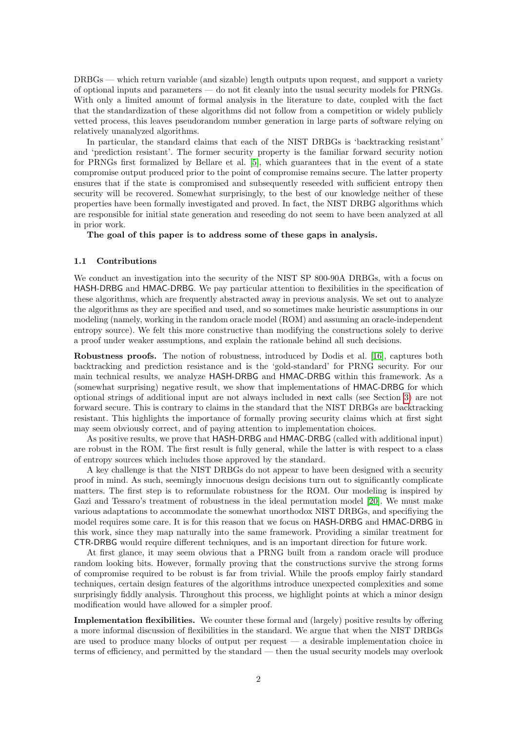DRBGs — which return variable (and sizable) length outputs upon request, and support a variety of optional inputs and parameters — do not fit cleanly into the usual security models for PRNGs. With only a limited amount of formal analysis in the literature to date, coupled with the fact that the standardization of these algorithms did not follow from a competition or widely publicly vetted process, this leaves pseudorandom number generation in large parts of software relying on relatively unanalyzed algorithms.

In particular, the standard claims that each of the NIST DRBGs is 'backtracking resistant' and 'prediction resistant'. The former security property is the familiar forward security notion for PRNGs first formalized by Bellare et al. [5], which guarantees that in the event of a state compromise output produced prior to the point of compromise remains secure. The latter property ensures that if the state is compromised and subsequently reseeded with sufficient entropy then security will be recovered. Somewhat surprisingly, to the best of our knowledge neither of these properties have been formally investigated and proved. In fact, the NIST DRBG algorithms which are responsible for initial state generation and reseeding do not seem to have been analyzed at all in prior work.

**The goal of this paper is to address some of these gaps in analysis.**

### 1.1 Contributions

We conduct an investigation into the security of the NIST SP 800-90A DRBGs, with a focus on HASH-DRBG and HMAC-DRBG. We pay particular attention to flexibilities in the specification of these algorithms, which are frequently abstracted away in previous analysis. We set out to analyze the algorithms as they are specified and used, and so sometimes make heuristic assumptions in our modeling (namely, working in the random oracle model (ROM) and assuming an oracle-independent entropy source). We felt this more constructive than modifying the constructions solely to derive a proof under weaker assumptions, and explain the rationale behind all such decisions.

**Robustness proofs.** The notion of robustness, introduced by Dodis et al. [16], captures both backtracking and prediction resistance and is the 'gold-standard' for PRNG security. For our main technical results, we analyze HASH-DRBG and HMAC-DRBG within this framework. As a (somewhat surprising) negative result, we show that implementations of HMAC-DRBG for which optional strings of additional input are not always included in next calls (see Section 3) are not forward secure. This is contrary to claims in the standard that the NIST DRBGs are backtracking resistant. This highlights the importance of formally proving security claims which at first sight may seem obviously correct, and of paying attention to implementation choices.

As positive results, we prove that HASH-DRBG and HMAC-DRBG (called with additional input) are robust in the ROM. The first result is fully general, while the latter is with respect to a class of entropy sources which includes those approved by the standard.

A key challenge is that the NIST DRBGs do not appear to have been designed with a security proof in mind. As such, seemingly innocuous design decisions turn out to significantly complicate matters. The first step is to reformulate robustness for the ROM. Our modeling is inspired by Gazi and Tessaro's treatment of robustness in the ideal permutation model [20]. We must make various adaptations to accommodate the somewhat unorthodox NIST DRBGs, and specifiying the model requires some care. It is for this reason that we focus on HASH-DRBG and HMAC-DRBG in this work, since they map naturally into the same framework. Providing a similar treatment for CTR-DRBG would require different techniques, and is an important direction for future work.

At first glance, it may seem obvious that a PRNG built from a random oracle will produce random looking bits. However, formally proving that the constructions survive the strong forms of compromise required to be robust is far from trivial. While the proofs employ fairly standard techniques, certain design features of the algorithms introduce unexpected complexities and some surprisingly fiddly analysis. Throughout this process, we highlight points at which a minor design modification would have allowed for a simpler proof.

**Implementation flexibilities.** We counter these formal and (largely) positive results by offering a more informal discussion of flexibilities in the standard. We argue that when the NIST DRBGs are used to produce many blocks of output per request — a desirable implementation choice in terms of efficiency, and permitted by the standard — then the usual security models may overlook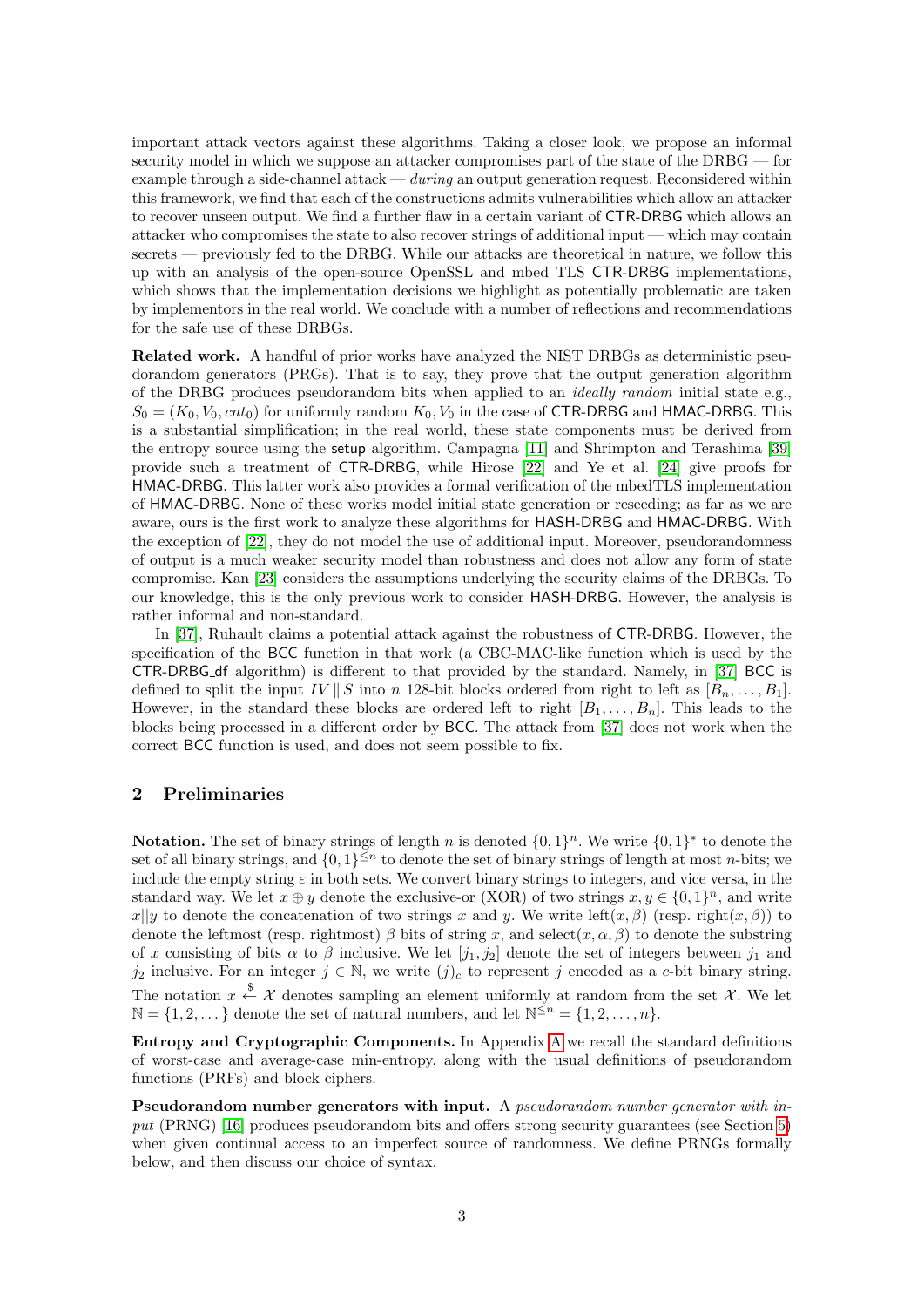important attack vectors against these algorithms. Taking a closer look, we propose an informal security model in which we suppose an attacker compromises part of the state of the DRBG — for example through a side-channel attack — *during* an output generation request. Reconsidered within this framework, we find that each of the constructions admits vulnerabilities which allow an attacker to recover unseen output. We find a further flaw in a certain variant of CTR-DRBG which allows an attacker who compromises the state to also recover strings of additional input — which may contain secrets — previously fed to the DRBG. While our attacks are theoretical in nature, we follow this up with an analysis of the open-source OpenSSL and mbed TLS CTR-DRBG implementations, which shows that the implementation decisions we highlight as potentially problematic are taken by implementors in the real world. We conclude with a number of reflections and recommendations for the safe use of these DRBGs.

**Related work.** A handful of prior works have analyzed the NIST DRBGs as deterministic pseudorandom generators (PRGs). That is to say, they prove that the output generation algorithm of the DRBG produces pseudorandom bits when applied to an *ideally random* initial state e.g., $S_0 = (K_0, V_0, cnt_0)$ for uniformly random $K_0, V_0$ in the case of CTR-DRBG and HMAC-DRBG. This is a substantial simplification; in the real world, these state components must be derived from the entropy source using the setup algorithm. Campagna [11] and Shrimpton and Terashima [39] provide such a treatment of CTR-DRBG, while Hirose [22] and Ye et al. [24] give proofs for HMAC-DRBG. This latter work also provides a formal verification of the mbedTLS implementation of HMAC-DRBG. None of these works model initial state generation or reseeding; as far as we are aware, ours is the first work to analyze these algorithms for HASH-DRBG and HMAC-DRBG. With the exception of [22], they do not model the use of additional input. Moreover, pseudorandomness of output is a much weaker security model than robustness and does not allow any form of state compromise. Kan [23] considers the assumptions underlying the security claims of the DRBGs. To our knowledge, this is the only previous work to consider HASH-DRBG. However, the analysis is rather informal and non-standard.

In [37], Ruhault claims a potential attack against the robustness of CTR-DRBG. However, the specification of the BCC function in that work (a CBC-MAC-like function which is used by the CTR-DRBG_df algorithm) is different to that provided by the standard. Namely, in [37] BCC is defined to split the input $IV \,\|\, S$ into $n$ 128-bit blocks ordered from right to left as $[B_n, \ldots, B_1]$. However, in the standard these blocks are ordered left to right $[B_1, \ldots, B_n]$. This leads to the blocks being processed in a different order by BCC. The attack from [37] does not work when the correct BCC function is used, and does not seem possible to fix.

## 2 Preliminaries

**Notation.** The set of binary strings of length $n$ is denoted $\{0,1\}^n$. We write $\{0,1\}^*$ to denote the set of all binary strings, and $\{0,1\}^{\leq n}$ to denote the set of binary strings of length at most $n$-bits; we include the empty string $\varepsilon$ in both sets. We convert binary strings to integers, and vice versa, in the standard way. We let $x \oplus y$ denote the exclusive-or (XOR) of two strings $x, y \in \{0,1\}^n$, and write $x||y$ to denote the concatenation of two strings $x$ and $y$. We write $\text{left}(x, \beta)$ (resp. $\text{right}(x, \beta)$) to denote the leftmost (resp. rightmost) $\beta$ bits of string $x$, and $\text{select}(x, \alpha, \beta)$ to denote the substring of $x$ consisting of bits $\alpha$ to $\beta$ inclusive. We let $[j_1, j_2]$ denote the set of integers between $j_1$ and $j_2$ inclusive. For an integer $j \in \mathbb{N}$, we write $(j)_c$ to represent $j$ encoded as a $c$-bit binary string. The notation $x \xleftarrow{\$} \mathcal{X}$ denotes sampling an element uniformly at random from the set $\mathcal{X}$. We let $\mathbb{N} = \{1, 2, \ldots\}$ denote the set of natural numbers, and let $\mathbb{N}^{\leq n} = \{1, 2, \ldots, n\}$.

**Entropy and Cryptographic Components.** In Appendix A we recall the standard definitions of worst-case and average-case min-entropy, along with the usual definitions of pseudorandom functions (PRFs) and block ciphers.

**Pseudorandom number generators with input.** A *pseudorandom number generator with input* (PRNG) [16] produces pseudorandom bits and offers strong security guarantees (see Section 5) when given continual access to an imperfect source of randomness. We define PRNGs formally below, and then discuss our choice of syntax.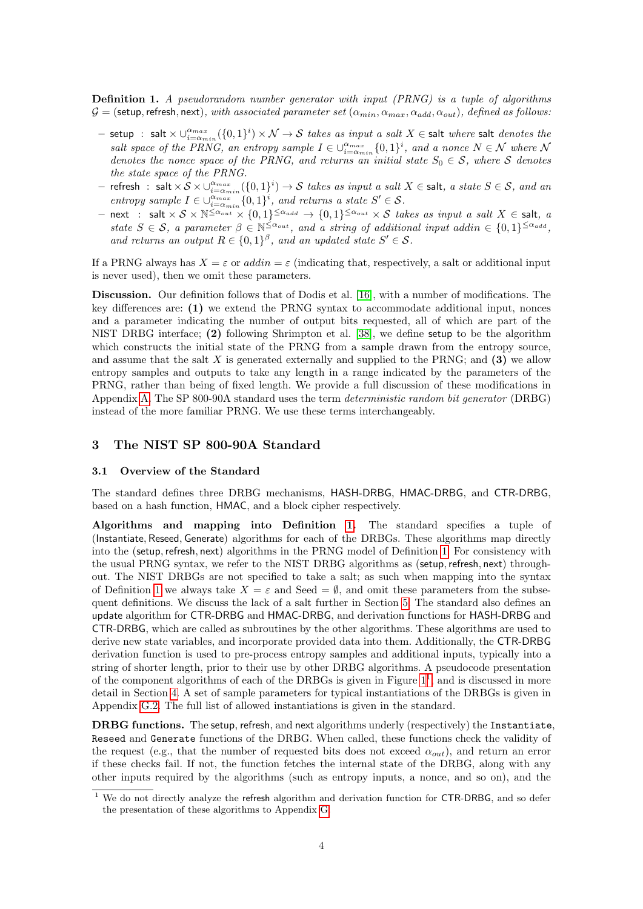**Definition 1.** *A pseudorandom number generator with input (PRNG) is a tuple of algorithms* $\mathcal{G} = (\mathsf{setup}, \mathsf{refresh}, \mathsf{next})$*, with associated parameter set* $(\alpha_{min}, \alpha_{max}, \alpha_{add}, \alpha_{out})$*, defined as follows:*

- $\mathsf{setup}$ : $\mathsf{salt} \times \cup_{i=\alpha_{min}}^{\alpha_{max}}(\{0,1\}^i) \times \mathcal{N} \rightarrow \mathcal{S}$ *takes as input a salt* $X \in \mathsf{salt}$ *where* $\mathsf{salt}$ *denotes the salt space of the PRNG, an entropy sample* $I \in \cup_{i=\alpha_{min}}^{\alpha_{max}}\{0,1\}^i$*, and a nonce* $N \in \mathcal{N}$ *where* $\mathcal{N}$ *denotes the nonce space of the PRNG, and returns an initial state* $S_0 \in \mathcal{S}$*, where* $\mathcal{S}$ *denotes the state space of the PRNG.*
- $\mathsf{refresh}$ : $\mathsf{salt} \times \mathcal{S} \times \cup_{i=\alpha_{min}}^{\alpha_{max}}(\{0,1\}^i) \rightarrow \mathcal{S}$ *takes as input a salt* $X \in \mathsf{salt}$*, a state* $S \in \mathcal{S}$*, and an entropy sample* $I \in \cup_{i=\alpha_{min}}^{\alpha_{max}}\{0,1\}^i$*, and returns a state* $S' \in \mathcal{S}$*.*
- $\mathsf{next}$ : $\mathsf{salt} \times \mathcal{S} \times \mathbb{N}^{\leq \alpha_{out}} \times \{0,1\}^{\leq \alpha_{add}} \rightarrow \{0,1\}^{\leq \alpha_{out}} \times \mathcal{S}$ *takes as input a salt* $X \in \mathsf{salt}$*, a state* $S \in \mathcal{S}$*, a parameter* $\beta \in \mathbb{N}^{\leq \alpha_{out}}$*, and a string of additional input* $addin \in \{0,1\}^{\leq \alpha_{add}}$*, and returns an output* $R \in \{0,1\}^{\beta}$*, and an updated state* $S' \in \mathcal{S}$*.*

If a PRNG always has $X = \varepsilon$ or $addin = \varepsilon$ (indicating that, respectively, a salt or additional input is never used), then we omit these parameters.

**Discussion.** Our definition follows that of Dodis et al. [16], with a number of modifications. The key differences are: **(1)** we extend the PRNG syntax to accommodate additional input, nonces and a parameter indicating the number of output bits requested, all of which are part of the NIST DRBG interface; **(2)** following Shrimpton et al. [38], we define $\mathsf{setup}$ to be the algorithm which constructs the initial state of the PRNG from a sample drawn from the entropy source, and assume that the salt $X$ is generated externally and supplied to the PRNG; and **(3)** we allow entropy samples and outputs to take any length in a range indicated by the parameters of the PRNG, rather than being of fixed length. We provide a full discussion of these modifications in Appendix A. The SP 800-90A standard uses the term *deterministic random bit generator* (DRBG) instead of the more familiar PRNG. We use these terms interchangeably.

## 3 The NIST SP 800-90A Standard

### 3.1 Overview of the Standard

The standard defines three DRBG mechanisms, HASH-DRBG, HMAC-DRBG, and CTR-DRBG, based on a hash function, HMAC, and a block cipher respectively.

**Algorithms and mapping into Definition 1.** The standard specifies a tuple of (Instantiate, Reseed, Generate) algorithms for each of the DRBGs. These algorithms map directly into the ($\mathsf{setup}, \mathsf{refresh}, \mathsf{next}$) algorithms in the PRNG model of Definition 1. For consistency with the usual PRNG syntax, we refer to the NIST DRBG algorithms as ($\mathsf{setup}, \mathsf{refresh}, \mathsf{next}$) throughout. The NIST DRBGs are not specified to take a salt; as such when mapping into the syntax of Definition 1 we always take $X = \varepsilon$ and Seed $= \emptyset$, and omit these parameters from the subsequent definitions. We discuss the lack of a salt further in Section 5. The standard also defines an $\mathsf{update}$ algorithm for CTR-DRBG and HMAC-DRBG, and derivation functions for HASH-DRBG and CTR-DRBG, which are called as subroutines by the other algorithms. These algorithms are used to derive new state variables, and incorporate provided data into them. Additionally, the CTR-DRBG derivation function is used to pre-process entropy samples and additional inputs, typically into a string of shorter length, prior to their use by other DRBG algorithms. A pseudocode presentation of the component algorithms of each of the DRBGs is given in Figure 1[1], and is discussed in more detail in Section 4. A set of sample parameters for typical instantiations of the DRBGs is given in Appendix G.2. The full list of allowed instantiations is given in the standard.

**DRBG functions.** The $\mathsf{setup}$, $\mathsf{refresh}$, and $\mathsf{next}$ algorithms underly (respectively) the `Instantiate`, `Reseed` and `Generate` functions of the DRBG. When called, these functions check the validity of the request (e.g., that the number of requested bits does not exceed $\alpha_{out}$), and return an error if these checks fail. If not, the function fetches the internal state of the DRBG, along with any other inputs required by the algorithms (such as entropy inputs, a nonce, and so on), and the

[1] We do not directly analyze the $\mathsf{refresh}$ algorithm and derivation function for CTR-DRBG, and so defer the presentation of these algorithms to Appendix G.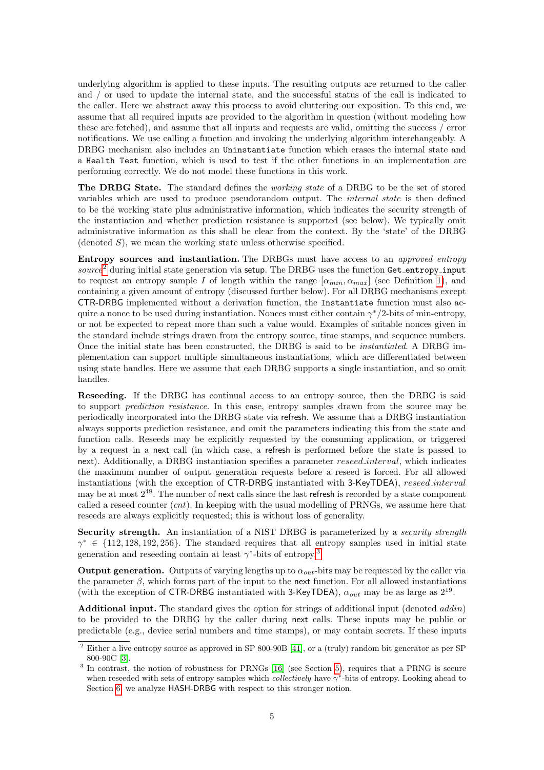underlying algorithm is applied to these inputs. The resulting outputs are returned to the caller and / or used to update the internal state, and the successful status of the call is indicated to the caller. Here we abstract away this process to avoid cluttering our exposition. To this end, we assume that all required inputs are provided to the algorithm in question (without modeling how these are fetched), and assume that all inputs and requests are valid, omitting the success / error notifications. We use calling a function and invoking the underlying algorithm interchangeably. A DRBG mechanism also includes an `Uninstantiate` function which erases the internal state and a `Health Test` function, which is used to test if the other functions in an implementation are performing correctly. We do not model these functions in this work.

**The DRBG State.** The standard defines the *working state* of a DRBG to be the set of stored variables which are used to produce pseudorandom output. The *internal state* is then defined to be the working state plus administrative information, which indicates the security strength of the instantiation and whether prediction resistance is supported (see below). We typically omit administrative information as this shall be clear from the context. By the 'state' of the DRBG (denoted $S$), we mean the working state unless otherwise specified.

**Entropy sources and instantiation.** The DRBGs must have access to an *approved entropy source*[2] during initial state generation via setup. The DRBG uses the function `Get_entropy_input` to request an entropy sample $I$ of length within the range $[\alpha_{min}, \alpha_{max}]$ (see Definition 1), and containing a given amount of entropy (discussed further below). For all DRBG mechanisms except CTR-DRBG implemented without a derivation function, the `Instantiate` function must also acquire a nonce to be used during instantiation. Nonces must either contain $\gamma^*/2$-bits of min-entropy, or not be expected to repeat more than such a value would. Examples of suitable nonces given in the standard include strings drawn from the entropy source, time stamps, and sequence numbers. Once the initial state has been constructed, the DRBG is said to be *instantiated*. A DRBG implementation can support multiple simultaneous instantiations, which are differentiated between using state handles. Here we assume that each DRBG supports a single instantiation, and so omit handles.

**Reseeding.** If the DRBG has continual access to an entropy source, then the DRBG is said to support *prediction resistance*. In this case, entropy samples drawn from the source may be periodically incorporated into the DRBG state via refresh. We assume that a DRBG instantiation always supports prediction resistance, and omit the parameters indicating this from the state and function calls. Reseeds may be explicitly requested by the consuming application, or triggered by a request in a next call (in which case, a refresh is performed before the state is passed to next). Additionally, a DRBG instantiation specifies a parameter $reseed\_interval$, which indicates the maximum number of output generation requests before a reseed is forced. For all allowed instantiations (with the exception of CTR-DRBG instantiated with 3-KeyTDEA), $reseed\_interval$ may be at most $2^{48}$. The number of next calls since the last refresh is recorded by a state component called a reseed counter ($cnt$). In keeping with the usual modelling of PRNGs, we assume here that reseeds are always explicitly requested; this is without loss of generality.

**Security strength.** An instantiation of a NIST DRBG is parameterized by a *security strength* $\gamma^* \in \{112, 128, 192, 256\}$. The standard requires that all entropy samples used in initial state generation and reseeding contain at least $\gamma^*$-bits of entropy[3].

**Output generation.** Outputs of varying lengths up to $\alpha_{out}$-bits may be requested by the caller via the parameter $\beta$, which forms part of the input to the next function. For all allowed instantiations (with the exception of CTR-DRBG instantiated with 3-KeyTDEA), $\alpha_{out}$ may be as large as $2^{19}$.

**Additional input.** The standard gives the option for strings of additional input (denoted $addin$) to be provided to the DRBG by the caller during next calls. These inputs may be public or predictable (e.g., device serial numbers and time stamps), or may contain secrets. If these inputs

---

[2] Either a live entropy source as approved in SP 800-90B [41], or a (truly) random bit generator as per SP 800-90C [3].

[3] In contrast, the notion of robustness for PRNGs [16] (see Section 5), requires that a PRNG is secure when reseeded with sets of entropy samples which *collectively* have $\gamma^*$-bits of entropy. Looking ahead to Section 6, we analyze HASH-DRBG with respect to this stronger notion.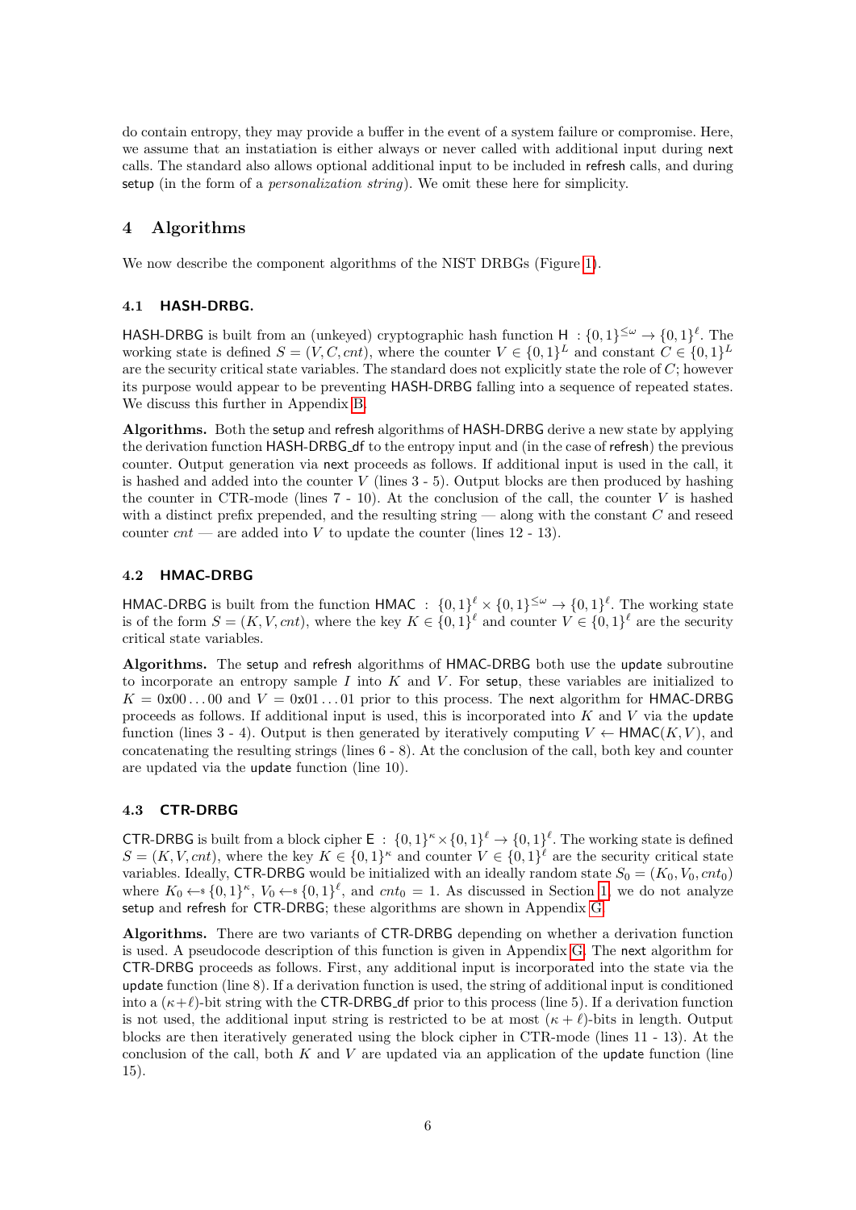do contain entropy, they may provide a buffer in the event of a system failure or compromise. Here, we assume that an instatiation is either always or never called with additional input during next calls. The standard also allows optional additional input to be included in refresh calls, and during setup (in the form of a *personalization string*). We omit these here for simplicity.

## 4 Algorithms

We now describe the component algorithms of the NIST DRBGs (Figure 1).

### 4.1 HASH-DRBG.

HASH-DRBG is built from an (unkeyed) cryptographic hash function $\mathsf{H} : \{0,1\}^{\leq \omega} \rightarrow \{0,1\}^{\ell}$. The working state is defined $S = (V, C, cnt)$, where the counter $V \in \{0,1\}^L$ and constant $C \in \{0,1\}^L$ are the security critical state variables. The standard does not explicitly state the role of $C$; however its purpose would appear to be preventing HASH-DRBG falling into a sequence of repeated states. We discuss this further in Appendix B.

**Algorithms.** Both the setup and refresh algorithms of HASH-DRBG derive a new state by applying the derivation function HASH-DRBG_df to the entropy input and (in the case of refresh) the previous counter. Output generation via next proceeds as follows. If additional input is used in the call, it is hashed and added into the counter $V$ (lines 3 - 5). Output blocks are then produced by hashing the counter in CTR-mode (lines 7 - 10). At the conclusion of the call, the counter $V$ is hashed with a distinct prefix prepended, and the resulting string — along with the constant $C$ and reseed counter $cnt$ — are added into $V$ to update the counter (lines 12 - 13).

### 4.2 HMAC-DRBG

HMAC-DRBG is built from the function $\mathsf{HMAC} : \{0,1\}^{\ell} \times \{0,1\}^{\leq \omega} \rightarrow \{0,1\}^{\ell}$. The working state is of the form $S = (K, V, cnt)$, where the key $K \in \{0,1\}^{\ell}$ and counter $V \in \{0,1\}^{\ell}$ are the security critical state variables.

**Algorithms.** The setup and refresh algorithms of HMAC-DRBG both use the update subroutine to incorporate an entropy sample $I$ into $K$ and $V$. For setup, these variables are initialized to $K = \texttt{0x00}\ldots\texttt{00}$ and $V = \texttt{0x01}\ldots\texttt{01}$ prior to this process. The next algorithm for HMAC-DRBG proceeds as follows. If additional input is used, this is incorporated into $K$ and $V$ via the update function (lines 3 - 4). Output is then generated by iteratively computing $V \leftarrow \mathsf{HMAC}(K, V)$, and concatenating the resulting strings (lines 6 - 8). At the conclusion of the call, both key and counter are updated via the update function (line 10).

### 4.3 CTR-DRBG

CTR-DRBG is built from a block cipher $\mathsf{E} : \{0,1\}^{\kappa} \times \{0,1\}^{\ell} \rightarrow \{0,1\}^{\ell}$. The working state is defined $S = (K, V, cnt)$, where the key $K \in \{0,1\}^{\kappa}$ and counter $V \in \{0,1\}^{\ell}$ are the security critical state variables. Ideally, CTR-DRBG would be initialized with an ideally random state $S_0 = (K_0, V_0, cnt_0)$ where $K_0 \leftarrow_{\$} \{0,1\}^{\kappa}$, $V_0 \leftarrow_{\$} \{0,1\}^{\ell}$, and $cnt_0 = 1$. As discussed in Section 1, we do not analyze setup and refresh for CTR-DRBG; these algorithms are shown in Appendix G.

**Algorithms.** There are two variants of CTR-DRBG depending on whether a derivation function is used. A pseudocode description of this function is given in Appendix G. The next algorithm for CTR-DRBG proceeds as follows. First, any additional input is incorporated into the state via the update function (line 8). If a derivation function is used, the string of additional input is conditioned into a $(\kappa+\ell)$-bit string with the CTR-DRBG_df prior to this process (line 5). If a derivation function is not used, the additional input string is restricted to be at most $(\kappa + \ell)$-bits in length. Output blocks are then iteratively generated using the block cipher in CTR-mode (lines 11 - 13). At the conclusion of the call, both $K$ and $V$ are updated via an application of the update function (line 15).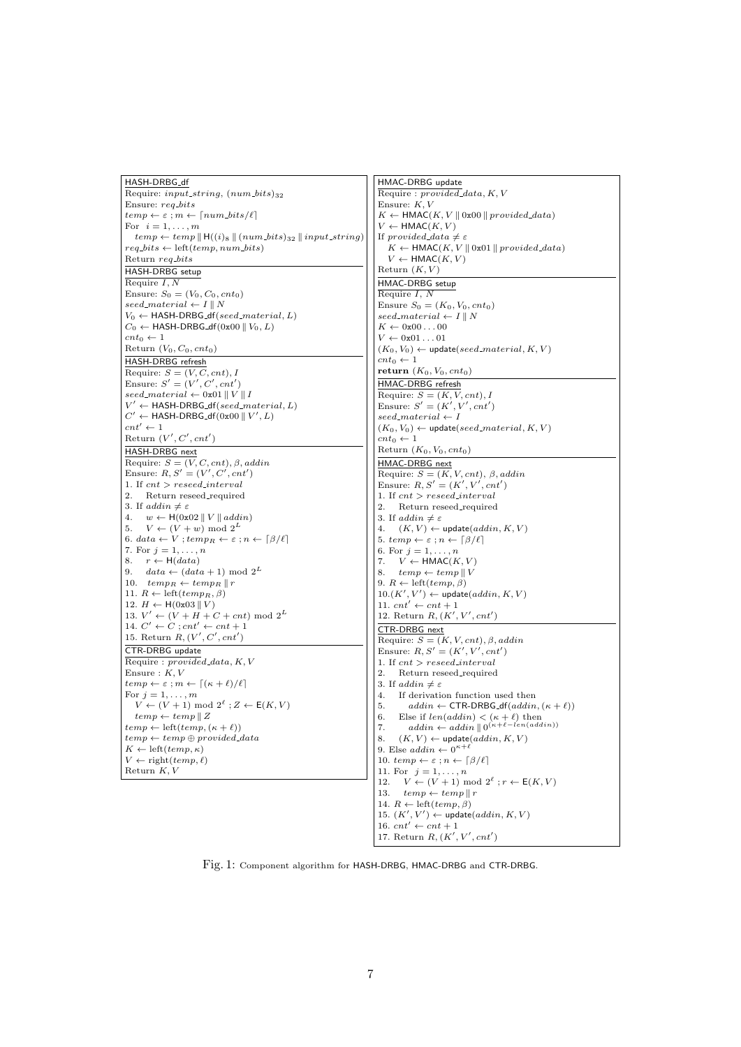**HASH-DRBG_df**

Require: $input\_string$, $(num\_bits)_{32}$
Ensure: $req\_bits$
$temp \leftarrow \varepsilon$ ; $m \leftarrow \lceil num\_bits/\ell \rceil$
For $i = 1, \ldots, m$
  $temp \leftarrow temp \,\|\, \mathsf{H}((i)_8 \,\|\, (num\_bits)_{32} \,\|\, input\_string)$
$req\_bits \leftarrow \text{left}(temp, num\_bits)$
Return $req\_bits$

**HASH-DRBG setup**

Require $I, N$
Ensure: $S_0 = (V_0, C_0, cnt_0)$
$seed\_material \leftarrow I \,\|\, N$
$V_0 \leftarrow$ HASH-DRBG_df$(seed\_material, L)$
$C_0 \leftarrow$ HASH-DRBG_df$(\texttt{0x00} \,\|\, V_0, L)$
$cnt_0 \leftarrow 1$
Return $(V_0, C_0, cnt_0)$

**HASH-DRBG refresh**

Require: $S = (V, C, cnt), I$
Ensure: $S' = (V', C', cnt')$
$seed\_material \leftarrow \texttt{0x01} \,\|\, V \,\|\, I$
$V' \leftarrow$ HASH-DRBG_df$(seed\_material, L)$
$C' \leftarrow$ HASH-DRBG_df$(\texttt{0x00} \,\|\, V', L)$
$cnt' \leftarrow 1$
Return $(V', C', cnt')$

**HASH-DRBG next**

Require: $S = (V, C, cnt)$, $\beta$, $addin$
Ensure: $R, S' = (V', C', cnt')$
1. If $cnt > reseed\_interval$
2.   Return reseed_required
3. If $addin \neq \varepsilon$
4.   $w \leftarrow \mathsf{H}(\texttt{0x02} \,\|\, V \,\|\, addin)$
5.   $V \leftarrow (V + w) \bmod 2^L$
6. $data \leftarrow V$ ; $temp_R \leftarrow \varepsilon$ ; $n \leftarrow \lceil \beta/\ell \rceil$
7. For $j = 1, \ldots, n$
8.   $r \leftarrow \mathsf{H}(data)$
9.   $data \leftarrow (data + 1) \bmod 2^L$
10.   $temp_R \leftarrow temp_R \,\|\, r$
11. $R \leftarrow \text{left}(temp_R, \beta)$
12. $H \leftarrow \mathsf{H}(\texttt{0x03} \,\|\, V)$
13. $V' \leftarrow (V + H + C + cnt) \bmod 2^L$
14. $C' \leftarrow C$ ; $cnt' \leftarrow cnt + 1$
15. Return $R, (V', C', cnt')$

**CTR-DRBG update**

Require : $provided\_data, K, V$
Ensure : $K, V$
$temp \leftarrow \varepsilon$ ; $m \leftarrow \lceil (\kappa + \ell)/\ell \rceil$
For $j = 1, \ldots, m$
  $V \leftarrow (V + 1) \bmod 2^\ell$ ; $Z \leftarrow \mathsf{E}(K, V)$
  $temp \leftarrow temp \,\|\, Z$
$temp \leftarrow \text{left}(temp, (\kappa + \ell))$
$temp \leftarrow temp \oplus provided\_data$
$K \leftarrow \text{left}(temp, \kappa)$
$V \leftarrow \text{right}(temp, \ell)$
Return $K, V$

**HMAC-DRBG update**

Require : $provided\_data, K, V$
Ensure: $K, V$
$K \leftarrow \mathsf{HMAC}(K, V \,\|\, \texttt{0x00} \,\|\, provided\_data)$
$V \leftarrow \mathsf{HMAC}(K, V)$
If $provided\_data \neq \varepsilon$
  $K \leftarrow \mathsf{HMAC}(K, V \,\|\, \texttt{0x01} \,\|\, provided\_data)$
  $V \leftarrow \mathsf{HMAC}(K, V)$
Return $(K, V)$

**HMAC-DRBG setup**

Require $I$, $N$
Ensure $S_0 = (K_0, V_0, cnt_0)$
$seed\_material \leftarrow I \,\|\, N$
$K \leftarrow \texttt{0x00} \ldots \texttt{00}$
$V \leftarrow \texttt{0x01} \ldots \texttt{01}$
$(K_0, V_0) \leftarrow \mathsf{update}(seed\_material, K, V)$
$cnt_0 \leftarrow 1$
**return** $(K_0, V_0, cnt_0)$

**HMAC-DRBG refresh**

Require: $S = (K, V, cnt), I$
Ensure: $S' = (K', V', cnt')$
$seed\_material \leftarrow I$
$(K_0, V_0) \leftarrow \mathsf{update}(seed\_material, K, V)$
$cnt_0 \leftarrow 1$
Return $(K_0, V_0, cnt_0)$

**HMAC-DRBG next**

Require: $S = (K, V, cnt)$, $\beta$, $addin$
Ensure: $R, S' = (K', V', cnt')$
1. If $cnt > reseed\_interval$
2.   Return reseed_required
3. If $addin \neq \varepsilon$
4.   $(K, V) \leftarrow \mathsf{update}(addin, K, V)$
5. $temp \leftarrow \varepsilon$ ; $n \leftarrow \lceil \beta/\ell \rceil$
6. For $j = 1, \ldots, n$
7.   $V \leftarrow \mathsf{HMAC}(K, V)$
8.   $temp \leftarrow temp \,\|\, V$
9. $R \leftarrow \text{left}(temp, \beta)$
10. $(K', V') \leftarrow \mathsf{update}(addin, K, V)$
11. $cnt' \leftarrow cnt + 1$
12. Return $R, (K', V', cnt')$

**CTR-DRBG next**

Require: $S = (K, V, cnt)$, $\beta$, $addin$
Ensure: $R, S' = (K', V', cnt')$
1. If $cnt > reseed\_interval$
2.   Return reseed_required
3. If $addin \neq \varepsilon$
4.   If derivation function used then
5.     $addin \leftarrow$ CTR-DRBG_df$(addin, (\kappa + \ell))$
6.   Else if $len(addin) < (\kappa + \ell)$ then
7.     $addin \leftarrow addin \,\|\, 0^{(\kappa + \ell - len(addin))}$
8.   $(K, V) \leftarrow \mathsf{update}(addin, K, V)$
9. Else $addin \leftarrow 0^{\kappa + \ell}$
10. $temp \leftarrow \varepsilon$ ; $n \leftarrow \lceil \beta/\ell \rceil$
11. For $j = 1, \ldots, n$
12.   $V \leftarrow (V + 1) \bmod 2^\ell$ ; $r \leftarrow \mathsf{E}(K, V)$
13.   $temp \leftarrow temp \,\|\, r$
14. $R \leftarrow \text{left}(temp, \beta)$
15. $(K', V') \leftarrow \mathsf{update}(addin, K, V)$
16. $cnt' \leftarrow cnt + 1$
17. Return $R, (K', V', cnt')$

Fig. 1: Component algorithm for HASH-DRBG, HMAC-DRBG and CTR-DRBG.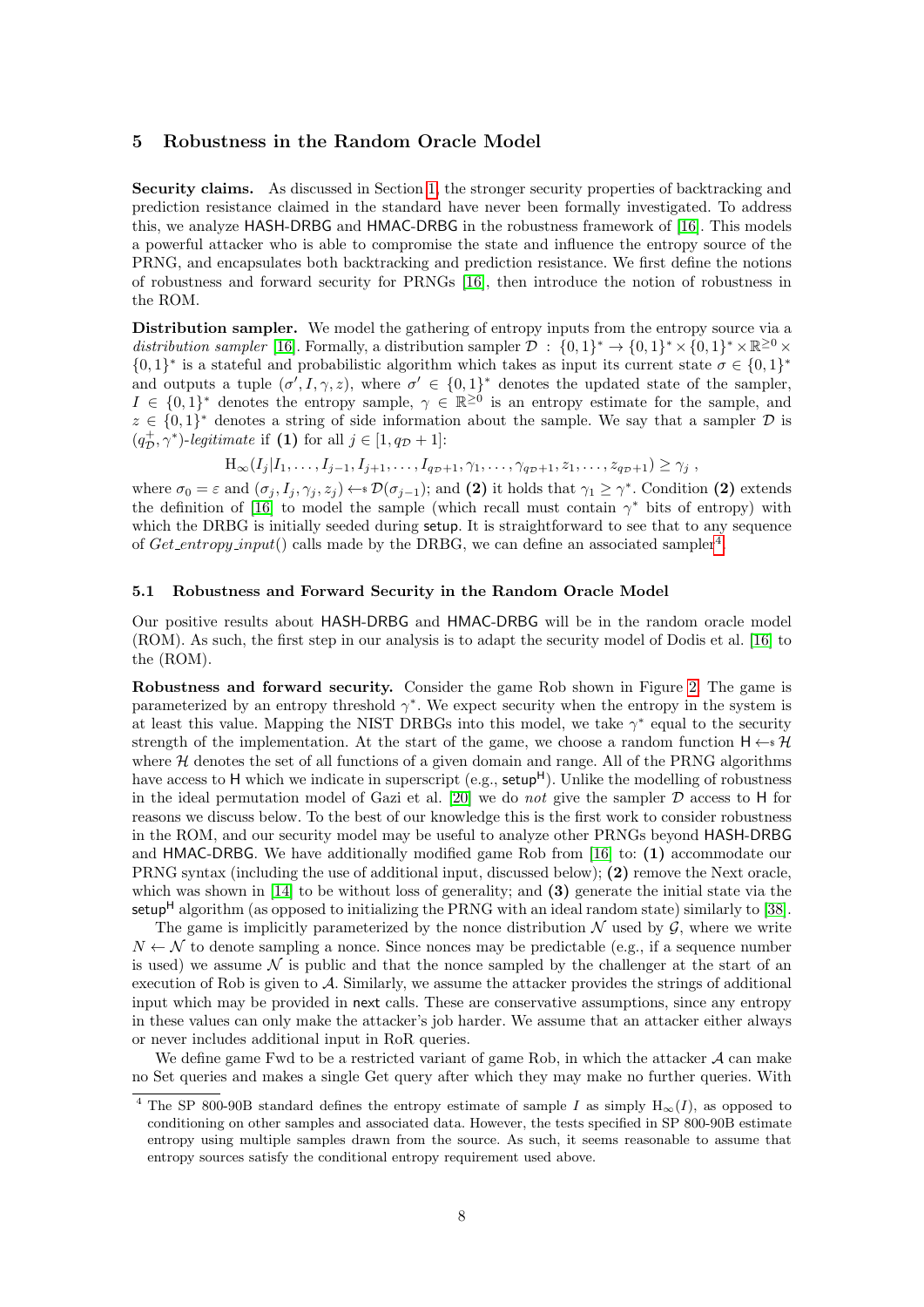## 5 Robustness in the Random Oracle Model

**Security claims.** As discussed in Section 1, the stronger security properties of backtracking and prediction resistance claimed in the standard have never been formally investigated. To address this, we analyze HASH-DRBG and HMAC-DRBG in the robustness framework of [16]. This models a powerful attacker who is able to compromise the state and influence the entropy source of the PRNG, and encapsulates both backtracking and prediction resistance. We first define the notions of robustness and forward security for PRNGs [16], then introduce the notion of robustness in the ROM.

**Distribution sampler.** We model the gathering of entropy inputs from the entropy source via a *distribution sampler* [16]. Formally, a distribution sampler $\mathcal{D} : \{0,1\}^* \to \{0,1\}^* \times \{0,1\}^* \times \mathbb{R}^{\geq 0} \times \{0,1\}^*$ is a stateful and probabilistic algorithm which takes as input its current state $\sigma \in \{0,1\}^*$ and outputs a tuple $(\sigma', I, \gamma, z)$, where $\sigma' \in \{0,1\}^*$ denotes the updated state of the sampler, $I \in \{0,1\}^*$ denotes the entropy sample, $\gamma \in \mathbb{R}^{\geq 0}$ is an entropy estimate for the sample, and $z \in \{0,1\}^*$ denotes a string of side information about the sample. We say that a sampler $\mathcal{D}$ is $(q^+_{\mathcal{D}}, \gamma^*)$*-legitimate* if **(1)** for all $j \in [1, q_{\mathcal{D}} + 1]$:

$$\mathrm{H}_\infty(I_j | I_1, \ldots, I_{j-1}, I_{j+1}, \ldots, I_{q_{\mathcal{D}}+1}, \gamma_1, \ldots, \gamma_{q_{\mathcal{D}}+1}, z_1, \ldots, z_{q_{\mathcal{D}}+1}) \geq \gamma_j \ ,$$

where $\sigma_0 = \varepsilon$ and $(\sigma_j, I_j, \gamma_j, z_j) \leftarrow\!\!\$\ \mathcal{D}(\sigma_{j-1})$; and **(2)** it holds that $\gamma_1 \geq \gamma^*$. Condition **(2)** extends the definition of [16] to model the sample (which recall must contain $\gamma^*$ bits of entropy) with which the DRBG is initially seeded during setup. It is straightforward to see that to any sequence of *Get_entropy_input*() calls made by the DRBG, we can define an associated sampler[4].

### 5.1 Robustness and Forward Security in the Random Oracle Model

Our positive results about HASH-DRBG and HMAC-DRBG will be in the random oracle model (ROM). As such, the first step in our analysis is to adapt the security model of Dodis et al. [16] to the (ROM).

**Robustness and forward security.** Consider the game Rob shown in Figure 2. The game is parameterized by an entropy threshold $\gamma^*$. We expect security when the entropy in the system is at least this value. Mapping the NIST DRBGs into this model, we take $\gamma^*$ equal to the security strength of the implementation. At the start of the game, we choose a random function $\mathsf{H} \leftarrow\!\!\$\ \mathcal{H}$ where $\mathcal{H}$ denotes the set of all functions of a given domain and range. All of the PRNG algorithms have access to $\mathsf{H}$ which we indicate in superscript (e.g., $\mathsf{setup}^\mathsf{H}$). Unlike the modelling of robustness in the ideal permutation model of Gazi et al. [20] we do *not* give the sampler $\mathcal{D}$ access to $\mathsf{H}$ for reasons we discuss below. To the best of our knowledge this is the first work to consider robustness in the ROM, and our security model may be useful to analyze other PRNGs beyond HASH-DRBG and HMAC-DRBG. We have additionally modified game Rob from [16] to: **(1)** accommodate our PRNG syntax (including the use of additional input, discussed below); **(2)** remove the Next oracle, which was shown in [14] to be without loss of generality; and **(3)** generate the initial state via the $\mathsf{setup}^\mathsf{H}$ algorithm (as opposed to initializing the PRNG with an ideal random state) similarly to [38].

The game is implicitly parameterized by the nonce distribution $\mathcal{N}$ used by $\mathcal{G}$, where we write $N \leftarrow \mathcal{N}$ to denote sampling a nonce. Since nonces may be predictable (e.g., if a sequence number is used) we assume $\mathcal{N}$ is public and that the nonce sampled by the challenger at the start of an execution of Rob is given to $\mathcal{A}$. Similarly, we assume the attacker provides the strings of additional input which may be provided in next calls. These are conservative assumptions, since any entropy in these values can only make the attacker's job harder. We assume that an attacker either always or never includes additional input in RoR queries.

We define game Fwd to be a restricted variant of game Rob, in which the attacker $\mathcal{A}$ can make no Set queries and makes a single Get query after which they may make no further queries. With

[4] The SP 800-90B standard defines the entropy estimate of sample $I$ as simply $\mathrm{H}_\infty(I)$, as opposed to conditioning on other samples and associated data. However, the tests specified in SP 800-90B estimate entropy using multiple samples drawn from the source. As such, it seems reasonable to assume that entropy sources satisfy the conditional entropy requirement used above.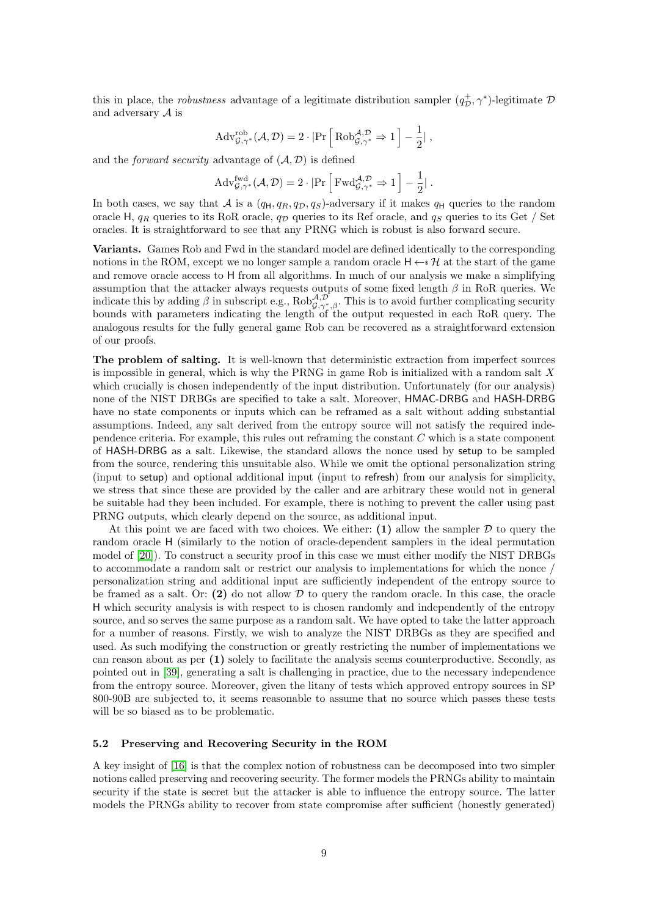this in place, the *robustness* advantage of a legitimate distribution sampler $(q^+_{\mathcal{D}}, \gamma^*)$-legitimate $\mathcal{D}$ and adversary $\mathcal{A}$ is

$$\mathrm{Adv}^{\mathrm{rob}}_{\mathcal{G},\gamma^*}(\mathcal{A},\mathcal{D}) = 2 \cdot |\Pr\left[\,\mathrm{Rob}^{\mathcal{A},\mathcal{D}}_{\mathcal{G},\gamma^*} \Rightarrow 1\,\right] - \frac{1}{2}|\,,$$

and the *forward security* advantage of $(\mathcal{A},\mathcal{D})$ is defined

$$\mathrm{Adv}^{\mathrm{fwd}}_{\mathcal{G},\gamma^*}(\mathcal{A},\mathcal{D}) = 2 \cdot |\Pr\left[\,\mathrm{Fwd}^{\mathcal{A},\mathcal{D}}_{\mathcal{G},\gamma^*} \Rightarrow 1\,\right] - \frac{1}{2}|\,.$$

In both cases, we say that $\mathcal{A}$ is a $(q_{\mathsf{H}}, q_R, q_{\mathcal{D}}, q_S)$-adversary if it makes $q_{\mathsf{H}}$ queries to the random oracle $\mathsf{H}$, $q_R$ queries to its RoR oracle, $q_{\mathcal{D}}$ queries to its Ref oracle, and $q_S$ queries to its Get / Set oracles. It is straightforward to see that any PRNG which is robust is also forward secure.

**Variants.** Games Rob and Fwd in the standard model are defined identically to the corresponding notions in the ROM, except we no longer sample a random oracle $\mathsf{H} \leftarrow\!\!\$\, \mathcal{H}$ at the start of the game and remove oracle access to $\mathsf{H}$ from all algorithms. In much of our analysis we make a simplifying assumption that the attacker always requests outputs of some fixed length $\beta$ in RoR queries. We indicate this by adding $\beta$ in subscript e.g., $\mathrm{Rob}^{\mathcal{A},\mathcal{D}}_{\mathcal{G},\gamma^*,\beta}$. This is to avoid further complicating security bounds with parameters indicating the length of the output requested in each RoR query. The analogous results for the fully general game Rob can be recovered as a straightforward extension of our proofs.

**The problem of salting.** It is well-known that deterministic extraction from imperfect sources is impossible in general, which is why the PRNG in game Rob is initialized with a random salt $X$ which crucially is chosen independently of the input distribution. Unfortunately (for our analysis) none of the NIST DRBGs are specified to take a salt. Moreover, HMAC-DRBG and HASH-DRBG have no state components or inputs which can be reframed as a salt without adding substantial assumptions. Indeed, any salt derived from the entropy source will not satisfy the required independence criteria. For example, this rules out reframing the constant $C$ which is a state component of HASH-DRBG as a salt. Likewise, the standard allows the nonce used by setup to be sampled from the source, rendering this unsuitable also. While we omit the optional personalization string (input to setup) and optional additional input (input to refresh) from our analysis for simplicity, we stress that since these are provided by the caller and are arbitrary these would not in general be suitable had they been included. For example, there is nothing to prevent the caller using past PRNG outputs, which clearly depend on the source, as additional input.

At this point we are faced with two choices. We either: **(1)** allow the sampler $\mathcal{D}$ to query the random oracle $\mathsf{H}$ (similarly to the notion of oracle-dependent samplers in the ideal permutation model of [20]). To construct a security proof in this case we must either modify the NIST DRBGs to accommodate a random salt or restrict our analysis to implementations for which the nonce / personalization string and additional input are sufficiently independent of the entropy source to be framed as a salt. Or: **(2)** do not allow $\mathcal{D}$ to query the random oracle. In this case, the oracle $\mathsf{H}$ which security analysis is with respect to is chosen randomly and independently of the entropy source, and so serves the same purpose as a random salt. We have opted to take the latter approach for a number of reasons. Firstly, we wish to analyze the NIST DRBGs as they are specified and used. As such modifying the construction or greatly restricting the number of implementations we can reason about as per **(1)** solely to facilitate the analysis seems counterproductive. Secondly, as pointed out in [39], generating a salt is challenging in practice, due to the necessary independence from the entropy source. Moreover, given the litany of tests which approved entropy sources in SP 800-90B are subjected to, it seems reasonable to assume that no source which passes these tests will be so biased as to be problematic.

### 5.2 Preserving and Recovering Security in the ROM

A key insight of [16] is that the complex notion of robustness can be decomposed into two simpler notions called preserving and recovering security. The former models the PRNGs ability to maintain security if the state is secret but the attacker is able to influence the entropy source. The latter models the PRNGs ability to recover from state compromise after sufficient (honestly generated)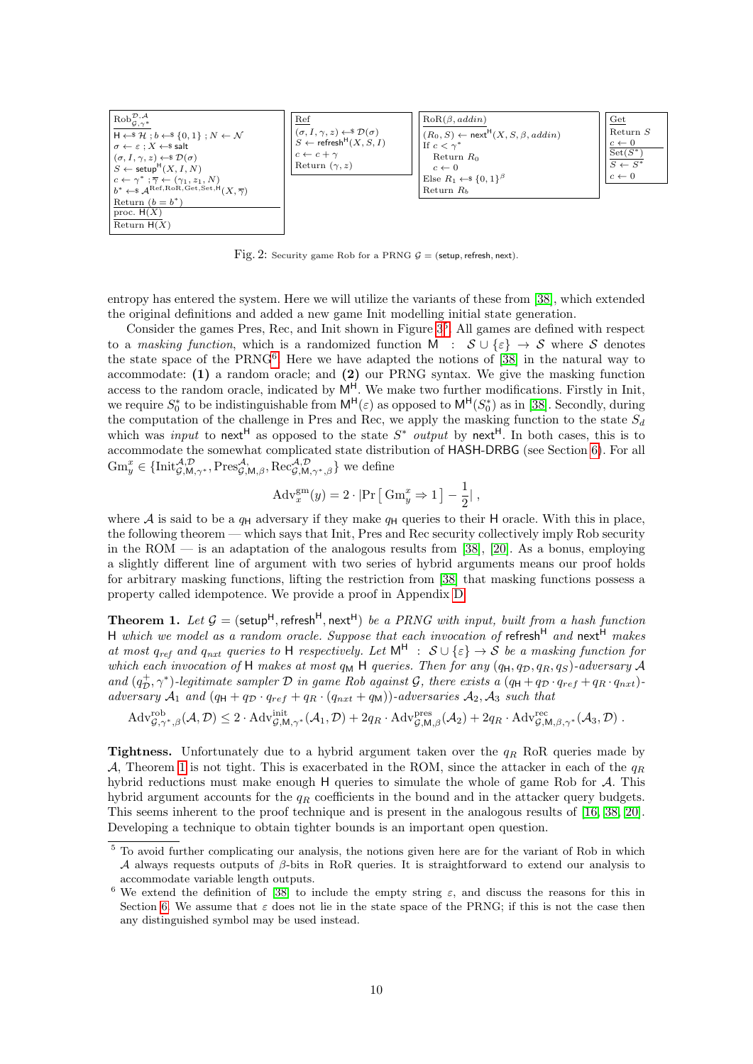| $\text{Rob}_{\mathcal{G},\gamma^*}^{\mathcal{D},\mathcal{A}}$ | Ref | $\text{RoR}(\beta, addin)$ | Get |
| --- | --- | --- | --- |
| $\mathsf{H} \leftarrow\$ \mathcal{H}$ ; $b \leftarrow\$ \{0,1\}$ ; $N \leftarrow \mathcal{N}$ <br> $\sigma \leftarrow \varepsilon$ ; $X \leftarrow\$ \mathsf{salt}$ <br> $(\sigma, I, \gamma, z) \leftarrow\$ \mathcal{D}(\sigma)$ <br> $S \leftarrow \mathsf{setup}^{\mathsf{H}}(X, I, N)$ <br> $c \leftarrow \gamma^*$ ; $\overline{\gamma} \leftarrow (\gamma_1, z_1, N)$ <br> $b^* \leftarrow\$ \mathcal{A}^{\text{Ref,RoR,Get,Set,H}}(X, \overline{\gamma})$ <br> Return $(b = b^*)$ <br> proc. $\mathsf{H}(X)$ <br> Return $\mathsf{H}(X)$ | $(\sigma, I, \gamma, z) \leftarrow\$ \mathcal{D}(\sigma)$ <br> $S \leftarrow \mathsf{refresh}^{\mathsf{H}}(X, S, I)$ <br> $c \leftarrow c + \gamma$ <br> Return $(\gamma, z)$ | $(R_0, S) \leftarrow \mathsf{next}^{\mathsf{H}}(X, S, \beta, addin)$ <br> If $c < \gamma^*$ <br> Return $R_0$ <br> $c \leftarrow 0$ <br> Else $R_1 \leftarrow\$ \{0,1\}^\beta$ <br> Return $R_b$ | Return $S$ <br> $c \leftarrow 0$ <br> $\text{Set}(S^*)$ <br> $S \leftarrow S^*$ <br> $c \leftarrow 0$ |

Fig. 2: Security game Rob for a PRNG $\mathcal{G} = (\mathsf{setup}, \mathsf{refresh}, \mathsf{next})$.

entropy has entered the system. Here we will utilize the variants of these from [38], which extended the original definitions and added a new game Init modelling initial state generation.

Consider the games Pres, Rec, and Init shown in Figure 3[5]. All games are defined with respect to a *masking function*, which is a randomized function $\mathsf{M} : \mathcal{S} \cup \{\varepsilon\} \to \mathcal{S}$ where $\mathcal{S}$ denotes the state space of the PRNG[6]. Here we have adapted the notions of [38] in the natural way to accommodate: **(1)** a random oracle; and **(2)** our PRNG syntax. We give the masking function access to the random oracle, indicated by $\mathsf{M}^{\mathsf{H}}$. We make two further modifications. Firstly in Init, we require $S_0^*$ to be indistinguishable from $\mathsf{M}^{\mathsf{H}}(\varepsilon)$ as opposed to $\mathsf{M}^{\mathsf{H}}(S_0^*)$ as in [38]. Secondly, during the computation of the challenge in Pres and Rec, we apply the masking function to the state $S_d$ which was *input* to $\mathsf{next}^{\mathsf{H}}$ as opposed to the state $S^*$ *output* by $\mathsf{next}^{\mathsf{H}}$. In both cases, this is to accommodate the somewhat complicated state distribution of HASH-DRBG (see Section 6). For all $\text{Gm}_y^x \in \{\text{Init}_{\mathcal{G},\mathsf{M},\gamma^*}^{\mathcal{A},\mathcal{D}}, \text{Pres}_{\mathcal{G},\mathsf{M},\beta}^{\mathcal{A}}, \text{Rec}_{\mathcal{G},\mathsf{M},\gamma^*,\beta}^{\mathcal{A},\mathcal{D}}\}$ we define

$$\text{Adv}_x^{\text{gm}}(y) = 2 \cdot |\Pr\left[\,\text{Gm}_y^x \Rightarrow 1\,\right] - \frac{1}{2}|\,,$$

where $\mathcal{A}$ is said to be a $q_{\mathsf{H}}$ adversary if they make $q_{\mathsf{H}}$ queries to their $\mathsf{H}$ oracle. With this in place, the following theorem — which says that Init, Pres and Rec security collectively imply Rob security in the ROM — is an adaptation of the analogous results from [38], [20]. As a bonus, employing a slightly different line of argument with two series of hybrid arguments means our proof holds for arbitrary masking functions, lifting the restriction from [38] that masking functions possess a property called idempotence. We provide a proof in Appendix D.

**Theorem 1.** *Let $\mathcal{G} = (\mathsf{setup}^{\mathsf{H}}, \mathsf{refresh}^{\mathsf{H}}, \mathsf{next}^{\mathsf{H}})$ be a PRNG with input, built from a hash function $\mathsf{H}$ which we model as a random oracle. Suppose that each invocation of $\mathsf{refresh}^{\mathsf{H}}$ and $\mathsf{next}^{\mathsf{H}}$ makes at most $q_{ref}$ and $q_{nxt}$ queries to $\mathsf{H}$ respectively. Let $\mathsf{M}^{\mathsf{H}} : \mathcal{S} \cup \{\varepsilon\} \to \mathcal{S}$ be a masking function for which each invocation of $\mathsf{H}$ makes at most $q_{\mathsf{M}}$ $\mathsf{H}$ queries. Then for any $(q_{\mathsf{H}}, q_{\mathcal{D}}, q_R, q_S)$-adversary $\mathcal{A}$ and $(q_{\mathcal{D}}^+, \gamma^*)$-legitimate sampler $\mathcal{D}$ in game Rob against $\mathcal{G}$, there exists a $(q_{\mathsf{H}} + q_{\mathcal{D}} \cdot q_{ref} + q_R \cdot q_{nxt})$-adversary $\mathcal{A}_1$ and $(q_{\mathsf{H}} + q_{\mathcal{D}} \cdot q_{ref} + q_R \cdot (q_{nxt} + q_{\mathsf{M}}))$-adversaries $\mathcal{A}_2, \mathcal{A}_3$ such that*

$$\text{Adv}_{\mathcal{G},\gamma^*,\beta}^{\text{rob}}(\mathcal{A}, \mathcal{D}) \le 2 \cdot \text{Adv}_{\mathcal{G},\mathsf{M},\gamma^*}^{\text{init}}(\mathcal{A}_1, \mathcal{D}) + 2q_R \cdot \text{Adv}_{\mathcal{G},\mathsf{M},\beta}^{\text{pres}}(\mathcal{A}_2) + 2q_R \cdot \text{Adv}_{\mathcal{G},\mathsf{M},\beta,\gamma^*}^{\text{rec}}(\mathcal{A}_3, \mathcal{D})\,.$$

**Tightness.** Unfortunately due to a hybrid argument taken over the $q_R$ RoR queries made by $\mathcal{A}$, Theorem 1 is not tight. This is exacerbated in the ROM, since the attacker in each of the $q_R$ hybrid reductions must make enough $\mathsf{H}$ queries to simulate the whole of game Rob for $\mathcal{A}$. This hybrid argument accounts for the $q_R$ coefficients in the bound and in the attacker query budgets. This seems inherent to the proof technique and is present in the analogous results of [16, 38, 20]. Developing a technique to obtain tighter bounds is an important open question.

[5] To avoid further complicating our analysis, the notions given here are for the variant of Rob in which $\mathcal{A}$ always requests outputs of $\beta$-bits in RoR queries. It is straightforward to extend our analysis to accommodate variable length outputs.

[6] We extend the definition of [38] to include the empty string $\varepsilon$, and discuss the reasons for this in Section 6. We assume that $\varepsilon$ does not lie in the state space of the PRNG; if this is not the case then any distinguished symbol may be used instead.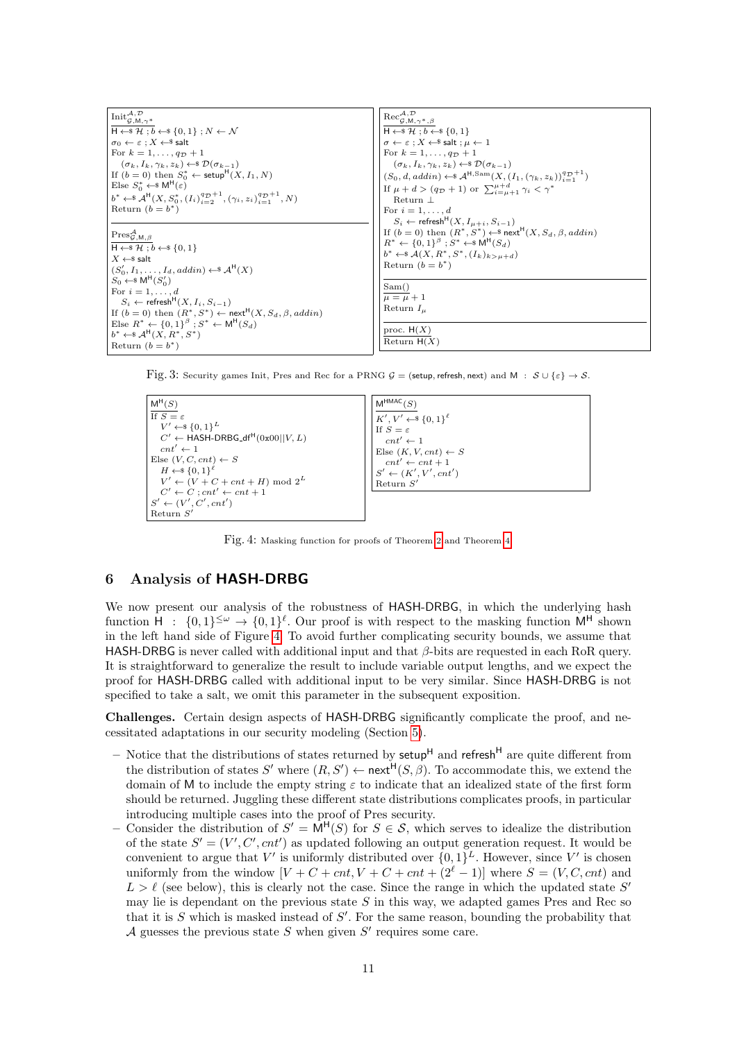```
Init^{A,D}_{G,M,γ*}
H ←$ H ; b ←$ {0,1} ; N ← N
σ_0 ← ε ; X ←$ salt
For k = 1,...,q_D + 1
    (σ_k, I_k, γ_k, z_k) ←$ D(σ_{k-1})
If (b = 0) then S*_0 ← setup^H(X, I_1, N)
Else S*_0 ←$ M^H(ε)
b* ←$ A^H(X, S*_0, (I_i)_{i=2}^{q_D+1}, (γ_i, z_i)_{i=1}^{q_D+1}, N)
Return (b = b*)
```

```
Pres^A_{G,M,β}
H ←$ H ; b ←$ {0,1}
X ←$ salt
(S'_0, I_1, ..., I_d, addin) ←$ A^H(X)
S_0 ←$ M^H(S'_0)
For i = 1,...,d
    S_i ← refresh^H(X, I_i, S_{i-1})
If (b = 0) then (R*, S*) ← next^H(X, S_d, β, addin)
Else R* ← {0,1}^β ; S* ← M^H(S_d)
b* ←$ A^H(X, R*, S*)
Return (b = b*)
```

```
Rec^{A,D}_{G,M,γ*,β}
H ←$ H ; b ←$ {0,1}
σ ← ε ; X ←$ salt ; μ ← 1
For k = 1,...,q_D + 1
    (σ_k, I_k, γ_k, z_k) ←$ D(σ_{k-1})
(S_0, d, addin) ←$ A^{H,Sam}(X, (I_1, (γ_k, z_k))_{i=1}^{q_D+1})
If μ + d > (q_D + 1) or Σ_{i=μ+1}^{μ+d} γ_i < γ*
    Return ⊥
For i = 1,...,d
    S_i ← refresh^H(X, I_{μ+i}, S_{i-1})
If (b = 0) then (R*, S*) ←$ next^H(X, S_d, β, addin)
R* ← {0,1}^β ; S* ←$ M^H(S_d)
b* ←$ A(X, R*, S*, (I_k)_{k>μ+d})
Return (b = b*)
```

```
Sam()
μ = μ + 1
Return I_μ
```

```
proc. H(X)
Return H(X)
```

Fig. 3: Security games Init, Pres and Rec for a PRNG $\mathcal{G} = (\mathsf{setup}, \mathsf{refresh}, \mathsf{next})$ and $\mathsf{M} : \mathcal{S} \cup \{\varepsilon\} \rightarrow \mathcal{S}$.

```
M^H(S)
If S = ε
    V' ←$ {0,1}^L
    C' ← HASH-DRBG_df^H(0x00||V, L)
    cnt' ← 1
Else (V, C, cnt) ← S
    H ←$ {0,1}^ℓ
    V' ← (V + C + cnt + H) mod 2^L
    C' ← C ; cnt' ← cnt + 1
S' ← (V', C', cnt')
Return S'
```

```
M^HMAC(S)
K', V' ←$ {0,1}^ℓ
If S = ε
    cnt' ← 1
Else (K, V, cnt) ← S
    cnt' ← cnt + 1
S' ← (K', V', cnt')
Return S'
```

Fig. 4: Masking function for proofs of Theorem 2 and Theorem 4

## 6 Analysis of HASH-DRBG

We now present our analysis of the robustness of HASH-DRBG, in which the underlying hash function $\mathsf{H} : \{0,1\}^{\leq \omega} \rightarrow \{0,1\}^{\ell}$. Our proof is with respect to the masking function $\mathsf{M}^{\mathsf{H}}$ shown in the left hand side of Figure 4. To avoid further complicating security bounds, we assume that HASH-DRBG is never called with additional input and that $\beta$-bits are requested in each RoR query. It is straightforward to generalize the result to include variable output lengths, and we expect the proof for HASH-DRBG called with additional input to be very similar. Since HASH-DRBG is not specified to take a salt, we omit this parameter in the subsequent exposition.

**Challenges.** Certain design aspects of HASH-DRBG significantly complicate the proof, and necessitated adaptations in our security modeling (Section 5).

– Notice that the distributions of states returned by $\mathsf{setup}^{\mathsf{H}}$ and $\mathsf{refresh}^{\mathsf{H}}$ are quite different from the distribution of states $S'$ where $(R, S') \leftarrow \mathsf{next}^{\mathsf{H}}(S, \beta)$. To accommodate this, we extend the domain of $\mathsf{M}$ to include the empty string $\varepsilon$ to indicate that an idealized state of the first form should be returned. Juggling these different state distributions complicates proofs, in particular introducing multiple cases into the proof of Pres security.

– Consider the distribution of $S' = \mathsf{M}^{\mathsf{H}}(S)$ for $S \in \mathcal{S}$, which serves to idealize the distribution of the state $S' = (V', C', cnt')$ as updated following an output generation request. It would be convenient to argue that $V'$ is uniformly distributed over $\{0,1\}^L$. However, since $V'$ is chosen uniformly from the window $[V + C + cnt, V + C + cnt + (2^{\ell} - 1)]$ where $S = (V, C, cnt)$ and $L > \ell$ (see below), this is clearly not the case. Since the range in which the updated state $S'$ may lie is dependant on the previous state $S$ in this way, we adapted games Pres and Rec so that it is $S$ which is masked instead of $S'$. For the same reason, bounding the probability that $\mathcal{A}$ guesses the previous state $S$ when given $S'$ requires some care.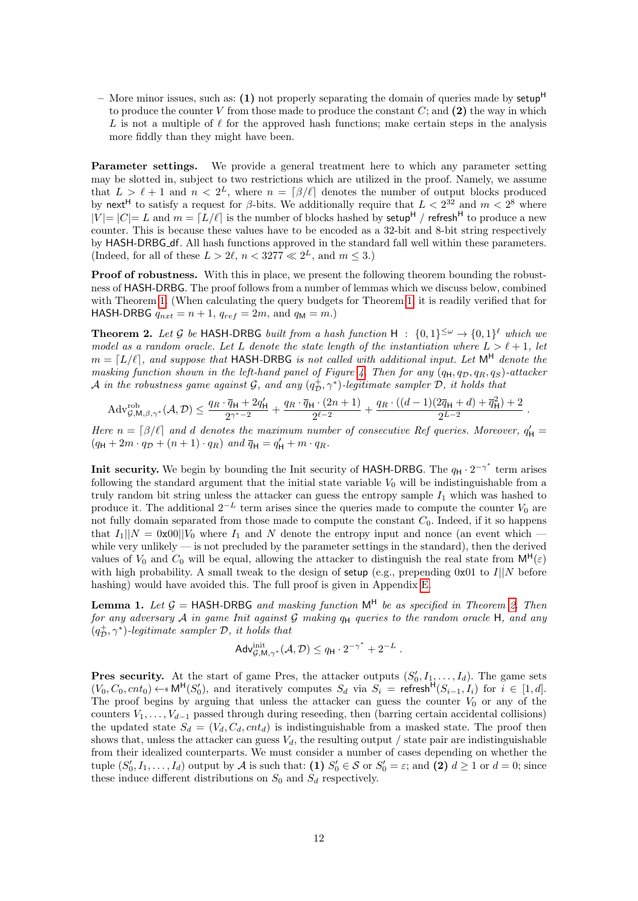– More minor issues, such as: **(1)** not properly separating the domain of queries made by $\mathsf{setup}^{\mathsf{H}}$ to produce the counter $V$ from those made to produce the constant $C$; and **(2)** the way in which $L$ is not a multiple of $\ell$ for the approved hash functions; make certain steps in the analysis more fiddly than they might have been.

**Parameter settings.** We provide a general treatment here to which any parameter setting may be slotted in, subject to two restrictions which are utilized in the proof. Namely, we assume that $L > \ell + 1$ and $n < 2^L$, where $n = \lceil \beta/\ell \rceil$ denotes the number of output blocks produced by $\mathsf{next}^{\mathsf{H}}$ to satisfy a request for $\beta$-bits. We additionally require that $L < 2^{32}$ and $m < 2^8$ where $|V| = |C| = L$ and $m = \lceil L/\ell \rceil$ is the number of blocks hashed by $\mathsf{setup}^{\mathsf{H}}$ / $\mathsf{refresh}^{\mathsf{H}}$ to produce a new counter. This is because these values have to be encoded as a 32-bit and 8-bit string respectively by HASH-DRBG_df. All hash functions approved in the standard fall well within these parameters. (Indeed, for all of these $L > 2\ell$, $n < 3277 \ll 2^L$, and $m \leq 3$.)

**Proof of robustness.** With this in place, we present the following theorem bounding the robustness of HASH-DRBG. The proof follows from a number of lemmas which we discuss below, combined with Theorem 1. (When calculating the query budgets for Theorem 1, it is readily verified that for HASH-DRBG $q_{nxt} = n + 1$, $q_{ref} = 2m$, and $q_{\mathsf{M}} = m$.)

**Theorem 2.** *Let $\mathcal{G}$ be HASH-DRBG built from a hash function $\mathsf{H} : \{0,1\}^{\leq \omega} \to \{0,1\}^{\ell}$ which we model as a random oracle. Let $L$ denote the state length of the instantiation where $L > \ell + 1$, let $m = \lceil L/\ell \rceil$, and suppose that HASH-DRBG is not called with additional input. Let $\mathsf{M}^{\mathsf{H}}$ denote the masking function shown in the left-hand panel of Figure 4. Then for any $(q_{\mathsf{H}}, q_{\mathcal{D}}, q_R, q_S)$-attacker $\mathcal{A}$ in the robustness game against $\mathcal{G}$, and any $(q_{\mathcal{D}}^{+}, \gamma^*)$-legitimate sampler $\mathcal{D}$, it holds that*

$$\mathrm{Adv}^{\mathrm{rob}}_{\mathcal{G},\mathsf{M},\beta,\gamma^*}(\mathcal{A},\mathcal{D}) \leq \frac{q_R \cdot \overline{q}_{\mathsf{H}} + 2q'_{\mathsf{H}}}{2^{\gamma^*-2}} + \frac{q_R \cdot \overline{q}_{\mathsf{H}} \cdot (2n+1)}{2^{\ell-2}} + \frac{q_R \cdot ((d-1)(2\overline{q}_{\mathsf{H}} + d) + \overline{q}_{\mathsf{H}}^2) + 2}{2^{L-2}} \, .$$

*Here $n = \lceil \beta/\ell \rceil$ and $d$ denotes the maximum number of consecutive Ref queries. Moreover, $q'_{\mathsf{H}} = (q_{\mathsf{H}} + 2m \cdot q_{\mathcal{D}} + (n+1) \cdot q_R)$ and $\overline{q}_{\mathsf{H}} = q'_{\mathsf{H}} + m \cdot q_R$.*

**Init security.** We begin by bounding the Init security of HASH-DRBG. The $q_{\mathsf{H}} \cdot 2^{-\gamma^*}$ term arises following the standard argument that the initial state variable $V_0$ will be indistinguishable from a truly random bit string unless the attacker can guess the entropy sample $I_1$ which was hashed to produce it. The additional $2^{-L}$ term arises since the queries made to compute the counter $V_0$ are not fully domain separated from those made to compute the constant $C_0$. Indeed, if it so happens that $I_1 || N = \mathtt{0x00} || V_0$ where $I_1$ and $N$ denote the entropy input and nonce (an event which — while very unlikely — is not precluded by the parameter settings in the standard), then the derived values of $V_0$ and $C_0$ will be equal, allowing the attacker to distinguish the real state from $\mathsf{M}^{\mathsf{H}}(\varepsilon)$ with high probability. A small tweak to the design of $\mathsf{setup}$ (e.g., prepending $\mathtt{0x01}$ to $I||N$ before hashing) would have avoided this. The full proof is given in Appendix E.

**Lemma 1.** *Let $\mathcal{G} =$ HASH-DRBG and masking function $\mathsf{M}^{\mathsf{H}}$ be as specified in Theorem 2. Then for any adversary $\mathcal{A}$ in game Init against $\mathcal{G}$ making $q_{\mathsf{H}}$ queries to the random oracle $\mathsf{H}$, and any $(q_{\mathcal{D}}^{+}, \gamma^*)$-legitimate sampler $\mathcal{D}$, it holds that*

$$\mathsf{Adv}^{\mathrm{init}}_{\mathcal{G},\mathsf{M},\gamma^*}(\mathcal{A},\mathcal{D}) \leq q_{\mathsf{H}} \cdot 2^{-\gamma^*} + 2^{-L} \, .$$

**Pres security.** At the start of game Pres, the attacker outputs $(S'_0, I_1, \ldots, I_d)$. The game sets $(V_0, C_0, cnt_0) \leftarrow\$ \mathsf{M}^{\mathsf{H}}(S'_0)$, and iteratively computes $S_d$ via $S_i = \mathsf{refresh}^{\mathsf{H}}(S_{i-1}, I_i)$ for $i \in [1, d]$. The proof begins by arguing that unless the attacker can guess the counter $V_0$ or any of the counters $V_1, \ldots, V_{d-1}$ passed through during reseeding, then (barring certain accidental collisions) the updated state $S_d = (V_d, C_d, cnt_d)$ is indistinguishable from a masked state. The proof then shows that, unless the attacker can guess $V_d$, the resulting output / state pair are indistinguishable from their idealized counterparts. We must consider a number of cases depending on whether the tuple $(S'_0, I_1, \ldots, I_d)$ output by $\mathcal{A}$ is such that: **(1)** $S'_0 \in \mathcal{S}$ or $S'_0 = \varepsilon$; and **(2)** $d \geq 1$ or $d = 0$; since these induce different distributions on $S_0$ and $S_d$ respectively.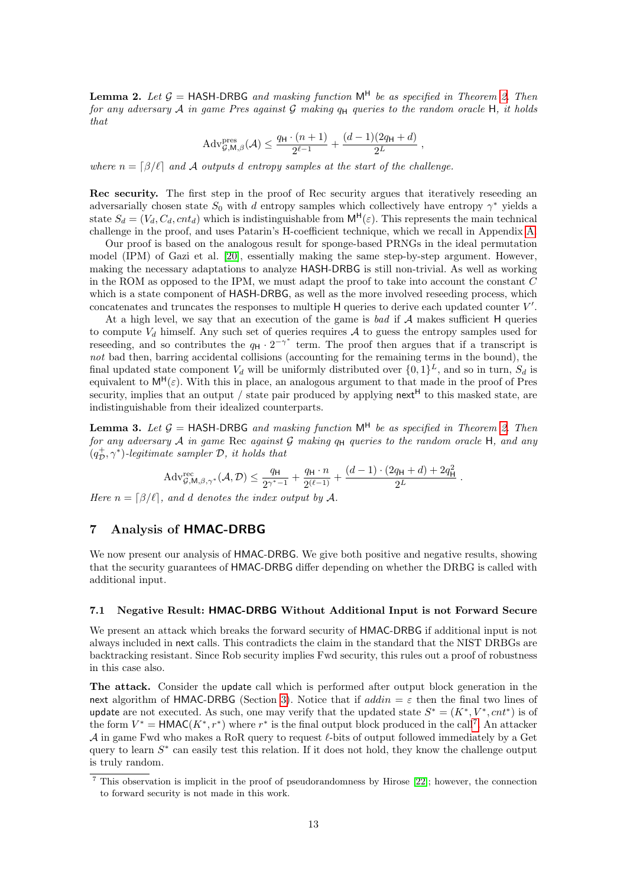**Lemma 2.** *Let $\mathcal{G} = \mathsf{HASH\text{-}DRBG}$ and masking function $\mathsf{M}^{\mathsf{H}}$ be as specified in Theorem 2. Then for any adversary $\mathcal{A}$ in game Pres against $\mathcal{G}$ making $q_{\mathsf{H}}$ queries to the random oracle $\mathsf{H}$, it holds that*

$$\mathrm{Adv}^{\mathrm{pres}}_{\mathcal{G},\mathsf{M},\beta}(\mathcal{A}) \leq \frac{q_{\mathsf{H}} \cdot (n+1)}{2^{\ell-1}} + \frac{(d-1)(2q_{\mathsf{H}} + d)}{2^L} ,$$

*where $n = \lceil \beta/\ell \rceil$ and $\mathcal{A}$ outputs $d$ entropy samples at the start of the challenge.*

**Rec security.** The first step in the proof of Rec security argues that iteratively reseeding an adversarially chosen state $S_0$ with $d$ entropy samples which collectively have entropy $\gamma^*$ yields a state $S_d = (V_d, C_d, cnt_d)$ which is indistinguishable from $\mathsf{M}^{\mathsf{H}}(\varepsilon)$. This represents the main technical challenge in the proof, and uses Patarin's H-coefficient technique, which we recall in Appendix A.

Our proof is based on the analogous result for sponge-based PRNGs in the ideal permutation model (IPM) of Gazi et al. [20], essentially making the same step-by-step argument. However, making the necessary adaptations to analyze $\mathsf{HASH\text{-}DRBG}$ is still non-trivial. As well as working in the ROM as opposed to the IPM, we must adapt the proof to take into account the constant $C$ which is a state component of $\mathsf{HASH\text{-}DRBG}$, as well as the more involved reseeding process, which concatenates and truncates the responses to multiple $\mathsf{H}$ queries to derive each updated counter $V'$.

At a high level, we say that an execution of the game is *bad* if $\mathcal{A}$ makes sufficient $\mathsf{H}$ queries to compute $V_d$ himself. Any such set of queries requires $\mathcal{A}$ to guess the entropy samples used for reseeding, and so contributes the $q_{\mathsf{H}} \cdot 2^{-\gamma^*}$ term. The proof then argues that if a transcript is *not* bad then, barring accidental collisions (accounting for the remaining terms in the bound), the final updated state component $V_d$ will be uniformly distributed over $\{0,1\}^L$, and so in turn, $S_d$ is equivalent to $\mathsf{M}^{\mathsf{H}}(\varepsilon)$. With this in place, an analogous argument to that made in the proof of Pres security, implies that an output / state pair produced by applying $\mathsf{next}^{\mathsf{H}}$ to this masked state, are indistinguishable from their idealized counterparts.

**Lemma 3.** *Let $\mathcal{G} = \mathsf{HASH\text{-}DRBG}$ and masking function $\mathsf{M}^{\mathsf{H}}$ be as specified in Theorem 2. Then for any adversary $\mathcal{A}$ in game Rec against $\mathcal{G}$ making $q_{\mathsf{H}}$ queries to the random oracle $\mathsf{H}$, and any $(q^+_{\mathcal{D}}, \gamma^*)$-legitimate sampler $\mathcal{D}$, it holds that*

$$\mathrm{Adv}^{\mathrm{rec}}_{\mathcal{G},\mathsf{M},\beta,\gamma^*}(\mathcal{A}, \mathcal{D}) \leq \frac{q_{\mathsf{H}}}{2^{\gamma^*-1}} + \frac{q_{\mathsf{H}} \cdot n}{2^{(\ell-1)}} + \frac{(d-1)\cdot(2q_{\mathsf{H}} + d) + 2q_{\mathsf{H}}^2}{2^L} .$$

*Here $n = \lceil \beta/\ell \rceil$, and $d$ denotes the index output by $\mathcal{A}$.*

## 7 Analysis of HMAC-DRBG

We now present our analysis of $\mathsf{HMAC\text{-}DRBG}$. We give both positive and negative results, showing that the security guarantees of $\mathsf{HMAC\text{-}DRBG}$ differ depending on whether the DRBG is called with additional input.

### 7.1 Negative Result: HMAC-DRBG Without Additional Input is not Forward Secure

We present an attack which breaks the forward security of $\mathsf{HMAC\text{-}DRBG}$ if additional input is not always included in $\mathsf{next}$ calls. This contradicts the claim in the standard that the NIST DRBGs are backtracking resistant. Since Rob security implies Fwd security, this rules out a proof of robustness in this case also.

**The attack.** Consider the $\mathsf{update}$ call which is performed after output block generation in the $\mathsf{next}$ algorithm of $\mathsf{HMAC\text{-}DRBG}$ (Section 3). Notice that if $addin = \varepsilon$ then the final two lines of $\mathsf{update}$ are not executed. As such, one may verify that the updated state $S^* = (K^*, V^*, cnt^*)$ is of the form $V^* = \mathsf{HMAC}(K^*, r^*)$ where $r^*$ is the final output block produced in the call[7]. An attacker $\mathcal{A}$ in game Fwd who makes a RoR query to request $\ell$-bits of output followed immediately by a Get query to learn $S^*$ can easily test this relation. If it does not hold, they know the challenge output is truly random.

[7] This observation is implicit in the proof of pseudorandomness by Hirose [22]; however, the connection to forward security is not made in this work.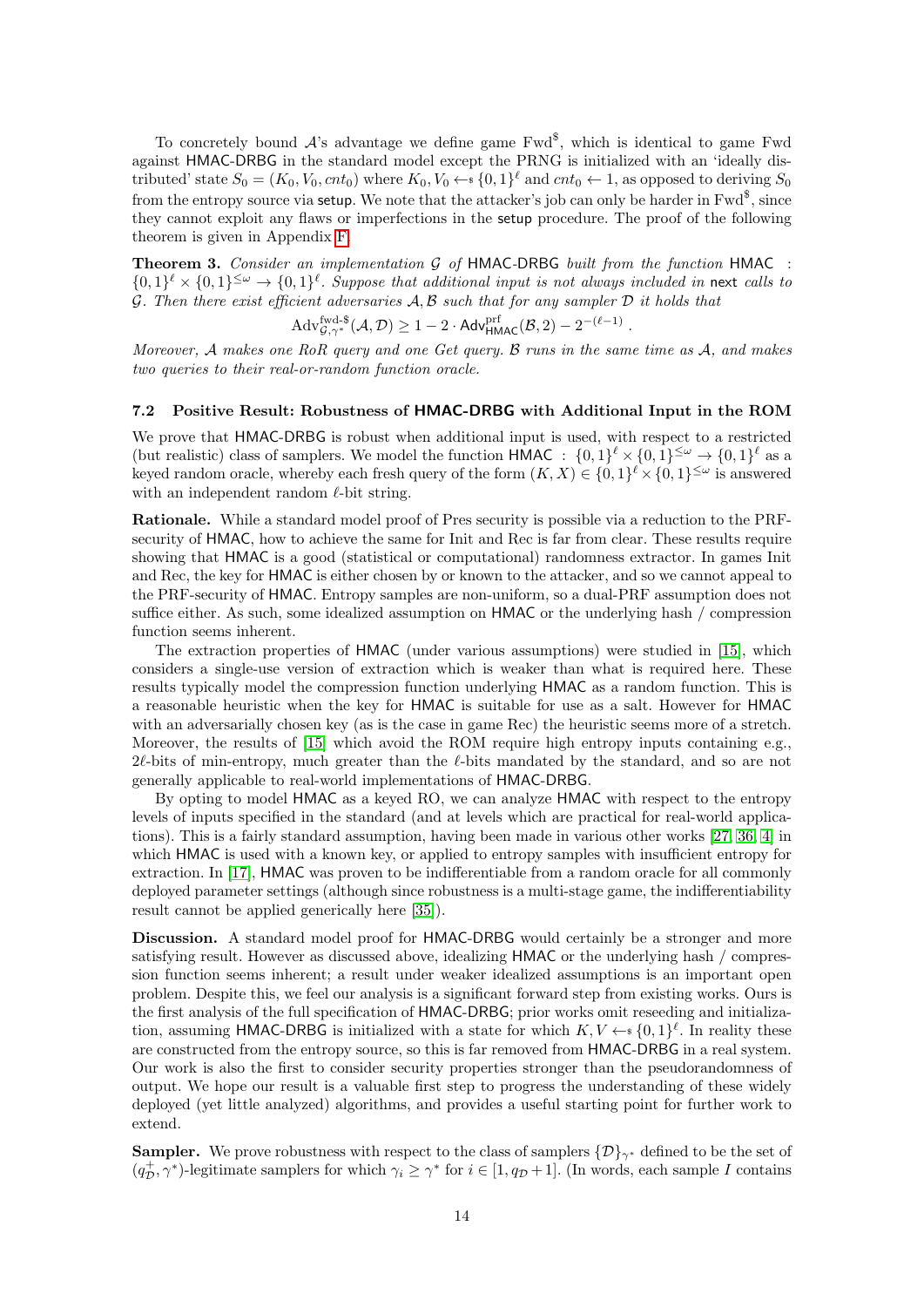To concretely bound $\mathcal{A}$'s advantage we define game $\text{Fwd}^{\$}$, which is identical to game Fwd against HMAC-DRBG in the standard model except the PRNG is initialized with an 'ideally distributed' state $S_0 = (K_0, V_0, cnt_0)$ where $K_0, V_0 \leftarrow\!\$\ \{0,1\}^\ell$ and $cnt_0 \leftarrow 1$, as opposed to deriving $S_0$ from the entropy source via setup. We note that the attacker's job can only be harder in $\text{Fwd}^{\$}$, since they cannot exploit any flaws or imperfections in the setup procedure. The proof of the following theorem is given in Appendix F.

**Theorem 3.** *Consider an implementation $\mathcal{G}$ of HMAC-DRBG built from the function HMAC : $\{0,1\}^\ell \times \{0,1\}^{\le \omega} \to \{0,1\}^\ell$. Suppose that additional input is not always included in* next *calls to $\mathcal{G}$. Then there exist efficient adversaries $\mathcal{A}, \mathcal{B}$ such that for any sampler $\mathcal{D}$ it holds that*

$$\text{Adv}^{\text{fwd-}\$}_{\mathcal{G},\gamma^*}(\mathcal{A}, \mathcal{D}) \geq 1 - 2 \cdot \mathsf{Adv}^{\text{prf}}_{\mathsf{HMAC}}(\mathcal{B}, 2) - 2^{-(\ell-1)} .$$

*Moreover, $\mathcal{A}$ makes one RoR query and one Get query. $\mathcal{B}$ runs in the same time as $\mathcal{A}$, and makes two queries to their real-or-random function oracle.*

### 7.2 Positive Result: Robustness of HMAC-DRBG with Additional Input in the ROM

We prove that HMAC-DRBG is robust when additional input is used, with respect to a restricted (but realistic) class of samplers. We model the function HMAC : $\{0,1\}^\ell \times \{0,1\}^{\le\omega} \to \{0,1\}^\ell$ as a keyed random oracle, whereby each fresh query of the form $(K, X) \in \{0,1\}^\ell \times \{0,1\}^{\le\omega}$ is answered with an independent random $\ell$-bit string.

**Rationale.** While a standard model proof of Pres security is possible via a reduction to the PRF-security of HMAC, how to achieve the same for Init and Rec is far from clear. These results require showing that HMAC is a good (statistical or computational) randomness extractor. In games Init and Rec, the key for HMAC is either chosen by or known to the attacker, and so we cannot appeal to the PRF-security of HMAC. Entropy samples are non-uniform, so a dual-PRF assumption does not suffice either. As such, some idealized assumption on HMAC or the underlying hash / compression function seems inherent.

The extraction properties of HMAC (under various assumptions) were studied in [15], which considers a single-use version of extraction which is weaker than what is required here. These results typically model the compression function underlying HMAC as a random function. This is a reasonable heuristic when the key for HMAC is suitable for use as a salt. However for HMAC with an adversarially chosen key (as is the case in game Rec) the heuristic seems more of a stretch. Moreover, the results of [15] which avoid the ROM require high entropy inputs containing e.g., $2\ell$-bits of min-entropy, much greater than the $\ell$-bits mandated by the standard, and so are not generally applicable to real-world implementations of HMAC-DRBG.

By opting to model HMAC as a keyed RO, we can analyze HMAC with respect to the entropy levels of inputs specified in the standard (and at levels which are practical for real-world applications). This is a fairly standard assumption, having been made in various other works [27, 36, 4] in which HMAC is used with a known key, or applied to entropy samples with insufficient entropy for extraction. In [17], HMAC was proven to be indifferentiable from a random oracle for all commonly deployed parameter settings (although since robustness is a multi-stage game, the indifferentiability result cannot be applied generically here [35]).

**Discussion.** A standard model proof for HMAC-DRBG would certainly be a stronger and more satisfying result. However as discussed above, idealizing HMAC or the underlying hash / compression function seems inherent; a result under weaker idealized assumptions is an important open problem. Despite this, we feel our analysis is a significant forward step from existing works. Ours is the first analysis of the full specification of HMAC-DRBG; prior works omit reseeding and initialization, assuming HMAC-DRBG is initialized with a state for which $K, V \leftarrow\!\$\ \{0,1\}^\ell$. In reality these are constructed from the entropy source, so this is far removed from HMAC-DRBG in a real system. Our work is also the first to consider security properties stronger than the pseudorandomness of output. We hope our result is a valuable first step to progress the understanding of these widely deployed (yet little analyzed) algorithms, and provides a useful starting point for further work to extend.

**Sampler.** We prove robustness with respect to the class of samplers $\{\mathcal{D}\}_{\gamma^*}$ defined to be the set of $(q^+_{\mathcal{D}}, \gamma^*)$-legitimate samplers for which $\gamma_i \geq \gamma^*$ for $i \in [1, q_{\mathcal{D}}+1]$. (In words, each sample $I$ contains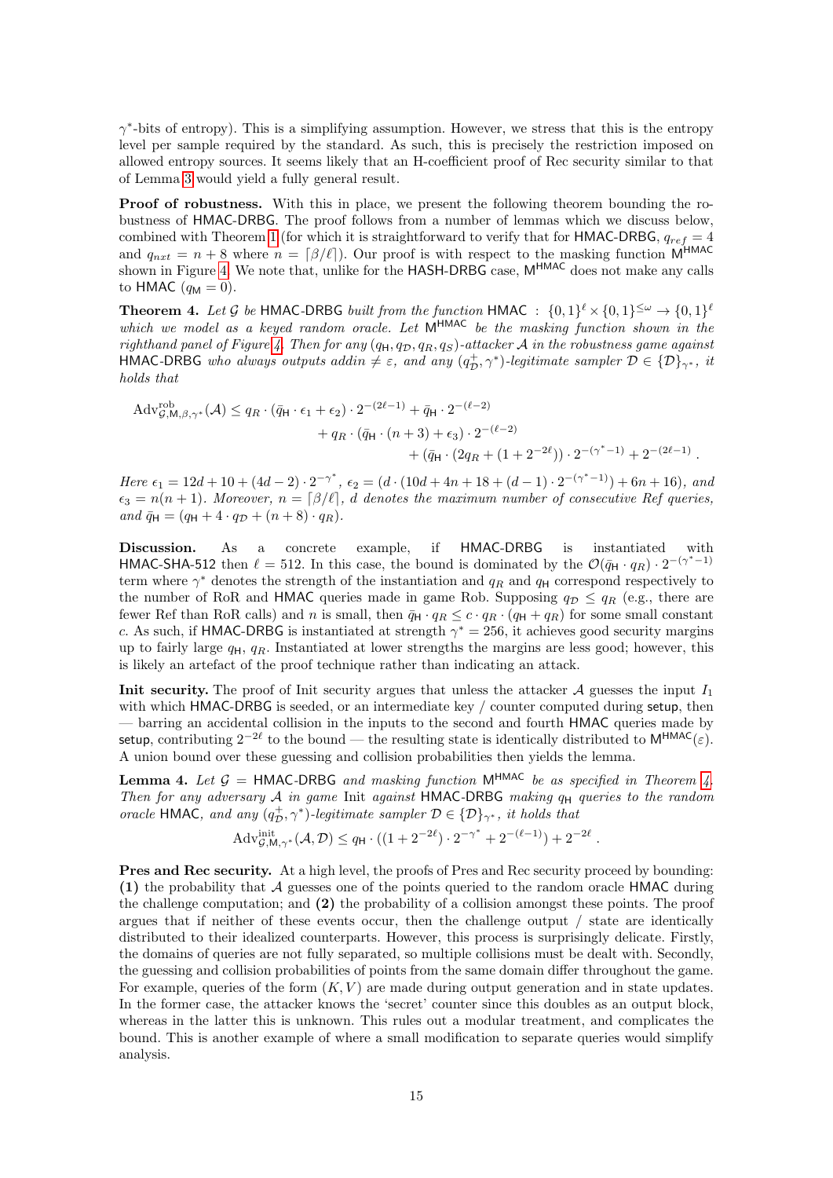$\gamma^*$-bits of entropy). This is a simplifying assumption. However, we stress that this is the entropy level per sample required by the standard. As such, this is precisely the restriction imposed on allowed entropy sources. It seems likely that an H-coefficient proof of Rec security similar to that of Lemma 3 would yield a fully general result.

**Proof of robustness.** With this in place, we present the following theorem bounding the robustness of HMAC-DRBG. The proof follows from a number of lemmas which we discuss below, combined with Theorem 1 (for which it is straightforward to verify that for HMAC-DRBG, $q_{ref} = 4$ and $q_{nxt} = n + 8$ where $n = \lceil \beta/\ell \rceil$). Our proof is with respect to the masking function $\mathsf{M}^{\mathsf{HMAC}}$ shown in Figure 4. We note that, unlike for the HASH-DRBG case, $\mathsf{M}^{\mathsf{HMAC}}$ does not make any calls to HMAC ($q_{\mathsf{M}} = 0$).

**Theorem 4.** *Let $\mathcal{G}$ be HMAC-DRBG built from the function HMAC : $\{0,1\}^\ell \times \{0,1\}^{\leq \omega} \to \{0,1\}^\ell$ which we model as a keyed random oracle. Let $\mathsf{M}^{\mathsf{HMAC}}$ be the masking function shown in the righthand panel of Figure 4. Then for any $(q_{\mathsf{H}}, q_{\mathcal{D}}, q_R, q_S)$-attacker $\mathcal{A}$ in the robustness game against HMAC-DRBG who always outputs addin $\neq \varepsilon$, and any $(q_{\mathcal{D}}^+, \gamma^*)$-legitimate sampler $\mathcal{D} \in \{\mathcal{D}\}_{\gamma^*}$, it holds that*

$$\begin{aligned}
\mathrm{Adv}^{\mathrm{rob}}_{\mathcal{G},\mathsf{M},\beta,\gamma^*}(\mathcal{A}) \leq q_R \cdot (\bar{q}_{\mathsf{H}} \cdot \epsilon_1 + \epsilon_2) \cdot 2^{-(2\ell-1)} + \bar{q}_{\mathsf{H}} \cdot 2^{-(\ell-2)} \\
+ q_R \cdot (\bar{q}_{\mathsf{H}} \cdot (n+3) + \epsilon_3) \cdot 2^{-(\ell-2)} \\
+ (\bar{q}_{\mathsf{H}} \cdot (2q_R + (1 + 2^{-2\ell})) \cdot 2^{-(\gamma^*-1)} + 2^{-(2\ell-1)} .
\end{aligned}$$

*Here $\epsilon_1 = 12d + 10 + (4d-2) \cdot 2^{-\gamma^*}$, $\epsilon_2 = (d \cdot (10d + 4n + 18 + (d-1) \cdot 2^{-(\gamma^*-1)}) + 6n + 16)$, and $\epsilon_3 = n(n+1)$. Moreover, $n = \lceil \beta/\ell \rceil$, $d$ denotes the maximum number of consecutive Ref queries, and $\bar{q}_{\mathsf{H}} = (q_{\mathsf{H}} + 4 \cdot q_{\mathcal{D}} + (n+8) \cdot q_R)$.*

**Discussion.** As a concrete example, if HMAC-DRBG is instantiated with HMAC-SHA-512 then $\ell = 512$. In this case, the bound is dominated by the $\mathcal{O}(\bar{q}_{\mathsf{H}} \cdot q_R) \cdot 2^{-(\gamma^*-1)}$ term where $\gamma^*$ denotes the strength of the instantiation and $q_R$ and $q_{\mathsf{H}}$ correspond respectively to the number of RoR and HMAC queries made in game Rob. Supposing $q_{\mathcal{D}} \leq q_R$ (e.g., there are fewer Ref than RoR calls) and $n$ is small, then $\bar{q}_{\mathsf{H}} \cdot q_R \leq c \cdot q_R \cdot (q_{\mathsf{H}} + q_R)$ for some small constant $c$. As such, if HMAC-DRBG is instantiated at strength $\gamma^* = 256$, it achieves good security margins up to fairly large $q_{\mathsf{H}}$, $q_R$. Instantiated at lower strengths the margins are less good; however, this is likely an artefact of the proof technique rather than indicating an attack.

**Init security.** The proof of Init security argues that unless the attacker $\mathcal{A}$ guesses the input $I_1$ with which HMAC-DRBG is seeded, or an intermediate key / counter computed during setup, then — barring an accidental collision in the inputs to the second and fourth HMAC queries made by setup, contributing $2^{-2\ell}$ to the bound — the resulting state is identically distributed to $\mathsf{M}^{\mathsf{HMAC}}(\varepsilon)$. A union bound over these guessing and collision probabilities then yields the lemma.

**Lemma 4.** *Let $\mathcal{G}$ = HMAC-DRBG and masking function $\mathsf{M}^{\mathsf{HMAC}}$ be as specified in Theorem 4. Then for any adversary $\mathcal{A}$ in game Init against HMAC-DRBG making $q_{\mathsf{H}}$ queries to the random oracle HMAC, and any $(q_{\mathcal{D}}^+, \gamma^*)$-legitimate sampler $\mathcal{D} \in \{\mathcal{D}\}_{\gamma^*}$, it holds that*

$$\mathrm{Adv}^{\mathrm{init}}_{\mathcal{G},\mathsf{M},\gamma^*}(\mathcal{A}, \mathcal{D}) \leq q_{\mathsf{H}} \cdot ((1 + 2^{-2\ell}) \cdot 2^{-\gamma^*} + 2^{-(\ell-1)}) + 2^{-2\ell} .$$

**Pres and Rec security.** At a high level, the proofs of Pres and Rec security proceed by bounding: **(1)** the probability that $\mathcal{A}$ guesses one of the points queried to the random oracle HMAC during the challenge computation; and **(2)** the probability of a collision amongst these points. The proof argues that if neither of these events occur, then the challenge output / state are identically distributed to their idealized counterparts. However, this process is surprisingly delicate. Firstly, the domains of queries are not fully separated, so multiple collisions must be dealt with. Secondly, the guessing and collision probabilities of points from the same domain differ throughout the game. For example, queries of the form $(K, V)$ are made during output generation and in state updates. In the former case, the attacker knows the 'secret' counter since this doubles as an output block, whereas in the latter this is unknown. This rules out a modular treatment, and complicates the bound. This is another example of where a small modification to separate queries would simplify analysis.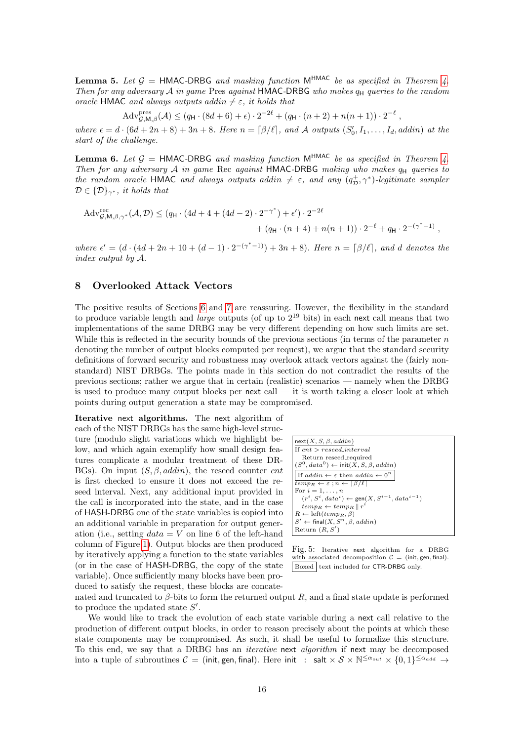**Lemma 5.** *Let $\mathcal{G} = \mathsf{HMAC\text{-}DRBG}$ and masking function $\mathsf{M}^{\mathsf{HMAC}}$ be as specified in Theorem 4. Then for any adversary $\mathcal{A}$ in game* Pres *against* HMAC-DRBG *who makes $q_{\mathsf{H}}$ queries to the random oracle* HMAC *and always outputs $addin \neq \varepsilon$, it holds that*

$$\mathrm{Adv}^{\mathrm{pres}}_{\mathcal{G},\mathsf{M},\beta}(\mathcal{A}) \leq (q_{\mathsf{H}} \cdot (8d+6) + \epsilon) \cdot 2^{-2\ell} + (q_{\mathsf{H}} \cdot (n+2) + n(n+1)) \cdot 2^{-\ell} ,$$

*where $\epsilon = d \cdot (6d + 2n + 8) + 3n + 8$. Here $n = \lceil \beta/\ell \rceil$, and $\mathcal{A}$ outputs $(S'_0, I_1, \ldots, I_d, addin)$ at the start of the challenge.*

**Lemma 6.** *Let $\mathcal{G} = \mathsf{HMAC\text{-}DRBG}$ and masking function $\mathsf{M}^{\mathsf{HMAC}}$ be as specified in Theorem 4. Then for any adversary $\mathcal{A}$ in game* Rec *against* HMAC-DRBG *making who makes $q_{\mathsf{H}}$ queries to the random oracle* HMAC *and always outputs $addin \neq \varepsilon$, and any $(q^+_{\mathcal{D}}, \gamma^*)$-legitimate sampler $\mathcal{D} \in \{\mathcal{D}\}_{\gamma^*}$, it holds that*

$$\mathrm{Adv}^{\mathrm{rec}}_{\mathcal{G},\mathsf{M},\beta,\gamma^*}(\mathcal{A},\mathcal{D}) \leq (q_{\mathsf{H}} \cdot (4d + 4 + (4d-2) \cdot 2^{-\gamma^*}) + \epsilon') \cdot 2^{-2\ell} + (q_{\mathsf{H}} \cdot (n+4) + n(n+1)) \cdot 2^{-\ell} + q_{\mathsf{H}} \cdot 2^{-(\gamma^*-1)} ,$$

*where $\epsilon' = (d \cdot (4d + 2n + 10 + (d-1) \cdot 2^{-(\gamma^*-1)}) + 3n + 8)$. Here $n = \lceil \beta/\ell \rceil$, and $d$ denotes the index output by $\mathcal{A}$.*

## 8 Overlooked Attack Vectors

The positive results of Sections 6 and 7 are reassuring. However, the flexibility in the standard to produce variable length and *large* outputs (of up to $2^{19}$ bits) in each next call means that two implementations of the same DRBG may be very different depending on how such limits are set. While this is reflected in the security bounds of the previous sections (in terms of the parameter $n$ denoting the number of output blocks computed per request), we argue that the standard security definitions of forward security and robustness may overlook attack vectors against the (fairly non-standard) NIST DRBGs. The points made in this section do not contradict the results of the previous sections; rather we argue that in certain (realistic) scenarios — namely when the DRBG is used to produce many output blocks per next call — it is worth taking a closer look at which points during output generation a state may be compromised.

**Iterative next algorithms.** The next algorithm of each of the NIST DRBGs has the same high-level structure (modulo slight variations which we highlight below, and which again exemplify how small design features complicate a modular treatment of these DRBGs). On input $(S, \beta, addin)$, the reseed counter $cnt$ is first checked to ensure it does not exceed the reseed interval. Next, any additional input provided in the call is incorporated into the state, and in the case of HASH-DRBG one of the state variables is copied into an additional variable in preparation for output generation (i.e., setting $data = V$ on line 6 of the left-hand column of Figure 1). Output blocks are then produced by iteratively applying a function to the state variables (or in the case of HASH-DRBG, the copy of the state variable). Once sufficiently many blocks have been produced to satisfy the request, these blocks are concatenated and truncated to $\beta$-bits to form the returned output $R$, and a final state update is performed to produce the updated state $S'$.

```
next(X, S, β, addin)
If cnt > reseed_interval
   Return reseed_required
(S^0, data^0) ← init(X, S, β, addin)
[If addin ← ε then addin ← 0^n]
temp_R ← ε ; n ← ⌈β/ℓ⌉
For i = 1, ..., n
   (r^i, S^i, data^i) ← gen(X, S^{i-1}, data^{i-1})
   temp_R ← temp_R ∥ r^i
R ← left(temp_R, β)
S' ← final(X, S^n, β, addin)
Return (R, S')
```

Fig. 5: Iterative next algorithm for a DRBG with associated decomposition $\mathcal{C} = (\mathsf{init}, \mathsf{gen}, \mathsf{final})$. [Boxed] text included for CTR-DRBG only.

We would like to track the evolution of each state variable during a next call relative to the production of different output blocks, in order to reason precisely about the points at which these state components may be compromised. As such, it shall be useful to formalize this structure. To this end, we say that a DRBG has an *iterative* next *algorithm* if next may be decomposed into a tuple of subroutines $\mathcal{C} = (\mathsf{init}, \mathsf{gen}, \mathsf{final})$. Here $\mathsf{init} : \mathsf{salt} \times \mathcal{S} \times \mathbb{N}^{\leq \alpha_{out}} \times \{0,1\}^{\leq \alpha_{add}} \rightarrow$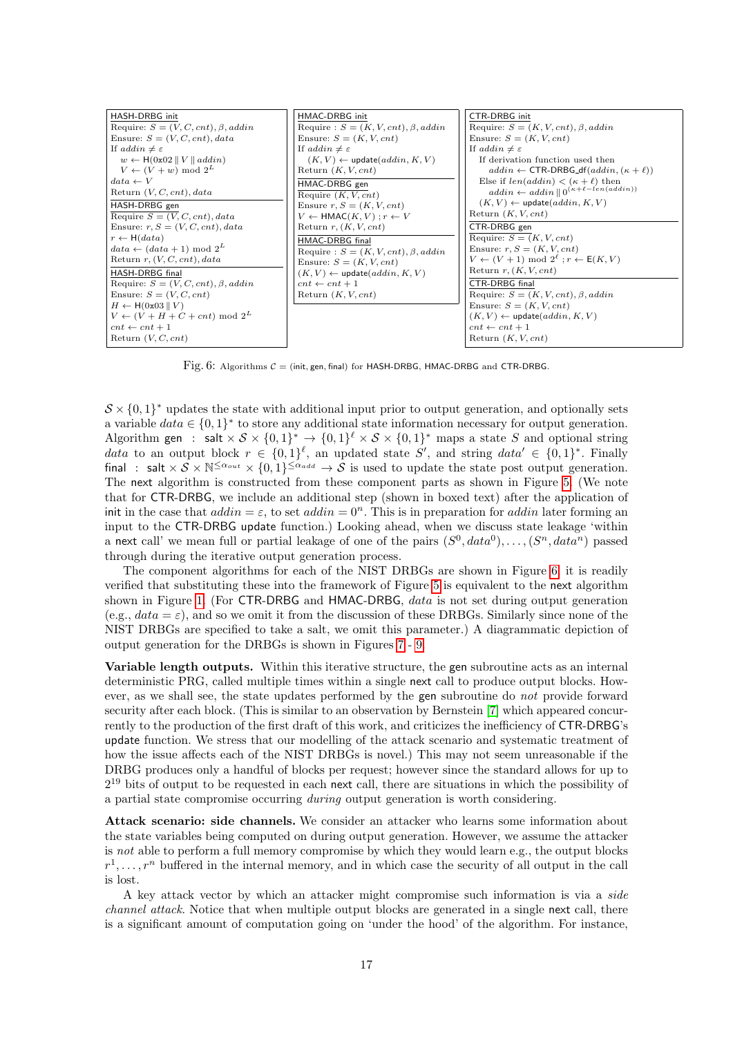**HASH-DRBG init**
Require: $S = (V, C, cnt), \beta, addin$
Ensure: $S = (V, C, cnt), data$
If $addin \neq \varepsilon$
  $w \leftarrow \mathsf{H}(0\text{x}02 \,\|\, V \,\|\, addin)$
  $V \leftarrow (V + w) \bmod 2^L$
$data \leftarrow V$
Return $(V, C, cnt), data$

**HASH-DRBG gen**
Require $S = (V, C, cnt), data$
Ensure: $r, S = (V, C, cnt), data$
$r \leftarrow \mathsf{H}(data)$
$data \leftarrow (data + 1) \bmod 2^L$
Return $r, (V, C, cnt), data$

**HASH-DRBG final**
Require: $S = (V, C, cnt), \beta, addin$
Ensure: $S = (V, C, cnt)$
$H \leftarrow \mathsf{H}(0\text{x}03 \,\|\, V)$
$V \leftarrow (V + H + C + cnt) \bmod 2^L$
$cnt \leftarrow cnt + 1$
Return $(V, C, cnt)$

**HMAC-DRBG init**
Require : $S = (K, V, cnt), \beta, addin$
Ensure: $S = (K, V, cnt)$
If $addin \neq \varepsilon$
  $(K, V) \leftarrow \mathsf{update}(addin, K, V)$
Return $(K, V, cnt)$

**HMAC-DRBG gen**
Require $(K, V, cnt)$
Ensure $r, S = (K, V, cnt)$
$V \leftarrow \mathsf{HMAC}(K, V)$ ; $r \leftarrow V$
Return $r, (K, V, cnt)$

**HMAC-DRBG final**
Require : $S = (K, V, cnt), \beta, addin$
Ensure: $S = (K, V, cnt)$
$(K, V) \leftarrow \mathsf{update}(addin, K, V)$
$cnt \leftarrow cnt + 1$
Return $(K, V, cnt)$

**CTR-DRBG init**
Require: $S = (K, V, cnt), \beta, addin$
Ensure: $S = (K, V, cnt)$
If $addin \neq \varepsilon$
  If derivation function used then
    $addin \leftarrow \mathsf{CTR\text{-}DRBG\_df}(addin, (\kappa + \ell))$
  Else if $len(addin) < (\kappa + \ell)$ then
    $addin \leftarrow addin \,\|\, 0^{(\kappa+\ell-len(addin))}$
  $(K, V) \leftarrow \mathsf{update}(addin, K, V)$
Return $(K, V, cnt)$

**CTR-DRBG gen**
Require: $S = (K, V, cnt)$
Ensure: $r, S = (K, V, cnt)$
$V \leftarrow (V + 1) \bmod 2^{\ell}$ ; $r \leftarrow \mathsf{E}(K, V)$
Return $r, (K, V, cnt)$

**CTR-DRBG final**
Require: $S = (K, V, cnt), \beta, addin$
Ensure: $S = (K, V, cnt)$
$(K, V) \leftarrow \mathsf{update}(addin, K, V)$
$cnt \leftarrow cnt + 1$
Return $(K, V, cnt)$

Fig. 6: Algorithms $\mathcal{C} = (\mathsf{init}, \mathsf{gen}, \mathsf{final})$ for HASH-DRBG, HMAC-DRBG and CTR-DRBG.

$\mathcal{S} \times \{0,1\}^*$ updates the state with additional input prior to output generation, and optionally sets a variable $data \in \{0,1\}^*$ to store any additional state information necessary for output generation. Algorithm $\mathsf{gen}$ : $\mathsf{salt} \times \mathcal{S} \times \{0,1\}^* \rightarrow \{0,1\}^\ell \times \mathcal{S} \times \{0,1\}^*$ maps a state $S$ and optional string $data$ to an output block $r \in \{0,1\}^\ell$, an updated state $S'$, and string $data' \in \{0,1\}^*$. Finally $\mathsf{final}$ : $\mathsf{salt} \times \mathcal{S} \times \mathbb{N}^{\leq \alpha_{out}} \times \{0,1\}^{\leq \alpha_{add}} \rightarrow \mathcal{S}$ is used to update the state post output generation. The $\mathsf{next}$ algorithm is constructed from these component parts as shown in Figure 5. (We note that for CTR-DRBG, we include an additional step (shown in boxed text) after the application of $\mathsf{init}$ in the case that $addin = \varepsilon$, to set $addin = 0^n$. This is in preparation for $addin$ later forming an input to the CTR-DRBG $\mathsf{update}$ function.) Looking ahead, when we discuss state leakage 'within a $\mathsf{next}$ call' we mean full or partial leakage of one of the pairs $(S^0, data^0), \ldots, (S^n, data^n)$ passed through during the iterative output generation process.

The component algorithms for each of the NIST DRBGs are shown in Figure 6; it is readily verified that substituting these into the framework of Figure 5 is equivalent to the $\mathsf{next}$ algorithm shown in Figure 1. (For CTR-DRBG and HMAC-DRBG, $data$ is not set during output generation (e.g., $data = \varepsilon$), and so we omit it from the discussion of these DRBGs. Similarly since none of the NIST DRBGs are specified to take a salt, we omit this parameter.) A diagrammatic depiction of output generation for the DRBGs is shown in Figures 7 - 9.

**Variable length outputs.** Within this iterative structure, the $\mathsf{gen}$ subroutine acts as an internal deterministic PRG, called multiple times within a single $\mathsf{next}$ call to produce output blocks. However, as we shall see, the state updates performed by the $\mathsf{gen}$ subroutine do *not* provide forward security after each block. (This is similar to an observation by Bernstein [7] which appeared concurrently to the production of the first draft of this work, and criticizes the inefficiency of CTR-DRBG's $\mathsf{update}$ function. We stress that our modelling of the attack scenario and systematic treatment of how the issue affects each of the NIST DRBGs is novel.) This may not seem unreasonable if the DRBG produces only a handful of blocks per request; however since the standard allows for up to $2^{19}$ bits of output to be requested in each $\mathsf{next}$ call, there are situations in which the possibility of a partial state compromise occurring *during* output generation is worth considering.

**Attack scenario: side channels.** We consider an attacker who learns some information about the state variables being computed on during output generation. However, we assume the attacker is *not* able to perform a full memory compromise by which they would learn e.g., the output blocks $r^1, \ldots, r^n$ buffered in the internal memory, and in which case the security of all output in the call is lost.

A key attack vector by which an attacker might compromise such information is via a *side channel attack*. Notice that when multiple output blocks are generated in a single $\mathsf{next}$ call, there is a significant amount of computation going on 'under the hood' of the algorithm. For instance,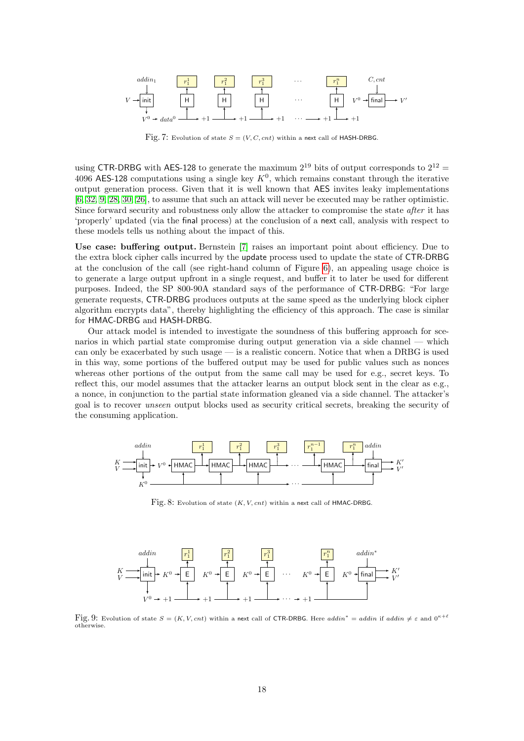Fig. 7: Evolution of state $S = (V, C, cnt)$ within a next call of HASH-DRBG.

using CTR-DRBG with AES-128 to generate the maximum $2^{19}$ bits of output corresponds to $2^{12} = 4096$ AES-128 computations using a single key $K^0$, which remains constant through the iterative output generation process. Given that it is well known that AES invites leaky implementations [6, 32, 9, 28, 30, 26], to assume that such an attack will never be executed may be rather optimistic. Since forward security and robustness only allow the attacker to compromise the state *after* it has 'properly' updated (via the final process) at the conclusion of a next call, analysis with respect to these models tells us nothing about the impact of this.

**Use case: buffering output.** Bernstein [7] raises an important point about efficiency. Due to the extra block cipher calls incurred by the update process used to update the state of CTR-DRBG at the conclusion of the call (see right-hand column of Figure 6), an appealing usage choice is to generate a large output upfront in a single request, and buffer it to later be used for different purposes. Indeed, the SP 800-90A standard says of the performance of CTR-DRBG: "For large generate requests, CTR-DRBG produces outputs at the same speed as the underlying block cipher algorithm encrypts data", thereby highlighting the efficiency of this approach. The case is similar for HMAC-DRBG and HASH-DRBG.

Our attack model is intended to investigate the soundness of this buffering approach for scenarios in which partial state compromise during output generation via a side channel — which can only be exacerbated by such usage — is a realistic concern. Notice that when a DRBG is used in this way, some portions of the buffered output may be used for public values such as nonces whereas other portions of the output from the same call may be used for e.g., secret keys. To reflect this, our model assumes that the attacker learns an output block sent in the clear as e.g., a nonce, in conjunction to the partial state information gleaned via a side channel. The attacker's goal is to recover *unseen* output blocks used as security critical secrets, breaking the security of the consuming application.

Fig. 8: Evolution of state $(K, V, cnt)$ within a next call of HMAC-DRBG.

Fig. 9: Evolution of state $S = (K, V, cnt)$ within a next call of CTR-DRBG. Here $addin^* = addin$ if $addin \neq \varepsilon$ and $0^{\kappa+\ell}$ otherwise.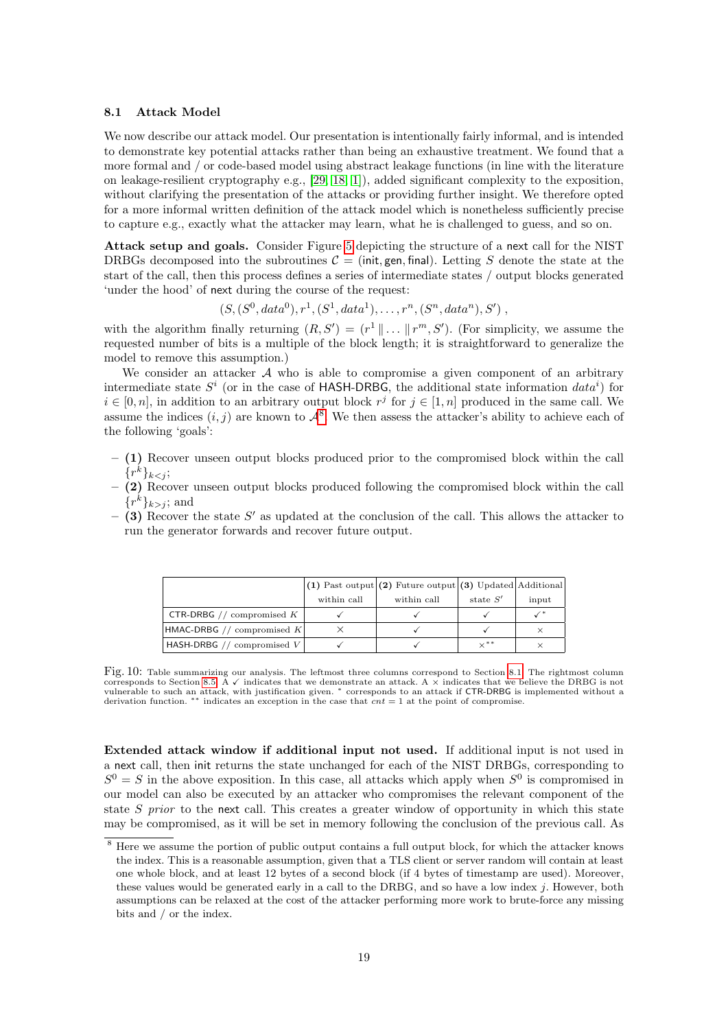### 8.1 Attack Model

We now describe our attack model. Our presentation is intentionally fairly informal, and is intended to demonstrate key potential attacks rather than being an exhaustive treatment. We found that a more formal and / or code-based model using abstract leakage functions (in line with the literature on leakage-resilient cryptography e.g., [29, 18, 1]), added significant complexity to the exposition, without clarifying the presentation of the attacks or providing further insight. We therefore opted for a more informal written definition of the attack model which is nonetheless sufficiently precise to capture e.g., exactly what the attacker may learn, what he is challenged to guess, and so on.

**Attack setup and goals.** Consider Figure 5 depicting the structure of a next call for the NIST DRBGs decomposed into the subroutines $\mathcal{C} = (\mathsf{init}, \mathsf{gen}, \mathsf{final})$. Letting $S$ denote the state at the start of the call, then this process defines a series of intermediate states / output blocks generated 'under the hood' of next during the course of the request:

$$(S, (S^0, data^0), r^1, (S^1, data^1), \ldots, r^n, (S^n, data^n), S') ,$$

with the algorithm finally returning $(R, S') = (r^1 \| \ldots \| r^m, S')$. (For simplicity, we assume the requested number of bits is a multiple of the block length; it is straightforward to generalize the model to remove this assumption.)

We consider an attacker $\mathcal{A}$ who is able to compromise a given component of an arbitrary intermediate state $S^i$ (or in the case of HASH-DRBG, the additional state information $data^i$) for $i \in [0, n]$, in addition to an arbitrary output block $r^j$ for $j \in [1, n]$ produced in the same call. We assume the indices $(i, j)$ are known to $\mathcal{A}$[8]. We then assess the attacker's ability to achieve each of the following 'goals':

- **(1)** Recover unseen output blocks produced prior to the compromised block within the call $\{r^k\}_{k<j}$;
- **(2)** Recover unseen output blocks produced following the compromised block within the call $\{r^k\}_{k>j}$; and
- **(3)** Recover the state $S'$ as updated at the conclusion of the call. This allows the attacker to run the generator forwards and recover future output.

| | **(1)** Past output within call | **(2)** Future output within call | **(3)** Updated state $S'$ | Additional input |
|---|---|---|---|---|
| CTR-DRBG // compromised $K$ | ✓ | ✓ | ✓ | ✓* |
| HMAC-DRBG // compromised $K$ | × | ✓ | ✓ | × |
| HASH-DRBG // compromised $V$ | ✓ | ✓ | ×** | × |

Fig. 10: Table summarizing our analysis. The leftmost three columns correspond to Section 8.1. The rightmost column corresponds to Section 8.5. A ✓ indicates that we demonstrate an attack. A × indicates that we believe the DRBG is not vulnerable to such an attack, with justification given. * corresponds to an attack if CTR-DRBG is implemented without a derivation function. ** indicates an exception in the case that $cnt = 1$ at the point of compromise.

**Extended attack window if additional input not used.** If additional input is not used in a next call, then init returns the state unchanged for each of the NIST DRBGs, corresponding to $S^0 = S$ in the above exposition. In this case, all attacks which apply when $S^0$ is compromised in our model can also be executed by an attacker who compromises the relevant component of the state $S$ *prior* to the next call. This creates a greater window of opportunity in which this state may be compromised, as it will be set in memory following the conclusion of the previous call. As

[8] Here we assume the portion of public output contains a full output block, for which the attacker knows the index. This is a reasonable assumption, given that a TLS client or server random will contain at least one whole block, and at least 12 bytes of a second block (if 4 bytes of timestamp are used). Moreover, these values would be generated early in a call to the DRBG, and so have a low index $j$. However, both assumptions can be relaxed at the cost of the attacker performing more work to brute-force any missing bits and / or the index.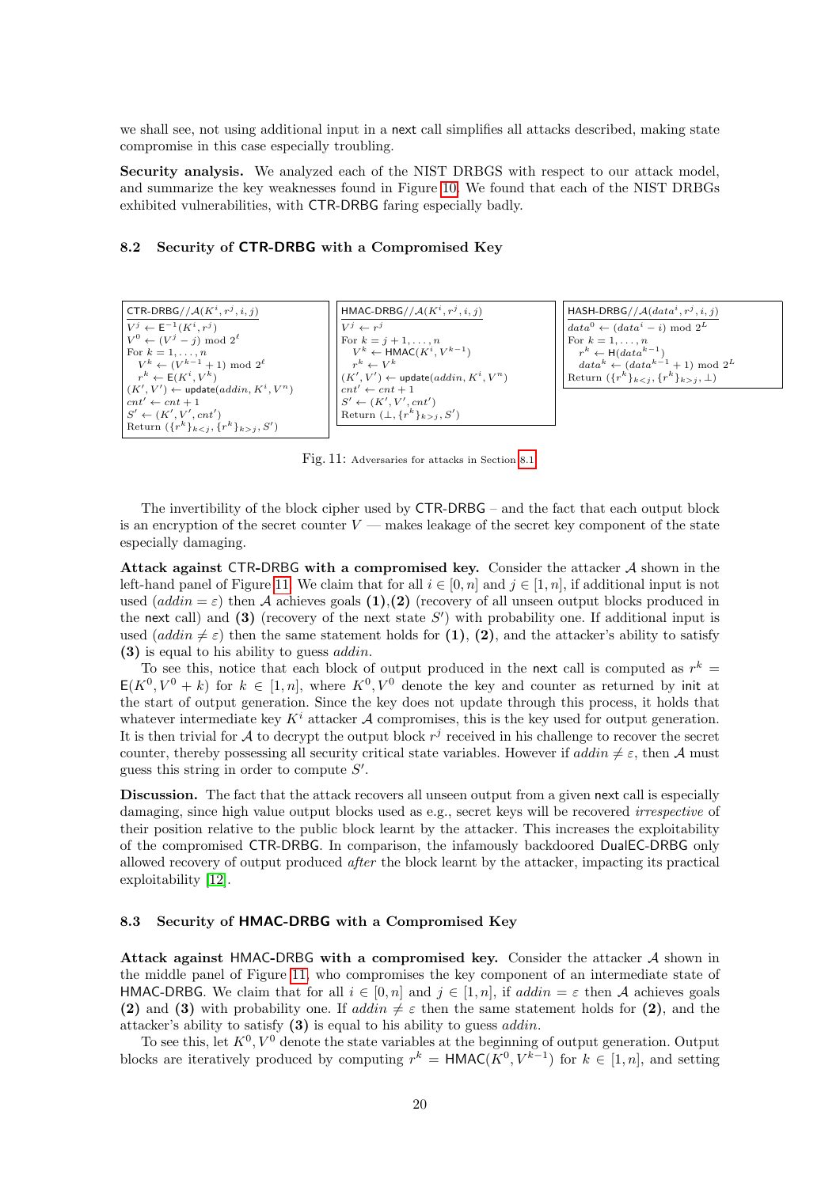we shall see, not using additional input in a next call simplifies all attacks described, making state compromise in this case especially troubling.

**Security analysis.** We analyzed each of the NIST DRBGS with respect to our attack model, and summarize the key weaknesses found in Figure 10. We found that each of the NIST DRBGs exhibited vulnerabilities, with CTR-DRBG faring especially badly.

### 8.2 Security of CTR-DRBG with a Compromised Key

```
CTR-DRBG//A(K^i, r^j, i, j)
V^j ← E^{-1}(K^i, r^j)
V^0 ← (V^j − j) mod 2^ℓ
For k = 1, ..., n
  V^k ← (V^{k−1} + 1) mod 2^ℓ
  r^k ← E(K^i, V^k)
(K', V') ← update(addin, K^i, V^n)
cnt' ← cnt + 1
S' ← (K', V', cnt')
Return ({r^k}_{k<j}, {r^k}_{k>j}, S')
```

```
HMAC-DRBG//A(K^i, r^j, i, j)
V^j ← r^j
For k = j + 1, ..., n
  V^k ← HMAC(K^i, V^{k−1})
  r^k ← V^k
(K', V') ← update(addin, K^i, V^n)
cnt' ← cnt + 1
S' ← (K', V', cnt')
Return (⊥, {r^k}_{k>j}, S')
```

```
HASH-DRBG//A(data^i, r^j, i, j)
data^0 ← (data^i − i) mod 2^L
For k = 1, ..., n
  r^k ← H(data^{k−1})
  data^k ← (data^{k−1} + 1) mod 2^L
Return ({r^k}_{k<j}, {r^k}_{k>j}, ⊥)
```

Fig. 11: Adversaries for attacks in Section 8.1

The invertibility of the block cipher used by CTR-DRBG – and the fact that each output block is an encryption of the secret counter $V$ — makes leakage of the secret key component of the state especially damaging.

**Attack against CTR-DRBG with a compromised key.** Consider the attacker $\mathcal{A}$ shown in the left-hand panel of Figure 11. We claim that for all $i \in [0, n]$ and $j \in [1, n]$, if additional input is not used ($addin = \varepsilon$) then $\mathcal{A}$ achieves goals **(1)**,**(2)** (recovery of all unseen output blocks produced in the next call) and **(3)** (recovery of the next state $S'$) with probability one. If additional input is used ($addin \neq \varepsilon$) then the same statement holds for **(1)**, **(2)**, and the attacker's ability to satisfy **(3)** is equal to his ability to guess $addin$.

To see this, notice that each block of output produced in the next call is computed as $r^k = \mathsf{E}(K^0, V^0 + k)$ for $k \in [1, n]$, where $K^0, V^0$ denote the key and counter as returned by init at the start of output generation. Since the key does not update through this process, it holds that whatever intermediate key $K^i$ attacker $\mathcal{A}$ compromises, this is the key used for output generation. It is then trivial for $\mathcal{A}$ to decrypt the output block $r^j$ received in his challenge to recover the secret counter, thereby possessing all security critical state variables. However if $addin \neq \varepsilon$, then $\mathcal{A}$ must guess this string in order to compute $S'$.

**Discussion.** The fact that the attack recovers all unseen output from a given next call is especially damaging, since high value output blocks used as e.g., secret keys will be recovered *irrespective* of their position relative to the public block learnt by the attacker. This increases the exploitability of the compromised CTR-DRBG. In comparison, the infamously backdoored DualEC-DRBG only allowed recovery of output produced *after* the block learnt by the attacker, impacting its practical exploitability [12].

### 8.3 Security of HMAC-DRBG with a Compromised Key

**Attack against HMAC-DRBG with a compromised key.** Consider the attacker $\mathcal{A}$ shown in the middle panel of Figure 11, who compromises the key component of an intermediate state of HMAC-DRBG. We claim that for all $i \in [0, n]$ and $j \in [1, n]$, if $addin = \varepsilon$ then $\mathcal{A}$ achieves goals **(2)** and **(3)** with probability one. If $addin \neq \varepsilon$ then the same statement holds for **(2)**, and the attacker's ability to satisfy **(3)** is equal to his ability to guess $addin$.

To see this, let $K^0, V^0$ denote the state variables at the beginning of output generation. Output blocks are iteratively produced by computing $r^k = \mathsf{HMAC}(K^0, V^{k-1})$ for $k \in [1, n]$, and setting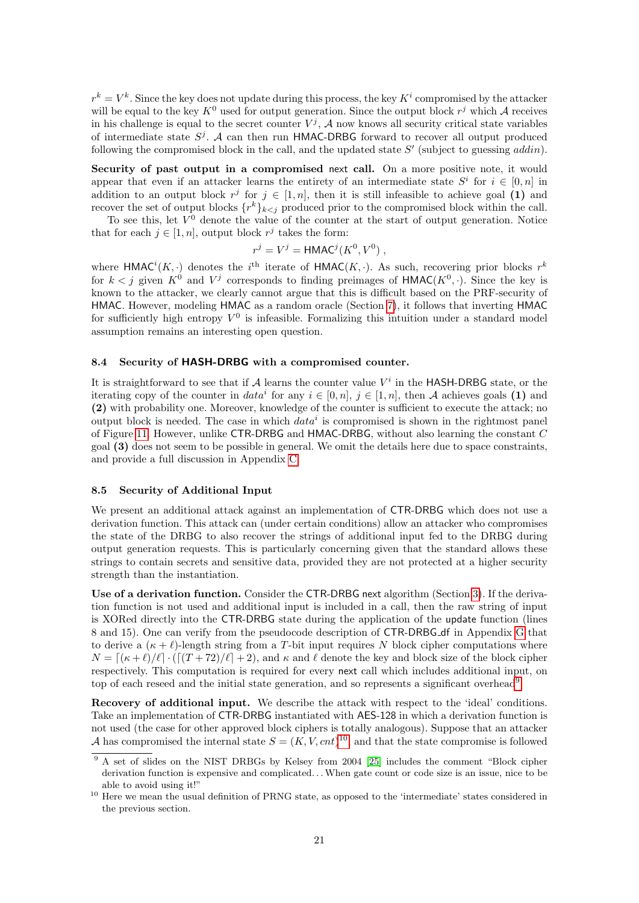$r^k = V^k$. Since the key does not update during this process, the key $K^i$ compromised by the attacker will be equal to the key $K^0$ used for output generation. Since the output block $r^j$ which $\mathcal{A}$ receives in his challenge is equal to the secret counter $V^j$, $\mathcal{A}$ now knows all security critical state variables of intermediate state $S^j$. $\mathcal{A}$ can then run HMAC-DRBG forward to recover all output produced following the compromised block in the call, and the updated state $S'$ (subject to guessing *addin*).

**Security of past output in a compromised next call.** On a more positive note, it would appear that even if an attacker learns the entirety of an intermediate state $S^i$ for $i \in [0, n]$ in addition to an output block $r^j$ for $j \in [1, n]$, then it is still infeasible to achieve goal **(1)** and recover the set of output blocks $\{r^k\}_{k<j}$ produced prior to the compromised block within the call.

To see this, let $V^0$ denote the value of the counter at the start of output generation. Notice that for each $j \in [1, n]$, output block $r^j$ takes the form:

$$r^j = V^j = \mathsf{HMAC}^j(K^0, V^0) ,$$

where $\mathsf{HMAC}^i(K, \cdot)$ denotes the $i^{\text{th}}$ iterate of $\mathsf{HMAC}(K, \cdot)$. As such, recovering prior blocks $r^k$ for $k < j$ given $K^0$ and $V^j$ corresponds to finding preimages of $\mathsf{HMAC}(K^0, \cdot)$. Since the key is known to the attacker, we clearly cannot argue that this is difficult based on the PRF-security of HMAC. However, modeling HMAC as a random oracle (Section 7), it follows that inverting HMAC for sufficiently high entropy $V^0$ is infeasible. Formalizing this intuition under a standard model assumption remains an interesting open question.

### 8.4 Security of HASH-DRBG with a compromised counter.

It is straightforward to see that if $\mathcal{A}$ learns the counter value $V^i$ in the HASH-DRBG state, or the iterating copy of the counter in $data^i$ for any $i \in [0, n]$, $j \in [1, n]$, then $\mathcal{A}$ achieves goals **(1)** and **(2)** with probability one. Moreover, knowledge of the counter is sufficient to execute the attack; no output block is needed. The case in which $data^i$ is compromised is shown in the rightmost panel of Figure 11. However, unlike CTR-DRBG and HMAC-DRBG, without also learning the constant $C$ goal **(3)** does not seem to be possible in general. We omit the details here due to space constraints, and provide a full discussion in Appendix C.

### 8.5 Security of Additional Input

We present an additional attack against an implementation of CTR-DRBG which does not use a derivation function. This attack can (under certain conditions) allow an attacker who compromises the state of the DRBG to also recover the strings of additional input fed to the DRBG during output generation requests. This is particularly concerning given that the standard allows these strings to contain secrets and sensitive data, provided they are not protected at a higher security strength than the instantiation.

**Use of a derivation function.** Consider the CTR-DRBG next algorithm (Section 3). If the derivation function is not used and additional input is included in a call, then the raw string of input is XORed directly into the CTR-DRBG state during the application of the update function (lines 8 and 15). One can verify from the pseudocode description of CTR-DRBG_df in Appendix G that to derive a $(\kappa + \ell)$-length string from a $T$-bit input requires $N$ block cipher computations where $N = \lceil (\kappa + \ell)/\ell \rceil \cdot (\lceil (T + 72)/\ell \rceil + 2)$, and $\kappa$ and $\ell$ denote the key and block size of the block cipher respectively. This computation is required for every next call which includes additional input, on top of each reseed and the initial state generation, and so represents a significant overhead[9].

**Recovery of additional input.** We describe the attack with respect to the 'ideal' conditions. Take an implementation of CTR-DRBG instantiated with AES-128 in which a derivation function is not used (the case for other approved block ciphers is totally analogous). Suppose that an attacker $\mathcal{A}$ has compromised the internal state $S = (K, V, cnt)$[10], and that the state compromise is followed

[9] A set of slides on the NIST DRBGs by Kelsey from 2004 [25] includes the comment "Block cipher derivation function is expensive and complicated. . . When gate count or code size is an issue, nice to be able to avoid using it!"

[10] Here we mean the usual definition of PRNG state, as opposed to the 'intermediate' states considered in the previous section.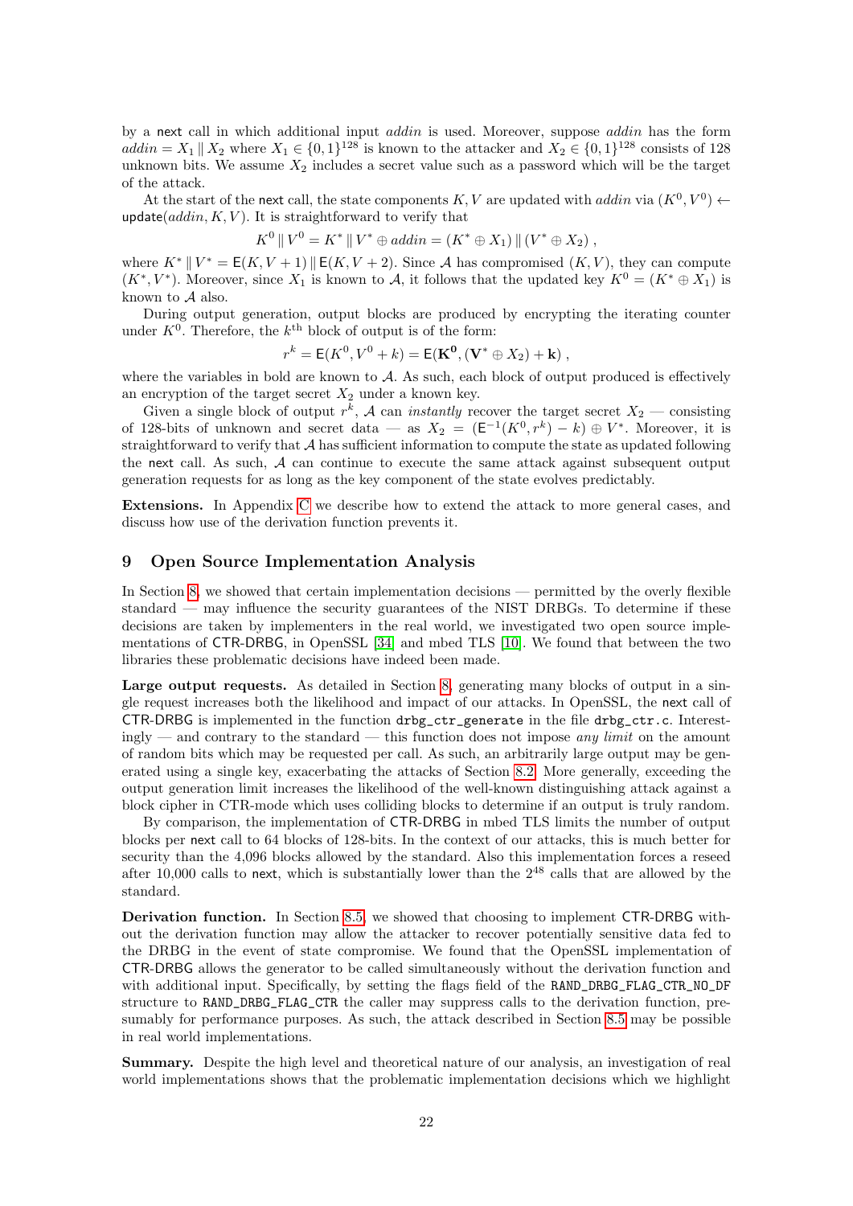by a next call in which additional input *addin* is used. Moreover, suppose *addin* has the form $addin = X_1 \,\|\, X_2$ where $X_1 \in \{0,1\}^{128}$ is known to the attacker and $X_2 \in \{0,1\}^{128}$ consists of 128 unknown bits. We assume $X_2$ includes a secret value such as a password which will be the target of the attack.

At the start of the next call, the state components $K, V$ are updated with *addin* via $(K^0, V^0) \leftarrow \mathsf{update}(addin, K, V)$. It is straightforward to verify that

$$K^0 \,\|\, V^0 = K^* \,\|\, V^* \oplus addin = (K^* \oplus X_1) \,\|\, (V^* \oplus X_2)\ ,$$

where $K^* \,\|\, V^* = \mathsf{E}(K, V+1) \,\|\, \mathsf{E}(K, V+2)$. Since $\mathcal{A}$ has compromised $(K, V)$, they can compute $(K^*, V^*)$. Moreover, since $X_1$ is known to $\mathcal{A}$, it follows that the updated key $K^0 = (K^* \oplus X_1)$ is known to $\mathcal{A}$ also.

During output generation, output blocks are produced by encrypting the iterating counter under $K^0$. Therefore, the $k^{\text{th}}$ block of output is of the form:

$$r^k = \mathsf{E}(K^0, V^0 + k) = \mathsf{E}(\mathbf{K^0}, (\mathbf{V^*} \oplus X_2) + \mathbf{k})\ ,$$

where the variables in bold are known to $\mathcal{A}$. As such, each block of output produced is effectively an encryption of the target secret $X_2$ under a known key.

Given a single block of output $r^k$, $\mathcal{A}$ can *instantly* recover the target secret $X_2$ — consisting of 128-bits of unknown and secret data — as $X_2 = (\mathsf{E}^{-1}(K^0, r^k) - k) \oplus V^*$. Moreover, it is straightforward to verify that $\mathcal{A}$ has sufficient information to compute the state as updated following the next call. As such, $\mathcal{A}$ can continue to execute the same attack against subsequent output generation requests for as long as the key component of the state evolves predictably.

**Extensions.** In Appendix C we describe how to extend the attack to more general cases, and discuss how use of the derivation function prevents it.

## 9 Open Source Implementation Analysis

In Section 8, we showed that certain implementation decisions — permitted by the overly flexible standard — may influence the security guarantees of the NIST DRBGs. To determine if these decisions are taken by implementers in the real world, we investigated two open source implementations of CTR-DRBG, in OpenSSL [34] and mbed TLS [10]. We found that between the two libraries these problematic decisions have indeed been made.

**Large output requests.** As detailed in Section 8, generating many blocks of output in a single request increases both the likelihood and impact of our attacks. In OpenSSL, the next call of CTR-DRBG is implemented in the function `drbg_ctr_generate` in the file `drbg_ctr.c`. Interestingly — and contrary to the standard — this function does not impose *any limit* on the amount of random bits which may be requested per call. As such, an arbitrarily large output may be generated using a single key, exacerbating the attacks of Section 8.2. More generally, exceeding the output generation limit increases the likelihood of the well-known distinguishing attack against a block cipher in CTR-mode which uses colliding blocks to determine if an output is truly random.

By comparison, the implementation of CTR-DRBG in mbed TLS limits the number of output blocks per next call to 64 blocks of 128-bits. In the context of our attacks, this is much better for security than the 4,096 blocks allowed by the standard. Also this implementation forces a reseed after 10,000 calls to next, which is substantially lower than the $2^{48}$ calls that are allowed by the standard.

**Derivation function.** In Section 8.5, we showed that choosing to implement CTR-DRBG without the derivation function may allow the attacker to recover potentially sensitive data fed to the DRBG in the event of state compromise. We found that the OpenSSL implementation of CTR-DRBG allows the generator to be called simultaneously without the derivation function and with additional input. Specifically, by setting the flags field of the `RAND_DRBG_FLAG_CTR_NO_DF` structure to `RAND_DRBG_FLAG_CTR` the caller may suppress calls to the derivation function, presumably for performance purposes. As such, the attack described in Section 8.5 may be possible in real world implementations.

**Summary.** Despite the high level and theoretical nature of our analysis, an investigation of real world implementations shows that the problematic implementation decisions which we highlight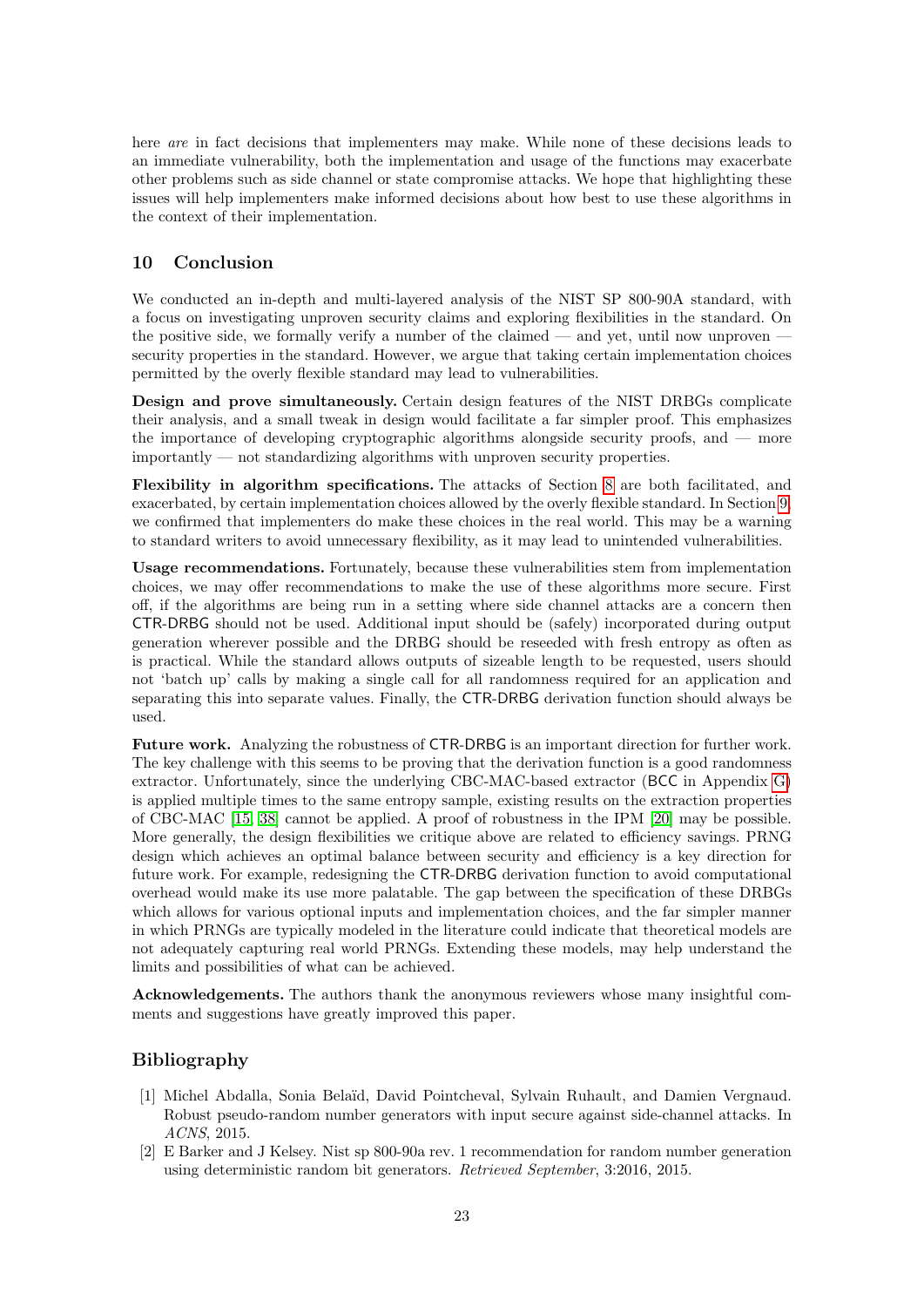here *are* in fact decisions that implementers may make. While none of these decisions leads to an immediate vulnerability, both the implementation and usage of the functions may exacerbate other problems such as side channel or state compromise attacks. We hope that highlighting these issues will help implementers make informed decisions about how best to use these algorithms in the context of their implementation.

## 10 Conclusion

We conducted an in-depth and multi-layered analysis of the NIST SP 800-90A standard, with a focus on investigating unproven security claims and exploring flexibilities in the standard. On the positive side, we formally verify a number of the claimed — and yet, until now unproven — security properties in the standard. However, we argue that taking certain implementation choices permitted by the overly flexible standard may lead to vulnerabilities.

**Design and prove simultaneously.** Certain design features of the NIST DRBGs complicate their analysis, and a small tweak in design would facilitate a far simpler proof. This emphasizes the importance of developing cryptographic algorithms alongside security proofs, and — more importantly — not standardizing algorithms with unproven security properties.

**Flexibility in algorithm specifications.** The attacks of Section 8 are both facilitated, and exacerbated, by certain implementation choices allowed by the overly flexible standard. In Section 9, we confirmed that implementers do make these choices in the real world. This may be a warning to standard writers to avoid unnecessary flexibility, as it may lead to unintended vulnerabilities.

**Usage recommendations.** Fortunately, because these vulnerabilities stem from implementation choices, we may offer recommendations to make the use of these algorithms more secure. First off, if the algorithms are being run in a setting where side channel attacks are a concern then CTR-DRBG should not be used. Additional input should be (safely) incorporated during output generation wherever possible and the DRBG should be reseeded with fresh entropy as often as is practical. While the standard allows outputs of sizeable length to be requested, users should not 'batch up' calls by making a single call for all randomness required for an application and separating this into separate values. Finally, the CTR-DRBG derivation function should always be used.

**Future work.** Analyzing the robustness of CTR-DRBG is an important direction for further work. The key challenge with this seems to be proving that the derivation function is a good randomness extractor. Unfortunately, since the underlying CBC-MAC-based extractor (BCC in Appendix G) is applied multiple times to the same entropy sample, existing results on the extraction properties of CBC-MAC [15, 38] cannot be applied. A proof of robustness in the IPM [20] may be possible. More generally, the design flexibilities we critique above are related to efficiency savings. PRNG design which achieves an optimal balance between security and efficiency is a key direction for future work. For example, redesigning the CTR-DRBG derivation function to avoid computational overhead would make its use more palatable. The gap between the specification of these DRBGs which allows for various optional inputs and implementation choices, and the far simpler manner in which PRNGs are typically modeled in the literature could indicate that theoretical models are not adequately capturing real world PRNGs. Extending these models, may help understand the limits and possibilities of what can be achieved.

**Acknowledgements.** The authors thank the anonymous reviewers whose many insightful comments and suggestions have greatly improved this paper.

## Bibliography

[1] Michel Abdalla, Sonia Belaïd, David Pointcheval, Sylvain Ruhault, and Damien Vergnaud. Robust pseudo-random number generators with input secure against side-channel attacks. In *ACNS*, 2015.

[2] E Barker and J Kelsey. Nist sp 800-90a rev. 1 recommendation for random number generation using deterministic random bit generators. *Retrieved September*, 3:2016, 2015.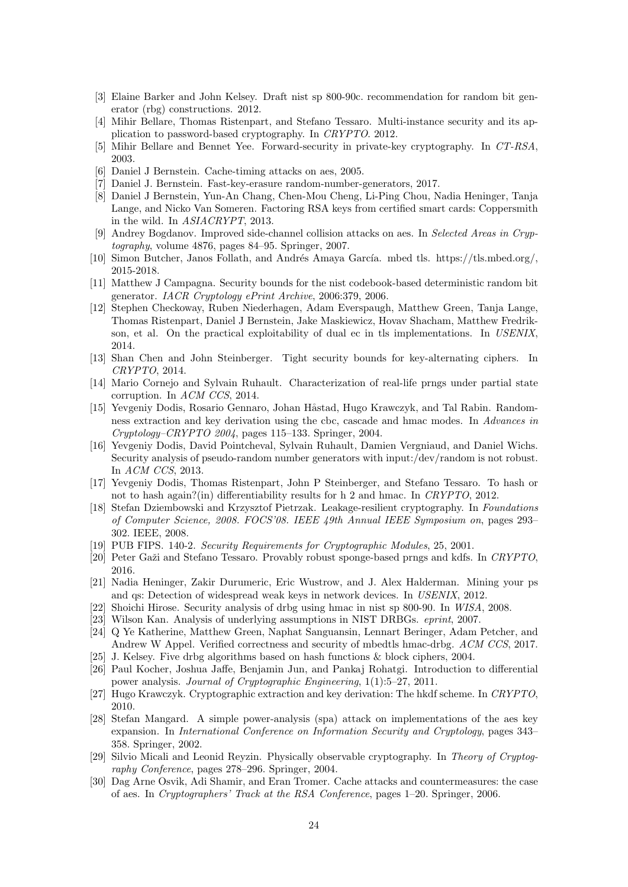- [3] Elaine Barker and John Kelsey. Draft nist sp 800-90c. recommendation for random bit generator (rbg) constructions. 2012.
- [4] Mihir Bellare, Thomas Ristenpart, and Stefano Tessaro. Multi-instance security and its application to password-based cryptography. In *CRYPTO*. 2012.
- [5] Mihir Bellare and Bennet Yee. Forward-security in private-key cryptography. In *CT-RSA*, 2003.
- [6] Daniel J Bernstein. Cache-timing attacks on aes, 2005.
- [7] Daniel J. Bernstein. Fast-key-erasure random-number-generators, 2017.
- [8] Daniel J Bernstein, Yun-An Chang, Chen-Mou Cheng, Li-Ping Chou, Nadia Heninger, Tanja Lange, and Nicko Van Someren. Factoring RSA keys from certified smart cards: Coppersmith in the wild. In *ASIACRYPT*, 2013.
- [9] Andrey Bogdanov. Improved side-channel collision attacks on aes. In *Selected Areas in Cryptography*, volume 4876, pages 84–95. Springer, 2007.
- [10] Simon Butcher, Janos Follath, and Andrés Amaya García. mbed tls. https://tls.mbed.org/, 2015-2018.
- [11] Matthew J Campagna. Security bounds for the nist codebook-based deterministic random bit generator. *IACR Cryptology ePrint Archive*, 2006:379, 2006.
- [12] Stephen Checkoway, Ruben Niederhagen, Adam Everspaugh, Matthew Green, Tanja Lange, Thomas Ristenpart, Daniel J Bernstein, Jake Maskiewicz, Hovav Shacham, Matthew Fredrikson, et al. On the practical exploitability of dual ec in tls implementations. In *USENIX*, 2014.
- [13] Shan Chen and John Steinberger. Tight security bounds for key-alternating ciphers. In *CRYPTO*, 2014.
- [14] Mario Cornejo and Sylvain Ruhault. Characterization of real-life prngs under partial state corruption. In *ACM CCS*, 2014.
- [15] Yevgeniy Dodis, Rosario Gennaro, Johan Håstad, Hugo Krawczyk, and Tal Rabin. Randomness extraction and key derivation using the cbc, cascade and hmac modes. In *Advances in Cryptology–CRYPTO 2004*, pages 115–133. Springer, 2004.
- [16] Yevgeniy Dodis, David Pointcheval, Sylvain Ruhault, Damien Vergniaud, and Daniel Wichs. Security analysis of pseudo-random number generators with input:/dev/random is not robust. In *ACM CCS*, 2013.
- [17] Yevgeniy Dodis, Thomas Ristenpart, John P Steinberger, and Stefano Tessaro. To hash or not to hash again?(in) differentiability results for h 2 and hmac. In *CRYPTO*, 2012.
- [18] Stefan Dziembowski and Krzysztof Pietrzak. Leakage-resilient cryptography. In *Foundations of Computer Science, 2008. FOCS'08. IEEE 49th Annual IEEE Symposium on*, pages 293–302. IEEE, 2008.
- [19] PUB FIPS. 140-2. *Security Requirements for Cryptographic Modules*, 25, 2001.
- [20] Peter Gaži and Stefano Tessaro. Provably robust sponge-based prngs and kdfs. In *CRYPTO*, 2016.
- [21] Nadia Heninger, Zakir Durumeric, Eric Wustrow, and J. Alex Halderman. Mining your ps and qs: Detection of widespread weak keys in network devices. In *USENIX*, 2012.
- [22] Shoichi Hirose. Security analysis of drbg using hmac in nist sp 800-90. In *WISA*, 2008.
- [23] Wilson Kan. Analysis of underlying assumptions in NIST DRBGs. *eprint*, 2007.
- [24] Q Ye Katherine, Matthew Green, Naphat Sanguansin, Lennart Beringer, Adam Petcher, and Andrew W Appel. Verified correctness and security of mbedtls hmac-drbg. *ACM CCS*, 2017.
- [25] J. Kelsey. Five drbg algorithms based on hash functions & block ciphers, 2004.
- [26] Paul Kocher, Joshua Jaffe, Benjamin Jun, and Pankaj Rohatgi. Introduction to differential power analysis. *Journal of Cryptographic Engineering*, 1(1):5–27, 2011.
- [27] Hugo Krawczyk. Cryptographic extraction and key derivation: The hkdf scheme. In *CRYPTO*, 2010.
- [28] Stefan Mangard. A simple power-analysis (spa) attack on implementations of the aes key expansion. In *International Conference on Information Security and Cryptology*, pages 343–358. Springer, 2002.
- [29] Silvio Micali and Leonid Reyzin. Physically observable cryptography. In *Theory of Cryptography Conference*, pages 278–296. Springer, 2004.
- [30] Dag Arne Osvik, Adi Shamir, and Eran Tromer. Cache attacks and countermeasures: the case of aes. In *Cryptographers' Track at the RSA Conference*, pages 1–20. Springer, 2006.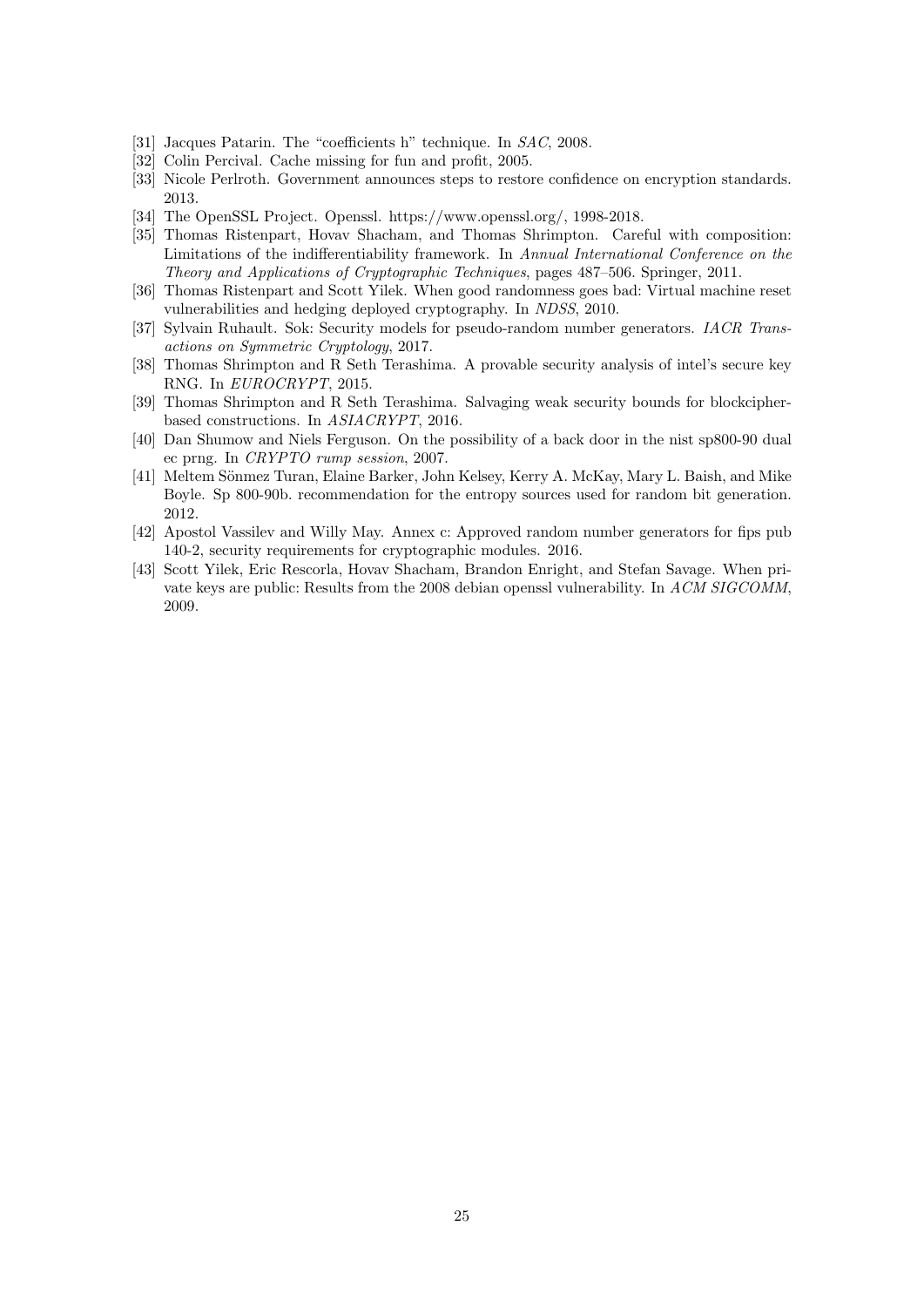- [31] Jacques Patarin. The "coefficients h" technique. In *SAC*, 2008.
- [32] Colin Percival. Cache missing for fun and profit, 2005.
- [33] Nicole Perlroth. Government announces steps to restore confidence on encryption standards. 2013.
- [34] The OpenSSL Project. Openssl. https://www.openssl.org/, 1998-2018.
- [35] Thomas Ristenpart, Hovav Shacham, and Thomas Shrimpton. Careful with composition: Limitations of the indifferentiability framework. In *Annual International Conference on the Theory and Applications of Cryptographic Techniques*, pages 487–506. Springer, 2011.
- [36] Thomas Ristenpart and Scott Yilek. When good randomness goes bad: Virtual machine reset vulnerabilities and hedging deployed cryptography. In *NDSS*, 2010.
- [37] Sylvain Ruhault. Sok: Security models for pseudo-random number generators. *IACR Transactions on Symmetric Cryptology*, 2017.
- [38] Thomas Shrimpton and R Seth Terashima. A provable security analysis of intel's secure key RNG. In *EUROCRYPT*, 2015.
- [39] Thomas Shrimpton and R Seth Terashima. Salvaging weak security bounds for blockcipher-based constructions. In *ASIACRYPT*, 2016.
- [40] Dan Shumow and Niels Ferguson. On the possibility of a back door in the nist sp800-90 dual ec prng. In *CRYPTO rump session*, 2007.
- [41] Meltem Sönmez Turan, Elaine Barker, John Kelsey, Kerry A. McKay, Mary L. Baish, and Mike Boyle. Sp 800-90b. recommendation for the entropy sources used for random bit generation. 2012.
- [42] Apostol Vassilev and Willy May. Annex c: Approved random number generators for fips pub 140-2, security requirements for cryptographic modules. 2016.
- [43] Scott Yilek, Eric Rescorla, Hovav Shacham, Brandon Enright, and Stefan Savage. When private keys are public: Results from the 2008 debian openssl vulnerability. In *ACM SIGCOMM*, 2009.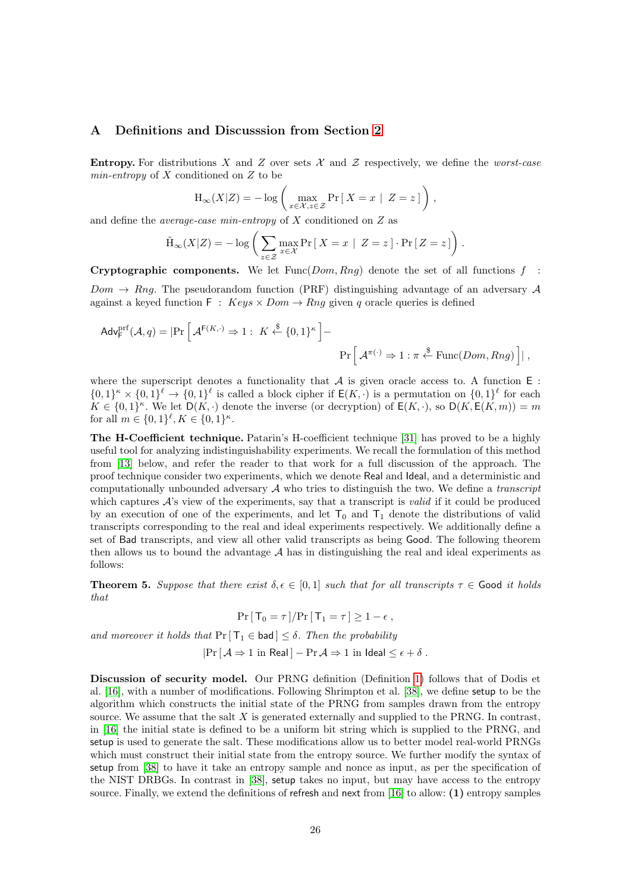## A Definitions and Discusssion from Section 2

**Entropy.** For distributions $X$ and $Z$ over sets $\mathcal{X}$ and $\mathcal{Z}$ respectively, we define the *worst-case min-entropy* of $X$ conditioned on $Z$ to be

$$\mathrm{H}_\infty(X|Z) = -\log\left(\max_{x\in\mathcal{X}, z\in\mathcal{Z}} \Pr\left[\, X = x \mid Z = z \,\right]\right),$$

and define the *average-case min-entropy* of $X$ conditioned on $Z$ as

$$\tilde{\mathrm{H}}_\infty(X|Z) = -\log\left(\sum_{z\in\mathcal{Z}} \max_{x\in\mathcal{X}} \Pr\left[\, X = x \mid Z = z \,\right] \cdot \Pr\left[\, Z = z \,\right]\right).$$

**Cryptographic components.** We let $\mathrm{Func}(Dom, Rng)$ denote the set of all functions $f : Dom \rightarrow Rng$. The pseudorandom function (PRF) distinguishing advantage of an adversary $\mathcal{A}$ against a keyed function $\mathsf{F} : Keys \times Dom \rightarrow Rng$ given $q$ oracle queries is defined

$$\mathsf{Adv}^{\mathrm{prf}}_{\mathsf{F}}(\mathcal{A}, q) = \left|\Pr\left[\mathcal{A}^{\mathsf{F}(K,\cdot)} \Rightarrow 1 :\ K \xleftarrow{\$} \{0,1\}^\kappa\right] - \Pr\left[\mathcal{A}^{\pi(\cdot)} \Rightarrow 1 : \pi \xleftarrow{\$} \mathrm{Func}(Dom, Rng)\right]\right|,$$

where the superscript denotes a functionality that $\mathcal{A}$ is given oracle access to. A function $\mathsf{E} : \{0,1\}^\kappa \times \{0,1\}^\ell \rightarrow \{0,1\}^\ell$ is called a block cipher if $\mathsf{E}(K, \cdot)$ is a permutation on $\{0,1\}^\ell$ for each $K \in \{0,1\}^\kappa$. We let $\mathsf{D}(K, \cdot)$ denote the inverse (or decryption) of $\mathsf{E}(K, \cdot)$, so $\mathsf{D}(K, \mathsf{E}(K, m)) = m$ for all $m \in \{0,1\}^\ell, K \in \{0,1\}^\kappa$.

**The H-Coefficient technique.** Patarin's H-coefficient technique [31] has proved to be a highly useful tool for analyzing indistinguishability experiments. We recall the formulation of this method from [13] below, and refer the reader to that work for a full discussion of the approach. The proof technique consider two experiments, which we denote Real and Ideal, and a deterministic and computationally unbounded adversary $\mathcal{A}$ who tries to distinguish the two. We define a *transcript* which captures $\mathcal{A}$'s view of the experiments, say that a transcript is *valid* if it could be produced by an execution of one of the experiments, and let $\mathsf{T}_0$ and $\mathsf{T}_1$ denote the distributions of valid transcripts corresponding to the real and ideal experiments respectively. We additionally define a set of Bad transcripts, and view all other valid transcripts as being Good. The following theorem then allows us to bound the advantage $\mathcal{A}$ has in distinguishing the real and ideal experiments as follows:

**Theorem 5.** *Suppose that there exist $\delta, \epsilon \in [0,1]$ such that for all transcripts $\tau \in$ Good it holds that*

$$\Pr\left[\, \mathsf{T}_0 = \tau \,\right] / \Pr\left[\, \mathsf{T}_1 = \tau \,\right] \geq 1 - \epsilon\,,$$

*and moreover it holds that $\Pr\left[\, \mathsf{T}_1 \in \mathsf{bad} \,\right] \leq \delta$. Then the probability*

$$\left|\Pr\left[\, \mathcal{A} \Rightarrow 1 \text{ in Real} \,\right] - \Pr \mathcal{A} \Rightarrow 1 \text{ in Ideal} \leq \epsilon + \delta\,.\right.$$

**Discussion of security model.** Our PRNG definition (Definition 1) follows that of Dodis et al. [16], with a number of modifications. Following Shrimpton et al. [38], we define setup to be the algorithm which constructs the initial state of the PRNG from samples drawn from the entropy source. We assume that the salt $X$ is generated externally and supplied to the PRNG. In contrast, in [16] the initial state is defined to be a uniform bit string which is supplied to the PRNG, and setup is used to generate the salt. These modifications allow us to better model real-world PRNGs which must construct their initial state from the entropy source. We further modify the syntax of setup from [38] to have it take an entropy sample and nonce as input, as per the specification of the NIST DRBGs. In contrast in [38], setup takes no input, but may have access to the entropy source. Finally, we extend the definitions of refresh and next from [16] to allow: **(1)** entropy samples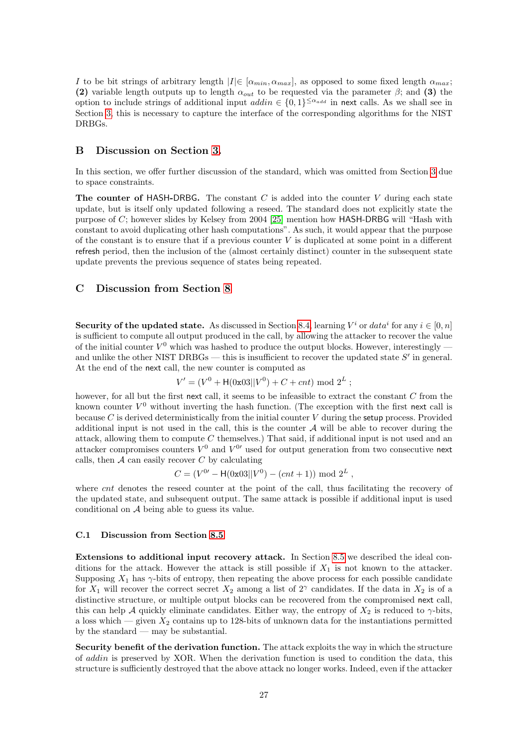$I$ to be bit strings of arbitrary length $|I| \in [\alpha_{min}, \alpha_{max}]$, as opposed to some fixed length $\alpha_{max}$; **(2)** variable length outputs up to length $\alpha_{out}$ to be requested via the parameter $\beta$; and **(3)** the option to include strings of additional input $addin \in \{0,1\}^{\leq \alpha_{add}}$ in next calls. As we shall see in Section 3, this is necessary to capture the interface of the corresponding algorithms for the NIST DRBGs.

## B Discussion on Section 3.

In this section, we offer further discussion of the standard, which was omitted from Section 3 due to space constraints.

**The counter of HASH-DRBG.** The constant $C$ is added into the counter $V$ during each state update, but is itself only updated following a reseed. The standard does not explicitly state the purpose of $C$; however slides by Kelsey from 2004 [25] mention how HASH-DRBG will "Hash with constant to avoid duplicating other hash computations". As such, it would appear that the purpose of the constant is to ensure that if a previous counter $V$ is duplicated at some point in a different refresh period, then the inclusion of the (almost certainly distinct) counter in the subsequent state update prevents the previous sequence of states being repeated.

## C Discussion from Section 8

**Security of the updated state.** As discussed in Section 8.4, learning $V^i$ or $data^i$ for any $i \in [0, n]$ is sufficient to compute all output produced in the call, by allowing the attacker to recover the value of the initial counter $V^0$ which was hashed to produce the output blocks. However, interestingly — and unlike the other NIST DRBGs — this is insufficient to recover the updated state $S'$ in general. At the end of the next call, the new counter is computed as

$$V' = (V^0 + \mathsf{H}(0\text{x}03||V^0) + C + cnt) \bmod 2^L ;$$

however, for all but the first next call, it seems to be infeasible to extract the constant $C$ from the known counter $V^0$ without inverting the hash function. (The exception with the first next call is because $C$ is derived deterministically from the initial counter $V$ during the setup process. Provided additional input is not used in the call, this is the counter $\mathcal{A}$ will be able to recover during the attack, allowing them to compute $C$ themselves.) That said, if additional input is not used and an attacker compromises counters $V^0$ and $V^{0\prime}$ used for output generation from two consecutive next calls, then $\mathcal{A}$ can easily recover $C$ by calculating

$$C = (V^{0\prime} - \mathsf{H}(0\text{x}03||V^0) - (cnt + 1)) \bmod 2^L ,$$

where $cnt$ denotes the reseed counter at the point of the call, thus facilitating the recovery of the updated state, and subsequent output. The same attack is possible if additional input is used conditional on $\mathcal{A}$ being able to guess its value.

### C.1 Discussion from Section 8.5

**Extensions to additional input recovery attack.** In Section 8.5 we described the ideal conditions for the attack. However the attack is still possible if $X_1$ is not known to the attacker. Supposing $X_1$ has $\gamma$-bits of entropy, then repeating the above process for each possible candidate for $X_1$ will recover the correct secret $X_2$ among a list of $2^\gamma$ candidates. If the data in $X_2$ is of a distinctive structure, or multiple output blocks can be recovered from the compromised next call, this can help $\mathcal{A}$ quickly eliminate candidates. Either way, the entropy of $X_2$ is reduced to $\gamma$-bits, a loss which — given $X_2$ contains up to 128-bits of unknown data for the instantiations permitted by the standard — may be substantial.

**Security benefit of the derivation function.** The attack exploits the way in which the structure of $addin$ is preserved by XOR. When the derivation function is used to condition the data, this structure is sufficiently destroyed that the above attack no longer works. Indeed, even if the attacker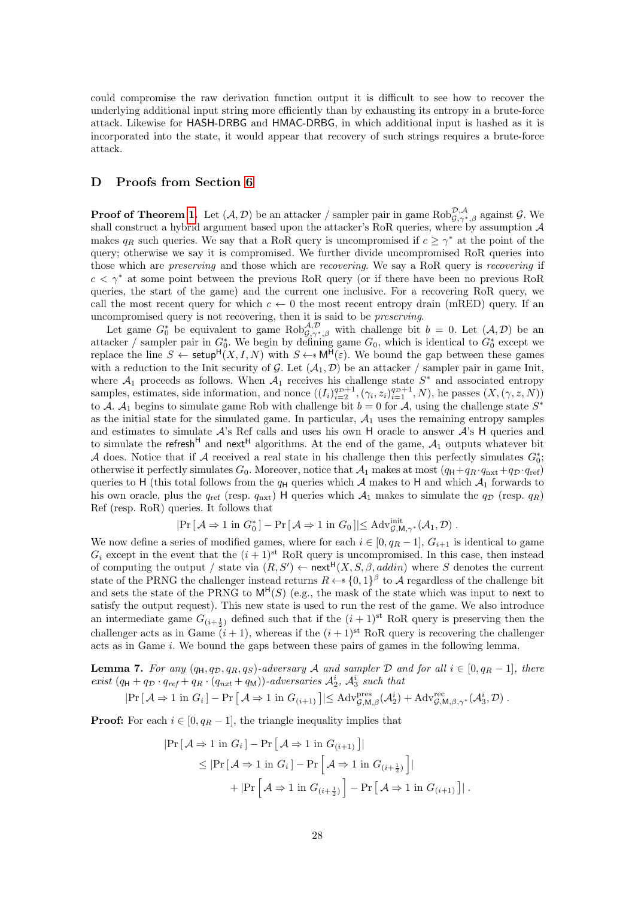could compromise the raw derivation function output it is difficult to see how to recover the underlying additional input string more efficiently than by exhausting its entropy in a brute-force attack. Likewise for HASH-DRBG and HMAC-DRBG, in which additional input is hashed as it is incorporated into the state, it would appear that recovery of such strings requires a brute-force attack.

## D Proofs from Section 6

**Proof of Theorem 1.** Let $(\mathcal{A}, \mathcal{D})$ be an attacker / sampler pair in game $\mathrm{Rob}^{\mathcal{D},\mathcal{A}}_{\mathcal{G},\gamma^*,\beta}$ against $\mathcal{G}$. We shall construct a hybrid argument based upon the attacker's RoR queries, where by assumption $\mathcal{A}$ makes $q_R$ such queries. We say that a RoR query is uncompromised if $c \geq \gamma^*$ at the point of the query; otherwise we say it is compromised. We further divide uncompromised RoR queries into those which are *preserving* and those which are *recovering*. We say a RoR query is *recovering* if $c < \gamma^*$ at some point between the previous RoR query (or if there have been no previous RoR queries, the start of the game) and the current one inclusive. For a recovering RoR query, we call the most recent query for which $c \leftarrow 0$ the most recent entropy drain (mRED) query. If an uncompromised query is not recovering, then it is said to be *preserving*.

Let game $G_0^*$ be equivalent to game $\mathrm{Rob}^{\mathcal{A},\mathcal{D}}_{\mathcal{G},\gamma^*,\beta}$ with challenge bit $b = 0$. Let $(\mathcal{A}, \mathcal{D})$ be an attacker / sampler pair in $G_0^*$. We begin by defining game $G_0$, which is identical to $G_0^*$ except we replace the line $S \leftarrow \mathsf{setup}^{\mathsf{H}}(X, I, N)$ with $S \leftarrow\!\!\$\ \mathsf{M}^{\mathsf{H}}(\varepsilon)$. We bound the gap between these games with a reduction to the Init security of $\mathcal{G}$. Let $(\mathcal{A}_1, \mathcal{D})$ be an attacker / sampler pair in game Init, where $\mathcal{A}_1$ proceeds as follows. When $\mathcal{A}_1$ receives his challenge state $S^*$ and associated entropy samples, estimates, side information, and nonce $((I_i)_{i=2}^{q_{\mathcal{D}}+1}, (\gamma_i, z_i)_{i=1}^{q_{\mathcal{D}}+1}, N)$, he passes $(X, (\gamma, z, N))$ to $\mathcal{A}$. $\mathcal{A}_1$ begins to simulate game Rob with challenge bit $b = 0$ for $\mathcal{A}$, using the challenge state $S^*$ as the initial state for the simulated game. In particular, $\mathcal{A}_1$ uses the remaining entropy samples and estimates to simulate $\mathcal{A}$'s Ref calls and uses his own H oracle to answer $\mathcal{A}$'s H queries and to simulate the $\mathsf{refresh}^{\mathsf{H}}$ and $\mathsf{next}^{\mathsf{H}}$ algorithms. At the end of the game, $\mathcal{A}_1$ outputs whatever bit $\mathcal{A}$ does. Notice that if $\mathcal{A}$ received a real state in his challenge then this perfectly simulates $G_0^*$; otherwise it perfectly simulates $G_0$. Moreover, notice that $\mathcal{A}_1$ makes at most $(q_{\mathsf{H}} + q_R \cdot q_{\mathrm{nxt}} + q_{\mathcal{D}} \cdot q_{\mathrm{ref}})$ queries to H (this total follows from the $q_{\mathsf{H}}$ queries which $\mathcal{A}$ makes to H and which $\mathcal{A}_1$ forwards to his own oracle, plus the $q_{\mathrm{ref}}$ (resp. $q_{\mathrm{nxt}}$) H queries which $\mathcal{A}_1$ makes to simulate the $q_{\mathcal{D}}$ (resp. $q_R$) Ref (resp. RoR) queries. It follows that

$$|\Pr[\,\mathcal{A} \Rightarrow 1 \text{ in } G_0^*\,] - \Pr[\,\mathcal{A} \Rightarrow 1 \text{ in } G_0\,]| \leq \mathrm{Adv}^{\mathrm{init}}_{\mathcal{G},\mathsf{M},\gamma^*}(\mathcal{A}_1, \mathcal{D})\,.$$

We now define a series of modified games, where for each $i \in [0, q_R - 1]$, $G_{i+1}$ is identical to game $G_i$ except in the event that the $(i+1)^{\mathrm{st}}$ RoR query is uncompromised. In this case, then instead of computing the output / state via $(R, S') \leftarrow \mathsf{next}^{\mathsf{H}}(X, S, \beta, addin)$ where $S$ denotes the current state of the PRNG the challenger instead returns $R \leftarrow\!\!\$\ \{0,1\}^{\beta}$ to $\mathcal{A}$ regardless of the challenge bit and sets the state of the PRNG to $\mathsf{M}^{\mathsf{H}}(S)$ (e.g., the mask of the state which was input to next to satisfy the output request). This new state is used to run the rest of the game. We also introduce an intermediate game $G_{(i+\frac{1}{2})}$ defined such that if the $(i+1)^{\mathrm{st}}$ RoR query is preserving then the challenger acts as in Game $(i+1)$, whereas if the $(i+1)^{\mathrm{st}}$ RoR query is recovering the challenger acts as in Game $i$. We bound the gaps between these pairs of games in the following lemma.

**Lemma 7.** *For any $(q_{\mathsf{H}}, q_{\mathcal{D}}, q_R, q_S)$-adversary $\mathcal{A}$ and sampler $\mathcal{D}$ and for all $i \in [0, q_R - 1]$, there exist $(q_{\mathsf{H}} + q_{\mathcal{D}} \cdot q_{ref} + q_R \cdot (q_{nxt} + q_{\mathsf{M}}))$-adversaries $\mathcal{A}_2^i$, $\mathcal{A}_3^i$ such that*

$$|\Pr[\,\mathcal{A} \Rightarrow 1 \text{ in } G_i\,] - \Pr[\,\mathcal{A} \Rightarrow 1 \text{ in } G_{(i+1)}\,]| \leq \mathrm{Adv}^{\mathrm{pres}}_{\mathcal{G},\mathsf{M},\beta}(\mathcal{A}_2^i) + \mathrm{Adv}^{\mathrm{rec}}_{\mathcal{G},\mathsf{M},\beta,\gamma^*}(\mathcal{A}_3^i, \mathcal{D})\,.$$

**Proof:** For each $i \in [0, q_R - 1]$, the triangle inequality implies that

$$\begin{aligned}
&|\Pr[\,\mathcal{A} \Rightarrow 1 \text{ in } G_i\,] - \Pr[\,\mathcal{A} \Rightarrow 1 \text{ in } G_{(i+1)}\,]| \\
&\quad \leq |\Pr[\,\mathcal{A} \Rightarrow 1 \text{ in } G_i\,] - \Pr\left[\,\mathcal{A} \Rightarrow 1 \text{ in } G_{(i+\frac{1}{2})}\,\right]| \\
&\quad\quad + |\Pr\left[\,\mathcal{A} \Rightarrow 1 \text{ in } G_{(i+\frac{1}{2})}\,\right] - \Pr[\,\mathcal{A} \Rightarrow 1 \text{ in } G_{(i+1)}\,]|\,.
\end{aligned}$$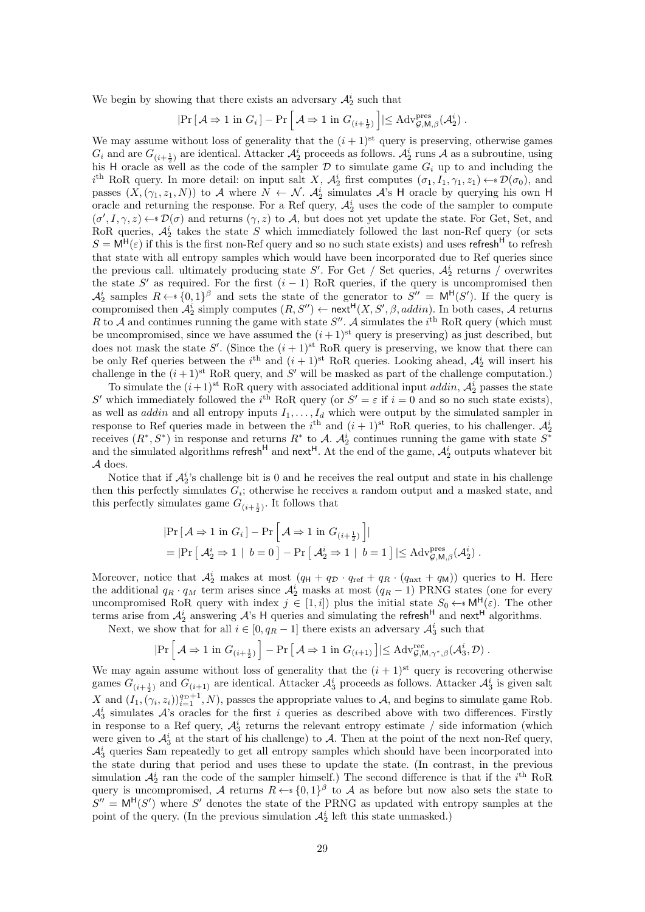We begin by showing that there exists an adversary $\mathcal{A}_2^i$ such that

$$|\Pr\left[\,\mathcal{A} \Rightarrow 1 \text{ in } G_i\,\right] - \Pr\left[\,\mathcal{A} \Rightarrow 1 \text{ in } G_{(i+\frac{1}{2})}\,\right]| \leq \mathrm{Adv}^{\mathrm{pres}}_{\mathcal{G},\mathsf{M},\beta}(\mathcal{A}_2^i)\,.$$

We may assume without loss of generality that the $(i+1)^{\mathrm{st}}$ query is preserving, otherwise games $G_i$ and are $G_{(i+\frac{1}{2})}$ are identical. Attacker $\mathcal{A}_2^i$ proceeds as follows. $\mathcal{A}_2^i$ runs $\mathcal{A}$ as a subroutine, using his $\mathsf{H}$ oracle as well as the code of the sampler $\mathcal{D}$ to simulate game $G_i$ up to and including the $i^{\mathrm{th}}$ RoR query. In more detail: on input salt $X$, $\mathcal{A}_2^i$ first computes $(\sigma_1, I_1, \gamma_1, z_1) \leftarrow\!\!\$\, \mathcal{D}(\sigma_0)$, and passes $(X, (\gamma_1, z_1, N))$ to $\mathcal{A}$ where $N \leftarrow \mathcal{N}$. $\mathcal{A}_2^i$ simulates $\mathcal{A}$'s $\mathsf{H}$ oracle by querying his own $\mathsf{H}$ oracle and returning the response. For a Ref query, $\mathcal{A}_2^i$ uses the code of the sampler to compute $(\sigma', I, \gamma, z) \leftarrow\!\!\$\, \mathcal{D}(\sigma)$ and returns $(\gamma, z)$ to $\mathcal{A}$, but does not yet update the state. For Get, Set, and RoR queries, $\mathcal{A}_2^i$ takes the state $S$ which immediately followed the last non-Ref query (or sets $S = \mathsf{M}^{\mathsf{H}}(\varepsilon)$ if this is the first non-Ref query and so no such state exists) and uses $\mathsf{refresh}^{\mathsf{H}}$ to refresh that state with all entropy samples which would have been incorporated due to Ref queries since the previous call. ultimately producing state $S'$. For Get / Set queries, $\mathcal{A}_2^i$ returns / overwrites the state $S'$ as required. For the first $(i-1)$ RoR queries, if the query is uncompromised then $\mathcal{A}_2^i$ samples $R \leftarrow\!\!\$\, \{0,1\}^{\beta}$ and sets the state of the generator to $S'' = \mathsf{M}^{\mathsf{H}}(S')$. If the query is compromised then $\mathcal{A}_2^i$ simply computes $(R, S'') \leftarrow \mathsf{next}^{\mathsf{H}}(X, S', \beta, addin)$. In both cases, $\mathcal{A}$ returns $R$ to $\mathcal{A}$ and continues running the game with state $S''$. $\mathcal{A}$ simulates the $i^{\mathrm{th}}$ RoR query (which must be uncompromised, since we have assumed the $(i+1)^{\mathrm{st}}$ query is preserving) as just described, but does not mask the state $S'$. (Since the $(i+1)^{\mathrm{st}}$ RoR query is preserving, we know that there can be only Ref queries between the $i^{\mathrm{th}}$ and $(i+1)^{\mathrm{st}}$ RoR queries. Looking ahead, $\mathcal{A}_2^i$ will insert his challenge in the $(i+1)^{\mathrm{st}}$ RoR query, and $S'$ will be masked as part of the challenge computation.)

To simulate the $(i+1)^{\mathrm{st}}$ RoR query with associated additional input $addin$, $\mathcal{A}_2^i$ passes the state $S'$ which immediately followed the $i^{\mathrm{th}}$ RoR query (or $S' = \varepsilon$ if $i = 0$ and so no such state exists), as well as $addin$ and all entropy inputs $I_1, \ldots, I_d$ which were output by the simulated sampler in response to Ref queries made in between the $i^{\mathrm{th}}$ and $(i+1)^{\mathrm{st}}$ RoR queries, to his challenger. $\mathcal{A}_2^i$ receives $(R^*, S^*)$ in response and returns $R^*$ to $\mathcal{A}$. $\mathcal{A}_2^i$ continues running the game with state $S^*$ and the simulated algorithms $\mathsf{refresh}^{\mathsf{H}}$ and $\mathsf{next}^{\mathsf{H}}$. At the end of the game, $\mathcal{A}_2^i$ outputs whatever bit $\mathcal{A}$ does.

Notice that if $\mathcal{A}_2^i$'s challenge bit is 0 and he receives the real output and state in his challenge then this perfectly simulates $G_i$; otherwise he receives a random output and a masked state, and this perfectly simulates game $G_{(i+\frac{1}{2})}$. It follows that

$$\begin{aligned}
&|\Pr\left[\,\mathcal{A} \Rightarrow 1 \text{ in } G_i\,\right] - \Pr\left[\,\mathcal{A} \Rightarrow 1 \text{ in } G_{(i+\frac{1}{2})}\,\right]| \\
&= |\Pr\left[\,\mathcal{A}_2^i \Rightarrow 1 \mid b = 0\,\right] - \Pr\left[\,\mathcal{A}_2^i \Rightarrow 1 \mid b = 1\,\right]| \leq \mathrm{Adv}^{\mathrm{pres}}_{\mathcal{G},\mathsf{M},\beta}(\mathcal{A}_2^i)\,.
\end{aligned}$$

Moreover, notice that $\mathcal{A}_2^i$ makes at most $(q_{\mathsf{H}} + q_{\mathcal{D}} \cdot q_{\mathrm{ref}} + q_R \cdot (q_{\mathrm{nxt}} + q_{\mathsf{M}}))$ queries to $\mathsf{H}$. Here the additional $q_R \cdot q_M$ term arises since $\mathcal{A}_2^i$ masks at most $(q_R - 1)$ PRNG states (one for every uncompromised RoR query with index $j \in [1, i]$) plus the initial state $S_0 \leftarrow\!\!\$\, \mathsf{M}^{\mathsf{H}}(\varepsilon)$. The other terms arise from $\mathcal{A}_2^i$ answering $\mathcal{A}$'s $\mathsf{H}$ queries and simulating the $\mathsf{refresh}^{\mathsf{H}}$ and $\mathsf{next}^{\mathsf{H}}$ algorithms.

Next, we show that for all $i \in [0, q_R - 1]$ there exists an adversary $\mathcal{A}_3^i$ such that

$$|\Pr\left[\,\mathcal{A} \Rightarrow 1 \text{ in } G_{(i+\frac{1}{2})}\,\right] - \Pr\left[\,\mathcal{A} \Rightarrow 1 \text{ in } G_{(i+1)}\,\right]| \leq \mathrm{Adv}^{\mathrm{rec}}_{\mathcal{G},\mathsf{M},\gamma^*,\beta}(\mathcal{A}_3^i, \mathcal{D})\,.$$

We may again assume without loss of generality that the $(i+1)^{\mathrm{st}}$ query is recovering otherwise games $G_{(i+\frac{1}{2})}$ and $G_{(i+1)}$ are identical. Attacker $\mathcal{A}_3^i$ proceeds as follows. Attacker $\mathcal{A}_3^i$ is given salt $X$ and $(I_1, (\gamma_i, z_i))_{i=1}^{q_{\mathcal{D}}+1}, N)$, passes the appropriate values to $\mathcal{A}$, and begins to simulate game Rob. $\mathcal{A}_3^i$ simulates $\mathcal{A}$'s oracles for the first $i$ queries as described above with two differences. Firstly in response to a Ref query, $\mathcal{A}_3^i$ returns the relevant entropy estimate / side information (which were given to $\mathcal{A}_3^i$ at the start of his challenge) to $\mathcal{A}$. Then at the point of the next non-Ref query, $\mathcal{A}_3^i$ queries Sam repeatedly to get all entropy samples which should have been incorporated into the state during that period and uses these to update the state. (In contrast, in the previous simulation $\mathcal{A}_2^i$ ran the code of the sampler himself.) The second difference is that if the $i^{\mathrm{th}}$ RoR query is uncompromised, $\mathcal{A}$ returns $R \leftarrow\!\!\$\, \{0,1\}^{\beta}$ to $\mathcal{A}$ as before but now also sets the state to $S'' = \mathsf{M}^{\mathsf{H}}(S')$ where $S'$ denotes the state of the PRNG as updated with entropy samples at the point of the query. (In the previous simulation $\mathcal{A}_2^i$ left this state unmasked.)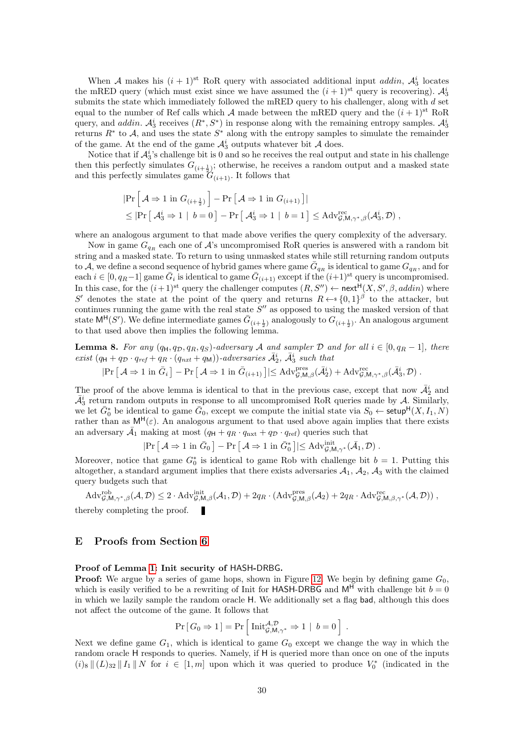When $\mathcal{A}$ makes his $(i+1)^{\text{st}}$ RoR query with associated additional input *addin*, $\mathcal{A}_3^i$ locates the mRED query (which must exist since we have assumed the $(i+1)^{\text{st}}$ query is recovering). $\mathcal{A}_3^i$ submits the state which immediately followed the mRED query to his challenger, along with $d$ set equal to the number of Ref calls which $\mathcal{A}$ made between the mRED query and the $(i+1)^{\text{st}}$ RoR query, and *addin*. $\mathcal{A}_3^i$ receives $(R^*, S^*)$ in response along with the remaining entropy samples. $\mathcal{A}_3^i$ returns $R^*$ to $\mathcal{A}$, and uses the state $S^*$ along with the entropy samples to simulate the remainder of the game. At the end of the game $\mathcal{A}_3^i$ outputs whatever bit $\mathcal{A}$ does.

Notice that if $\mathcal{A}_3^i$'s challenge bit is 0 and so he receives the real output and state in his challenge then this perfectly simulates $G_{(i+\frac{1}{2})}$; otherwise, he receives a random output and a masked state and this perfectly simulates game $G_{(i+1)}$. It follows that

$$
\begin{aligned}
&|\Pr\left[\,\mathcal{A} \Rightarrow 1 \text{ in } G_{(i+\frac{1}{2})}\,\right] - \Pr\left[\,\mathcal{A} \Rightarrow 1 \text{ in } G_{(i+1)}\,\right]| \\
&\leq |\Pr\left[\,\mathcal{A}_3^i \Rightarrow 1 \mid b=0\,\right] - \Pr\left[\,\mathcal{A}_3^i \Rightarrow 1 \mid b=1\,\right] \leq \mathrm{Adv}^{\mathrm{rec}}_{\mathcal{G},\mathsf{M},\gamma^*,\beta}(\mathcal{A}_3^i, \mathcal{D}) \;,
\end{aligned}
$$

where an analogous argument to that made above verifies the query complexity of the adversary.

Now in game $G_{q_R}$ each one of $\mathcal{A}$'s uncompromised RoR queries is answered with a random bit string and a masked state. To return to using unmasked states while still returning random outputs to $\mathcal{A}$, we define a second sequence of hybrid games where game $\bar{G}_{q_R}$ is identical to game $G_{q_R}$, and for each $i \in [0, q_R - 1]$ game $\bar{G}_i$ is identical to game $\bar{G}_{(i+1)}$ except if the $(i+1)^{\text{st}}$ query is uncompromised. In this case, for the $(i+1)^{\text{st}}$ query the challenger computes $(R, S'') \leftarrow \mathsf{next}^{\mathsf{H}}(X, S', \beta, addin)$ where $S'$ denotes the state at the point of the query and returns $R \leftarrow\!\!\$\, \{0,1\}^{\beta}$ to the attacker, but continues running the game with the real state $S''$ as opposed to using the masked version of that state $\mathsf{M}^{\mathsf{H}}(S')$. We define intermediate games $\bar{G}_{(i+\frac{1}{2})}$ analogously to $G_{(i+\frac{1}{2})}$. An analogous argument to that used above then implies the following lemma.

**Lemma 8.** *For any $(q_{\mathsf{H}}, q_{\mathcal{D}}, q_R, q_S)$-adversary $\mathcal{A}$ and sampler $\mathcal{D}$ and for all $i \in [0, q_R - 1]$, there exist $(q_{\mathsf{H}} + q_{\mathcal{D}} \cdot q_{ref} + q_R \cdot (q_{nxt} + q_{\mathsf{M}}))$-adversaries $\bar{\mathcal{A}}_2^i$, $\bar{\mathcal{A}}_3^i$ such that*

$$|\Pr\left[\,\mathcal{A} \Rightarrow 1 \text{ in } \bar{G}_i\,\right] - \Pr\left[\,\mathcal{A} \Rightarrow 1 \text{ in } \bar{G}_{(i+1)}\,\right]| \leq \mathrm{Adv}^{\mathrm{pres}}_{\mathcal{G},\mathsf{M},\beta}(\bar{\mathcal{A}}_2^i) + \mathrm{Adv}^{\mathrm{rec}}_{\mathcal{G},\mathsf{M},\gamma^*,\beta}(\bar{\mathcal{A}}_3^i, \mathcal{D}) \;.$$

The proof of the above lemma is identical to that in the previous case, except that now $\bar{\mathcal{A}}_2^i$ and $\bar{\mathcal{A}}_3^i$ return random outputs in response to all uncompromised RoR queries made by $\mathcal{A}$. Similarly, we let $\bar{G}_0^*$ be identical to game $\bar{G}_0$, except we compute the initial state via $S_0 \leftarrow \mathsf{setup}^{\mathsf{H}}(X, I_1, N)$ rather than as $\mathsf{M}^{\mathsf{H}}(\varepsilon)$. An analogous argument to that used above again implies that there exists an adversary $\bar{\mathcal{A}}_1$ making at most $(q_{\mathsf{H}} + q_R \cdot q_{\mathrm{nxt}} + q_{\mathcal{D}} \cdot q_{\mathrm{ref}})$ queries such that

$$|\Pr\left[\,\mathcal{A} \Rightarrow 1 \text{ in } \bar{G}_0\,\right] - \Pr\left[\,\mathcal{A} \Rightarrow 1 \text{ in } \bar{G}_0^*\,\right]| \leq \mathrm{Adv}^{\mathrm{init}}_{\mathcal{G},\mathsf{M},\gamma^*}(\bar{\mathcal{A}}_1, \mathcal{D}) \;.$$

Moreover, notice that game $G_0^*$ is identical to game Rob with challenge bit $b = 1$. Putting this altogether, a standard argument implies that there exists adversaries $\mathcal{A}_1$, $\mathcal{A}_2$, $\mathcal{A}_3$ with the claimed query budgets such that

$$\mathrm{Adv}^{\mathrm{rob}}_{\mathcal{G},\mathsf{M},\gamma^*,\beta}(\mathcal{A}, \mathcal{D}) \leq 2 \cdot \mathrm{Adv}^{\mathrm{init}}_{\mathcal{G},\mathsf{M},\beta}(\mathcal{A}_1, \mathcal{D}) + 2q_R \cdot (\mathrm{Adv}^{\mathrm{pres}}_{\mathcal{G},\mathsf{M},\beta}(\mathcal{A}_2) + 2q_R \cdot \mathrm{Adv}^{\mathrm{rec}}_{\mathcal{G},\mathsf{M},\beta,\gamma^*}(\mathcal{A}, \mathcal{D})) \;,$$

thereby completing the proof. ∎

## E Proofs from Section 6

**Proof of Lemma 1: Init security of HASH-DRBG.**

**Proof:** We argue by a series of game hops, shown in Figure 12. We begin by defining game $G_0$, which is easily verified to be a rewriting of Init for HASH-DRBG and $\mathsf{M}^{\mathsf{H}}$ with challenge bit $b = 0$ in which we lazily sample the random oracle H. We additionally set a flag bad, although this does not affect the outcome of the game. It follows that

$$\Pr\left[\,G_0 \Rightarrow 1\,\right] = \Pr\left[\,\mathrm{Init}^{\mathcal{A},\mathcal{D}}_{\mathcal{G},\mathsf{M},\gamma^*} \Rightarrow 1 \mid b=0\,\right] \;.$$

Next we define game $G_1$, which is identical to game $G_0$ except we change the way in which the random oracle H responds to queries. Namely, if H is queried more than once on one of the inputs $(i)_8 \,\|\, (L)_{32} \,\|\, I_1 \,\|\, N$ for $i \in [1, m]$ upon which it was queried to produce $V_0^*$ (indicated in the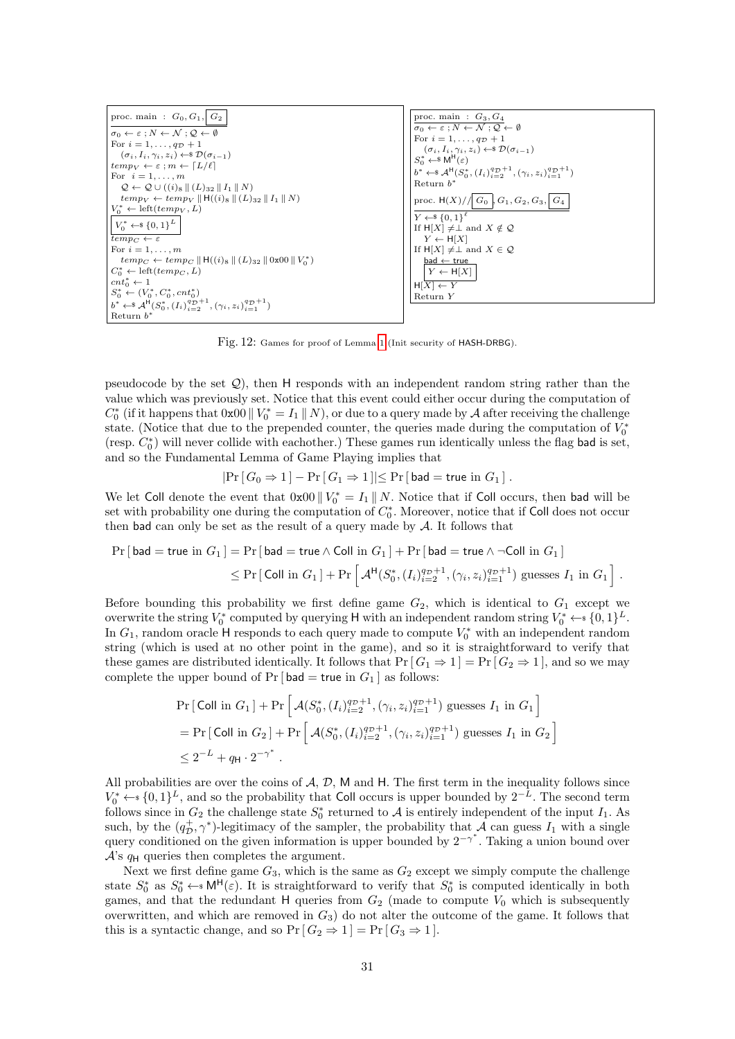```
proc. main : G_0, G_1, [G_2]
σ_0 ← ε ; N ← 𝒩 ; 𝒬 ← ∅
For i = 1, ..., q_𝒟 + 1
  (σ_i, I_i, γ_i, z_i) ←$ 𝒟(σ_{i-1})
temp_V ← ε ; m ← ⌈L/ℓ⌉
For i = 1, ..., m
  𝒬 ← 𝒬 ∪ ((i)_8 ‖ (L)_32 ‖ I_1 ‖ N)
  temp_V ← temp_V ‖ H((i)_8 ‖ (L)_32 ‖ I_1 ‖ N)
V_0^* ← left(temp_V, L)
[V_0^* ←$ {0,1}^L]
temp_C ← ε
For i = 1, ..., m
  temp_C ← temp_C ‖ H((i)_8 ‖ (L)_32 ‖ 0x00 ‖ V_0^*)
C_0^* ← left(temp_C, L)
cnt_0^* ← 1
S_0^* ← (V_0^*, C_0^*, cnt_0^*)
b^* ←$ A^H(S_0^*, (I_i)_{i=2}^{q_𝒟+1}, (γ_i, z_i)_{i=1}^{q_𝒟+1})
Return b^*
```

```
proc. main : G_3, G_4
σ_0 ← ε ; N ← 𝒩 ; 𝒬 ← ∅
For i = 1, ..., q_𝒟 + 1
  (σ_i, I_i, γ_i, z_i) ←$ 𝒟(σ_{i-1})
S_0^* ←$ M^H(ε)
b^* ←$ A^H(S_0^*, (I_i)_{i=2}^{q_𝒟+1}, (γ_i, z_i)_{i=1}^{q_𝒟+1})
Return b^*

proc. H(X) // [G_0], G_1, G_2, G_3, [G_4]
Y ←$ {0,1}^ℓ
If H[X] ≠ ⊥ and X ∉ 𝒬
  Y ← H[X]
If H[X] ≠ ⊥ and X ∈ 𝒬
  bad ← true
  [Y ← H[X]]
H[X] ← Y
Return Y
```

Fig. 12: Games for proof of Lemma 1 (Init security of HASH-DRBG).

pseudocode by the set $\mathcal{Q}$), then H responds with an independent random string rather than the value which was previously set. Notice that this event could either occur during the computation of $C_0^*$ (if it happens that $0\text{x}00 \,\|\, V_0^* = I_1 \,\|\, N$), or due to a query made by $\mathcal{A}$ after receiving the challenge state. (Notice that due to the prepended counter, the queries made during the computation of $V_0^*$ (resp. $C_0^*$) will never collide with eachother.) These games run identically unless the flag bad is set, and so the Fundamental Lemma of Game Playing implies that

$$|\Pr[\, G_0 \Rightarrow 1\,] - \Pr[\, G_1 \Rightarrow 1\,]| \leq \Pr[\, \mathsf{bad} = \mathsf{true} \text{ in } G_1\,] \,.$$

We let Coll denote the event that $0\text{x}00 \,\|\, V_0^* = I_1 \,\|\, N$. Notice that if Coll occurs, then bad will be set with probability one during the computation of $C_0^*$. Moreover, notice that if Coll does not occur then bad can only be set as the result of a query made by $\mathcal{A}$. It follows that

$$\begin{aligned}\Pr[\, \mathsf{bad} = \mathsf{true} \text{ in } G_1\,] &= \Pr[\, \mathsf{bad} = \mathsf{true} \wedge \mathsf{Coll} \text{ in } G_1\,] + \Pr[\, \mathsf{bad} = \mathsf{true} \wedge \neg\mathsf{Coll} \text{ in } G_1\,] \\ &\leq \Pr[\, \mathsf{Coll} \text{ in } G_1\,] + \Pr\left[\, \mathcal{A}^{\mathsf{H}}(S_0^*, (I_i)_{i=2}^{q_{\mathcal{D}}+1}, (\gamma_i, z_i)_{i=1}^{q_{\mathcal{D}}+1}) \text{ guesses } I_1 \text{ in } G_1 \,\right] .\end{aligned}$$

Before bounding this probability we first define game $G_2$, which is identical to $G_1$ except we overwrite the string $V_0^*$ computed by querying H with an independent random string $V_0^* \leftarrow\!\!\$\, \{0,1\}^L$. In $G_1$, random oracle H responds to each query made to compute $V_0^*$ with an independent random string (which is used at no other point in the game), and so it is straightforward to verify that these games are distributed identically. It follows that $\Pr[\, G_1 \Rightarrow 1\,] = \Pr[\, G_2 \Rightarrow 1\,]$, and so we may complete the upper bound of $\Pr[\, \mathsf{bad} = \mathsf{true} \text{ in } G_1\,]$ as follows:

$$\begin{aligned}&\Pr[\, \mathsf{Coll} \text{ in } G_1\,] + \Pr\left[\, \mathcal{A}(S_0^*, (I_i)_{i=2}^{q_{\mathcal{D}}+1}, (\gamma_i, z_i)_{i=1}^{q_{\mathcal{D}}+1}) \text{ guesses } I_1 \text{ in } G_1 \,\right] \\ &= \Pr[\, \mathsf{Coll} \text{ in } G_2\,] + \Pr\left[\, \mathcal{A}(S_0^*, (I_i)_{i=2}^{q_{\mathcal{D}}+1}, (\gamma_i, z_i)_{i=1}^{q_{\mathcal{D}}+1}) \text{ guesses } I_1 \text{ in } G_2 \,\right] \\ &\leq 2^{-L} + q_{\mathsf{H}} \cdot 2^{-\gamma^*} .\end{aligned}$$

All probabilities are over the coins of $\mathcal{A}$, $\mathcal{D}$, M and H. The first term in the inequality follows since $V_0^* \leftarrow\!\!\$\, \{0,1\}^L$, and so the probability that Coll occurs is upper bounded by $2^{-L}$. The second term follows since in $G_2$ the challenge state $S_0^*$ returned to $\mathcal{A}$ is entirely independent of the input $I_1$. As such, by the $(q_{\mathcal{D}}^+, \gamma^*)$-legitimacy of the sampler, the probability that $\mathcal{A}$ can guess $I_1$ with a single query conditioned on the given information is upper bounded by $2^{-\gamma^*}$. Taking a union bound over $\mathcal{A}$'s $q_{\mathsf{H}}$ queries then completes the argument.

Next we first define game $G_3$, which is the same as $G_2$ except we simply compute the challenge state $S_0^*$ as $S_0^* \leftarrow\!\!\$\, \mathsf{M}^{\mathsf{H}}(\varepsilon)$. It is straightforward to verify that $S_0^*$ is computed identically in both games, and that the redundant H queries from $G_2$ (made to compute $V_0$ which is subsequently overwritten, and which are removed in $G_3$) do not alter the outcome of the game. It follows that this is a syntactic change, and so $\Pr[\, G_2 \Rightarrow 1\,] = \Pr[\, G_3 \Rightarrow 1\,]$.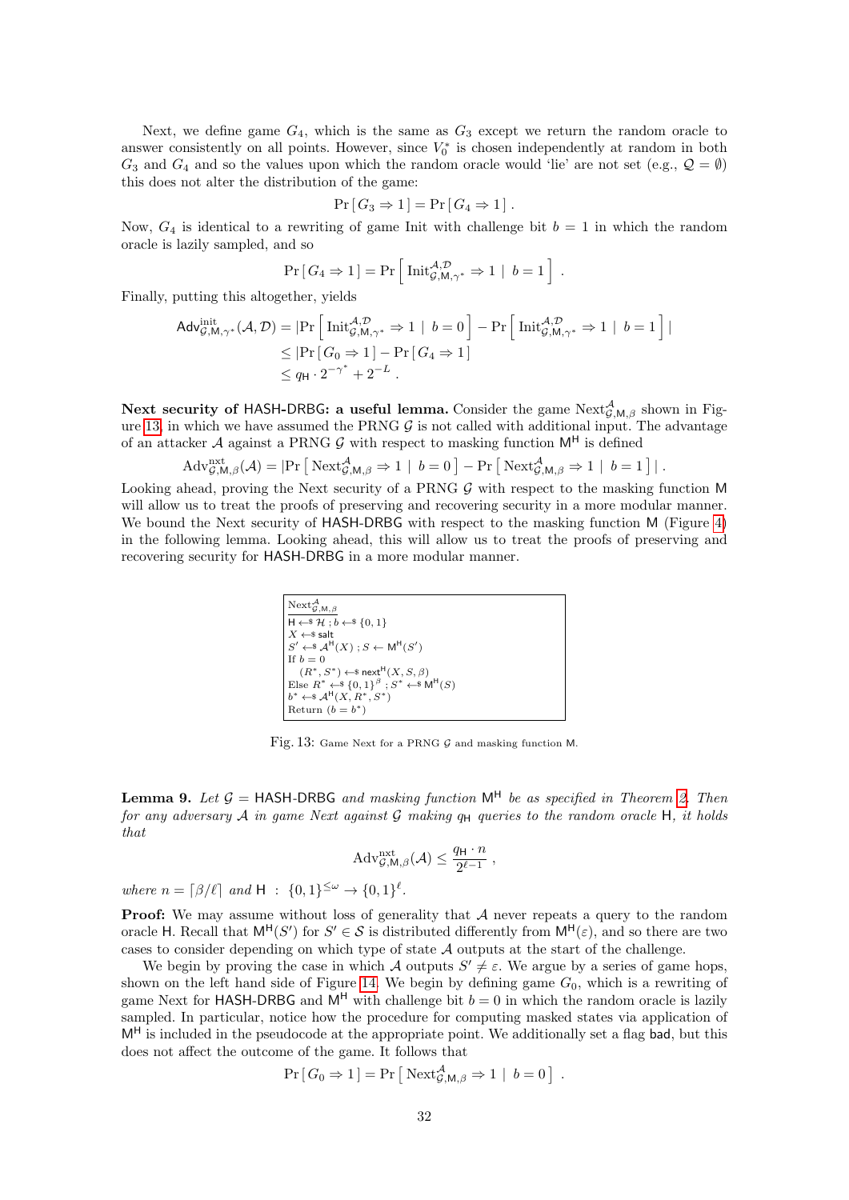Next, we define game $G_4$, which is the same as $G_3$ except we return the random oracle to answer consistently on all points. However, since $V_0^*$ is chosen independently at random in both $G_3$ and $G_4$ and so the values upon which the random oracle would 'lie' are not set (e.g., $\mathcal{Q} = \emptyset$) this does not alter the distribution of the game:

$$\Pr[G_3 \Rightarrow 1] = \Pr[G_4 \Rightarrow 1] .$$

Now, $G_4$ is identical to a rewriting of game Init with challenge bit $b = 1$ in which the random oracle is lazily sampled, and so

$$\Pr[G_4 \Rightarrow 1] = \Pr\left[\text{Init}_{\mathcal{G},\mathsf{M},\gamma^*}^{\mathcal{A},\mathcal{D}} \Rightarrow 1 \mid b = 1\right] .$$

Finally, putting this altogether, yields

$$\begin{aligned}\mathsf{Adv}_{\mathcal{G},\mathsf{M},\gamma^*}^{\text{init}}(\mathcal{A},\mathcal{D}) &= |\Pr\left[\text{Init}_{\mathcal{G},\mathsf{M},\gamma^*}^{\mathcal{A},\mathcal{D}} \Rightarrow 1 \mid b = 0\right] - \Pr\left[\text{Init}_{\mathcal{G},\mathsf{M},\gamma^*}^{\mathcal{A},\mathcal{D}} \Rightarrow 1 \mid b = 1\right]| \\ &\le |\Pr[G_0 \Rightarrow 1] - \Pr[G_4 \Rightarrow 1]| \\ &\le q_{\mathsf{H}} \cdot 2^{-\gamma^*} + 2^{-L} .\end{aligned}$$

**Next security of HASH-DRBG: a useful lemma.** Consider the game $\text{Next}_{\mathcal{G},\mathsf{M},\beta}^{\mathcal{A}}$ shown in Figure 13, in which we have assumed the PRNG $\mathcal{G}$ is not called with additional input. The advantage of an attacker $\mathcal{A}$ against a PRNG $\mathcal{G}$ with respect to masking function $\mathsf{M}^{\mathsf{H}}$ is defined

$$\text{Adv}_{\mathcal{G},\mathsf{M},\beta}^{\text{nxt}}(\mathcal{A}) = |\Pr\left[\text{Next}_{\mathcal{G},\mathsf{M},\beta}^{\mathcal{A}} \Rightarrow 1 \mid b = 0\right] - \Pr\left[\text{Next}_{\mathcal{G},\mathsf{M},\beta}^{\mathcal{A}} \Rightarrow 1 \mid b = 1\right]| .$$

Looking ahead, proving the Next security of a PRNG $\mathcal{G}$ with respect to the masking function $\mathsf{M}$ will allow us to treat the proofs of preserving and recovering security in a more modular manner. We bound the Next security of HASH-DRBG with respect to the masking function $\mathsf{M}$ (Figure 4) in the following lemma. Looking ahead, this will allow us to treat the proofs of preserving and recovering security for HASH-DRBG in a more modular manner.

```
Next^A_{G,M,β}
H ←$ H ; b ←$ {0,1}
X ←$ salt
S' ←$ A^H(X) ; S ← M^H(S')
If b = 0
   (R*, S*) ←$ next^H(X, S, β)
Else R* ←$ {0,1}^β ; S* ←$ M^H(S)
b* ←$ A^H(X, R*, S*)
Return (b = b*)
```

Fig. 13: Game Next for a PRNG $\mathcal{G}$ and masking function $\mathsf{M}$.

**Lemma 9.** *Let $\mathcal{G} =$ HASH-DRBG and masking function $\mathsf{M}^{\mathsf{H}}$ be as specified in Theorem 2. Then for any adversary $\mathcal{A}$ in game Next against $\mathcal{G}$ making $q_{\mathsf{H}}$ queries to the random oracle $\mathsf{H}$, it holds that*

$$\text{Adv}_{\mathcal{G},\mathsf{M},\beta}^{\text{nxt}}(\mathcal{A}) \le \frac{q_{\mathsf{H}} \cdot n}{2^{\ell-1}} ,$$

*where $n = \lceil \beta/\ell \rceil$ and $\mathsf{H} : \{0,1\}^{\le \omega} \to \{0,1\}^{\ell}$.*

**Proof:** We may assume without loss of generality that $\mathcal{A}$ never repeats a query to the random oracle $\mathsf{H}$. Recall that $\mathsf{M}^{\mathsf{H}}(S')$ for $S' \in \mathcal{S}$ is distributed differently from $\mathsf{M}^{\mathsf{H}}(\varepsilon)$, and so there are two cases to consider depending on which type of state $\mathcal{A}$ outputs at the start of the challenge.

We begin by proving the case in which $\mathcal{A}$ outputs $S' \neq \varepsilon$. We argue by a series of game hops, shown on the left hand side of Figure 14. We begin by defining game $G_0$, which is a rewriting of game Next for HASH-DRBG and $\mathsf{M}^{\mathsf{H}}$ with challenge bit $b = 0$ in which the random oracle is lazily sampled. In particular, notice how the procedure for computing masked states via application of $\mathsf{M}^{\mathsf{H}}$ is included in the pseudocode at the appropriate point. We additionally set a flag bad, but this does not affect the outcome of the game. It follows that

$$\Pr[G_0 \Rightarrow 1] = \Pr\left[\text{Next}_{\mathcal{G},\mathsf{M},\beta}^{\mathcal{A}} \Rightarrow 1 \mid b = 0\right] .$$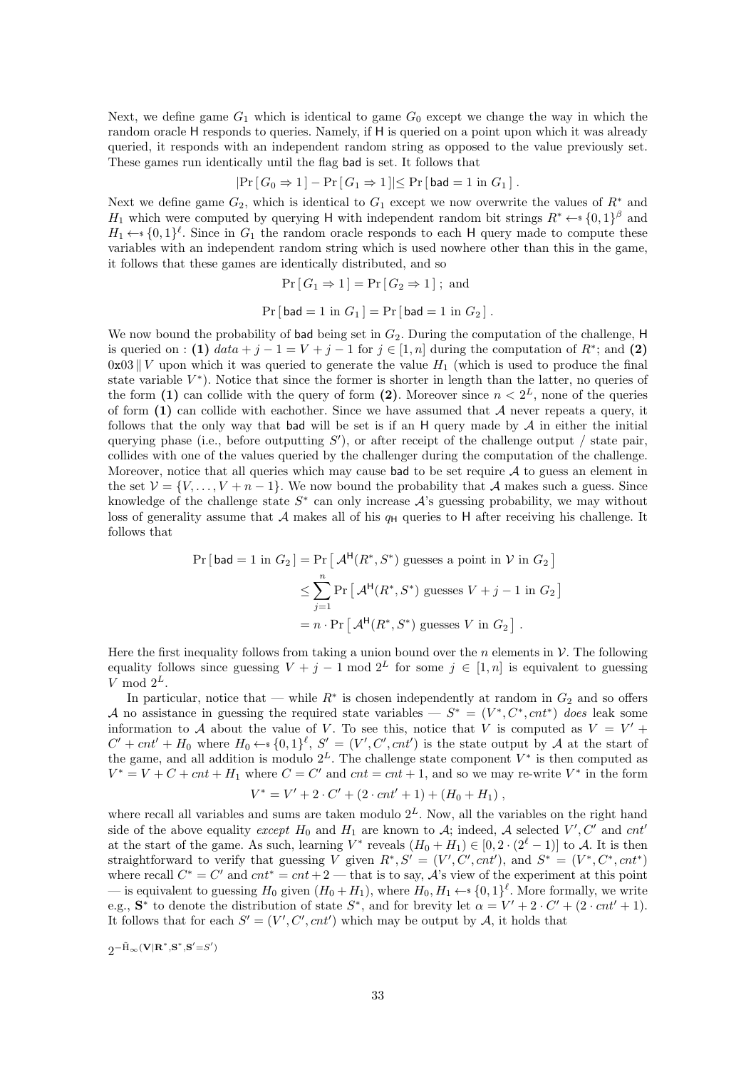Next, we define game $G_1$ which is identical to game $G_0$ except we change the way in which the random oracle $\mathsf{H}$ responds to queries. Namely, if $\mathsf{H}$ is queried on a point upon which it was already queried, it responds with an independent random string as opposed to the value previously set. These games run identically until the flag $\mathsf{bad}$ is set. It follows that

$$|\Pr[\,G_0 \Rightarrow 1\,] - \Pr[\,G_1 \Rightarrow 1\,]| \leq \Pr[\,\mathsf{bad} = 1 \text{ in } G_1\,]\,.$$

Next we define game $G_2$, which is identical to $G_1$ except we now overwrite the values of $R^*$ and $H_1$ which were computed by querying $\mathsf{H}$ with independent random bit strings $R^* \leftarrow\!\!\$\, \{0,1\}^\beta$ and $H_1 \leftarrow\!\!\$\, \{0,1\}^\ell$. Since in $G_1$ the random oracle responds to each $\mathsf{H}$ query made to compute these variables with an independent random string which is used nowhere other than this in the game, it follows that these games are identically distributed, and so

$$\Pr[\,G_1 \Rightarrow 1\,] = \Pr[\,G_2 \Rightarrow 1\,]\,; \text{ and}$$

$$\Pr[\,\mathsf{bad} = 1 \text{ in } G_1\,] = \Pr[\,\mathsf{bad} = 1 \text{ in } G_2\,]\,.$$

We now bound the probability of $\mathsf{bad}$ being set in $G_2$. During the computation of the challenge, $\mathsf{H}$ is queried on : **(1)** $data + j - 1 = V + j - 1$ for $j \in [1,n]$ during the computation of $R^*$; and **(2)** $\mathtt{0x03} \,\|\, V$ upon which it was queried to generate the value $H_1$ (which is used to produce the final state variable $V^*$). Notice that since the former is shorter in length than the latter, no queries of the form **(1)** can collide with the query of form **(2)**. Moreover since $n < 2^L$, none of the queries of form **(1)** can collide with eachother. Since we have assumed that $\mathcal{A}$ never repeats a query, it follows that the only way that $\mathsf{bad}$ will be set is if an $\mathsf{H}$ query made by $\mathcal{A}$ in either the initial querying phase (i.e., before outputting $S'$), or after receipt of the challenge output / state pair, collides with one of the values queried by the challenger during the computation of the challenge. Moreover, notice that all queries which may cause $\mathsf{bad}$ to be set require $\mathcal{A}$ to guess an element in the set $\mathcal{V} = \{V, \ldots, V + n - 1\}$. We now bound the probability that $\mathcal{A}$ makes such a guess. Since knowledge of the challenge state $S^*$ can only increase $\mathcal{A}$'s guessing probability, we may without loss of generality assume that $\mathcal{A}$ makes all of his $q_{\mathsf{H}}$ queries to $\mathsf{H}$ after receiving his challenge. It follows that

$$\begin{aligned}
\Pr[\,\mathsf{bad} = 1 \text{ in } G_2\,] &= \Pr\left[\,\mathcal{A}^{\mathsf{H}}(R^*, S^*) \text{ guesses a point in } \mathcal{V} \text{ in } G_2\,\right] \\
&\leq \sum_{j=1}^{n} \Pr\left[\,\mathcal{A}^{\mathsf{H}}(R^*, S^*) \text{ guesses } V + j - 1 \text{ in } G_2\,\right] \\
&= n \cdot \Pr\left[\,\mathcal{A}^{\mathsf{H}}(R^*, S^*) \text{ guesses } V \text{ in } G_2\,\right]\,.
\end{aligned}$$

Here the first inequality follows from taking a union bound over the $n$ elements in $\mathcal{V}$. The following equality follows since guessing $V + j - 1 \bmod 2^L$ for some $j \in [1,n]$ is equivalent to guessing $V \bmod 2^L$.

In particular, notice that — while $R^*$ is chosen independently at random in $G_2$ and so offers $\mathcal{A}$ no assistance in guessing the required state variables — $S^* = (V^*, C^*, cnt^*)$ *does* leak some information to $\mathcal{A}$ about the value of $V$. To see this, notice that $V$ is computed as $V = V' + C' + cnt' + H_0$ where $H_0 \leftarrow\!\!\$\, \{0,1\}^\ell$, $S' = (V', C', cnt')$ is the state output by $\mathcal{A}$ at the start of the game, and all addition is modulo $2^L$. The challenge state component $V^*$ is then computed as $V^* = V + C + cnt + H_1$ where $C = C'$ and $cnt = cnt + 1$, and so we may re-write $V^*$ in the form

$$V^* = V' + 2 \cdot C' + (2 \cdot cnt' + 1) + (H_0 + H_1)\,,$$

where recall all variables and sums are taken modulo $2^L$. Now, all the variables on the right hand side of the above equality *except* $H_0$ and $H_1$ are known to $\mathcal{A}$; indeed, $\mathcal{A}$ selected $V', C'$ and $cnt'$ at the start of the game. As such, learning $V^*$ reveals $(H_0 + H_1) \in [0, 2 \cdot (2^\ell - 1)]$ to $\mathcal{A}$. It is then straightforward to verify that guessing $V$ given $R^*, S' = (V', C', cnt')$, and $S^* = (V^*, C^*, cnt^*)$ where recall $C^* = C'$ and $cnt^* = cnt + 2$ — that is to say, $\mathcal{A}$'s view of the experiment at this point — is equivalent to guessing $H_0$ given $(H_0 + H_1)$, where $H_0, H_1 \leftarrow\!\!\$\, \{0,1\}^\ell$. More formally, we write e.g., $\mathbf{S}^*$ to denote the distribution of state $S^*$, and for brevity let $\alpha = V' + 2 \cdot C' + (2 \cdot cnt' + 1)$. It follows that for each $S' = (V', C', cnt')$ which may be output by $\mathcal{A}$, it holds that

$$2^{-\tilde{\mathrm{H}}_\infty(\mathbf{V}|\mathbf{R}^*, \mathbf{S}^*, \mathbf{S}' = S')}$$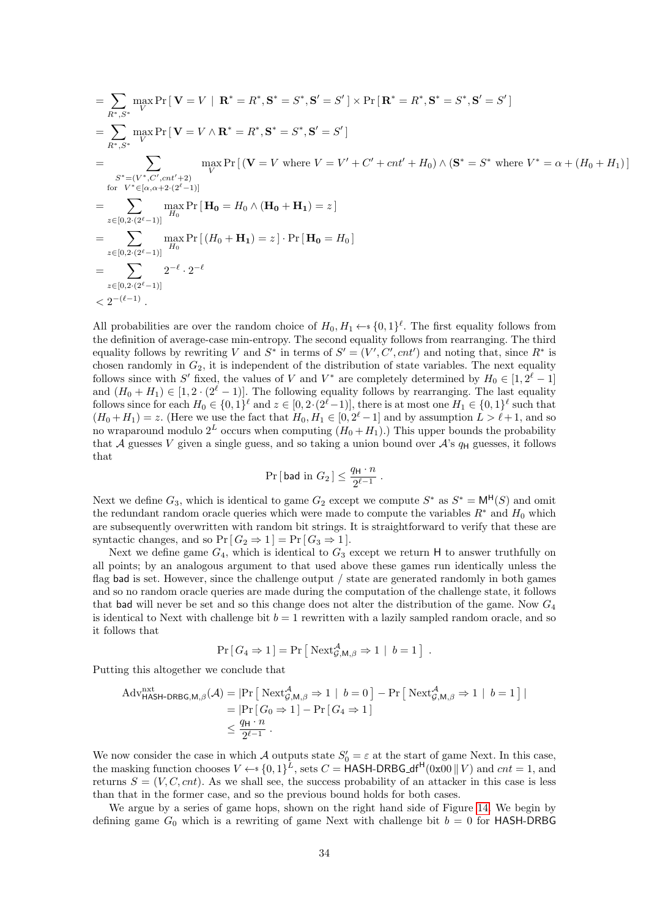$$
\begin{aligned}
&= \sum_{R^*, S^*} \max_V \Pr\left[\, \mathbf{V} = V \;\mid\; \mathbf{R}^* = R^*, \mathbf{S}^* = S^*, \mathbf{S}' = S' \,\right] \times \Pr\left[\, \mathbf{R}^* = R^*, \mathbf{S}^* = S^*, \mathbf{S}' = S' \,\right] \\
&= \sum_{R^*, S^*} \max_V \Pr\left[\, \mathbf{V} = V \wedge \mathbf{R}^* = R^*, \mathbf{S}^* = S^*, \mathbf{S}' = S' \,\right] \\
&= \sum_{\substack{S^* = (V^*, C', cnt'+2) \\ \text{for } \; V^* \in [\alpha, \alpha + 2\cdot(2^\ell - 1)]}} \max_V \Pr\left[\, (\mathbf{V} = V \text{ where } V = V' + C' + cnt' + H_0) \wedge (\mathbf{S}^* = S^* \text{ where } V^* = \alpha + (H_0 + H_1)\,\right] \\
&= \sum_{z \in [0, 2\cdot(2^\ell - 1)]} \max_{H_0} \Pr\left[\, \mathbf{H_0} = H_0 \wedge (\mathbf{H_0} + \mathbf{H_1}) = z \,\right] \\
&= \sum_{z \in [0, 2\cdot(2^\ell - 1)]} \max_{H_0} \Pr\left[\, (H_0 + \mathbf{H_1}) = z \,\right] \cdot \Pr\left[\, \mathbf{H_0} = H_0 \,\right] \\
&= \sum_{z \in [0, 2\cdot(2^\ell - 1)]} 2^{-\ell} \cdot 2^{-\ell} \\
&< 2^{-(\ell - 1)} \, .
\end{aligned}
$$

All probabilities are over the random choice of $H_0, H_1 \leftarrow\!\!\$\, \{0,1\}^\ell$. The first equality follows from the definition of average-case min-entropy. The second equality follows from rearranging. The third equality follows by rewriting $V$ and $S^*$ in terms of $S' = (V', C', cnt')$ and noting that, since $R^*$ is chosen randomly in $G_2$, it is independent of the distribution of state variables. The next equality follows since with $S'$ fixed, the values of $V$ and $V^*$ are completely determined by $H_0 \in [1, 2^\ell - 1]$ and $(H_0 + H_1) \in [1, 2 \cdot (2^\ell - 1)]$. The following equality follows by rearranging. The last equality follows since for each $H_0 \in \{0,1\}^\ell$ and $z \in [0, 2 \cdot (2^\ell - 1)]$, there is at most one $H_1 \in \{0,1\}^\ell$ such that $(H_0 + H_1) = z$. (Here we use the fact that $H_0, H_1 \in [0, 2^\ell - 1]$ and by assumption $L > \ell + 1$, and so no wraparound modulo $2^L$ occurs when computing $(H_0 + H_1)$.) This upper bounds the probability that $\mathcal{A}$ guesses $V$ given a single guess, and so taking a union bound over $\mathcal{A}$'s $q_{\mathsf{H}}$ guesses, it follows that

$$
\Pr\left[\, \mathsf{bad} \text{ in } G_2 \,\right] \leq \frac{q_{\mathsf{H}} \cdot n}{2^{\ell - 1}} \, .
$$

Next we define $G_3$, which is identical to game $G_2$ except we compute $S^*$ as $S^* = \mathsf{M}^{\mathsf{H}}(S)$ and omit the redundant random oracle queries which were made to compute the variables $R^*$ and $H_0$ which are subsequently overwritten with random bit strings. It is straightforward to verify that these are syntactic changes, and so $\Pr\left[\, G_2 \Rightarrow 1 \,\right] = \Pr\left[\, G_3 \Rightarrow 1 \,\right]$.

Next we define game $G_4$, which is identical to $G_3$ except we return $\mathsf{H}$ to answer truthfully on all points; by an analogous argument to that used above these games run identically unless the flag $\mathsf{bad}$ is set. However, since the challenge output / state are generated randomly in both games and so no random oracle queries are made during the computation of the challenge state, it follows that $\mathsf{bad}$ will never be set and so this change does not alter the distribution of the game. Now $G_4$ is identical to Next with challenge bit $b = 1$ rewritten with a lazily sampled random oracle, and so it follows that

$$
\Pr\left[\, G_4 \Rightarrow 1 \,\right] = \Pr\left[\, \text{Next}^{\mathcal{A}}_{\mathcal{G}, \mathsf{M}, \beta} \Rightarrow 1 \;\mid\; b = 1 \,\right] \, .
$$

Putting this altogether we conclude that

$$
\begin{aligned}
\text{Adv}^{\text{nxt}}_{\mathsf{HASH\text{-}DRBG}, \mathsf{M}, \beta}(\mathcal{A}) &= |\Pr\left[\, \text{Next}^{\mathcal{A}}_{\mathcal{G}, \mathsf{M}, \beta} \Rightarrow 1 \;\mid\; b = 0 \,\right] - \Pr\left[\, \text{Next}^{\mathcal{A}}_{\mathcal{G}, \mathsf{M}, \beta} \Rightarrow 1 \;\mid\; b = 1 \,\right] | \\
&= |\Pr\left[\, G_0 \Rightarrow 1 \,\right] - \Pr\left[\, G_4 \Rightarrow 1 \,\right] | \\
&\leq \frac{q_{\mathsf{H}} \cdot n}{2^{\ell - 1}} \, .
\end{aligned}
$$

We now consider the case in which $\mathcal{A}$ outputs state $S_0' = \varepsilon$ at the start of game Next. In this case, the masking function chooses $V \leftarrow\!\!\$\, \{0,1\}^L$, sets $C = \mathsf{HASH\text{-}DRBG\_df}^{\mathsf{H}}(\mathtt{0x00} \,\|\, V)$ and $cnt = 1$, and returns $S = (V, C, cnt)$. As we shall see, the success probability of an attacker in this case is less than that in the former case, and so the previous bound holds for both cases.

We argue by a series of game hops, shown on the right hand side of Figure 14. We begin by defining game $G_0$ which is a rewriting of game Next with challenge bit $b = 0$ for $\mathsf{HASH\text{-}DRBG}$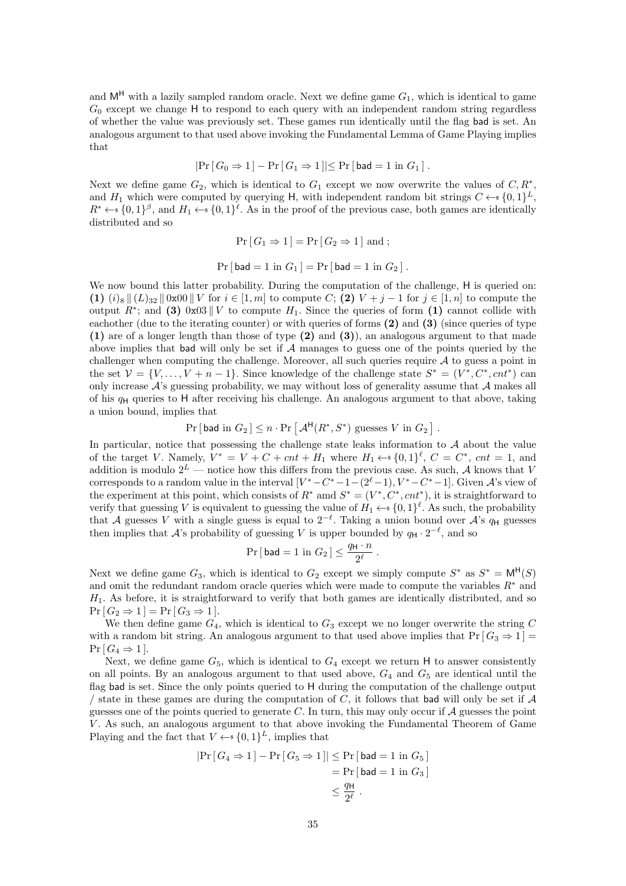and $\mathsf{M}^{\mathsf{H}}$ with a lazily sampled random oracle. Next we define game $G_1$, which is identical to game $G_0$ except we change $\mathsf{H}$ to respond to each query with an independent random string regardless of whether the value was previously set. These games run identically until the flag $\mathsf{bad}$ is set. An analogous argument to that used above invoking the Fundamental Lemma of Game Playing implies that

$$|\Pr[\,G_0 \Rightarrow 1\,] - \Pr[\,G_1 \Rightarrow 1\,]| \leq \Pr[\,\mathsf{bad} = 1 \text{ in } G_1\,]\ .$$

Next we define game $G_2$, which is identical to $G_1$ except we now overwrite the values of $C, R^*$, and $H_1$ which were computed by querying $\mathsf{H}$, with independent random bit strings $C \leftarrow\!\!\$\ \{0,1\}^L$, $R^* \leftarrow\!\!\$\ \{0,1\}^\beta$, and $H_1 \leftarrow\!\!\$\ \{0,1\}^\ell$. As in the proof of the previous case, both games are identically distributed and so

$$\Pr[\,G_1 \Rightarrow 1\,] = \Pr[\,G_2 \Rightarrow 1\,] \text{ and };$$

$$\Pr[\,\mathsf{bad} = 1 \text{ in } G_1\,] = \Pr[\,\mathsf{bad} = 1 \text{ in } G_2\,]\ .$$

We now bound this latter probability. During the computation of the challenge, $\mathsf{H}$ is queried on: **(1)** $(i)_8 \,\|\, (L)_{32} \,\|\, \mathtt{0x00} \,\|\, V$ for $i \in [1,m]$ to compute $C$; **(2)** $V + j - 1$ for $j \in [1,n]$ to compute the output $R^*$; and **(3)** $\mathtt{0x03} \,\|\, V$ to compute $H_1$. Since the queries of form **(1)** cannot collide with eachother (due to the iterating counter) or with queries of forms **(2)** and **(3)** (since queries of type **(1)** are of a longer length than those of type **(2)** and **(3)**), an analogous argument to that made above implies that $\mathsf{bad}$ will only be set if $\mathcal{A}$ manages to guess one of the points queried by the challenger when computing the challenge. Moreover, all such queries require $\mathcal{A}$ to guess a point in the set $\mathcal{V} = \{V, \ldots, V + n - 1\}$. Since knowledge of the challenge state $S^* = (V^*, C^*, cnt^*)$ can only increase $\mathcal{A}$'s guessing probability, we may without loss of generality assume that $\mathcal{A}$ makes all of his $q_{\mathsf{H}}$ queries to $\mathsf{H}$ after receiving his challenge. An analogous argument to that above, taking a union bound, implies that

$$\Pr[\,\mathsf{bad} \text{ in } G_2\,] \leq n \cdot \Pr\left[\,\mathcal{A}^{\mathsf{H}}(R^*, S^*) \text{ guesses } V \text{ in } G_2\,\right]\ .$$

In particular, notice that possessing the challenge state leaks information to $\mathcal{A}$ about the value of the target $V$. Namely, $V^* = V + C + cnt + H_1$ where $H_1 \leftarrow\!\!\$\ \{0,1\}^\ell$, $C = C^*$, $cnt = 1$, and addition is modulo $2^L$ — notice how this differs from the previous case. As such, $\mathcal{A}$ knows that $V$ corresponds to a random value in the interval $[V^* - C^* - 1 - (2^\ell - 1), V^* - C^* - 1]$. Given $\mathcal{A}$'s view of the experiment at this point, which consists of $R^*$ amd $S^* = (V^*, C^*, cnt^*)$, it is straightforward to verify that guessing $V$ is equivalent to guessing the value of $H_1 \leftarrow\!\!\$\ \{0,1\}^\ell$. As such, the probability that $\mathcal{A}$ guesses $V$ with a single guess is equal to $2^{-\ell}$. Taking a union bound over $\mathcal{A}$'s $q_{\mathsf{H}}$ guesses then implies that $\mathcal{A}$'s probability of guessing $V$ is upper bounded by $q_{\mathsf{H}} \cdot 2^{-\ell}$, and so

$$\Pr[\,\mathsf{bad} = 1 \text{ in } G_2\,] \leq \frac{q_{\mathsf{H}} \cdot n}{2^\ell}\ .$$

Next we define game $G_3$, which is identical to $G_2$ except we simply compute $S^*$ as $S^* = \mathsf{M}^{\mathsf{H}}(S)$ and omit the redundant random oracle queries which were made to compute the variables $R^*$ and $H_1$. As before, it is straightforward to verify that both games are identically distributed, and so $\Pr[\,G_2 \Rightarrow 1\,] = \Pr[\,G_3 \Rightarrow 1\,]$.

We then define game $G_4$, which is identical to $G_3$ except we no longer overwrite the string $C$ with a random bit string. An analogous argument to that used above implies that $\Pr[\,G_3 \Rightarrow 1\,] = \Pr[\,G_4 \Rightarrow 1\,]$.

Next, we define game $G_5$, which is identical to $G_4$ except we return $\mathsf{H}$ to answer consistently on all points. By an analogous argument to that used above, $G_4$ and $G_5$ are identical until the flag $\mathsf{bad}$ is set. Since the only points queried to $\mathsf{H}$ during the computation of the challenge output / state in these games are during the computation of $C$, it follows that $\mathsf{bad}$ will only be set if $\mathcal{A}$ guesses one of the points queried to generate $C$. In turn, this may only occur if $\mathcal{A}$ guesses the point $V$. As such, an analogous argument to that above invoking the Fundamental Theorem of Game Playing and the fact that $V \leftarrow\!\!\$\ \{0,1\}^L$, implies that

$$\begin{aligned}
|\Pr[\,G_4 \Rightarrow 1\,] - \Pr[\,G_5 \Rightarrow 1\,]| &\leq \Pr[\,\mathsf{bad} = 1 \text{ in } G_5\,] \\
&= \Pr[\,\mathsf{bad} = 1 \text{ in } G_3\,] \\
&\leq \frac{q_{\mathsf{H}}}{2^\ell}\ .
\end{aligned}$$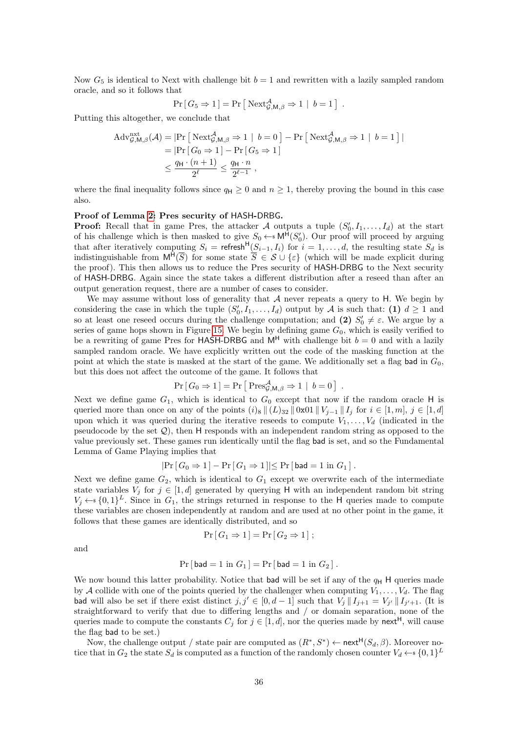Now $G_5$ is identical to Next with challenge bit $b = 1$ and rewritten with a lazily sampled random oracle, and so it follows that

$$\Pr[\, G_5 \Rightarrow 1 \,] = \Pr\left[\, \mathrm{Next}^{\mathcal{A}}_{\mathcal{G},\mathsf{M},\beta} \Rightarrow 1 \mid b = 1 \,\right] .$$

Putting this altogether, we conclude that

$$\begin{aligned}
\mathrm{Adv}^{\mathrm{nxt}}_{\mathcal{G},\mathsf{M},\beta}(\mathcal{A}) &= |\Pr\left[\, \mathrm{Next}^{\mathcal{A}}_{\mathcal{G},\mathsf{M},\beta} \Rightarrow 1 \mid b = 0 \,\right] - \Pr\left[\, \mathrm{Next}^{\mathcal{A}}_{\mathcal{G},\mathsf{M},\beta} \Rightarrow 1 \mid b = 1 \,\right]| \\
&= |\Pr[\, G_0 \Rightarrow 1 \,] - \Pr[\, G_5 \Rightarrow 1 \,]| \\
&\leq \frac{q_{\mathsf{H}} \cdot (n+1)}{2^{\ell}} \leq \frac{q_{\mathsf{H}} \cdot n}{2^{\ell-1}} ,
\end{aligned}$$

where the final inequality follows since $q_{\mathsf{H}} \geq 0$ and $n \geq 1$, thereby proving the bound in this case also.

**Proof of Lemma 2: Pres security of HASH-DRBG.**
**Proof:** Recall that in game Pres, the attacker $\mathcal{A}$ outputs a tuple $(S'_0, I_1, \ldots, I_d)$ at the start of his challenge which is then masked to give $S_0 \leftarrow\!\!\$\, \mathsf{M}^{\mathsf{H}}(S'_0)$. Our proof will proceed by arguing that after iteratively computing $S_i = \mathsf{refresh}^{\mathsf{H}}(S_{i-1}, I_i)$ for $i = 1, \ldots, d$, the resulting state $S_d$ is indistinguishable from $\mathsf{M}^{\mathsf{H}}(\overline{S})$ for some state $\overline{S} \in \mathcal{S} \cup \{\varepsilon\}$ (which will be made explicit during the proof). This then allows us to reduce the Pres security of HASH-DRBG to the Next security of HASH-DRBG. Again since the state takes a different distribution after a reseed than after an output generation request, there are a number of cases to consider.

We may assume without loss of generality that $\mathcal{A}$ never repeats a query to H. We begin by considering the case in which the tuple $(S'_0, I_1, \ldots, I_d)$ output by $\mathcal{A}$ is such that: **(1)** $d \geq 1$ and so at least one reseed occurs during the challenge computation; and **(2)** $S'_0 \neq \varepsilon$. We argue by a series of game hops shown in Figure 15. We begin by defining game $G_0$, which is easily verified to be a rewriting of game Pres for HASH-DRBG and $\mathsf{M}^{\mathsf{H}}$ with challenge bit $b = 0$ and with a lazily sampled random oracle. We have explicitly written out the code of the masking function at the point at which the state is masked at the start of the game. We additionally set a flag bad in $G_0$, but this does not affect the outcome of the game. It follows that

$$\Pr[\, G_0 \Rightarrow 1 \,] = \Pr\left[\, \mathrm{Pres}^{\mathcal{A}}_{\mathcal{G},\mathsf{M},\beta} \Rightarrow 1 \mid b = 0 \,\right] .$$

Next we define game $G_1$, which is identical to $G_0$ except that now if the random oracle H is queried more than once on any of the points $(i)_8 \,\|\, (L)_{32} \,\|\, 0\text{x}01 \,\|\, V_{j-1} \,\|\, I_j$ for $i \in [1, m]$, $j \in [1, d]$ upon which it was queried during the iterative reseeds to compute $V_1, \ldots, V_d$ (indicated in the pseudocode by the set $\mathcal{Q}$), then H responds with an independent random string as opposed to the value previously set. These games run identically until the flag bad is set, and so the Fundamental Lemma of Game Playing implies that

$$|\Pr[\, G_0 \Rightarrow 1 \,] - \Pr[\, G_1 \Rightarrow 1 \,]| \leq \Pr[\, \mathsf{bad} = 1 \text{ in } G_1 \,] .$$

Next we define game $G_2$, which is identical to $G_1$ except we overwrite each of the intermediate state variables $V_j$ for $j \in [1, d]$ generated by querying H with an independent random bit string $V_j \leftarrow\!\!\$\, \{0,1\}^L$. Since in $G_1$, the strings returned in response to the H queries made to compute these variables are chosen independently at random and are used at no other point in the game, it follows that these games are identically distributed, and so

$$\Pr[\, G_1 \Rightarrow 1 \,] = \Pr[\, G_2 \Rightarrow 1 \,] ;$$

and

$$\Pr[\, \mathsf{bad} = 1 \text{ in } G_1 \,] = \Pr[\, \mathsf{bad} = 1 \text{ in } G_2 \,] .$$

We now bound this latter probability. Notice that bad will be set if any of the $q_{\mathsf{H}}$ H queries made by $\mathcal{A}$ collide with one of the points queried by the challenger when computing $V_1, \ldots, V_d$. The flag bad will also be set if there exist distinct $j, j' \in [0, d-1]$ such that $V_j \,\|\, I_{j+1} = V_{j'} \,\|\, I_{j'+1}$. (It is straightforward to verify that due to differing lengths and / or domain separation, none of the queries made to compute the constants $C_j$ for $j \in [1, d]$, nor the queries made by $\mathsf{next}^{\mathsf{H}}$, will cause the flag bad to be set.)

Now, the challenge output / state pair are computed as $(R^*, S^*) \leftarrow \mathsf{next}^{\mathsf{H}}(S_d, \beta)$. Moreover notice that in $G_2$ the state $S_d$ is computed as a function of the randomly chosen counter $V_d \leftarrow\!\!\$\, \{0,1\}^L$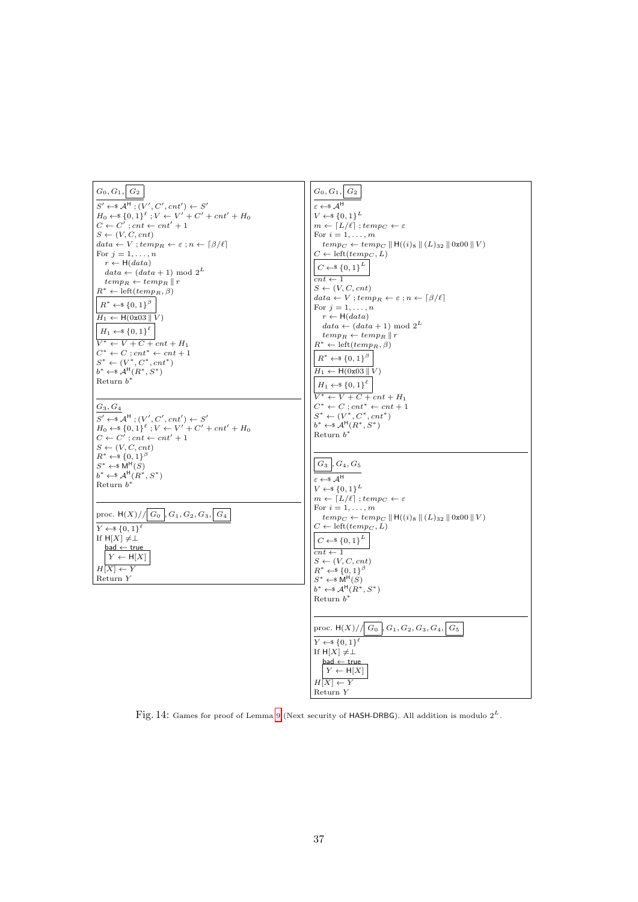**$G_0, G_1, \boxed{G_2}$**

```
S' ←$ A^H ; (V', C', cnt') ← S'
H_0 ←$ {0,1}^ℓ ; V ← V' + C' + cnt' + H_0
C ← C' ; cnt ← cnt' + 1
S ← (V, C, cnt)
data ← V ; temp_R ← ε ; n ← ⌈β/ℓ⌉
For j = 1, ..., n
  r ← H(data)
  data ← (data + 1) mod 2^L
  temp_R ← temp_R ∥ r
R* ← left(temp_R, β)
[ R* ←$ {0,1}^β ]
H_1 ← H(0x03 ∥ V)
[ H_1 ←$ {0,1}^ℓ ]
V* ← V + C + cnt + H_1
C* ← C ; cnt* ← cnt + 1
S* ← (V*, C*, cnt*)
b* ←$ A^H(R*, S*)
Return b*
```

**$G_3, G_4$**

```
S' ←$ A^H ; (V', C', cnt') ← S'
H_0 ←$ {0,1}^ℓ ; V ← V' + C' + cnt' + H_0
C ← C' ; cnt ← cnt' + 1
S ← (V, C, cnt)
R* ←$ {0,1}^β
S* ←$ M^H(S)
b* ←$ A^H(R*, S*)
Return b*
```

**proc. $\mathsf{H}(X)$ // $\boxed{G_0}, G_1, G_2, G_3, \boxed{G_4}$**

```
Y ←$ {0,1}^ℓ
If H[X] ≠ ⊥
  bad ← true
  [ Y ← H[X] ]
H[X] ← Y
Return Y
```

**$G_0, G_1, \boxed{G_2}$**

```
ε ←$ A^H
V ←$ {0,1}^L
m ← ⌈L/ℓ⌉ ; temp_C ← ε
For i = 1, ..., m
  temp_C ← temp_C ∥ H((i)_8 ∥ (L)_32 ∥ 0x00 ∥ V)
C ← left(temp_C, L)
[ C ←$ {0,1}^L ]
cnt ← 1
S ← (V, C, cnt)
data ← V ; temp_R ← ε ; n ← ⌈β/ℓ⌉
For j = 1, ..., n
  r ← H(data)
  data ← (data + 1) mod 2^L
  temp_R ← temp_R ∥ r
R* ← left(temp_R, β)
[ R* ←$ {0,1}^β ]
H_1 ← H(0x03 ∥ V)
[ H_1 ←$ {0,1}^ℓ ]
V* ← V + C + cnt + H_1
C* ← C ; cnt* ← cnt + 1
S* ← (V*, C*, cnt*)
b* ←$ A^H(R*, S*)
Return b*
```

**$\boxed{G_3}, G_4, G_5$**

```
ε ←$ A^H
V ←$ {0,1}^L
m ← ⌈L/ℓ⌉ ; temp_C ← ε
For i = 1, ..., m
  temp_C ← temp_C ∥ H((i)_8 ∥ (L)_32 ∥ 0x00 ∥ V)
C ← left(temp_C, L)
[ C ←$ {0,1}^L ]
cnt ← 1
S ← (V, C, cnt)
R* ←$ {0,1}^β
S* ←$ M^H(S)
b* ←$ A^H(R*, S*)
Return b*
```

**proc. $\mathsf{H}(X)$ // $\boxed{G_0}, G_1, G_2, G_3, G_4, \boxed{G_5}$**

```
Y ←$ {0,1}^ℓ
If H[X] ≠ ⊥
  bad ← true
  [ Y ← H[X] ]
H[X] ← Y
Return Y
```

Fig. 14: Games for proof of Lemma 9 (Next security of HASH-DRBG). All addition is modulo $2^L$.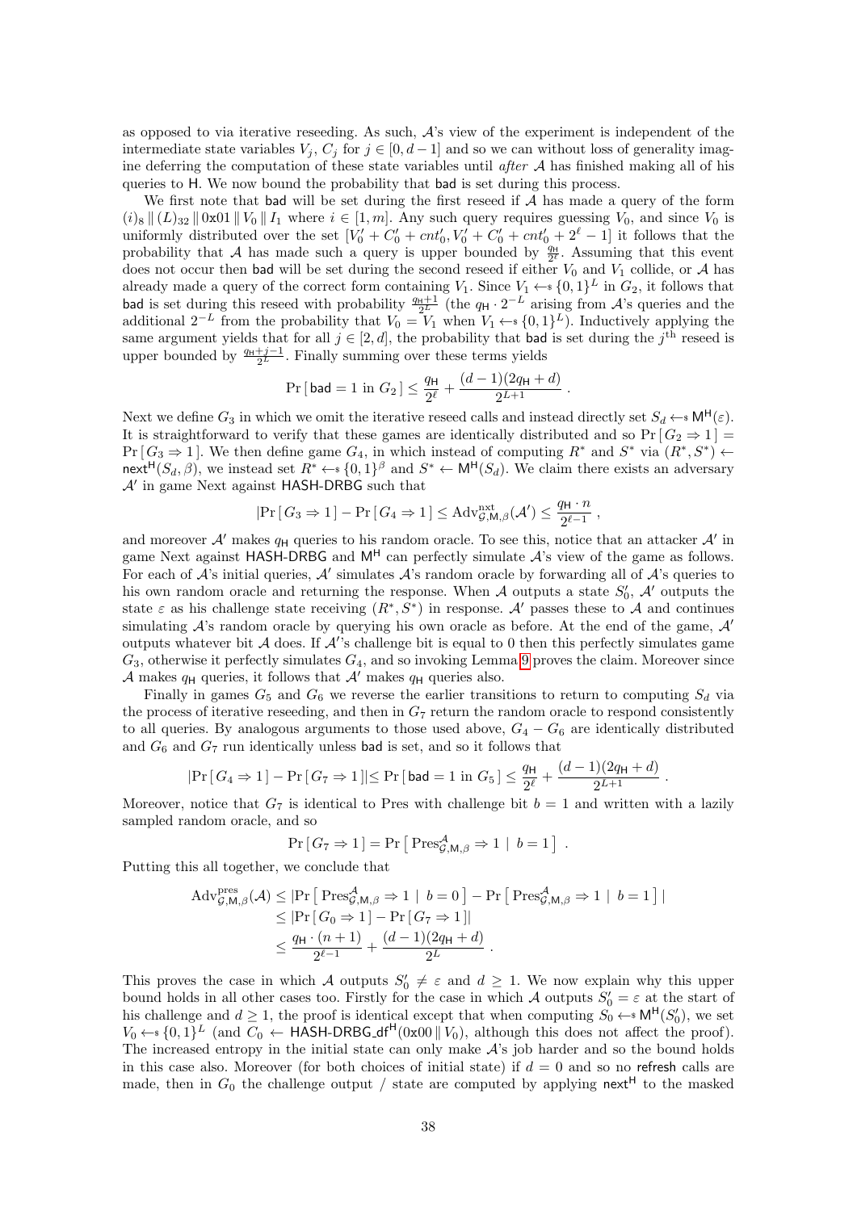as opposed to via iterative reseeding. As such, $\mathcal{A}$'s view of the experiment is independent of the intermediate state variables $V_j$, $C_j$ for $j \in [0, d-1]$ and so we can without loss of generality imagine deferring the computation of these state variables until *after* $\mathcal{A}$ has finished making all of his queries to $\mathsf{H}$. We now bound the probability that $\mathsf{bad}$ is set during this process.

We first note that $\mathsf{bad}$ will be set during the first reseed if $\mathcal{A}$ has made a query of the form $(i)_8 \,\|\, (L)_{32} \,\|\, \mathtt{0x01} \,\|\, V_0 \,\|\, I_1$ where $i \in [1, m]$. Any such query requires guessing $V_0$, and since $V_0$ is uniformly distributed over the set $[V_0' + C_0' + cnt_0', V_0' + C_0' + cnt_0' + 2^\ell - 1]$ it follows that the probability that $\mathcal{A}$ has made such a query is upper bounded by $\frac{q_\mathsf{H}}{2^\ell}$. Assuming that this event does not occur then $\mathsf{bad}$ will be set during the second reseed if either $V_0$ and $V_1$ collide, or $\mathcal{A}$ has already made a query of the correct form containing $V_1$. Since $V_1 \leftarrow_\$ \{0,1\}^L$ in $G_2$, it follows that $\mathsf{bad}$ is set during this reseed with probability $\frac{q_\mathsf{H}+1}{2^L}$ (the $q_\mathsf{H} \cdot 2^{-L}$ arising from $\mathcal{A}$'s queries and the additional $2^{-L}$ from the probability that $V_0 = V_1$ when $V_1 \leftarrow_\$ \{0,1\}^L$). Inductively applying the same argument yields that for all $j \in [2, d]$, the probability that $\mathsf{bad}$ is set during the $j^{\text{th}}$ reseed is upper bounded by $\frac{q_\mathsf{H}+j-1}{2^L}$. Finally summing over these terms yields

$$\Pr[\,\mathsf{bad} = 1 \text{ in } G_2\,] \leq \frac{q_\mathsf{H}}{2^\ell} + \frac{(d-1)(2q_\mathsf{H} + d)}{2^{L+1}}\;.$$

Next we define $G_3$ in which we omit the iterative reseed calls and instead directly set $S_d \leftarrow_\$ \mathsf{M}^\mathsf{H}(\varepsilon)$. It is straightforward to verify that these games are identically distributed and so $\Pr[\,G_2 \Rightarrow 1\,] = \Pr[\,G_3 \Rightarrow 1\,]$. We then define game $G_4$, in which instead of computing $R^*$ and $S^*$ via $(R^*, S^*) \leftarrow \mathsf{next}^\mathsf{H}(S_d, \beta)$, we instead set $R^* \leftarrow_\$ \{0,1\}^\beta$ and $S^* \leftarrow \mathsf{M}^\mathsf{H}(S_d)$. We claim there exists an adversary $\mathcal{A}'$ in game Next against $\mathsf{HASH\text{-}DRBG}$ such that

$$|\Pr[\,G_3 \Rightarrow 1\,] - \Pr[\,G_4 \Rightarrow 1\,]| \leq \mathrm{Adv}^{\mathrm{nxt}}_{\mathcal{G},\mathsf{M},\beta}(\mathcal{A}') \leq \frac{q_\mathsf{H} \cdot n}{2^{\ell-1}}\;,$$

and moreover $\mathcal{A}'$ makes $q_\mathsf{H}$ queries to his random oracle. To see this, notice that an attacker $\mathcal{A}'$ in game Next against $\mathsf{HASH\text{-}DRBG}$ and $\mathsf{M}^\mathsf{H}$ can perfectly simulate $\mathcal{A}$'s view of the game as follows. For each of $\mathcal{A}$'s initial queries, $\mathcal{A}'$ simulates $\mathcal{A}$'s random oracle by forwarding all of $\mathcal{A}$'s queries to his own random oracle and returning the response. When $\mathcal{A}$ outputs a state $S_0'$, $\mathcal{A}'$ outputs the state $\varepsilon$ as his challenge state receiving $(R^*, S^*)$ in response. $\mathcal{A}'$ passes these to $\mathcal{A}$ and continues simulating $\mathcal{A}$'s random oracle by querying his own oracle as before. At the end of the game, $\mathcal{A}'$ outputs whatever bit $\mathcal{A}$ does. If $\mathcal{A}'$'s challenge bit is equal to 0 then this perfectly simulates game $G_3$, otherwise it perfectly simulates $G_4$, and so invoking Lemma 9 proves the claim. Moreover since $\mathcal{A}$ makes $q_\mathsf{H}$ queries, it follows that $\mathcal{A}'$ makes $q_\mathsf{H}$ queries also.

Finally in games $G_5$ and $G_6$ we reverse the earlier transitions to return to computing $S_d$ via the process of iterative reseeding, and then in $G_7$ return the random oracle to respond consistently to all queries. By analogous arguments to those used above, $G_4 - G_6$ are identically distributed and $G_6$ and $G_7$ run identically unless $\mathsf{bad}$ is set, and so it follows that

$$|\Pr[\,G_4 \Rightarrow 1\,] - \Pr[\,G_7 \Rightarrow 1\,]| \leq \Pr[\,\mathsf{bad} = 1 \text{ in } G_5\,] \leq \frac{q_\mathsf{H}}{2^\ell} + \frac{(d-1)(2q_\mathsf{H} + d)}{2^{L+1}}\;.$$

Moreover, notice that $G_7$ is identical to Pres with challenge bit $b = 1$ and written with a lazily sampled random oracle, and so

$$\Pr[\,G_7 \Rightarrow 1\,] = \Pr\left[\,\mathrm{Pres}^{\mathcal{A}}_{\mathcal{G},\mathsf{M},\beta} \Rightarrow 1 \;|\; b = 1\,\right]\;.$$

Putting this all together, we conclude that

$$\begin{aligned}
\mathrm{Adv}^{\mathrm{pres}}_{\mathcal{G},\mathsf{M},\beta}(\mathcal{A}) &\leq \left|\Pr\left[\,\mathrm{Pres}^{\mathcal{A}}_{\mathcal{G},\mathsf{M},\beta} \Rightarrow 1 \;|\; b = 0\,\right] - \Pr\left[\,\mathrm{Pres}^{\mathcal{A}}_{\mathcal{G},\mathsf{M},\beta} \Rightarrow 1 \;|\; b = 1\,\right]\right| \\
&\leq |\Pr[\,G_0 \Rightarrow 1\,] - \Pr[\,G_7 \Rightarrow 1\,]| \\
&\leq \frac{q_\mathsf{H} \cdot (n+1)}{2^{\ell-1}} + \frac{(d-1)(2q_\mathsf{H} + d)}{2^L}\;.
\end{aligned}$$

This proves the case in which $\mathcal{A}$ outputs $S_0' \neq \varepsilon$ and $d \geq 1$. We now explain why this upper bound holds in all other cases too. Firstly for the case in which $\mathcal{A}$ outputs $S_0' = \varepsilon$ at the start of his challenge and $d \geq 1$, the proof is identical except that when computing $S_0 \leftarrow_\$ \mathsf{M}^\mathsf{H}(S_0')$, we set $V_0 \leftarrow_\$ \{0,1\}^L$ (and $C_0 \leftarrow \mathsf{HASH\text{-}DRBG\_df}^\mathsf{H}(\mathtt{0x00} \,\|\, V_0)$, although this does not affect the proof). The increased entropy in the initial state can only make $\mathcal{A}$'s job harder and so the bound holds in this case also. Moreover (for both choices of initial state) if $d = 0$ and so no $\mathsf{refresh}$ calls are made, then in $G_0$ the challenge output / state are computed by applying $\mathsf{next}^\mathsf{H}$ to the masked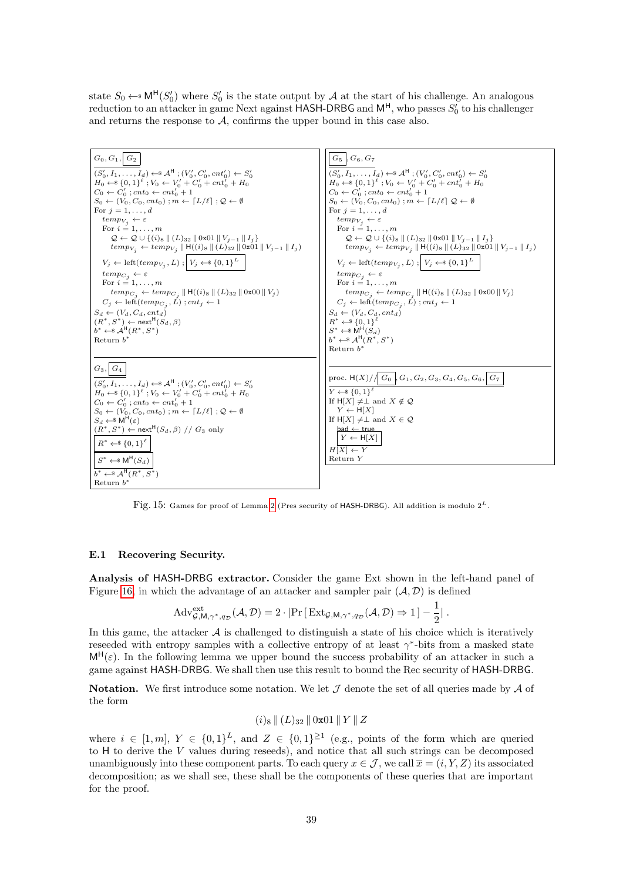state $S_0 \leftarrow\!\!\$\ \mathsf{M}^{\mathsf{H}}(S_0')$ where $S_0'$ is the state output by $\mathcal{A}$ at the start of his challenge. An analogous reduction to an attacker in game Next against HASH-DRBG and $\mathsf{M}^{\mathsf{H}}$, who passes $S_0'$ to his challenger and returns the response to $\mathcal{A}$, confirms the upper bound in this case also.

```
G0, G1, [G2]
(S'0, I1, ..., Id) <-$ A^H ; (V'0, C'0, cnt'0) <- S'0
H0 <-$ {0,1}^ℓ ; V0 <- V'0 + C'0 + cnt'0 + H0
C0 <- C'0 ; cnt0 <- cnt'0 + 1
S0 <- (V0, C0, cnt0) ; m <- ⌈L/ℓ⌉ ; Q <- ∅
For j = 1, ..., d
  temp_Vj <- ε
  For i = 1, ..., m
    Q <- Q ∪ {(i)8 || (L)32 || 0x01 || V_{j-1} || Ij}
    temp_Vj <- temp_Vj || H((i)8 || (L)32 || 0x01 || V_{j-1} || Ij)
  Vj <- left(temp_Vj, L) ; [Vj <-$ {0,1}^L]
  temp_Cj <- ε
  For i = 1, ..., m
    temp_Cj <- temp_Cj || H((i)8 || (L)32 || 0x00 || Vj)
  Cj <- left(temp_Cj, L) ; cntj <- 1
Sd <- (Vd, Cd, cntd)
(R*, S*) <- next^H(Sd, β)
b* <-$ A^H(R*, S*)
Return b*
```

```
G3, [G4]
(S'0, I1, ..., Id) <-$ A^H ; (V'0, C'0, cnt'0) <- S'0
H0 <-$ {0,1}^ℓ ; V0 <- V'0 + C'0 + cnt'0 + H0
C0 <- C'0 ; cnt0 <- cnt'0 + 1
S0 <- (V0, C0, cnt0) ; m <- ⌈L/ℓ⌉ ; Q <- ∅
Sd <-$ M^H(ε)
(R*, S*) <- next^H(Sd, β) // G3 only
[R* <-$ {0,1}^ℓ]
[S* <-$ M^H(Sd)]
b* <-$ A^H(R*, S*)
Return b*
```

```
[G5], G6, G7
(S'0, I1, ..., Id) <-$ A^H ; (V'0, C'0, cnt'0) <- S'0
H0 <-$ {0,1}^ℓ ; V0 <- V'0 + C'0 + cnt'0 + H0
C0 <- C'0 ; cnt0 <- cnt'0 + 1
S0 <- (V0, C0, cnt0) ; m <- ⌈L/ℓ⌉ Q <- ∅
For j = 1, ..., d
  temp_Vj <- ε
  For i = 1, ..., m
    Q <- Q ∪ {(i)8 || (L)32 || 0x01 || V_{j-1} || Ij}
    temp_Vj <- temp_Vj || H((i)8 || (L)32 || 0x01 || V_{j-1} || Ij)
  Vj <- left(temp_Vj, L) ; [Vj <-$ {0,1}^L]
  temp_Cj <- ε
  For i = 1, ..., m
    temp_Cj <- temp_Cj || H((i)8 || (L)32 || 0x00 || Vj)
  Cj <- left(temp_Cj, L) ; cntj <- 1
Sd <- (Vd, Cd, cntd)
R* <-$ {0,1}^ℓ
S* <-$ M^H(Sd)
b* <-$ A^H(R*, S*)
Return b*
```

```
proc. H(X)// [G0], G1, G2, G3, G4, G5, G6, [G7]
Y <-$ {0,1}^ℓ
If H[X] ≠ ⊥ and X ∉ Q
  Y <- H[X]
If H[X] ≠ ⊥ and X ∈ Q
  bad <- true
  [Y <- H[X]]
H[X] <- Y
Return Y
```

Fig. 15: Games for proof of Lemma 2 (Pres security of HASH-DRBG). All addition is modulo $2^L$.

### E.1 Recovering Security.

**Analysis of HASH-DRBG extractor.** Consider the game Ext shown in the left-hand panel of Figure 16, in which the advantage of an attacker and sampler pair $(\mathcal{A}, \mathcal{D})$ is defined

$$\mathrm{Adv}^{\mathrm{ext}}_{\mathcal{G},\mathsf{M},\gamma^*,q_{\mathcal{D}}}(\mathcal{A},\mathcal{D}) = 2 \cdot |\Pr[\,\mathrm{Ext}_{\mathcal{G},\mathsf{M},\gamma^*,q_{\mathcal{D}}}(\mathcal{A},\mathcal{D}) \Rightarrow 1\,] - \frac{1}{2}|\,.$$

In this game, the attacker $\mathcal{A}$ is challenged to distinguish a state of his choice which is iteratively reseeded with entropy samples with a collective entropy of at least $\gamma^*$-bits from a masked state $\mathsf{M}^{\mathsf{H}}(\varepsilon)$. In the following lemma we upper bound the success probability of an attacker in such a game against HASH-DRBG. We shall then use this result to bound the Rec security of HASH-DRBG.

**Notation.** We first introduce some notation. We let $\mathcal{J}$ denote the set of all queries made by $\mathcal{A}$ of the form

$$(i)_8 \,\|\, (L)_{32} \,\|\, \mathtt{0x01} \,\|\, Y \,\|\, Z$$

where $i \in [1, m]$, $Y \in \{0,1\}^L$, and $Z \in \{0,1\}^{\geq 1}$ (e.g., points of the form which are queried to H to derive the $V$ values during reseeds), and notice that all such strings can be decomposed unambiguously into these component parts. To each query $x \in \mathcal{J}$, we call $\overline{x} = (i, Y, Z)$ its associated decomposition; as we shall see, these shall be the components of these queries that are important for the proof.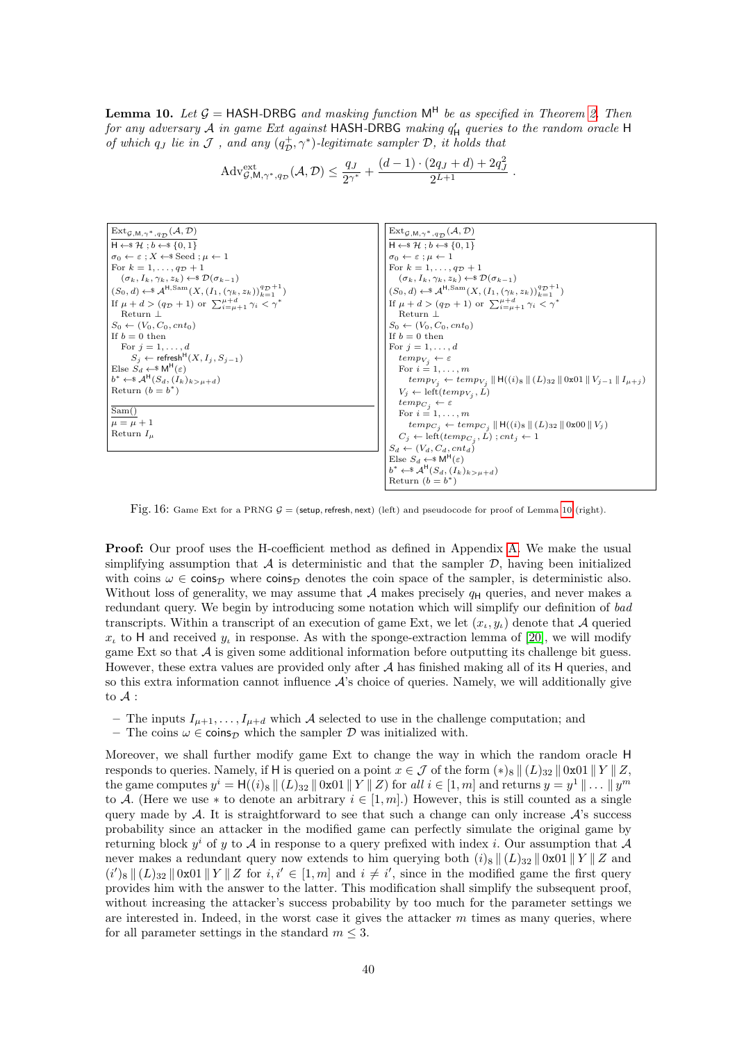**Lemma 10.** *Let $\mathcal{G} = \mathsf{HASH\text{-}DRBG}$ and masking function $\mathsf{M}^{\mathsf{H}}$ be as specified in Theorem 2. Then for any adversary $\mathcal{A}$ in game Ext against $\mathsf{HASH\text{-}DRBG}$ making $q'_{\mathsf{H}}$ queries to the random oracle $\mathsf{H}$ of which $q_J$ lie in $\mathcal{J}$ , and any $(q^+_{\mathcal{D}}, \gamma^*)$-legitimate sampler $\mathcal{D}$, it holds that*

$$\mathrm{Adv}^{\mathrm{ext}}_{\mathcal{G},\mathsf{M},\gamma^*,q_{\mathcal{D}}}(\mathcal{A}, \mathcal{D}) \leq \frac{q_J}{2^{\gamma^*}} + \frac{(d-1)\cdot(2q_J + d) + 2q_J^2}{2^{L+1}} .$$

```
Ext_{G,M,γ*,q_D}(A, D)
H ←$ H ; b ←$ {0,1}
σ_0 ← ε ; X ←$ Seed ; μ ← 1
For k = 1, ..., q_D + 1
  (σ_k, I_k, γ_k, z_k) ←$ D(σ_{k-1})
(S_0, d) ←$ A^{H,Sam}(X, (I_1, (γ_k, z_k))_{k=1}^{q_D+1})
If μ + d > (q_D + 1) or Σ_{i=μ+1}^{μ+d} γ_i < γ*
  Return ⊥
S_0 ← (V_0, C_0, cnt_0)
If b = 0 then
  For j = 1, ..., d
    S_j ← refresh^H(X, I_j, S_{j-1})
Else S_d ←$ M^H(ε)
b* ←$ A^H(S_d, (I_k)_{k>μ+d})
Return (b = b*)

Sam()
μ = μ + 1
Return I_μ
```

```
Ext_{G,M,γ*,q_D}(A, D)
H ←$ H ; b ←$ {0,1}
σ_0 ← ε ; μ ← 1
For k = 1, ..., q_D + 1
  (σ_k, I_k, γ_k, z_k) ←$ D(σ_{k-1})
(S_0, d) ←$ A^{H,Sam}(X, (I_1, (γ_k, z_k))_{k=1}^{q_D+1})
If μ + d > (q_D + 1) or Σ_{i=μ+1}^{μ+d} γ_i < γ*
  Return ⊥
S_0 ← (V_0, C_0, cnt_0)
If b = 0 then
For j = 1, ..., d
  temp_{V_j} ← ε
  For i = 1, ..., m
    temp_{V_j} ← temp_{V_j} || H((i)_8 || (L)_32 || 0x01 || V_{j-1} || I_{μ+j})
  V_j ← left(temp_{V_j}, L)
  temp_{C_j} ← ε
  For i = 1, ..., m
    temp_{C_j} ← temp_{C_j} || H((i)_8 || (L)_32 || 0x00 || V_j)
  C_j ← left(temp_{C_j}, L) ; cnt_j ← 1
S_d ← (V_d, C_d, cnt_d)
Else S_d ←$ M^H(ε)
b* ←$ A^H(S_d, (I_k)_{k>μ+d})
Return (b = b*)
```

Fig. 16: Game Ext for a PRNG $\mathcal{G} = (\mathsf{setup}, \mathsf{refresh}, \mathsf{next})$ (left) and pseudocode for proof of Lemma 10 (right).

**Proof:** Our proof uses the H-coefficient method as defined in Appendix A. We make the usual simplifying assumption that $\mathcal{A}$ is deterministic and that the sampler $\mathcal{D}$, having been initialized with coins $\omega \in \mathsf{coins}_{\mathcal{D}}$ where $\mathsf{coins}_{\mathcal{D}}$ denotes the coin space of the sampler, is deterministic also. Without loss of generality, we may assume that $\mathcal{A}$ makes precisely $q_{\mathsf{H}}$ queries, and never makes a redundant query. We begin by introducing some notation which will simplify our definition of *bad* transcripts. Within a transcript of an execution of game Ext, we let $(x_\iota, y_\iota)$ denote that $\mathcal{A}$ queried $x_\iota$ to $\mathsf{H}$ and received $y_\iota$ in response. As with the sponge-extraction lemma of [20], we will modify game Ext so that $\mathcal{A}$ is given some additional information before outputting its challenge bit guess. However, these extra values are provided only after $\mathcal{A}$ has finished making all of its $\mathsf{H}$ queries, and so this extra information cannot influence $\mathcal{A}$'s choice of queries. Namely, we will additionally give to $\mathcal{A}$ :

- The inputs $I_{\mu+1}, \ldots, I_{\mu+d}$ which $\mathcal{A}$ selected to use in the challenge computation; and
- The coins $\omega \in \mathsf{coins}_{\mathcal{D}}$ which the sampler $\mathcal{D}$ was initialized with.

Moreover, we shall further modify game Ext to change the way in which the random oracle $\mathsf{H}$ responds to queries. Namely, if $\mathsf{H}$ is queried on a point $x \in \mathcal{J}$ of the form $(*)_8 \,\|\, (L)_{32} \,\|\, \mathtt{0x01} \,\|\, Y \,\|\, Z$, the game computes $y^i = \mathsf{H}((i)_8 \,\|\, (L)_{32} \,\|\, \mathtt{0x01} \,\|\, Y \,\|\, Z)$ for *all* $i \in [1, m]$ and returns $y = y^1 \,\|\, \ldots \,\|\, y^m$ to $\mathcal{A}$. (Here we use $*$ to denote an arbitrary $i \in [1, m]$.) However, this is still counted as a single query made by $\mathcal{A}$. It is straightforward to see that such a change can only increase $\mathcal{A}$'s success probability since an attacker in the modified game can perfectly simulate the original game by returning block $y^i$ of $y$ to $\mathcal{A}$ in response to a query prefixed with index $i$. Our assumption that $\mathcal{A}$ never makes a redundant query now extends to him querying both $(i)_8 \,\|\, (L)_{32} \,\|\, \mathtt{0x01} \,\|\, Y \,\|\, Z$ and $(i')_8 \,\|\, (L)_{32} \,\|\, \mathtt{0x01} \,\|\, Y \,\|\, Z$ for $i, i' \in [1, m]$ and $i \neq i'$, since in the modified game the first query provides him with the answer to the latter. This modification shall simplify the subsequent proof, without increasing the attacker's success probability by too much for the parameter settings we are interested in. Indeed, in the worst case it gives the attacker $m$ times as many queries, where for all parameter settings in the standard $m \leq 3$.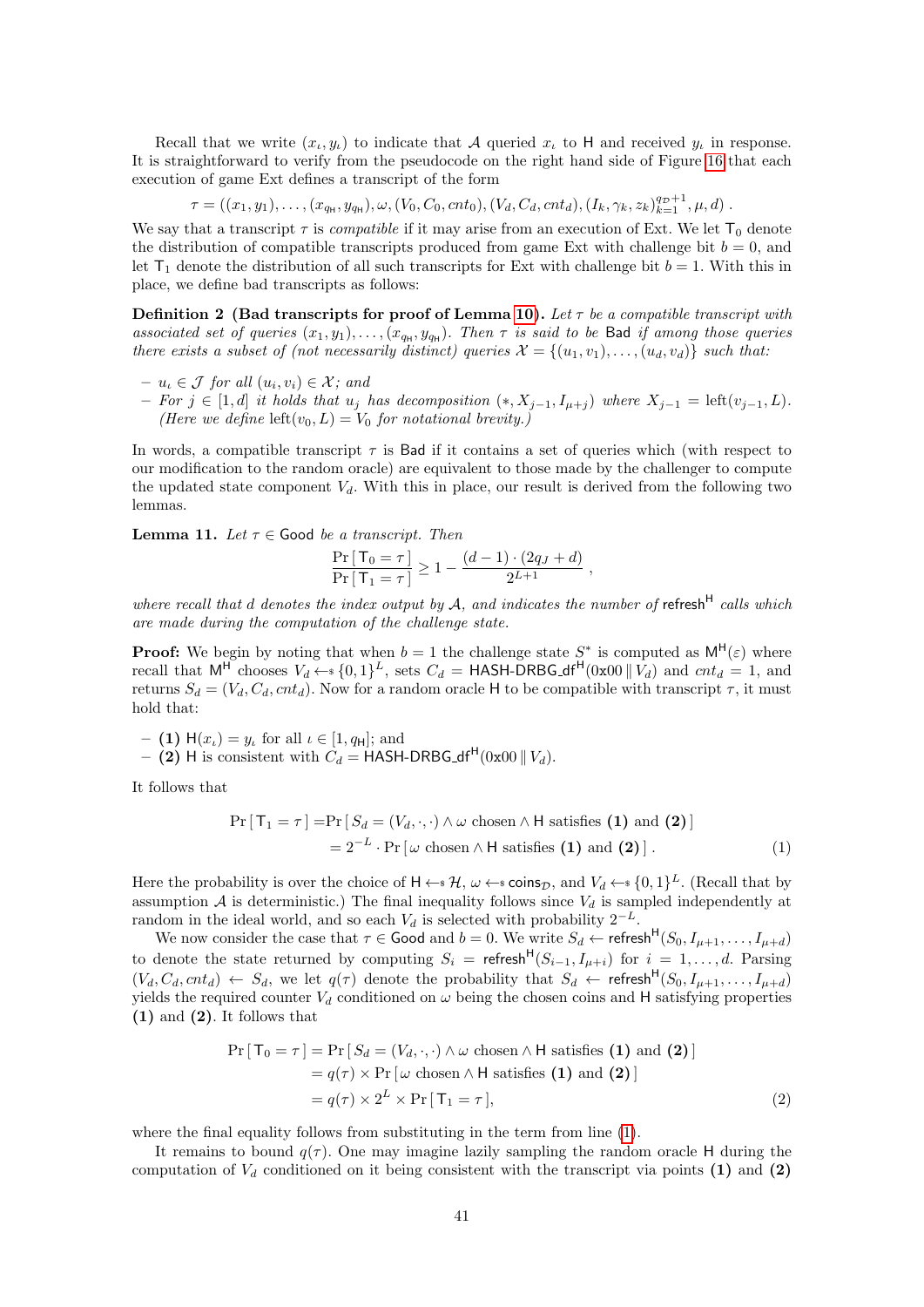Recall that we write $(x_\iota, y_\iota)$ to indicate that $\mathcal{A}$ queried $x_\iota$ to $\mathsf{H}$ and received $y_\iota$ in response. It is straightforward to verify from the pseudocode on the right hand side of Figure 16 that each execution of game Ext defines a transcript of the form

$$\tau = ((x_1, y_1), \ldots, (x_{q_\mathsf{H}}, y_{q_\mathsf{H}}), \omega, (V_0, C_0, cnt_0), (V_d, C_d, cnt_d), (I_k, \gamma_k, z_k)_{k=1}^{q_\mathcal{D}+1}, \mu, d) .$$

We say that a transcript $\tau$ is *compatible* if it may arise from an execution of Ext. We let $\mathsf{T}_0$ denote the distribution of compatible transcripts produced from game Ext with challenge bit $b = 0$, and let $\mathsf{T}_1$ denote the distribution of all such transcripts for Ext with challenge bit $b = 1$. With this in place, we define bad transcripts as follows:

**Definition 2 (Bad transcripts for proof of Lemma 10).** *Let $\tau$ be a compatible transcript with associated set of queries $(x_1, y_1), \ldots, (x_{q_\mathsf{H}}, y_{q_\mathsf{H}})$. Then $\tau$ is said to be* Bad *if among those queries there exists a subset of (not necessarily distinct) queries $\mathcal{X} = \{(u_1, v_1), \ldots, (u_d, v_d)\}$ such that:*

- *$u_i \in \mathcal{J}$ for all $(u_i, v_i) \in \mathcal{X}$; and*
- *For $j \in [1, d]$ it holds that $u_j$ has decomposition $(*, X_{j-1}, I_{\mu+j})$ where $X_{j-1} = \text{left}(v_{j-1}, L)$. (Here we define $\text{left}(v_0, L) = V_0$ for notational brevity.)*

In words, a compatible transcript $\tau$ is Bad if it contains a set of queries which (with respect to our modification to the random oracle) are equivalent to those made by the challenger to compute the updated state component $V_d$. With this in place, our result is derived from the following two lemmas.

**Lemma 11.** *Let $\tau \in$ Good be a transcript. Then*

$$\frac{\Pr[\mathsf{T}_0 = \tau]}{\Pr[\mathsf{T}_1 = \tau]} \geq 1 - \frac{(d-1)\cdot(2q_J + d)}{2^{L+1}} ,$$

*where recall that $d$ denotes the index output by $\mathcal{A}$, and indicates the number of $\mathsf{refresh}^\mathsf{H}$ calls which are made during the computation of the challenge state.*

**Proof:** We begin by noting that when $b = 1$ the challenge state $S^*$ is computed as $\mathsf{M}^\mathsf{H}(\varepsilon)$ where recall that $\mathsf{M}^\mathsf{H}$ chooses $V_d \leftarrow\$ \{0,1\}^L$, sets $C_d = \mathsf{HASH\text{-}DRBG\_df}^\mathsf{H}(0\text{x}00 \,\|\, V_d)$ and $cnt_d = 1$, and returns $S_d = (V_d, C_d, cnt_d)$. Now for a random oracle $\mathsf{H}$ to be compatible with transcript $\tau$, it must hold that:

- **(1)** $\mathsf{H}(x_\iota) = y_\iota$ for all $\iota \in [1, q_\mathsf{H}]$; and
- **(2)** $\mathsf{H}$ is consistent with $C_d = \mathsf{HASH\text{-}DRBG\_df}^\mathsf{H}(0\text{x}00 \,\|\, V_d)$.

It follows that

$$\begin{aligned}
\Pr[\mathsf{T}_1 = \tau] &= \Pr[S_d = (V_d, \cdot, \cdot) \wedge \omega \text{ chosen} \wedge \mathsf{H} \text{ satisfies } \mathbf{(1)} \text{ and } \mathbf{(2)}] \\
&= 2^{-L} \cdot \Pr[\omega \text{ chosen} \wedge \mathsf{H} \text{ satisfies } \mathbf{(1)} \text{ and } \mathbf{(2)}] . \qquad (1)
\end{aligned}$$

Here the probability is over the choice of $\mathsf{H} \leftarrow\$ \mathcal{H}$, $\omega \leftarrow\$ \mathsf{coins}_\mathcal{D}$, and $V_d \leftarrow\$ \{0,1\}^L$. (Recall that by assumption $\mathcal{A}$ is deterministic.) The final inequality follows since $V_d$ is sampled independently at random in the ideal world, and so each $V_d$ is selected with probability $2^{-L}$.

We now consider the case that $\tau \in$ Good and $b = 0$. We write $S_d \leftarrow \mathsf{refresh}^\mathsf{H}(S_0, I_{\mu+1}, \ldots, I_{\mu+d})$ to denote the state returned by computing $S_i = \mathsf{refresh}^\mathsf{H}(S_{i-1}, I_{\mu+i})$ for $i = 1, \ldots, d$. Parsing $(V_d, C_d, cnt_d) \leftarrow S_d$, we let $q(\tau)$ denote the probability that $S_d \leftarrow \mathsf{refresh}^\mathsf{H}(S_0, I_{\mu+1}, \ldots, I_{\mu+d})$ yields the required counter $V_d$ conditioned on $\omega$ being the chosen coins and $\mathsf{H}$ satisfying properties **(1)** and **(2)**. It follows that

$$\begin{aligned}
\Pr[\mathsf{T}_0 = \tau] &= \Pr[S_d = (V_d, \cdot, \cdot) \wedge \omega \text{ chosen} \wedge \mathsf{H} \text{ satisfies } \mathbf{(1)} \text{ and } \mathbf{(2)}] \\
&= q(\tau) \times \Pr[\omega \text{ chosen} \wedge \mathsf{H} \text{ satisfies } \mathbf{(1)} \text{ and } \mathbf{(2)}] \\
&= q(\tau) \times 2^L \times \Pr[\mathsf{T}_1 = \tau], \qquad (2)
\end{aligned}$$

where the final equality follows from substituting in the term from line (1).

It remains to bound $q(\tau)$. One may imagine lazily sampling the random oracle $\mathsf{H}$ during the computation of $V_d$ conditioned on it being consistent with the transcript via points **(1)** and **(2)**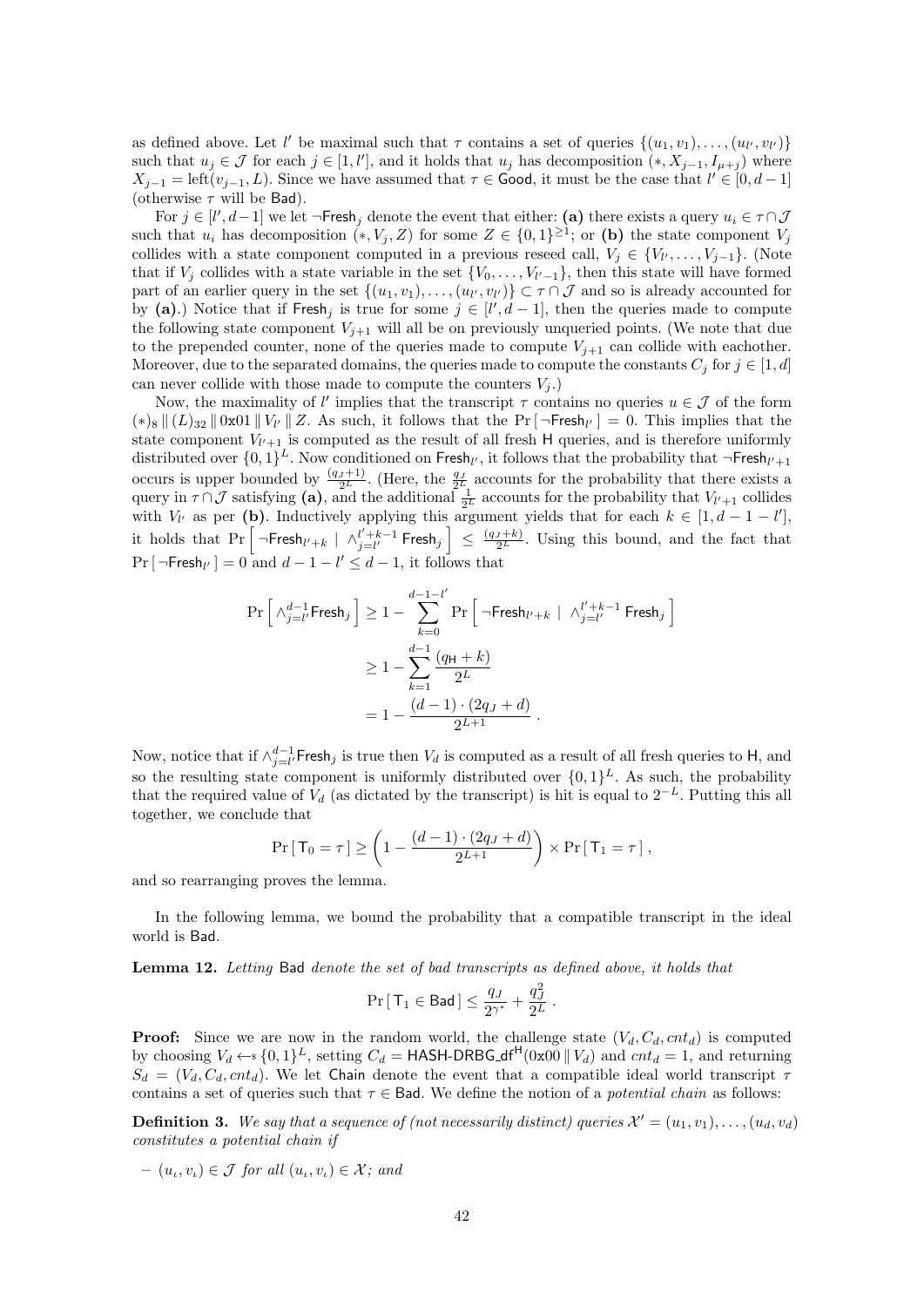as defined above. Let $l'$ be maximal such that $\tau$ contains a set of queries $\{(u_1, v_1), \ldots, (u_{l'}, v_{l'})\}$ such that $u_j \in \mathcal{J}$ for each $j \in [1, l']$, and it holds that $u_j$ has decomposition $(*, X_{j-1}, I_{\mu+j})$ where $X_{j-1} = \text{left}(v_{j-1}, L)$. Since we have assumed that $\tau \in \mathsf{Good}$, it must be the case that $l' \in [0, d-1]$ (otherwise $\tau$ will be $\mathsf{Bad}$).

For $j \in [l', d-1]$ we let $\neg\mathsf{Fresh}_j$ denote the event that either: **(a)** there exists a query $u_i \in \tau \cap \mathcal{J}$ such that $u_i$ has decomposition $(*, V_j, Z)$ for some $Z \in \{0,1\}^{\geq 1}$; or **(b)** the state component $V_j$ collides with a state component computed in a previous reseed call, $V_j \in \{V_{l'}, \ldots, V_{j-1}\}$. (Note that if $V_j$ collides with a state variable in the set $\{V_0, \ldots, V_{l'-1}\}$, then this state will have formed part of an earlier query in the set $\{(u_1, v_1), \ldots, (u_{l'}, v_{l'})\} \subset \tau \cap \mathcal{J}$ and so is already accounted for by **(a)**.) Notice that if $\mathsf{Fresh}_j$ is true for some $j \in [l', d-1]$, then the queries made to compute the following state component $V_{j+1}$ will all be on previously unqueried points. (We note that due to the prepended counter, none of the queries made to compute $V_{j+1}$ can collide with eachother. Moreover, due to the separated domains, the queries made to compute the constants $C_j$ for $j \in [1, d]$ can never collide with those made to compute the counters $V_j$.)

Now, the maximality of $l'$ implies that the transcript $\tau$ contains no queries $u \in \mathcal{J}$ of the form $(*)_8 \,\|\, (L)_{32} \,\|\, \texttt{0x01} \,\|\, V_{l'} \,\|\, Z$. As such, it follows that the $\Pr[\,\neg\mathsf{Fresh}_{l'}\,] = 0$. This implies that the state component $V_{l'+1}$ is computed as the result of all fresh $\mathsf{H}$ queries, and is therefore uniformly distributed over $\{0,1\}^L$. Now conditioned on $\mathsf{Fresh}_{l'}$, it follows that the probability that $\neg\mathsf{Fresh}_{l'+1}$ occurs is upper bounded by $\frac{(q_J+1)}{2^L}$. (Here, the $\frac{q_J}{2^L}$ accounts for the probability that there exists a query in $\tau \cap \mathcal{J}$ satisfying **(a)**, and the additional $\frac{1}{2^L}$ accounts for the probability that $V_{l'+1}$ collides with $V_{l'}$ as per **(b)**. Inductively applying this argument yields that for each $k \in [1, d-1-l']$, it holds that $\Pr\left[\,\neg\mathsf{Fresh}_{l'+k} \mid \wedge_{j=l'}^{l'+k-1} \mathsf{Fresh}_j\,\right] \leq \frac{(q_J+k)}{2^L}$. Using this bound, and the fact that $\Pr[\,\neg\mathsf{Fresh}_{l'}\,] = 0$ and $d-1-l' \leq d-1$, it follows that

$$
\begin{aligned}
\Pr\left[\,\wedge_{j=l'}^{d-1} \mathsf{Fresh}_j\,\right] &\geq 1 - \sum_{k=0}^{d-1-l'} \Pr\left[\,\neg\mathsf{Fresh}_{l'+k} \mid \wedge_{j=l'}^{l'+k-1} \mathsf{Fresh}_j\,\right] \\
&\geq 1 - \sum_{k=1}^{d-1} \frac{(q_{\mathsf{H}}+k)}{2^L} \\
&= 1 - \frac{(d-1)\cdot(2q_J+d)}{2^{L+1}}\,.
\end{aligned}
$$

Now, notice that if $\wedge_{j=l'}^{d-1}\mathsf{Fresh}_j$ is true then $V_d$ is computed as a result of all fresh queries to $\mathsf{H}$, and so the resulting state component is uniformly distributed over $\{0,1\}^L$. As such, the probability that the required value of $V_d$ (as dictated by the transcript) is hit is equal to $2^{-L}$. Putting this all together, we conclude that

$$
\Pr[\,\mathsf{T}_0 = \tau\,] \geq \left(1 - \frac{(d-1)\cdot(2q_J+d)}{2^{L+1}}\right) \times \Pr[\,\mathsf{T}_1 = \tau\,]\,,
$$

and so rearranging proves the lemma.

In the following lemma, we bound the probability that a compatible transcript in the ideal world is $\mathsf{Bad}$.

**Lemma 12.** *Letting* $\mathsf{Bad}$ *denote the set of bad transcripts as defined above, it holds that*

$$
\Pr[\,\mathsf{T}_1 \in \mathsf{Bad}\,] \leq \frac{q_J}{2^{\gamma^*}} + \frac{q_J^2}{2^L}\,.
$$

**Proof:** Since we are now in the random world, the challenge state $(V_d, C_d, cnt_d)$ is computed by choosing $V_d \leftarrow\!\!\$\, \{0,1\}^L$, setting $C_d = \mathsf{HASH\text{-}DRBG\_df}^{\mathsf{H}}(\texttt{0x00} \,\|\, V_d)$ and $cnt_d = 1$, and returning $S_d = (V_d, C_d, cnt_d)$. We let $\mathsf{Chain}$ denote the event that a compatible ideal world transcript $\tau$ contains a set of queries such that $\tau \in \mathsf{Bad}$. We define the notion of a *potential chain* as follows:

**Definition 3.** *We say that a sequence of (not necessarily distinct) queries* $\mathcal{X}' = (u_1, v_1), \ldots, (u_d, v_d)$ *constitutes a potential chain if*

– $(u_\iota, v_\iota) \in \mathcal{J}$ *for all* $(u_\iota, v_\iota) \in \mathcal{X}$*; and*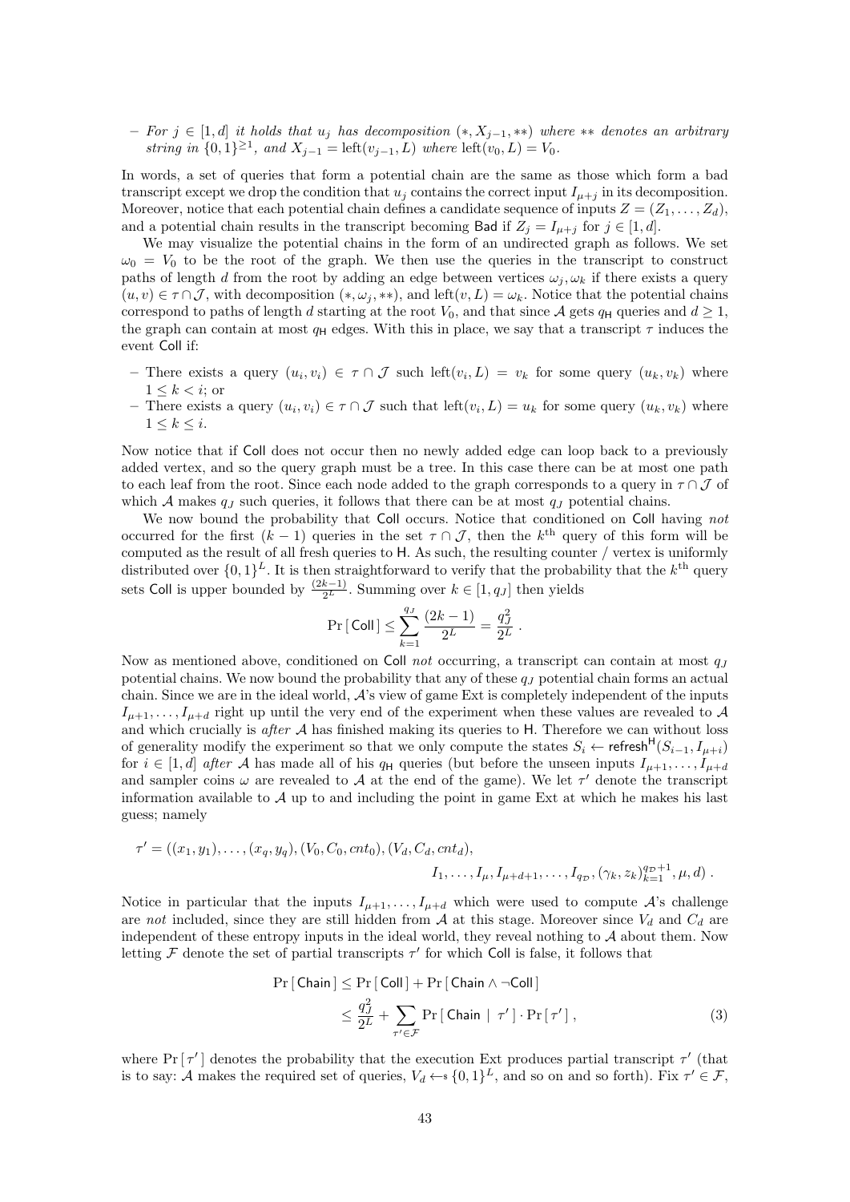– *For $j \in [1,d]$ it holds that $u_j$ has decomposition $(*, X_{j-1}, **)$ where $**$ denotes an arbitrary string in $\{0,1\}^{\geq 1}$, and $X_{j-1} = \text{left}(v_{j-1}, L)$ where $\text{left}(v_0, L) = V_0$.*

In words, a set of queries that form a potential chain are the same as those which form a bad transcript except we drop the condition that $u_j$ contains the correct input $I_{\mu+j}$ in its decomposition. Moreover, notice that each potential chain defines a candidate sequence of inputs $Z = (Z_1, \ldots, Z_d)$, and a potential chain results in the transcript becoming $\mathsf{Bad}$ if $Z_j = I_{\mu+j}$ for $j \in [1,d]$.

We may visualize the potential chains in the form of an undirected graph as follows. We set $\omega_0 = V_0$ to be the root of the graph. We then use the queries in the transcript to construct paths of length $d$ from the root by adding an edge between vertices $\omega_j, \omega_k$ if there exists a query $(u,v) \in \tau \cap \mathcal{J}$, with decomposition $(*, \omega_j, **)$, and $\text{left}(v, L) = \omega_k$. Notice that the potential chains correspond to paths of length $d$ starting at the root $V_0$, and that since $\mathcal{A}$ gets $q_{\mathsf{H}}$ queries and $d \geq 1$, the graph can contain at most $q_{\mathsf{H}}$ edges. With this in place, we say that a transcript $\tau$ induces the event $\mathsf{Coll}$ if:

– There exists a query $(u_i, v_i) \in \tau \cap \mathcal{J}$ such $\text{left}(v_i, L) = v_k$ for some query $(u_k, v_k)$ where $1 \leq k < i$; or

– There exists a query $(u_i, v_i) \in \tau \cap \mathcal{J}$ such that $\text{left}(v_i, L) = u_k$ for some query $(u_k, v_k)$ where $1 \leq k \leq i$.

Now notice that if $\mathsf{Coll}$ does not occur then no newly added edge can loop back to a previously added vertex, and so the query graph must be a tree. In this case there can be at most one path to each leaf from the root. Since each node added to the graph corresponds to a query in $\tau \cap \mathcal{J}$ of which $\mathcal{A}$ makes $q_J$ such queries, it follows that there can be at most $q_J$ potential chains.

We now bound the probability that $\mathsf{Coll}$ occurs. Notice that conditioned on $\mathsf{Coll}$ having *not* occurred for the first $(k-1)$ queries in the set $\tau \cap \mathcal{J}$, then the $k^{\text{th}}$ query of this form will be computed as the result of all fresh queries to $\mathsf{H}$. As such, the resulting counter / vertex is uniformly distributed over $\{0,1\}^L$. It is then straightforward to verify that the probability that the $k^{\text{th}}$ query sets $\mathsf{Coll}$ is upper bounded by $\frac{(2k-1)}{2^L}$. Summing over $k \in [1, q_J]$ then yields

$$\Pr[\,\mathsf{Coll}\,] \leq \sum_{k=1}^{q_J} \frac{(2k-1)}{2^L} = \frac{q_J^2}{2^L}\ .$$

Now as mentioned above, conditioned on $\mathsf{Coll}$ *not* occurring, a transcript can contain at most $q_J$ potential chains. We now bound the probability that any of these $q_J$ potential chain forms an actual chain. Since we are in the ideal world, $\mathcal{A}$'s view of game Ext is completely independent of the inputs $I_{\mu+1}, \ldots, I_{\mu+d}$ right up until the very end of the experiment when these values are revealed to $\mathcal{A}$ and which crucially is *after* $\mathcal{A}$ has finished making its queries to $\mathsf{H}$. Therefore we can without loss of generality modify the experiment so that we only compute the states $S_i \leftarrow \mathsf{refresh}^{\mathsf{H}}(S_{i-1}, I_{\mu+i})$ for $i \in [1,d]$ *after* $\mathcal{A}$ has made all of his $q_{\mathsf{H}}$ queries (but before the unseen inputs $I_{\mu+1}, \ldots, I_{\mu+d}$ and sampler coins $\omega$ are revealed to $\mathcal{A}$ at the end of the game). We let $\tau'$ denote the transcript information available to $\mathcal{A}$ up to and including the point in game Ext at which he makes his last guess; namely

$$\tau' = ((x_1, y_1), \ldots, (x_q, y_q), (V_0, C_0, cnt_0), (V_d, C_d, cnt_d),$$
$$I_1, \ldots, I_\mu, I_{\mu+d+1}, \ldots, I_{q_{\mathcal{D}}}, (\gamma_k, z_k)_{k=1}^{q_{\mathcal{D}}+1}, \mu, d)\ .$$

Notice in particular that the inputs $I_{\mu+1}, \ldots, I_{\mu+d}$ which were used to compute $\mathcal{A}$'s challenge are *not* included, since they are still hidden from $\mathcal{A}$ at this stage. Moreover since $V_d$ and $C_d$ are independent of these entropy inputs in the ideal world, they reveal nothing to $\mathcal{A}$ about them. Now letting $\mathcal{F}$ denote the set of partial transcripts $\tau'$ for which $\mathsf{Coll}$ is false, it follows that

$$\begin{aligned}
\Pr[\,\mathsf{Chain}\,] &\leq \Pr[\,\mathsf{Coll}\,] + \Pr[\,\mathsf{Chain} \wedge \neg\mathsf{Coll}\,] \\
&\leq \frac{q_J^2}{2^L} + \sum_{\tau' \in \mathcal{F}} \Pr[\,\mathsf{Chain} \mid \tau'\,] \cdot \Pr[\,\tau'\,]\ ,
\end{aligned} \tag{3}$$

where $\Pr[\,\tau'\,]$ denotes the probability that the execution Ext produces partial transcript $\tau'$ (that is to say: $\mathcal{A}$ makes the required set of queries, $V_d \leftarrow\!\!\$\ \{0,1\}^L$, and so on and so forth). Fix $\tau' \in \mathcal{F}$,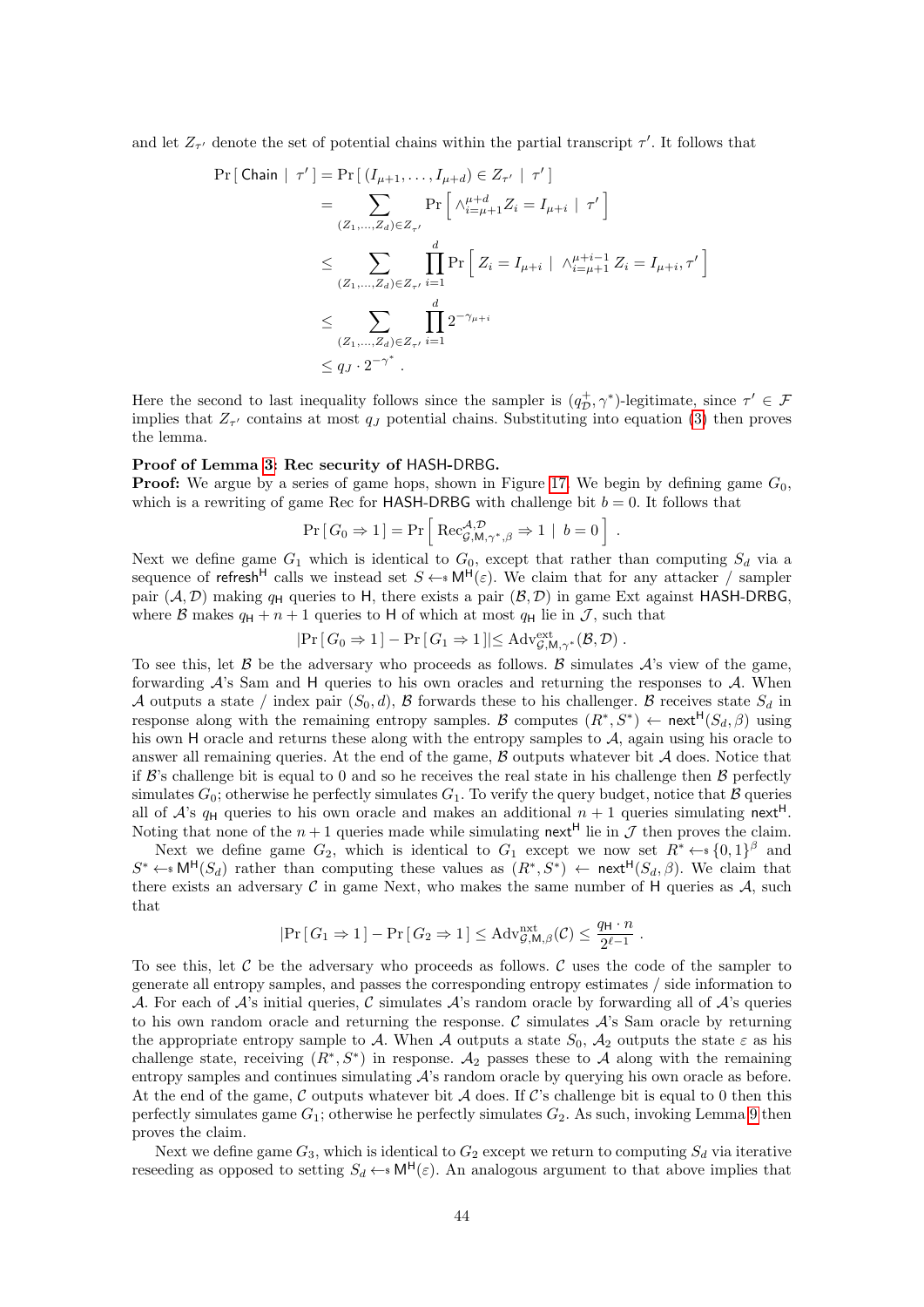and let $Z_{\tau'}$ denote the set of potential chains within the partial transcript $\tau'$. It follows that

$$
\begin{aligned}
\Pr[\,\mathsf{Chain} \mid \tau'\,] &= \Pr[\,(I_{\mu+1},\ldots,I_{\mu+d}) \in Z_{\tau'} \mid \tau'\,] \\
&= \sum_{(Z_1,\ldots,Z_d)\in Z_{\tau'}} \Pr\left[\,\wedge_{i=\mu+1}^{\mu+d} Z_i = I_{\mu+i} \mid \tau'\,\right] \\
&\leq \sum_{(Z_1,\ldots,Z_d)\in Z_{\tau'}} \prod_{i=1}^{d} \Pr\left[\,Z_i = I_{\mu+i} \mid \wedge_{i=\mu+1}^{\mu+i-1} Z_i = I_{\mu+i}, \tau'\,\right] \\
&\leq \sum_{(Z_1,\ldots,Z_d)\in Z_{\tau'}} \prod_{i=1}^{d} 2^{-\gamma_{\mu+i}} \\
&\leq q_J \cdot 2^{-\gamma^*}\,.
\end{aligned}
$$

Here the second to last inequality follows since the sampler is $(q_{\mathcal{D}}^{+},\gamma^*)$-legitimate, since $\tau' \in \mathcal{F}$ implies that $Z_{\tau'}$ contains at most $q_J$ potential chains. Substituting into equation (3) then proves the lemma.

**Proof of Lemma 3: Rec security of HASH-DRBG.**
**Proof:** We argue by a series of game hops, shown in Figure 17. We begin by defining game $G_0$, which is a rewriting of game Rec for HASH-DRBG with challenge bit $b=0$. It follows that

$$
\Pr[\,G_0 \Rightarrow 1\,] = \Pr\left[\,\mathrm{Rec}_{\mathcal{G},\mathsf{M},\gamma^*,\beta}^{\mathcal{A},\mathcal{D}} \Rightarrow 1 \mid b=0\,\right]\,.
$$

Next we define game $G_1$ which is identical to $G_0$, except that rather than computing $S_d$ via a sequence of $\mathsf{refresh}^{\mathsf{H}}$ calls we instead set $S \leftarrow\!\!\$\; \mathsf{M}^{\mathsf{H}}(\varepsilon)$. We claim that for any attacker / sampler pair $(\mathcal{A},\mathcal{D})$ making $q_{\mathsf{H}}$ queries to H, there exists a pair $(\mathcal{B},\mathcal{D})$ in game Ext against HASH-DRBG, where $\mathcal{B}$ makes $q_{\mathsf{H}}+n+1$ queries to H of which at most $q_{\mathsf{H}}$ lie in $\mathcal{J}$, such that

$$
|\Pr[\,G_0 \Rightarrow 1\,] - \Pr[\,G_1 \Rightarrow 1\,]| \leq \mathrm{Adv}_{\mathcal{G},\gamma^*}^{\mathrm{ext}}(\mathcal{B},\mathcal{D})\,.
$$

To see this, let $\mathcal{B}$ be the adversary who proceeds as follows. $\mathcal{B}$ simulates $\mathcal{A}$'s view of the game, forwarding $\mathcal{A}$'s Sam and H queries to his own oracles and returning the responses to $\mathcal{A}$. When $\mathcal{A}$ outputs a state / index pair $(S_0,d)$, $\mathcal{B}$ forwards these to his challenger. $\mathcal{B}$ receives state $S_d$ in response along with the remaining entropy samples. $\mathcal{B}$ computes $(R^*,S^*) \leftarrow \mathsf{next}^{\mathsf{H}}(S_d,\beta)$ using his own H oracle and returns these along with the entropy samples to $\mathcal{A}$, again using his oracle to answer all remaining queries. At the end of the game, $\mathcal{B}$ outputs whatever bit $\mathcal{A}$ does. Notice that if $\mathcal{B}$'s challenge bit is equal to 0 and so he receives the real state in his challenge then $\mathcal{B}$ perfectly simulates $G_0$; otherwise he perfectly simulates $G_1$. To verify the query budget, notice that $\mathcal{B}$ queries all of $\mathcal{A}$'s $q_{\mathsf{H}}$ queries to his own oracle and makes an additional $n+1$ queries simulating $\mathsf{next}^{\mathsf{H}}$. Noting that none of the $n+1$ queries made while simulating $\mathsf{next}^{\mathsf{H}}$ lie in $\mathcal{J}$ then proves the claim.

Next we define game $G_2$, which is identical to $G_1$ except we now set $R^* \leftarrow\!\!\$\; \{0,1\}^{\beta}$ and $S^* \leftarrow\!\!\$\; \mathsf{M}^{\mathsf{H}}(S_d)$ rather than computing these values as $(R^*,S^*) \leftarrow \mathsf{next}^{\mathsf{H}}(S_d,\beta)$. We claim that there exists an adversary $\mathcal{C}$ in game Next, who makes the same number of H queries as $\mathcal{A}$, such that

$$
|\Pr[\,G_1 \Rightarrow 1\,] - \Pr[\,G_2 \Rightarrow 1\,] \leq \mathrm{Adv}_{\mathcal{G},\mathsf{M},\beta}^{\mathrm{nxt}}(\mathcal{C}) \leq \frac{q_{\mathsf{H}} \cdot n}{2^{\ell-1}}\,.
$$

To see this, let $\mathcal{C}$ be the adversary who proceeds as follows. $\mathcal{C}$ uses the code of the sampler to generate all entropy samples, and passes the corresponding entropy estimates / side information to $\mathcal{A}$. For each of $\mathcal{A}$'s initial queries, $\mathcal{C}$ simulates $\mathcal{A}$'s random oracle by forwarding all of $\mathcal{A}$'s queries to his own random oracle and returning the response. $\mathcal{C}$ simulates $\mathcal{A}$'s Sam oracle by returning the appropriate entropy sample to $\mathcal{A}$. When $\mathcal{A}$ outputs a state $S_0$, $\mathcal{A}_2$ outputs the state $\varepsilon$ as his challenge state, receiving $(R^*,S^*)$ in response. $\mathcal{A}_2$ passes these to $\mathcal{A}$ along with the remaining entropy samples and continues simulating $\mathcal{A}$'s random oracle by querying his own oracle as before. At the end of the game, $\mathcal{C}$ outputs whatever bit $\mathcal{A}$ does. If $\mathcal{C}$'s challenge bit is equal to 0 then this perfectly simulates game $G_1$; otherwise he perfectly simulates $G_2$. As such, invoking Lemma 9 then proves the claim.

Next we define game $G_3$, which is identical to $G_2$ except we return to computing $S_d$ via iterative reseeding as opposed to setting $S_d \leftarrow\!\!\$\; \mathsf{M}^{\mathsf{H}}(\varepsilon)$. An analogous argument to that above implies that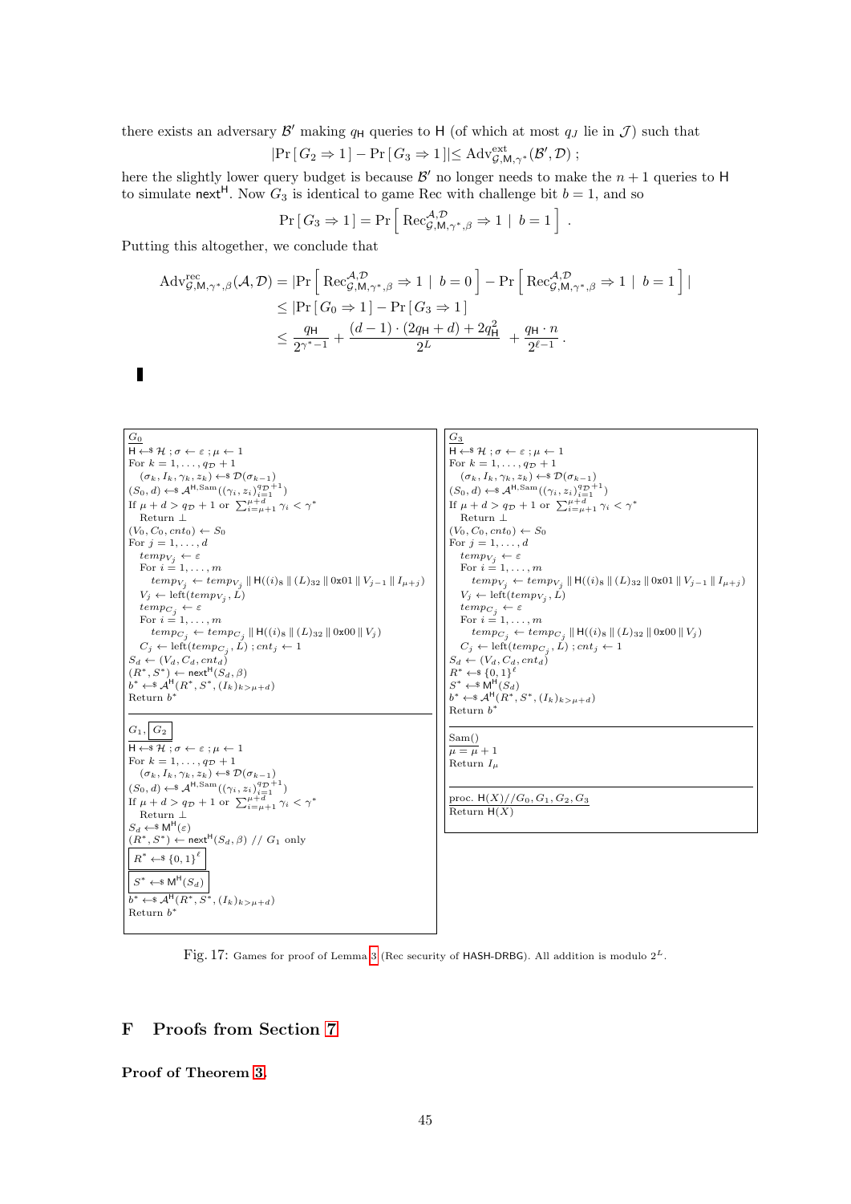there exists an adversary $\mathcal{B}'$ making $q_{\mathsf{H}}$ queries to $\mathsf{H}$ (of which at most $q_J$ lie in $\mathcal{J}$) such that

$$|\Pr[G_2 \Rightarrow 1] - \Pr[G_3 \Rightarrow 1]| \leq \mathrm{Adv}^{\mathrm{ext}}_{\mathcal{G},\mathsf{M},\gamma^*}(\mathcal{B}', \mathcal{D}) ;$$

here the slightly lower query budget is because $\mathcal{B}'$ no longer needs to make the $n+1$ queries to $\mathsf{H}$ to simulate $\mathsf{next}^{\mathsf{H}}$. Now $G_3$ is identical to game Rec with challenge bit $b = 1$, and so

$$\Pr[G_3 \Rightarrow 1] = \Pr\left[\mathrm{Rec}^{\mathcal{A},\mathcal{D}}_{\mathcal{G},\mathsf{M},\gamma^*,\beta} \Rightarrow 1 \mid b = 1\right] .$$

Putting this altogether, we conclude that

$$\begin{aligned}
\mathrm{Adv}^{\mathrm{rec}}_{\mathcal{G},\mathsf{M},\gamma^*,\beta}(\mathcal{A}, \mathcal{D}) &= \left|\Pr\left[\mathrm{Rec}^{\mathcal{A},\mathcal{D}}_{\mathcal{G},\mathsf{M},\gamma^*,\beta} \Rightarrow 1 \mid b = 0\right] - \Pr\left[\mathrm{Rec}^{\mathcal{A},\mathcal{D}}_{\mathcal{G},\mathsf{M},\gamma^*,\beta} \Rightarrow 1 \mid b = 1\right]\right| \\
&\leq |\Pr[G_0 \Rightarrow 1] - \Pr[G_3 \Rightarrow 1]| \\
&\leq \frac{q_{\mathsf{H}}}{2^{\gamma^*-1}} + \frac{(d-1)\cdot(2q_{\mathsf{H}} + d) + 2q_{\mathsf{H}}^2}{2^L} + \frac{q_{\mathsf{H}}\cdot n}{2^{\ell-1}} .
\end{aligned}$$

∎

```
G_0
H ←$ ℋ ; σ ← ε ; μ ← 1
For k = 1, ..., q_D + 1
  (σ_k, I_k, γ_k, z_k) ←$ D(σ_{k-1})
(S_0, d) ←$ A^{H,Sam}((γ_i, z_i)_{i=1}^{q_D+1})
If μ + d > q_D + 1 or Σ_{i=μ+1}^{μ+d} γ_i < γ*
  Return ⊥
(V_0, C_0, cnt_0) ← S_0
For j = 1, ..., d
  temp_{V_j} ← ε
  For i = 1, ..., m
    temp_{V_j} ← temp_{V_j} || H((i)_8 || (L)_32 || 0x01 || V_{j-1} || I_{μ+j})
  V_j ← left(temp_{V_j}, L)
  temp_{C_j} ← ε
  For i = 1, ..., m
    temp_{C_j} ← temp_{C_j} || H((i)_8 || (L)_32 || 0x00 || V_j)
  C_j ← left(temp_{C_j}, L) ; cnt_j ← 1
S_d ← (V_d, C_d, cnt_d)
(R*, S*) ← next^H(S_d, β)
b* ←$ A^H(R*, S*, (I_k)_{k>μ+d})
Return b*

G_1, [G_2]
H ←$ ℋ ; σ ← ε ; μ ← 1
For k = 1, ..., q_D + 1
  (σ_k, I_k, γ_k, z_k) ←$ D(σ_{k-1})
(S_0, d) ←$ A^{H,Sam}((γ_i, z_i)_{i=1}^{q_D+1})
If μ + d > q_D + 1 or Σ_{i=μ+1}^{μ+d} γ_i < γ*
  Return ⊥
S_d ←$ M^H(ε)
(R*, S*) ← next^H(S_d, β) // G_1 only
[R* ←$ {0,1}^ℓ]
[S* ←$ M^H(S_d)]
b* ←$ A^H(R*, S*, (I_k)_{k>μ+d})
Return b*

G_3
H ←$ ℋ ; σ ← ε ; μ ← 1
For k = 1, ..., q_D + 1
  (σ_k, I_k, γ_k, z_k) ←$ D(σ_{k-1})
(S_0, d) ←$ A^{H,Sam}((γ_i, z_i)_{i=1}^{q_D+1})
If μ + d > q_D + 1 or Σ_{i=μ+1}^{μ+d} γ_i < γ*
  Return ⊥
(V_0, C_0, cnt_0) ← S_0
For j = 1, ..., d
  temp_{V_j} ← ε
  For i = 1, ..., m
    temp_{V_j} ← temp_{V_j} || H((i)_8 || (L)_32 || 0x01 || V_{j-1} || I_{μ+j})
  V_j ← left(temp_{V_j}, L)
  temp_{C_j} ← ε
  For i = 1, ..., m
    temp_{C_j} ← temp_{C_j} || H((i)_8 || (L)_32 || 0x00 || V_j)
  C_j ← left(temp_{C_j}, L) ; cnt_j ← 1
S_d ← (V_d, C_d, cnt_d)
R* ←$ {0,1}^ℓ
S* ←$ M^H(S_d)
b* ←$ A^H(R*, S*, (I_k)_{k>μ+d})
Return b*

Sam()
μ = μ + 1
Return I_μ

proc. H(X) // G_0, G_1, G_2, G_3
Return H(X)
```

Fig. 17: Games for proof of Lemma 3 (Rec security of HASH-DRBG). All addition is modulo $2^L$.

# F Proofs from Section 7

**Proof of Theorem 3.**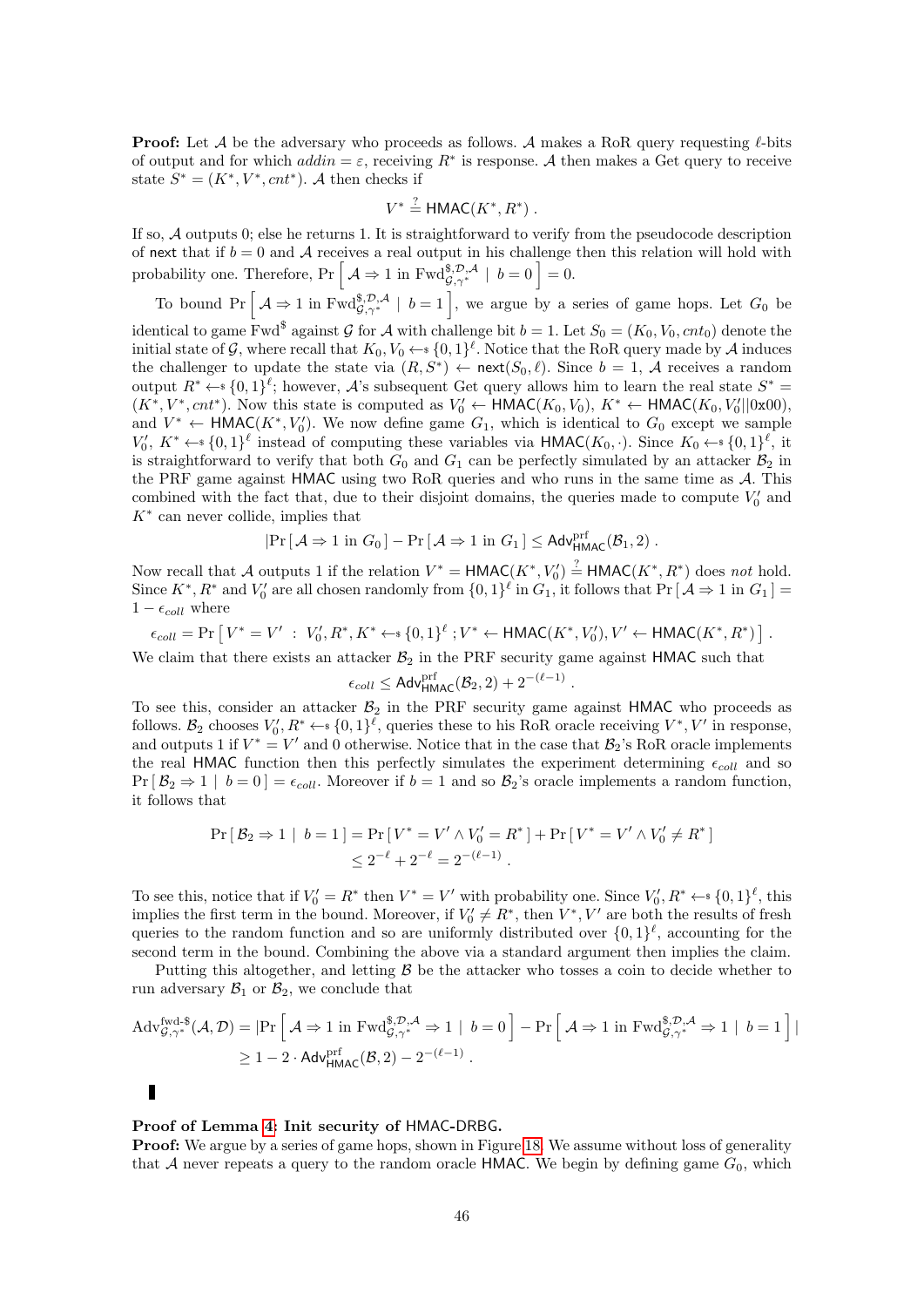**Proof:** Let $\mathcal{A}$ be the adversary who proceeds as follows. $\mathcal{A}$ makes a RoR query requesting $\ell$-bits of output and for which $addin = \varepsilon$, receiving $R^*$ is response. $\mathcal{A}$ then makes a Get query to receive state $S^* = (K^*, V^*, cnt^*)$. $\mathcal{A}$ then checks if

$$V^* \stackrel{?}{=} \mathsf{HMAC}(K^*, R^*) .$$

If so, $\mathcal{A}$ outputs 0; else he returns 1. It is straightforward to verify from the pseudocode description of $\mathsf{next}$ that if $b = 0$ and $\mathcal{A}$ receives a real output in his challenge then this relation will hold with probability one. Therefore, $\Pr\left[\, \mathcal{A} \Rightarrow 1 \text{ in } \mathrm{Fwd}^{\$,\mathcal{D},\mathcal{A}}_{\mathcal{G},\gamma^*} \mid b = 0 \,\right] = 0$.

To bound $\Pr\left[\, \mathcal{A} \Rightarrow 1 \text{ in } \mathrm{Fwd}^{\$,\mathcal{D},\mathcal{A}}_{\mathcal{G},\gamma^*} \mid b = 1 \,\right]$, we argue by a series of game hops. Let $G_0$ be identical to game $\mathrm{Fwd}^{\$}$ against $\mathcal{G}$ for $\mathcal{A}$ with challenge bit $b = 1$. Let $S_0 = (K_0, V_0, cnt_0)$ denote the initial state of $\mathcal{G}$, where recall that $K_0, V_0 \leftarrow\!\!\$\, \{0,1\}^\ell$. Notice that the RoR query made by $\mathcal{A}$ induces the challenger to update the state via $(R, S^*) \leftarrow \mathsf{next}(S_0, \ell)$. Since $b = 1$, $\mathcal{A}$ receives a random output $R^* \leftarrow\!\!\$\, \{0,1\}^\ell$; however, $\mathcal{A}$'s subsequent Get query allows him to learn the real state $S^* = (K^*, V^*, cnt^*)$. Now this state is computed as $V_0' \leftarrow \mathsf{HMAC}(K_0, V_0)$, $K^* \leftarrow \mathsf{HMAC}(K_0, V_0' || 0\text{x}00)$, and $V^* \leftarrow \mathsf{HMAC}(K^*, V_0')$. We now define game $G_1$, which is identical to $G_0$ except we sample $V_0'$, $K^* \leftarrow\!\!\$\, \{0,1\}^\ell$ instead of computing these variables via $\mathsf{HMAC}(K_0, \cdot)$. Since $K_0 \leftarrow\!\!\$\, \{0,1\}^\ell$, it is straightforward to verify that both $G_0$ and $G_1$ can be perfectly simulated by an attacker $\mathcal{B}_2$ in the PRF game against $\mathsf{HMAC}$ using two RoR queries and who runs in the same time as $\mathcal{A}$. This combined with the fact that, due to their disjoint domains, the queries made to compute $V_0'$ and $K^*$ can never collide, implies that

$$|\Pr\left[\, \mathcal{A} \Rightarrow 1 \text{ in } G_0 \,\right] - \Pr\left[\, \mathcal{A} \Rightarrow 1 \text{ in } G_1 \,\right]| \leq \mathsf{Adv}^{\mathrm{prf}}_{\mathsf{HMAC}}(\mathcal{B}_1, 2) .$$

Now recall that $\mathcal{A}$ outputs 1 if the relation $V^* = \mathsf{HMAC}(K^*, V_0') \stackrel{?}{=} \mathsf{HMAC}(K^*, R^*)$ does *not* hold. Since $K^*, R^*$ and $V_0'$ are all chosen randomly from $\{0,1\}^\ell$ in $G_1$, it follows that $\Pr\left[\, \mathcal{A} \Rightarrow 1 \text{ in } G_1 \,\right] = 1 - \epsilon_{coll}$ where

$$\epsilon_{coll} = \Pr\left[\, V^* = V' \;:\; V_0', R^*, K^* \leftarrow\!\!\$\, \{0,1\}^\ell \,; V^* \leftarrow \mathsf{HMAC}(K^*, V_0'), V' \leftarrow \mathsf{HMAC}(K^*, R^*) \,\right] .$$

We claim that there exists an attacker $\mathcal{B}_2$ in the PRF security game against $\mathsf{HMAC}$ such that

$$\epsilon_{coll} \leq \mathsf{Adv}^{\mathrm{prf}}_{\mathsf{HMAC}}(\mathcal{B}_2, 2) + 2^{-(\ell-1)} .$$

To see this, consider an attacker $\mathcal{B}_2$ in the PRF security game against $\mathsf{HMAC}$ who proceeds as follows. $\mathcal{B}_2$ chooses $V_0', R^* \leftarrow\!\!\$\, \{0,1\}^\ell$, queries these to his RoR oracle receiving $V^*, V'$ in response, and outputs 1 if $V^* = V'$ and 0 otherwise. Notice that in the case that $\mathcal{B}_2$'s RoR oracle implements the real $\mathsf{HMAC}$ function then this perfectly simulates the experiment determining $\epsilon_{coll}$ and so $\Pr\left[\, \mathcal{B}_2 \Rightarrow 1 \mid b = 0 \,\right] = \epsilon_{coll}$. Moreover if $b = 1$ and so $\mathcal{B}_2$'s oracle implements a random function, it follows that

$$\begin{aligned}
\Pr\left[\, \mathcal{B}_2 \Rightarrow 1 \mid b = 1 \,\right] &= \Pr\left[\, V^* = V' \wedge V_0' = R^* \,\right] + \Pr\left[\, V^* = V' \wedge V_0' \neq R^* \,\right] \\
&\leq 2^{-\ell} + 2^{-\ell} = 2^{-(\ell-1)} .
\end{aligned}$$

To see this, notice that if $V_0' = R^*$ then $V^* = V'$ with probability one. Since $V_0', R^* \leftarrow\!\!\$\, \{0,1\}^\ell$, this implies the first term in the bound. Moreover, if $V_0' \neq R^*$, then $V^*, V'$ are both the results of fresh queries to the random function and so are uniformly distributed over $\{0,1\}^\ell$, accounting for the second term in the bound. Combining the above via a standard argument then implies the claim.

Putting this altogether, and letting $\mathcal{B}$ be the attacker who tosses a coin to decide whether to run adversary $\mathcal{B}_1$ or $\mathcal{B}_2$, we conclude that

$$\begin{aligned}
\mathrm{Adv}^{\mathrm{fwd}\text{-}\$}_{\mathcal{G},\gamma^*}(\mathcal{A}, \mathcal{D}) &= |\Pr\left[\, \mathcal{A} \Rightarrow 1 \text{ in } \mathrm{Fwd}^{\$,\mathcal{D},\mathcal{A}}_{\mathcal{G},\gamma^*} \Rightarrow 1 \mid b = 0 \,\right] - \Pr\left[\, \mathcal{A} \Rightarrow 1 \text{ in } \mathrm{Fwd}^{\$,\mathcal{D},\mathcal{A}}_{\mathcal{G},\gamma^*} \Rightarrow 1 \mid b = 1 \,\right]| \\
&\geq 1 - 2 \cdot \mathsf{Adv}^{\mathrm{prf}}_{\mathsf{HMAC}}(\mathcal{B}, 2) - 2^{-(\ell-1)} .
\end{aligned}$$

∎

**Proof of Lemma 4: Init security of HMAC-DRBG.**
**Proof:** We argue by a series of game hops, shown in Figure 18. We assume without loss of generality that $\mathcal{A}$ never repeats a query to the random oracle $\mathsf{HMAC}$. We begin by defining game $G_0$, which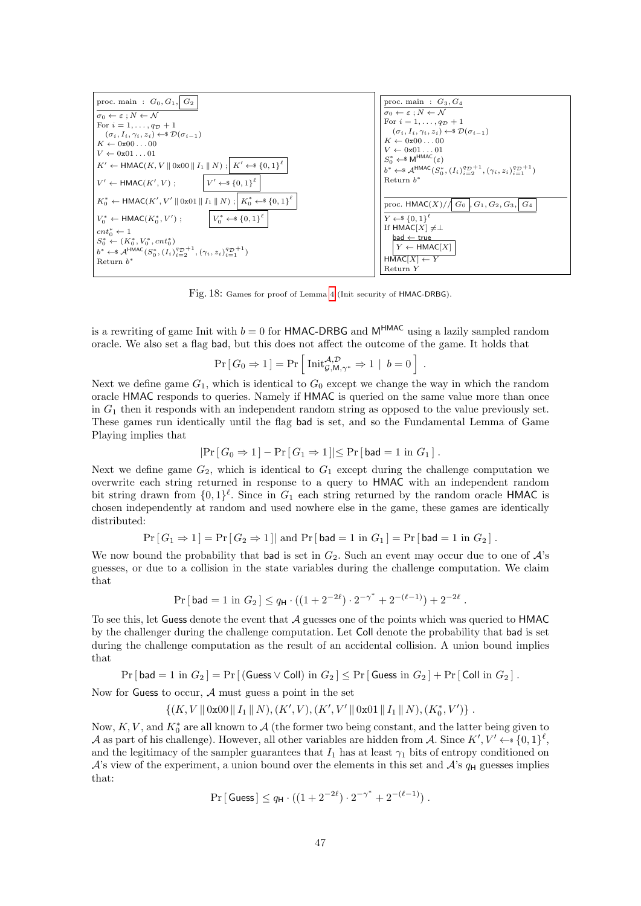```
proc. main : G_0, G_1, [G_2]
σ_0 ← ε ; N ← 𝒩
For i = 1, ..., q_𝒟 + 1
  (σ_i, I_i, γ_i, z_i) ←$ 𝒟(σ_{i−1})
K ← 0x00...00
V ← 0x01...01
K' ← HMAC(K, V || 0x00 || I_1 || N) ; [K' ←$ {0,1}^ℓ]
V' ← HMAC(K', V) ;                    [V' ←$ {0,1}^ℓ]
K_0^* ← HMAC(K', V' || 0x01 || I_1 || N) ; [K_0^* ←$ {0,1}^ℓ]
V_0^* ← HMAC(K_0^*, V') ;             [V_0^* ←$ {0,1}^ℓ]
cnt_0^* ← 1
S_0^* ← (K_0^*, V_0^*, cnt_0^*)
b^* ←$ 𝒜^HMAC(S_0^*, (I_i)_{i=2}^{q_𝒟+1}, (γ_i, z_i)_{i=1}^{q_𝒟+1})
Return b^*
```

```
proc. main : G_3, G_4
σ_0 ← ε ; N ← 𝒩
For i = 1, ..., q_𝒟 + 1
  (σ_i, I_i, γ_i, z_i) ←$ 𝒟(σ_{i−1})
K ← 0x00...00
V ← 0x01...01
S_0^* ←$ M^HMAC(ε)
b^* ←$ 𝒜^HMAC(S_0^*, (I_i)_{i=2}^{q_𝒟+1}, (γ_i, z_i)_{i=1}^{q_𝒟+1})
Return b^*
```

```
proc. HMAC(X) // [G_0], G_1, G_2, G_3, [G_4]
Y ←$ {0,1}^ℓ
If HMAC[X] ≠ ⊥
  bad ← true
  [Y ← HMAC[X]]
HMAC[X] ← Y
Return Y
```

Fig. 18: Games for proof of Lemma 4 (Init security of HMAC-DRBG).

is a rewriting of game Init with $b = 0$ for HMAC-DRBG and $\mathsf{M}^{\mathsf{HMAC}}$ using a lazily sampled random oracle. We also set a flag bad, but this does not affect the outcome of the game. It holds that

$$\Pr[\, G_0 \Rightarrow 1\,] = \Pr\left[\, \mathrm{Init}^{\mathcal{A},\mathcal{D}}_{\mathcal{G},\mathsf{M},\gamma^*} \Rightarrow 1 \;\middle|\; b = 0 \,\right] .$$

Next we define game $G_1$, which is identical to $G_0$ except we change the way in which the random oracle HMAC responds to queries. Namely if HMAC is queried on the same value more than once in $G_1$ then it responds with an independent random string as opposed to the value previously set. These games run identically until the flag bad is set, and so the Fundamental Lemma of Game Playing implies that

$$|\Pr[\, G_0 \Rightarrow 1\,] - \Pr[\, G_1 \Rightarrow 1\,]| \leq \Pr[\, \mathsf{bad} = 1 \text{ in } G_1\,] .$$

Next we define game $G_2$, which is identical to $G_1$ except during the challenge computation we overwrite each string returned in response to a query to HMAC with an independent random bit string drawn from $\{0,1\}^\ell$. Since in $G_1$ each string returned by the random oracle HMAC is chosen independently at random and used nowhere else in the game, these games are identically distributed:

$$\Pr[\, G_1 \Rightarrow 1\,] = \Pr[\, G_2 \Rightarrow 1\,]| \text{ and } \Pr[\, \mathsf{bad} = 1 \text{ in } G_1\,] = \Pr[\, \mathsf{bad} = 1 \text{ in } G_2\,] .$$

We now bound the probability that bad is set in $G_2$. Such an event may occur due to one of $\mathcal{A}$'s guesses, or due to a collision in the state variables during the challenge computation. We claim that

$$\Pr[\, \mathsf{bad} = 1 \text{ in } G_2\,] \leq q_{\mathsf{H}} \cdot ((1 + 2^{-2\ell}) \cdot 2^{-\gamma^*} + 2^{-(\ell-1)}) + 2^{-2\ell} .$$

To see this, let Guess denote the event that $\mathcal{A}$ guesses one of the points which was queried to HMAC by the challenger during the challenge computation. Let Coll denote the probability that bad is set during the challenge computation as the result of an accidental collision. A union bound implies that

$$\Pr[\, \mathsf{bad} = 1 \text{ in } G_2\,] = \Pr[\, (\mathsf{Guess} \vee \mathsf{Coll}) \text{ in } G_2\,] \leq \Pr[\, \mathsf{Guess} \text{ in } G_2\,] + \Pr[\, \mathsf{Coll} \text{ in } G_2\,] .$$

Now for Guess to occur, $\mathcal{A}$ must guess a point in the set

$$\{(K, V \,\|\, 0\text{x}00 \,\|\, I_1 \,\|\, N), (K', V), (K', V' \,\|\, 0\text{x}01 \,\|\, I_1 \,\|\, N), (K_0^*, V')\} .$$

Now, $K, V$, and $K_0^*$ are all known to $\mathcal{A}$ (the former two being constant, and the latter being given to $\mathcal{A}$ as part of his challenge). However, all other variables are hidden from $\mathcal{A}$. Since $K', V' \leftarrow_{\$} \{0,1\}^\ell$, and the legitimacy of the sampler guarantees that $I_1$ has at least $\gamma_1$ bits of entropy conditioned on $\mathcal{A}$'s view of the experiment, a union bound over the elements in this set and $\mathcal{A}$'s $q_{\mathsf{H}}$ guesses implies that:

$$\Pr[\, \mathsf{Guess}\,] \leq q_{\mathsf{H}} \cdot ((1 + 2^{-2\ell}) \cdot 2^{-\gamma^*} + 2^{-(\ell-1)}) .$$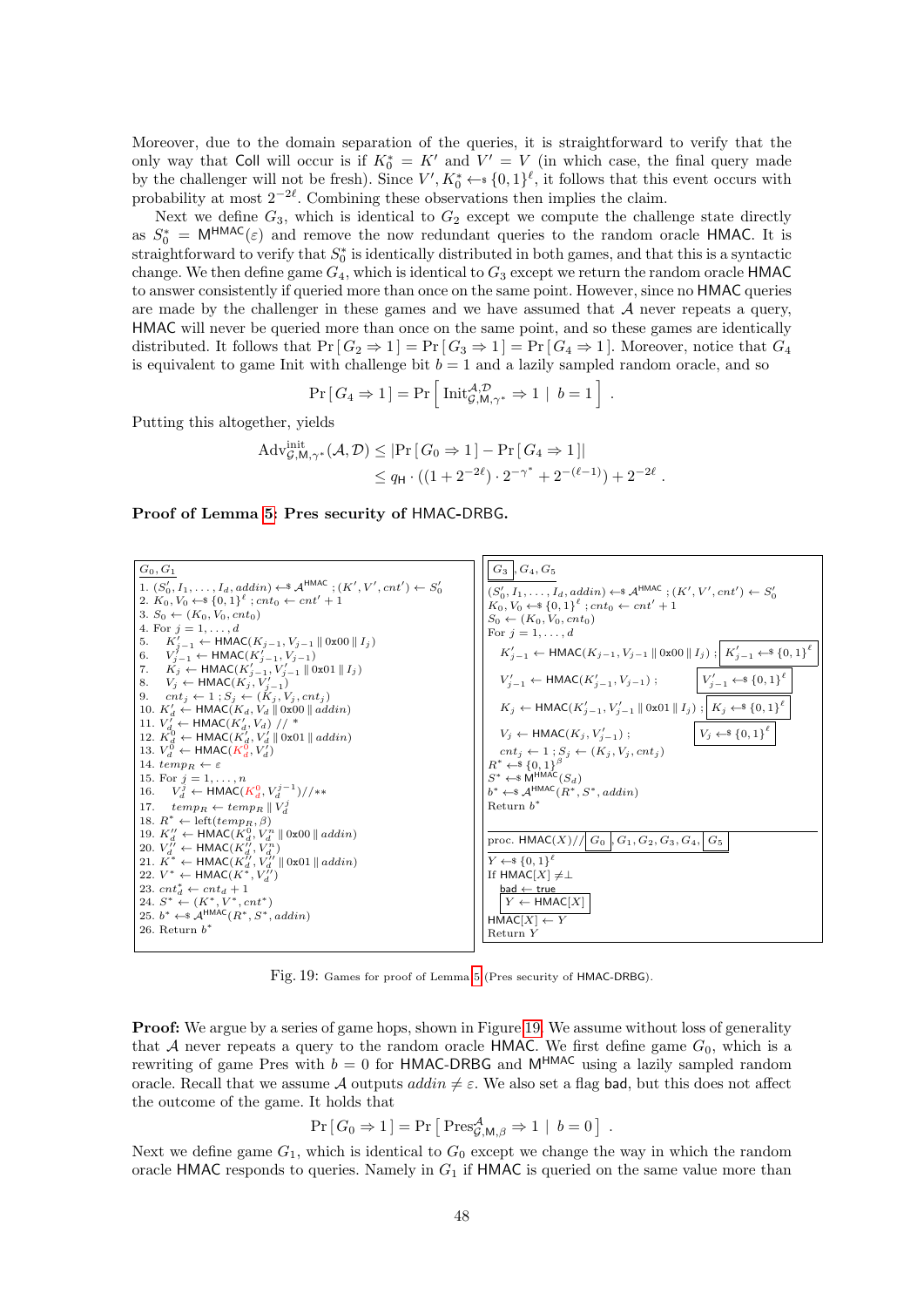Moreover, due to the domain separation of the queries, it is straightforward to verify that the only way that Coll will occur is if $K_0^* = K'$ and $V' = V$ (in which case, the final query made by the challenger will not be fresh). Since $V', K_0^* \leftarrow\!\!\$ \{0,1\}^\ell$, it follows that this event occurs with probability at most $2^{-2\ell}$. Combining these observations then implies the claim.

Next we define $G_3$, which is identical to $G_2$ except we compute the challenge state directly as $S_0^* = \mathsf{M}^{\mathsf{HMAC}}(\varepsilon)$ and remove the now redundant queries to the random oracle HMAC. It is straightforward to verify that $S_0^*$ is identically distributed in both games, and that this is a syntactic change. We then define game $G_4$, which is identical to $G_3$ except we return the random oracle HMAC to answer consistently if queried more than once on the same point. However, since no HMAC queries are made by the challenger in these games and we have assumed that $\mathcal{A}$ never repeats a query, HMAC will never be queried more than once on the same point, and so these games are identically distributed. It follows that $\Pr[G_2 \Rightarrow 1] = \Pr[G_3 \Rightarrow 1] = \Pr[G_4 \Rightarrow 1]$. Moreover, notice that $G_4$ is equivalent to game Init with challenge bit $b = 1$ and a lazily sampled random oracle, and so

$$\Pr[G_4 \Rightarrow 1] = \Pr\left[\text{Init}^{\mathcal{A},\mathcal{D}}_{\mathcal{G},\mathsf{M},\gamma^*} \Rightarrow 1 \mid b = 1\right].$$

Putting this altogether, yields

$$\begin{aligned}\text{Adv}^{\text{init}}_{\mathcal{G},\mathsf{M},\gamma^*}(\mathcal{A},\mathcal{D}) &\leq |\Pr[G_0 \Rightarrow 1] - \Pr[G_4 \Rightarrow 1]| \\ &\leq q_{\mathsf{H}} \cdot ((1 + 2^{-2\ell}) \cdot 2^{-\gamma^*} + 2^{-(\ell-1)}) + 2^{-2\ell}.\end{aligned}$$

**Proof of Lemma 5: Pres security of HMAC-DRBG.**

```
G_0, G_1
1. (S'_0, I_1, ..., I_d, addin) <-$ A^HMAC ; (K', V', cnt') <- S'_0
2. K_0, V_0 <-$ {0,1}^ℓ ; cnt_0 <- cnt' + 1
3. S_0 <- (K_0, V_0, cnt_0)
4. For j = 1, ..., d
5.   K'_{j-1} <- HMAC(K_{j-1}, V_{j-1} || 0x00 || I_j)
6.   V'_{j-1} <- HMAC(K'_{j-1}, V_{j-1})
7.   K_j <- HMAC(K'_{j-1}, V'_{j-1} || 0x01 || I_j)
8.   V_j <- HMAC(K_j, V'_{j-1})
9.   cnt_j <- 1 ; S_j <- (K_j, V_j, cnt_j)
10. K'_d <- HMAC(K_d, V_d || 0x00 || addin)
11. V'_d <- HMAC(K'_d, V_d) // *
12. K^0_d <- HMAC(K'_d, V'_d || 0x01 || addin)
13. V^0_d <- HMAC(K^0_d, V'_d)
14. temp_R <- ε
15. For j = 1, ..., n
16.   V^j_d <- HMAC(K^0_d, V^{j-1}_d)//**
17.   temp_R <- temp_R || V^j_d
18. R* <- left(temp_R, β)
19. K''_d <- HMAC(K^0_d, V^n_d || 0x00 || addin)
20. V''_d <- HMAC(K''_d, V^n_d)
21. K* <- HMAC(K''_d, V''_d || 0x01 || addin)
22. V* <- HMAC(K*, V''_d)
23. cnt*_d <- cnt_d + 1
24. S* <- (K*, V*, cnt*)
25. b* <-$ A^HMAC(R*, S*, addin)
26. Return b*
```

```
[G_3], G_4, G_5
(S'_0, I_1, ..., I_d, addin) <-$ A^HMAC ; (K', V', cnt') <- S'_0
K_0, V_0 <-$ {0,1}^ℓ ; cnt_0 <- cnt' + 1
S_0 <- (K_0, V_0, cnt_0)
For j = 1, ..., d
  K'_{j-1} <- HMAC(K_{j-1}, V_{j-1} || 0x00 || I_j) ; [K'_{j-1} <-$ {0,1}^ℓ]
  V'_{j-1} <- HMAC(K'_{j-1}, V_{j-1}) ;             [V'_{j-1} <-$ {0,1}^ℓ]
  K_j <- HMAC(K'_{j-1}, V'_{j-1} || 0x01 || I_j) ;  [K_j <-$ {0,1}^ℓ]
  V_j <- HMAC(K_j, V'_{j-1}) ;                      [V_j <-$ {0,1}^ℓ]
  cnt_j <- 1 ; S_j <- (K_j, V_j, cnt_j)
R* <-$ {0,1}^β
S* <-$ M^HMAC(S_d)
b* <-$ A^HMAC(R*, S*, addin)
Return b*

proc. HMAC(X)// [G_0], G_1, G_2, G_3, G_4, [G_5]
Y <-$ {0,1}^ℓ
If HMAC[X] ≠ ⊥
  bad <- true
  [Y <- HMAC[X]]
HMAC[X] <- Y
Return Y
```

Fig. 19: Games for proof of Lemma 5 (Pres security of HMAC-DRBG).

**Proof:** We argue by a series of game hops, shown in Figure 19. We assume without loss of generality that $\mathcal{A}$ never repeats a query to the random oracle HMAC. We first define game $G_0$, which is a rewriting of game Pres with $b = 0$ for HMAC-DRBG and $\mathsf{M}^{\mathsf{HMAC}}$ using a lazily sampled random oracle. Recall that we assume $\mathcal{A}$ outputs $addin \neq \varepsilon$. We also set a flag bad, but this does not affect the outcome of the game. It holds that

$$\Pr[G_0 \Rightarrow 1] = \Pr\left[\text{Pres}^{\mathcal{A}}_{\mathcal{G},\mathsf{M},\beta} \Rightarrow 1 \mid b = 0\right].$$

Next we define game $G_1$, which is identical to $G_0$ except we change the way in which the random oracle HMAC responds to queries. Namely in $G_1$ if HMAC is queried on the same value more than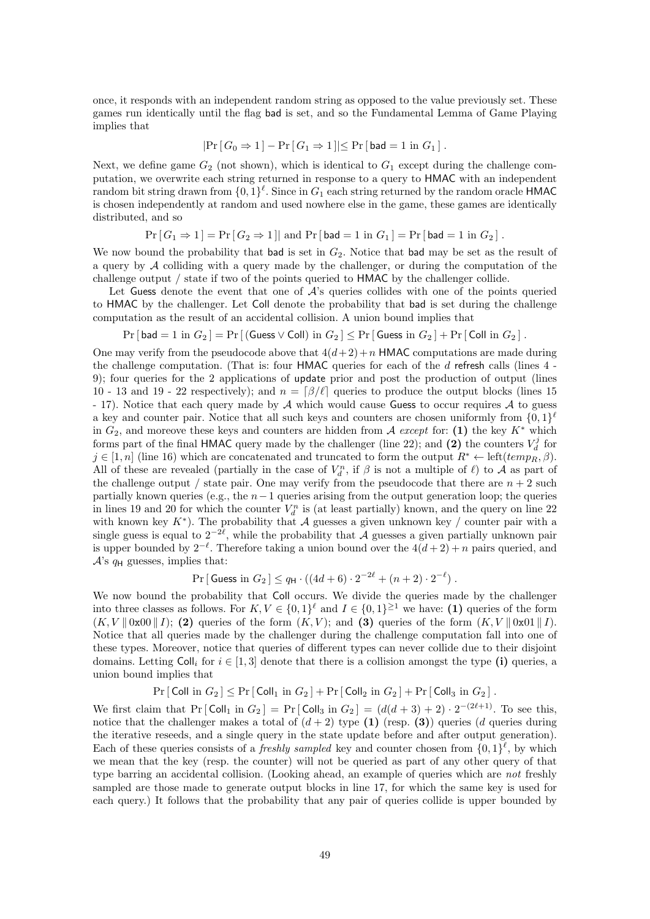once, it responds with an independent random string as opposed to the value previously set. These games run identically until the flag bad is set, and so the Fundamental Lemma of Game Playing implies that

$$|\Pr[G_0 \Rightarrow 1] - \Pr[G_1 \Rightarrow 1]| \leq \Pr[\mathsf{bad} = 1 \text{ in } G_1].$$

Next, we define game $G_2$ (not shown), which is identical to $G_1$ except during the challenge computation, we overwrite each string returned in response to a query to HMAC with an independent random bit string drawn from $\{0,1\}^\ell$. Since in $G_1$ each string returned by the random oracle HMAC is chosen independently at random and used nowhere else in the game, these games are identically distributed, and so

$$\Pr[G_1 \Rightarrow 1] = \Pr[G_2 \Rightarrow 1]| \text{ and } \Pr[\mathsf{bad} = 1 \text{ in } G_1] = \Pr[\mathsf{bad} = 1 \text{ in } G_2].$$

We now bound the probability that bad is set in $G_2$. Notice that bad may be set as the result of a query by $\mathcal{A}$ colliding with a query made by the challenger, or during the computation of the challenge output / state if two of the points queried to HMAC by the challenger collide.

Let Guess denote the event that one of $\mathcal{A}$'s queries collides with one of the points queried to HMAC by the challenger. Let Coll denote the probability that bad is set during the challenge computation as the result of an accidental collision. A union bound implies that

$$\Pr[\mathsf{bad} = 1 \text{ in } G_2] = \Pr[(\mathsf{Guess} \vee \mathsf{Coll}) \text{ in } G_2] \leq \Pr[\mathsf{Guess} \text{ in } G_2] + \Pr[\mathsf{Coll} \text{ in } G_2].$$

One may verify from the pseudocode above that $4(d+2)+n$ HMAC computations are made during the challenge computation. (That is: four HMAC queries for each of the $d$ refresh calls (lines 4 - 9); four queries for the 2 applications of update prior and post the production of output (lines 10 - 13 and 19 - 22 respectively); and $n = \lceil \beta/\ell \rceil$ queries to produce the output blocks (lines 15 - 17). Notice that each query made by $\mathcal{A}$ which would cause Guess to occur requires $\mathcal{A}$ to guess a key and counter pair. Notice that all such keys and counters are chosen uniformly from $\{0,1\}^\ell$ in $G_2$, and moreover these keys and counters are hidden from $\mathcal{A}$ *except* for: **(1)** the key $K^*$ which forms part of the final HMAC query made by the challenger (line 22); and **(2)** the counters $V_d^j$ for $j \in [1,n]$ (line 16) which are concatenated and truncated to form the output $R^* \leftarrow \text{left}(temp_R, \beta)$. All of these are revealed (partially in the case of $V_d^n$, if $\beta$ is not a multiple of $\ell$) to $\mathcal{A}$ as part of the challenge output / state pair. One may verify from the pseudocode that there are $n+2$ such partially known queries (e.g., the $n-1$ queries arising from the output generation loop; the queries in lines 19 and 20 for which the counter $V_d^n$ is (at least partially) known, and the query on line 22 with known key $K^*$). The probability that $\mathcal{A}$ guesses a given unknown key / counter pair with a single guess is equal to $2^{-2\ell}$, while the probability that $\mathcal{A}$ guesses a given partially unknown pair is upper bounded by $2^{-\ell}$. Therefore taking a union bound over the $4(d+2)+n$ pairs queried, and $\mathcal{A}$'s $q_\mathsf{H}$ guesses, implies that:

$$\Pr[\mathsf{Guess} \text{ in } G_2] \leq q_\mathsf{H} \cdot ((4d+6) \cdot 2^{-2\ell} + (n+2) \cdot 2^{-\ell}).$$

We now bound the probability that Coll occurs. We divide the queries made by the challenger into three classes as follows. For $K, V \in \{0,1\}^\ell$ and $I \in \{0,1\}^{\geq 1}$ we have: **(1)** queries of the form $(K, V \,\|\, 0\text{x}00 \,\|\, I)$; **(2)** queries of the form $(K, V)$; and **(3)** queries of the form $(K, V \,\|\, 0\text{x}01 \,\|\, I)$. Notice that all queries made by the challenger during the challenge computation fall into one of these types. Moreover, notice that queries of different types can never collide due to their disjoint domains. Letting $\mathsf{Coll}_i$ for $i \in [1,3]$ denote that there is a collision amongst the type **(i)** queries, a union bound implies that

$$\Pr[\mathsf{Coll} \text{ in } G_2] \leq \Pr[\mathsf{Coll}_1 \text{ in } G_2] + \Pr[\mathsf{Coll}_2 \text{ in } G_2] + \Pr[\mathsf{Coll}_3 \text{ in } G_2].$$

We first claim that $\Pr[\mathsf{Coll}_1 \text{ in } G_2] = \Pr[\mathsf{Coll}_3 \text{ in } G_2] = (d(d+3)+2) \cdot 2^{-(2\ell+1)}$. To see this, notice that the challenger makes a total of $(d+2)$ type **(1)** (resp. **(3)**) queries ($d$ queries during the iterative reseeds, and a single query in the state update before and after output generation). Each of these queries consists of a *freshly sampled* key and counter chosen from $\{0,1\}^\ell$, by which we mean that the key (resp. the counter) will not be queried as part of any other query of that type barring an accidental collision. (Looking ahead, an example of queries which are *not* freshly sampled are those made to generate output blocks in line 17, for which the same key is used for each query.) It follows that the probability that any pair of queries collide is upper bounded by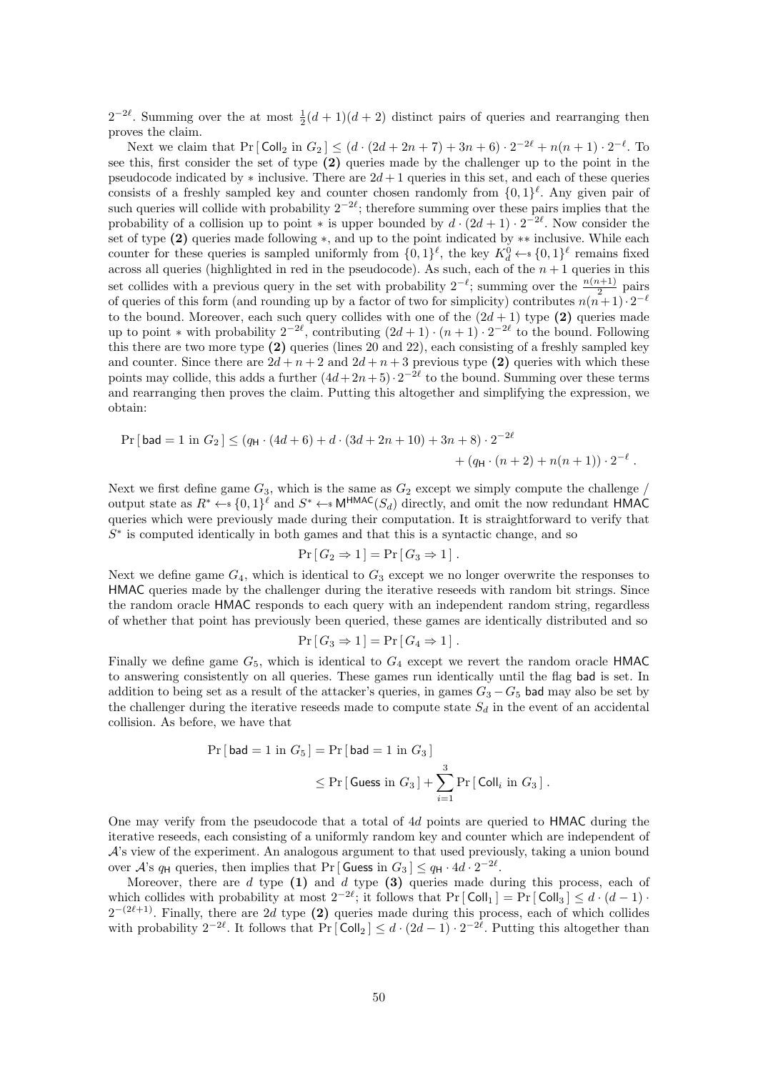$2^{-2\ell}$. Summing over the at most $\frac{1}{2}(d+1)(d+2)$ distinct pairs of queries and rearranging then proves the claim.

Next we claim that $\Pr[\,\mathsf{Coll}_2 \text{ in } G_2\,] \leq (d \cdot (2d+2n+7) + 3n + 6) \cdot 2^{-2\ell} + n(n+1) \cdot 2^{-\ell}$. To see this, first consider the set of type **(2)** queries made by the challenger up to the point in the pseudocode indicated by $*$ inclusive. There are $2d+1$ queries in this set, and each of these queries consists of a freshly sampled key and counter chosen randomly from $\{0,1\}^\ell$. Any given pair of such queries will collide with probability $2^{-2\ell}$; therefore summing over these pairs implies that the probability of a collision up to point $*$ is upper bounded by $d \cdot (2d+1) \cdot 2^{-2\ell}$. Now consider the set of type **(2)** queries made following $*$, and up to the point indicated by $**$ inclusive. While each counter for these queries is sampled uniformly from $\{0,1\}^\ell$, the key $K_d^0 \leftarrow\!\!\$\, \{0,1\}^\ell$ remains fixed across all queries (highlighted in red in the pseudocode). As such, each of the $n+1$ queries in this set collides with a previous query in the set with probability $2^{-\ell}$; summing over the $\frac{n(n+1)}{2}$ pairs of queries of this form (and rounding up by a factor of two for simplicity) contributes $n(n+1) \cdot 2^{-\ell}$ to the bound. Moreover, each such query collides with one of the $(2d+1)$ type **(2)** queries made up to point $*$ with probability $2^{-2\ell}$, contributing $(2d+1)\cdot(n+1)\cdot 2^{-2\ell}$ to the bound. Following this there are two more type **(2)** queries (lines 20 and 22), each consisting of a freshly sampled key and counter. Since there are $2d+n+2$ and $2d+n+3$ previous type **(2)** queries with which these points may collide, this adds a further $(4d+2n+5)\cdot 2^{-2\ell}$ to the bound. Summing over these terms and rearranging then proves the claim. Putting this altogether and simplifying the expression, we obtain:

$$\Pr[\,\mathsf{bad} = 1 \text{ in } G_2\,] \leq (q_{\mathsf{H}} \cdot (4d+6) + d \cdot (3d+2n+10) + 3n + 8) \cdot 2^{-2\ell} + (q_{\mathsf{H}} \cdot (n+2) + n(n+1)) \cdot 2^{-\ell}\,.$$

Next we first define game $G_3$, which is the same as $G_2$ except we simply compute the challenge / output state as $R^* \leftarrow\!\!\$\, \{0,1\}^\ell$ and $S^* \leftarrow\!\!\$\, \mathsf{M}^{\mathsf{HMAC}}(S_d)$ directly, and omit the now redundant $\mathsf{HMAC}$ queries which were previously made during their computation. It is straightforward to verify that $S^*$ is computed identically in both games and that this is a syntactic change, and so

$$\Pr[\,G_2 \Rightarrow 1\,] = \Pr[\,G_3 \Rightarrow 1\,]\,.$$

Next we define game $G_4$, which is identical to $G_3$ except we no longer overwrite the responses to $\mathsf{HMAC}$ queries made by the challenger during the iterative reseeds with random bit strings. Since the random oracle $\mathsf{HMAC}$ responds to each query with an independent random string, regardless of whether that point has previously been queried, these games are identically distributed and so

$$\Pr[\,G_3 \Rightarrow 1\,] = \Pr[\,G_4 \Rightarrow 1\,]\,.$$

Finally we define game $G_5$, which is identical to $G_4$ except we revert the random oracle $\mathsf{HMAC}$ to answering consistently on all queries. These games run identically until the flag $\mathsf{bad}$ is set. In addition to being set as a result of the attacker's queries, in games $G_3 - G_5$ $\mathsf{bad}$ may also be set by the challenger during the iterative reseeds made to compute state $S_d$ in the event of an accidental collision. As before, we have that

$$\begin{aligned}\Pr[\,\mathsf{bad} = 1 \text{ in } G_5\,] &= \Pr[\,\mathsf{bad} = 1 \text{ in } G_3\,] \\ &\leq \Pr[\,\mathsf{Guess} \text{ in } G_3\,] + \sum_{i=1}^{3} \Pr[\,\mathsf{Coll}_i \text{ in } G_3\,]\,.\end{aligned}$$

One may verify from the pseudocode that a total of $4d$ points are queried to $\mathsf{HMAC}$ during the iterative reseeds, each consisting of a uniformly random key and counter which are independent of $\mathcal{A}$'s view of the experiment. An analogous argument to that used previously, taking a union bound over $\mathcal{A}$'s $q_{\mathsf{H}}$ queries, then implies that $\Pr[\,\mathsf{Guess} \text{ in } G_3\,] \leq q_{\mathsf{H}} \cdot 4d \cdot 2^{-2\ell}$.

Moreover, there are $d$ type **(1)** and $d$ type **(3)** queries made during this process, each of which collides with probability at most $2^{-2\ell}$; it follows that $\Pr[\,\mathsf{Coll}_1\,] = \Pr[\,\mathsf{Coll}_3\,] \leq d \cdot (d-1) \cdot 2^{-(2\ell+1)}$. Finally, there are $2d$ type **(2)** queries made during this process, each of which collides with probability $2^{-2\ell}$. It follows that $\Pr[\,\mathsf{Coll}_2\,] \leq d \cdot (2d-1) \cdot 2^{-2\ell}$. Putting this altogether than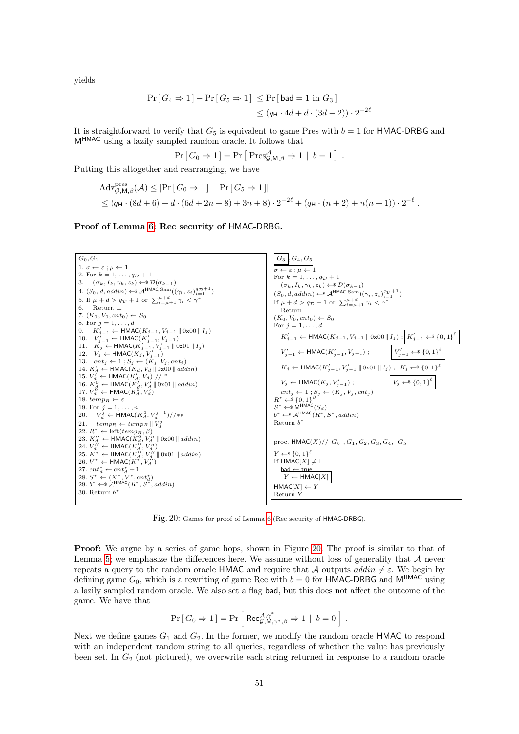yields

$$|\Pr[G_4 \Rightarrow 1] - \Pr[G_5 \Rightarrow 1]| \leq \Pr[\mathsf{bad} = 1 \text{ in } G_3]$$
$$\leq (q_{\mathsf{H}} \cdot 4d + d \cdot (3d-2)) \cdot 2^{-2\ell}$$

It is straightforward to verify that $G_5$ is equivalent to game Pres with $b = 1$ for HMAC-DRBG and $\mathsf{M}^{\mathsf{HMAC}}$ using a lazily sampled random oracle. It follows that

$$\Pr[G_0 \Rightarrow 1] = \Pr\left[\text{Pres}^{\mathcal{A}}_{\mathcal{G},\mathsf{M},\beta} \Rightarrow 1 \mid b = 1\right] .$$

Putting this altogether and rearranging, we have

$$\text{Adv}^{\text{pres}}_{\mathcal{G},\mathsf{M},\beta}(\mathcal{A}) \leq |\Pr[G_0 \Rightarrow 1] - \Pr[G_5 \Rightarrow 1]|$$
$$\leq (q_{\mathsf{H}} \cdot (8d+6) + d \cdot (6d + 2n + 8) + 3n + 8) \cdot 2^{-2\ell} + (q_{\mathsf{H}} \cdot (n+2) + n(n+1)) \cdot 2^{-\ell} .$$

**Proof of Lemma 6: Rec security of HMAC-DRBG.**

**$G_0, G_1$**

```
1. σ ← ε ; μ ← 1
2. For k = 1,...,q_D + 1
3.   (σ_k, I_k, γ_k, z_k) ←$ D(σ_{k-1})
4. (S_0, d, addin) ←$ A^{HMAC,Sam}((γ_i, z_i)_{i=1}^{q_D+1})
5. If μ + d > q_D + 1 or Σ_{i=μ+1}^{μ+d} γ_i < γ*
6.   Return ⊥
7. (K_0, V_0, cnt_0) ← S_0
8. For j = 1,...,d
9.   K'_{j-1} ← HMAC(K_{j-1}, V_{j-1} || 0x00 || I_j)
10.  V'_{j-1} ← HMAC(K'_{j-1}, V_{j-1})
11.  K_j ← HMAC(K'_{j-1}, V'_{j-1} || 0x01 || I_j)
12.  V_j ← HMAC(K_j, V'_{j-1})
13.  cnt_j ← 1 ; S_j ← (K_j, V_j, cnt_j)
14. K'_d ← HMAC(K_d, V_d || 0x00 || addin)
15. V'_d ← HMAC(K'_d, V_d) // *
16. K^0_d ← HMAC(K'_d, V'_d || 0x01 || addin)
17. V^0_d ← HMAC(K^0_d, V'_d)
18. temp_R ← ε
19. For j = 1,...,n
20.   V^j_d ← HMAC(K^0_d, V^{j-1}_d)//**
21.   temp_R ← temp_R || V^j_d
22. R* ← left(temp_R, β)
23. K''_d ← HMAC(K^0_d, V^n_d || 0x00 || addin)
24. V''_d ← HMAC(K''_d, V^n_d)
25. K* ← HMAC(K''_d, V''_d || 0x01 || addin)
26. V* ← HMAC(K*, V''_d)
27. cnt*_d ← cnt*_d + 1
28. S* ← (K*, V*, cnt*_d)
29. b* ←$ A^{HMAC}(R*, S*, addin)
30. Return b*
```

**[$G_3$], $G_4, G_5$**

```
σ ← ε ; μ ← 1
For k = 1,...,q_D + 1
  (σ_k, I_k, γ_k, z_k) ←$ D(σ_{k-1})
(S_0, d, addin) ←$ A^{HMAC,Sam}((γ_i, z_i)_{i=1}^{q_D+1})
If μ + d > q_D + 1 or Σ_{i=μ+1}^{μ+d} γ_i < γ*
  Return ⊥
(K_0, V_0, cnt_0) ← S_0
For j = 1,...,d
  K'_{j-1} ← HMAC(K_{j-1}, V_{j-1} || 0x00 || I_j) ; [K'_{j-1} ←$ {0,1}^ℓ]
  V'_{j-1} ← HMAC(K'_{j-1}, V_{j-1}) ;             [V'_{j-1} ←$ {0,1}^ℓ]
  K_j ← HMAC(K'_{j-1}, V'_{j-1} || 0x01 || I_j) ;  [K_j ←$ {0,1}^ℓ]
  V_j ← HMAC(K_j, V'_{j-1}) ;                      [V_j ←$ {0,1}^ℓ]
  cnt_j ← 1 ; S_j ← (K_j, V_j, cnt_j)
R* ←$ {0,1}^β
S* ←$ M^{HMAC}(S_d)
b* ←$ A^{HMAC}(R*, S*, addin)
Return b*
```

```
proc. HMAC(X)// [G_0], G_1, G_2, G_3, G_4, [G_5]
Y ←$ {0,1}^ℓ
If HMAC[X] ≠ ⊥
  bad ← true
  [Y ← HMAC[X]]
HMAC[X] ← Y
Return Y
```

Fig. 20: Games for proof of Lemma 6 (Rec security of HMAC-DRBG).

**Proof:** We argue by a series of game hops, shown in Figure 20. The proof is similar to that of Lemma 5; we emphasize the differences here. We assume without loss of generality that $\mathcal{A}$ never repeats a query to the random oracle HMAC and require that $\mathcal{A}$ outputs $addin \neq \varepsilon$. We begin by defining game $G_0$, which is a rewriting of game Rec with $b = 0$ for HMAC-DRBG and $\mathsf{M}^{\mathsf{HMAC}}$ using a lazily sampled random oracle. We also set a flag bad, but this does not affect the outcome of the game. We have that

$$\Pr[G_0 \Rightarrow 1] = \Pr\left[\mathsf{Rec}^{\mathcal{A},\gamma^*}_{\mathcal{G},\mathsf{M},\gamma^*,\beta} \Rightarrow 1 \mid b = 0\right] .$$

Next we define games $G_1$ and $G_2$. In the former, we modify the random oracle HMAC to respond with an independent random string to all queries, regardless of whether the value has previously been set. In $G_2$ (not pictured), we overwrite each string returned in response to a random oracle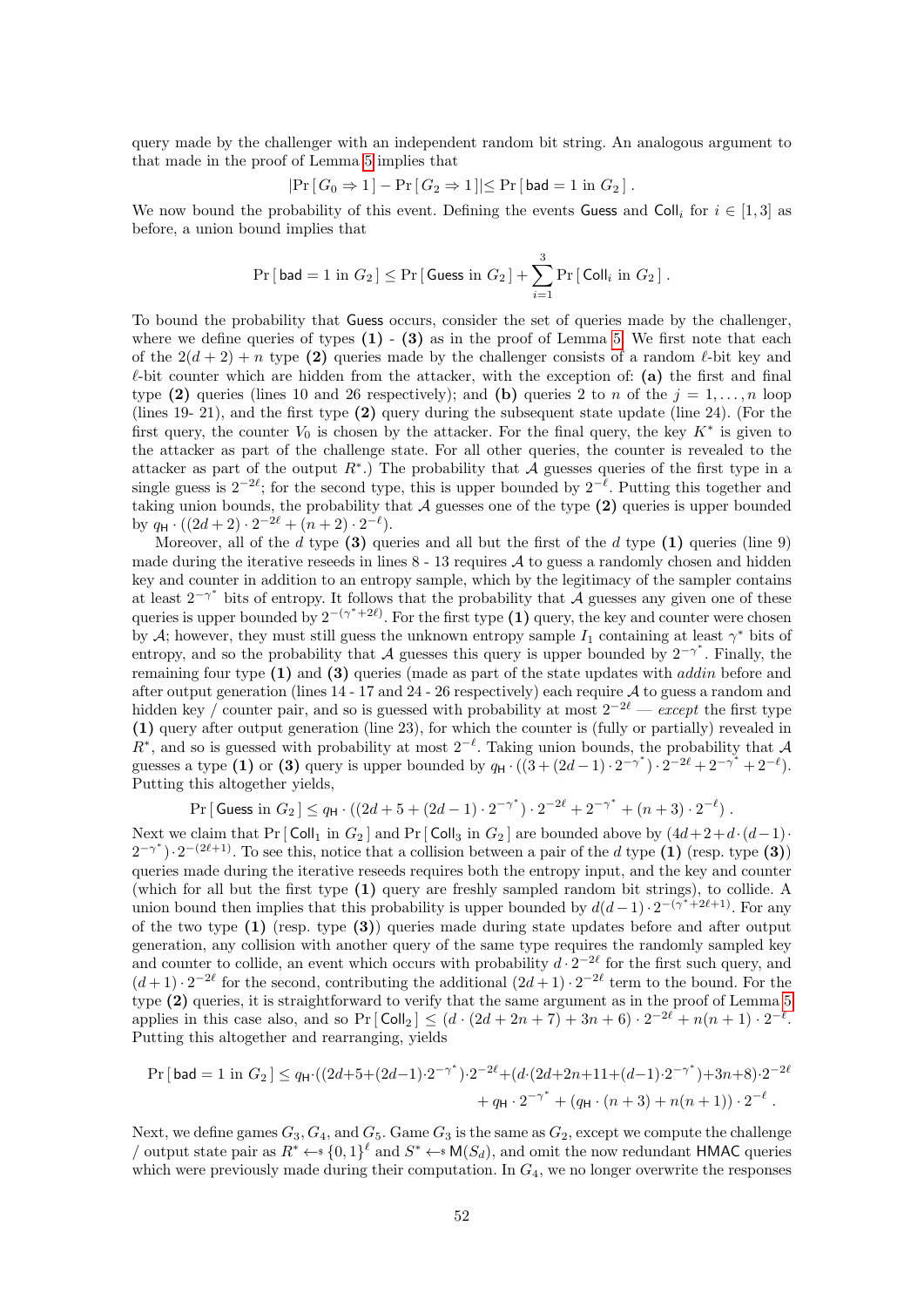query made by the challenger with an independent random bit string. An analogous argument to that made in the proof of Lemma 5 implies that

$$|\Pr[G_0 \Rightarrow 1] - \Pr[G_2 \Rightarrow 1]| \leq \Pr[\mathsf{bad} = 1 \text{ in } G_2] .$$

We now bound the probability of this event. Defining the events Guess and $\mathsf{Coll}_i$ for $i \in [1, 3]$ as before, a union bound implies that

$$\Pr[\mathsf{bad} = 1 \text{ in } G_2] \leq \Pr[\mathsf{Guess} \text{ in } G_2] + \sum_{i=1}^{3} \Pr[\mathsf{Coll}_i \text{ in } G_2] .$$

To bound the probability that Guess occurs, consider the set of queries made by the challenger, where we define queries of types **(1)** - **(3)** as in the proof of Lemma 5. We first note that each of the $2(d+2)+n$ type **(2)** queries made by the challenger consists of a random $\ell$-bit key and $\ell$-bit counter which are hidden from the attacker, with the exception of: **(a)** the first and final type **(2)** queries (lines 10 and 26 respectively); and **(b)** queries 2 to $n$ of the $j = 1, \ldots, n$ loop (lines 19- 21), and the first type **(2)** query during the subsequent state update (line 24). (For the first query, the counter $V_0$ is chosen by the attacker. For the final query, the key $K^*$ is given to the attacker as part of the challenge state. For all other queries, the counter is revealed to the attacker as part of the output $R^*$.) The probability that $\mathcal{A}$ guesses queries of the first type in a single guess is $2^{-2\ell}$; for the second type, this is upper bounded by $2^{-\ell}$. Putting this together and taking union bounds, the probability that $\mathcal{A}$ guesses one of the type **(2)** queries is upper bounded by $q_{\mathsf{H}} \cdot ((2d+2) \cdot 2^{-2\ell} + (n+2) \cdot 2^{-\ell})$.

Moreover, all of the $d$ type **(3)** queries and all but the first of the $d$ type **(1)** queries (line 9) made during the iterative reseeds in lines 8 - 13 requires $\mathcal{A}$ to guess a randomly chosen and hidden key and counter in addition to an entropy sample, which by the legitimacy of the sampler contains at least $2^{-\gamma^*}$ bits of entropy. It follows that the probability that $\mathcal{A}$ guesses any given one of these queries is upper bounded by $2^{-(\gamma^*+2\ell)}$. For the first type **(1)** query, the key and counter were chosen by $\mathcal{A}$; however, they must still guess the unknown entropy sample $I_1$ containing at least $\gamma^*$ bits of entropy, and so the probability that $\mathcal{A}$ guesses this query is upper bounded by $2^{-\gamma^*}$. Finally, the remaining four type **(1)** and **(3)** queries (made as part of the state updates with *addin* before and after output generation (lines 14 - 17 and 24 - 26 respectively) each require $\mathcal{A}$ to guess a random and hidden key / counter pair, and so is guessed with probability at most $2^{-2\ell}$ — *except* the first type **(1)** query after output generation (line 23), for which the counter is (fully or partially) revealed in $R^*$, and so is guessed with probability at most $2^{-\ell}$. Taking union bounds, the probability that $\mathcal{A}$ guesses a type **(1)** or **(3)** query is upper bounded by $q_{\mathsf{H}} \cdot ((3 + (2d-1) \cdot 2^{-\gamma^*}) \cdot 2^{-2\ell} + 2^{-\gamma^*} + 2^{-\ell})$. Putting this altogether yields,

$$\Pr[\mathsf{Guess} \text{ in } G_2] \leq q_{\mathsf{H}} \cdot ((2d + 5 + (2d-1) \cdot 2^{-\gamma^*}) \cdot 2^{-2\ell} + 2^{-\gamma^*} + (n+3) \cdot 2^{-\ell}) .$$

Next we claim that $\Pr[\mathsf{Coll}_1 \text{ in } G_2]$ and $\Pr[\mathsf{Coll}_3 \text{ in } G_2]$ are bounded above by $(4d+2+d \cdot (d-1) \cdot 2^{-\gamma^*}) \cdot 2^{-(2\ell+1)}$. To see this, notice that a collision between a pair of the $d$ type **(1)** (resp. type **(3)**) queries made during the iterative reseeds requires both the entropy input, and the key and counter (which for all but the first type **(1)** query are freshly sampled random bit strings), to collide. A union bound then implies that this probability is upper bounded by $d(d-1) \cdot 2^{-(\gamma^*+2\ell+1)}$. For any of the two type **(1)** (resp. type **(3)**) queries made during state updates before and after output generation, any collision with another query of the same type requires the randomly sampled key and counter to collide, an event which occurs with probability $d \cdot 2^{-2\ell}$ for the first such query, and $(d+1) \cdot 2^{-2\ell}$ for the second, contributing the additional $(2d+1) \cdot 2^{-2\ell}$ term to the bound. For the type **(2)** queries, it is straightforward to verify that the same argument as in the proof of Lemma 5 applies in this case also, and so $\Pr[\mathsf{Coll}_2] \leq (d \cdot (2d+2n+7) + 3n+6) \cdot 2^{-2\ell} + n(n+1) \cdot 2^{-\ell}$. Putting this altogether and rearranging, yields

$$\Pr[\mathsf{bad} = 1 \text{ in } G_2] \leq q_{\mathsf{H}} \cdot ((2d+5+(2d-1) \cdot 2^{-\gamma^*}) \cdot 2^{-2\ell} + (d \cdot (2d+2n+11+(d-1) \cdot 2^{-\gamma^*}) + 3n+8) \cdot 2^{-2\ell}$$
$$+ q_{\mathsf{H}} \cdot 2^{-\gamma^*} + (q_{\mathsf{H}} \cdot (n+3) + n(n+1)) \cdot 2^{-\ell} .$$

Next, we define games $G_3, G_4$, and $G_5$. Game $G_3$ is the same as $G_2$, except we compute the challenge / output state pair as $R^* \leftarrow\$ \{0,1\}^\ell$ and $S^* \leftarrow\$ \mathsf{M}(S_d)$, and omit the now redundant HMAC queries which were previously made during their computation. In $G_4$, we no longer overwrite the responses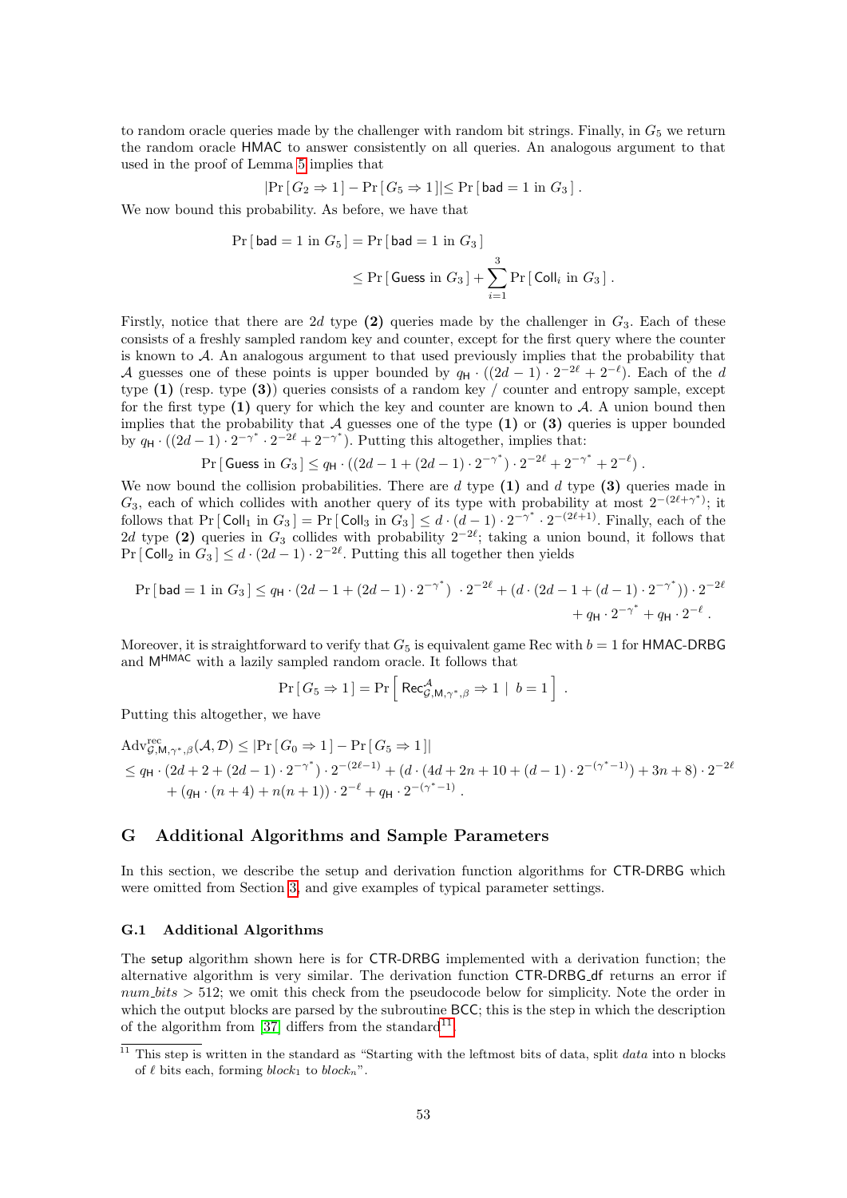to random oracle queries made by the challenger with random bit strings. Finally, in $G_5$ we return the random oracle HMAC to answer consistently on all queries. An analogous argument to that used in the proof of Lemma 5 implies that

$$|\Pr[G_2 \Rightarrow 1] - \Pr[G_5 \Rightarrow 1]| \leq \Pr[\mathsf{bad} = 1 \text{ in } G_3] .$$

We now bound this probability. As before, we have that

$$\begin{aligned}\Pr[\mathsf{bad} = 1 \text{ in } G_5] &= \Pr[\mathsf{bad} = 1 \text{ in } G_3] \\ &\leq \Pr[\mathsf{Guess} \text{ in } G_3] + \sum_{i=1}^{3} \Pr[\mathsf{Coll}_i \text{ in } G_3] .\end{aligned}$$

Firstly, notice that there are $2d$ type **(2)** queries made by the challenger in $G_3$. Each of these consists of a freshly sampled random key and counter, except for the first query where the counter is known to $\mathcal{A}$. An analogous argument to that used previously implies that the probability that $\mathcal{A}$ guesses one of these points is upper bounded by $q_{\mathsf{H}} \cdot ((2d-1) \cdot 2^{-2\ell} + 2^{-\ell})$. Each of the $d$ type **(1)** (resp. type **(3)**) queries consists of a random key / counter and entropy sample, except for the first type **(1)** query for which the key and counter are known to $\mathcal{A}$. A union bound then implies that the probability that $\mathcal{A}$ guesses one of the type **(1)** or **(3)** queries is upper bounded by $q_{\mathsf{H}} \cdot ((2d-1) \cdot 2^{-\gamma^*} \cdot 2^{-2\ell} + 2^{-\gamma^*})$. Putting this altogether, implies that:

$$\Pr[\mathsf{Guess} \text{ in } G_3] \leq q_{\mathsf{H}} \cdot ((2d - 1 + (2d-1) \cdot 2^{-\gamma^*}) \cdot 2^{-2\ell} + 2^{-\gamma^*} + 2^{-\ell}) .$$

We now bound the collision probabilities. There are $d$ type **(1)** and $d$ type **(3)** queries made in $G_3$, each of which collides with another query of its type with probability at most $2^{-(2\ell+\gamma^*)}$; it follows that $\Pr[\mathsf{Coll}_1 \text{ in } G_3] = \Pr[\mathsf{Coll}_3 \text{ in } G_3] \leq d \cdot (d-1) \cdot 2^{-\gamma^*} \cdot 2^{-(2\ell+1)}$. Finally, each of the $2d$ type **(2)** queries in $G_3$ collides with probability $2^{-2\ell}$; taking a union bound, it follows that $\Pr[\mathsf{Coll}_2 \text{ in } G_3] \leq d \cdot (2d-1) \cdot 2^{-2\ell}$. Putting this all together then yields

$$\begin{aligned}\Pr[\mathsf{bad} = 1 \text{ in } G_3] \leq q_{\mathsf{H}} \cdot (2d - 1 + (2d-1) \cdot 2^{-\gamma^*}) \cdot 2^{-2\ell} + (d \cdot (2d - 1 + (d-1) \cdot 2^{-\gamma^*})) \cdot 2^{-2\ell} \\ + q_{\mathsf{H}} \cdot 2^{-\gamma^*} + q_{\mathsf{H}} \cdot 2^{-\ell} .\end{aligned}$$

Moreover, it is straightforward to verify that $G_5$ is equivalent game Rec with $b = 1$ for HMAC-DRBG and $\mathsf{M}^{\mathsf{HMAC}}$ with a lazily sampled random oracle. It follows that

$$\Pr[G_5 \Rightarrow 1] = \Pr\left[\, \mathsf{Rec}^{\mathcal{A}}_{\mathcal{G},\mathsf{M},\gamma^*,\beta} \Rightarrow 1 \mid b = 1 \right] .$$

Putting this altogether, we have

$$\begin{aligned}&\mathrm{Adv}^{\mathrm{rec}}_{\mathcal{G},\mathsf{M},\gamma^*,\beta}(\mathcal{A}, \mathcal{D}) \leq |\Pr[G_0 \Rightarrow 1] - \Pr[G_5 \Rightarrow 1]| \\ &\leq q_{\mathsf{H}} \cdot (2d + 2 + (2d-1) \cdot 2^{-\gamma^*}) \cdot 2^{-(2\ell-1)} + (d \cdot (4d + 2n + 10 + (d-1) \cdot 2^{-(\gamma^*-1)}) + 3n + 8) \cdot 2^{-2\ell} \\ &\quad + (q_{\mathsf{H}} \cdot (n+4) + n(n+1)) \cdot 2^{-\ell} + q_{\mathsf{H}} \cdot 2^{-(\gamma^*-1)} .\end{aligned}$$

## G Additional Algorithms and Sample Parameters

In this section, we describe the setup and derivation function algorithms for CTR-DRBG which were omitted from Section 3, and give examples of typical parameter settings.

### G.1 Additional Algorithms

The setup algorithm shown here is for CTR-DRBG implemented with a derivation function; the alternative algorithm is very similar. The derivation function CTR-DRBG_df returns an error if *num_bits* $> 512$; we omit this check from the pseudocode below for simplicity. Note the order in which the output blocks are parsed by the subroutine BCC; this is the step in which the description of the algorithm from [37] differs from the standard[11].

[11] This step is written in the standard as "Starting with the leftmost bits of data, split *data* into n blocks of $\ell$ bits each, forming $block_1$ to $block_n$".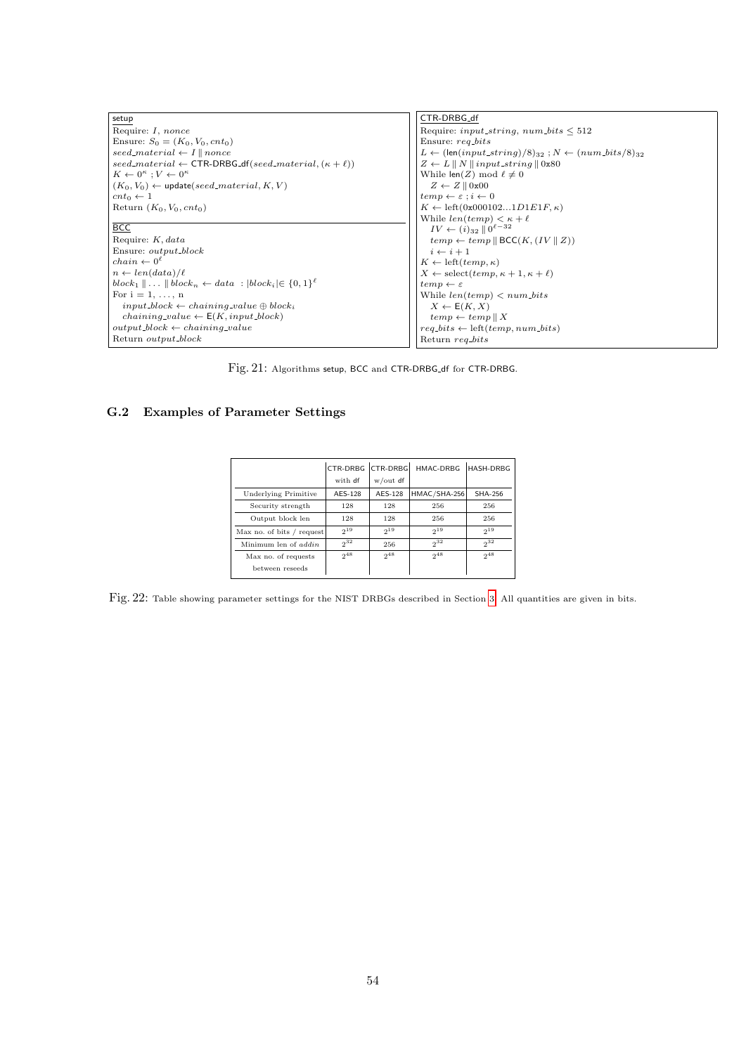```
setup
Require: I, nonce
Ensure: S_0 = (K_0, V_0, cnt_0)
seed_material ← I || nonce
seed_material ← CTR-DRBG_df(seed_material, (κ + ℓ))
K ← 0^κ ; V ← 0^κ
(K_0, V_0) ← update(seed_material, K, V)
cnt_0 ← 1
Return (K_0, V_0, cnt_0)
```

```
BCC
Require: K, data
Ensure: output_block
chain ← 0^ℓ
n ← len(data)/ℓ
block_1 || ... || block_n ← data  : |block_i| ∈ {0,1}^ℓ
For i = 1, ..., n
  input_block ← chaining_value ⊕ block_i
  chaining_value ← E(K, input_block)
output_block ← chaining_value
Return output_block
```

```
CTR-DRBG_df
Require: input_string, num_bits ≤ 512
Ensure: req_bits
L ← (len(input_string)/8)_32 ; N ← (num_bits/8)_32
Z ← L || N || input_string || 0x80
While len(Z) mod ℓ ≠ 0
  Z ← Z || 0x00
temp ← ε ; i ← 0
K ← left(0x000102...1D1E1F, κ)
While len(temp) < κ + ℓ
  IV ← (i)_32 || 0^{ℓ−32}
  temp ← temp || BCC(K, (IV || Z))
  i ← i + 1
K ← left(temp, κ)
X ← select(temp, κ + 1, κ + ℓ)
temp ← ε
While len(temp) < num_bits
  X ← E(K, X)
  temp ← temp || X
req_bits ← left(temp, num_bits)
Return req_bits
```

Fig. 21: Algorithms setup, BCC and CTR-DRBG_df for CTR-DRBG.

## G.2 Examples of Parameter Settings

| | CTR-DRBG with df | CTR-DRBG w/out df | HMAC-DRBG | HASH-DRBG |
|---|---|---|---|---|
| Underlying Primitive | AES-128 | AES-128 | HMAC/SHA-256 | SHA-256 |
| Security strength | 128 | 128 | 256 | 256 |
| Output block len | 128 | 128 | 256 | 256 |
| Max no. of bits / request | $2^{19}$ | $2^{19}$ | $2^{19}$ | $2^{19}$ |
| Minimum len of *addin* | $2^{32}$ | 256 | $2^{32}$ | $2^{32}$ |
| Max no. of requests between reseeds | $2^{48}$ | $2^{48}$ | $2^{48}$ | $2^{48}$ |

Fig. 22: Table showing parameter settings for the NIST DRBGs described in Section 3. All quantities are given in bits.